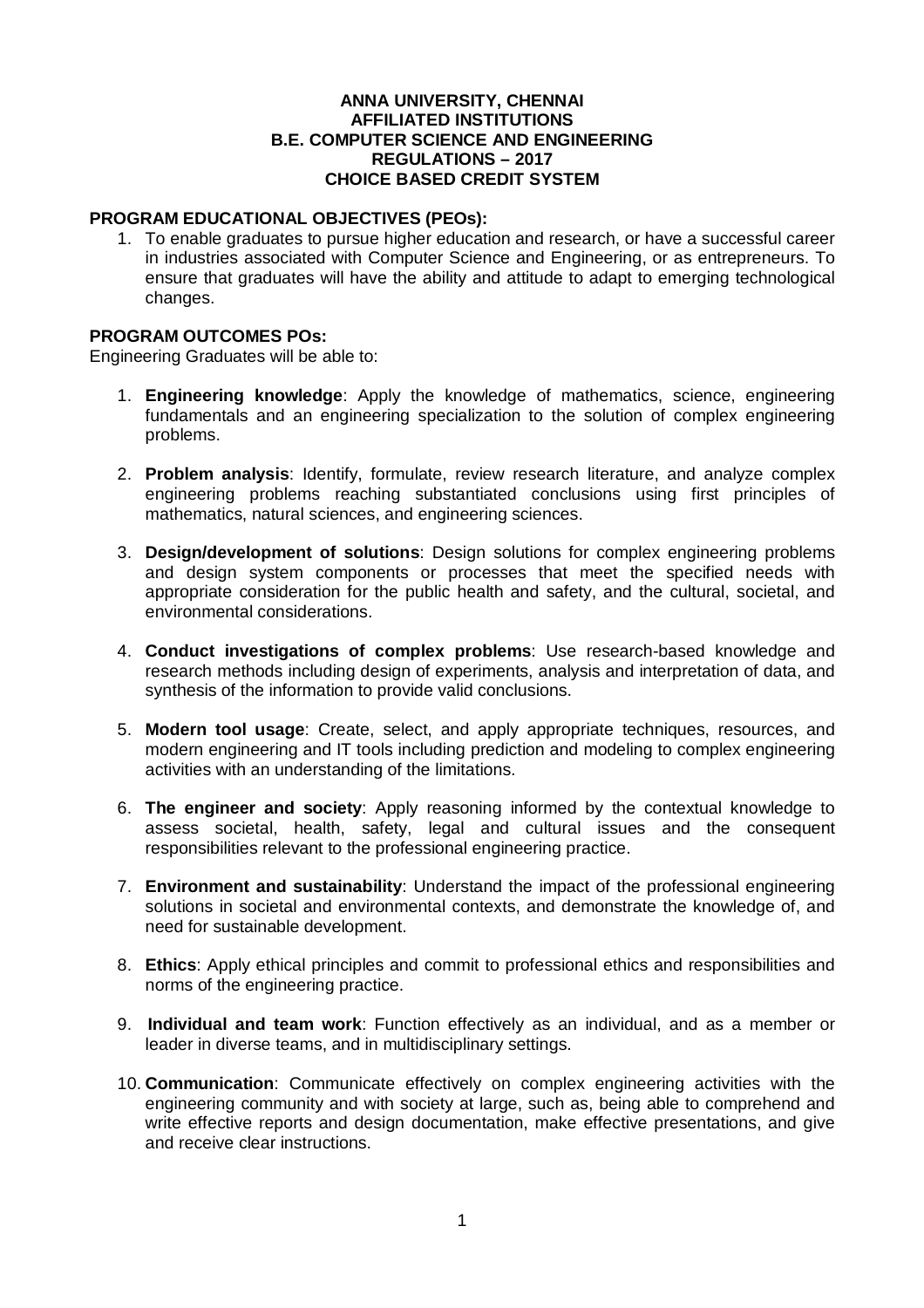# ANNA UNIVERSITY, CHENNAI
# AFFILIATED INSTITUTIONS
# B.E. COMPUTER SCIENCE AND ENGINEERING
# REGULATIONS – 2017
# CHOICE BASED CREDIT SYSTEM

## PROGRAM EDUCATIONAL OBJECTIVES (PEOs):

1. To enable graduates to pursue higher education and research, or have a successful career in industries associated with Computer Science and Engineering, or as entrepreneurs. To ensure that graduates will have the ability and attitude to adapt to emerging technological changes.

## PROGRAM OUTCOMES POs:

Engineering Graduates will be able to:

1. **Engineering knowledge**: Apply the knowledge of mathematics, science, engineering fundamentals and an engineering specialization to the solution of complex engineering problems.

2. **Problem analysis**: Identify, formulate, review research literature, and analyze complex engineering problems reaching substantiated conclusions using first principles of mathematics, natural sciences, and engineering sciences.

3. **Design/development of solutions**: Design solutions for complex engineering problems and design system components or processes that meet the specified needs with appropriate consideration for the public health and safety, and the cultural, societal, and environmental considerations.

4. **Conduct investigations of complex problems**: Use research-based knowledge and research methods including design of experiments, analysis and interpretation of data, and synthesis of the information to provide valid conclusions.

5. **Modern tool usage**: Create, select, and apply appropriate techniques, resources, and modern engineering and IT tools including prediction and modeling to complex engineering activities with an understanding of the limitations.

6. **The engineer and society**: Apply reasoning informed by the contextual knowledge to assess societal, health, safety, legal and cultural issues and the consequent responsibilities relevant to the professional engineering practice.

7. **Environment and sustainability**: Understand the impact of the professional engineering solutions in societal and environmental contexts, and demonstrate the knowledge of, and need for sustainable development.

8. **Ethics**: Apply ethical principles and commit to professional ethics and responsibilities and norms of the engineering practice.

9. **Individual and team work**: Function effectively as an individual, and as a member or leader in diverse teams, and in multidisciplinary settings.

10. **Communication**: Communicate effectively on complex engineering activities with the engineering community and with society at large, such as, being able to comprehend and write effective reports and design documentation, make effective presentations, and give and receive clear instructions.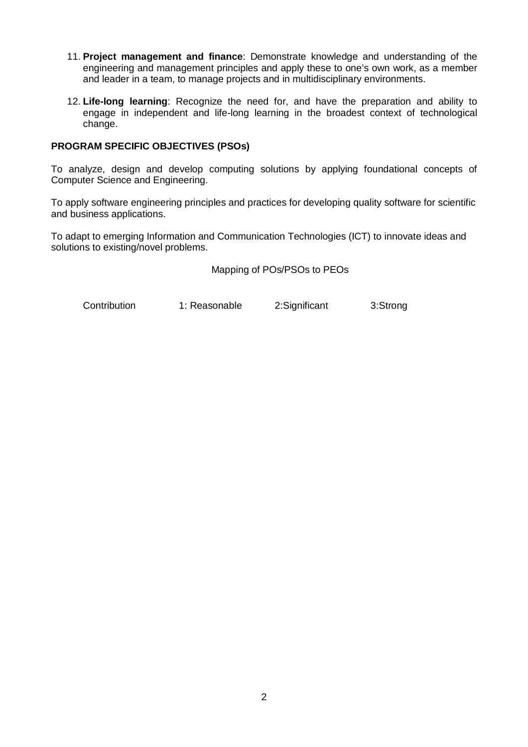11. **Project management and finance**: Demonstrate knowledge and understanding of the engineering and management principles and apply these to one's own work, as a member and leader in a team, to manage projects and in multidisciplinary environments.

12. **Life-long learning**: Recognize the need for, and have the preparation and ability to engage in independent and life-long learning in the broadest context of technological change.

**PROGRAM SPECIFIC OBJECTIVES (PSOs)**

To analyze, design and develop computing solutions by applying foundational concepts of Computer Science and Engineering.

To apply software engineering principles and practices for developing quality software for scientific and business applications.

To adapt to emerging Information and Communication Technologies (ICT) to innovate ideas and solutions to existing/novel problems.

Mapping of POs/PSOs to PEOs

Contribution 1: Reasonable 2:Significant 3:Strong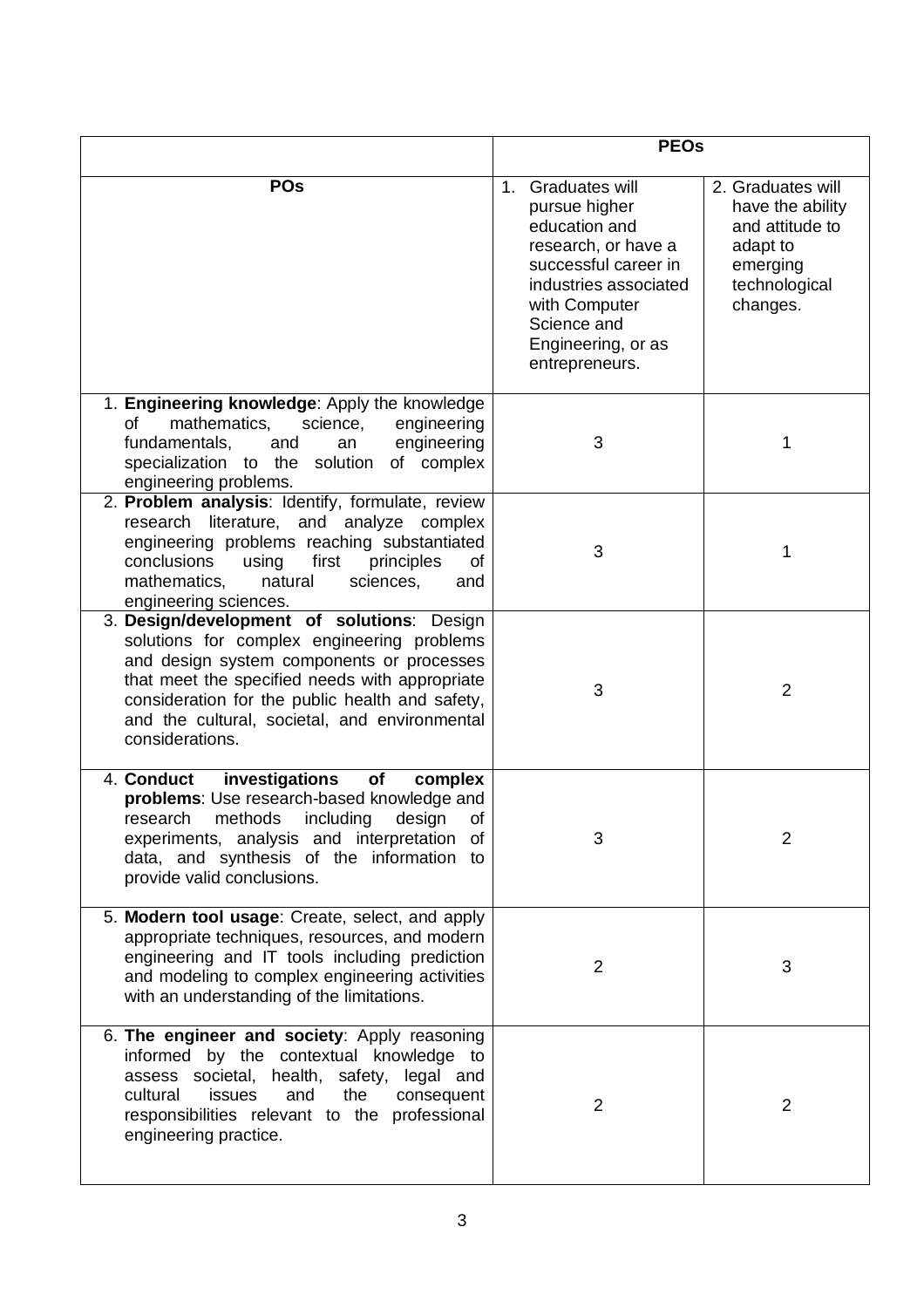| | **PEOs** | |
|---|---|---|
| **POs** | 1. Graduates will pursue higher education and research, or have a successful career in industries associated with Computer Science and Engineering, or as entrepreneurs. | 2. Graduates will have the ability and attitude to adapt to emerging technological changes. |
| 1. **Engineering knowledge**: Apply the knowledge of mathematics, science, engineering fundamentals, and an engineering specialization to the solution of complex engineering problems. | 3 | 1 |
| 2. **Problem analysis**: Identify, formulate, review research literature, and analyze complex engineering problems reaching substantiated conclusions using first principles of mathematics, natural sciences, and engineering sciences. | 3 | 1 |
| 3. **Design/development of solutions**: Design solutions for complex engineering problems and design system components or processes that meet the specified needs with appropriate consideration for the public health and safety, and the cultural, societal, and environmental considerations. | 3 | 2 |
| 4. **Conduct investigations of complex problems**: Use research-based knowledge and research methods including design of experiments, analysis and interpretation of data, and synthesis of the information to provide valid conclusions. | 3 | 2 |
| 5. **Modern tool usage**: Create, select, and apply appropriate techniques, resources, and modern engineering and IT tools including prediction and modeling to complex engineering activities with an understanding of the limitations. | 2 | 3 |
| 6. **The engineer and society**: Apply reasoning informed by the contextual knowledge to assess societal, health, safety, legal and cultural issues and the consequent responsibilities relevant to the professional engineering practice. | 2 | 2 |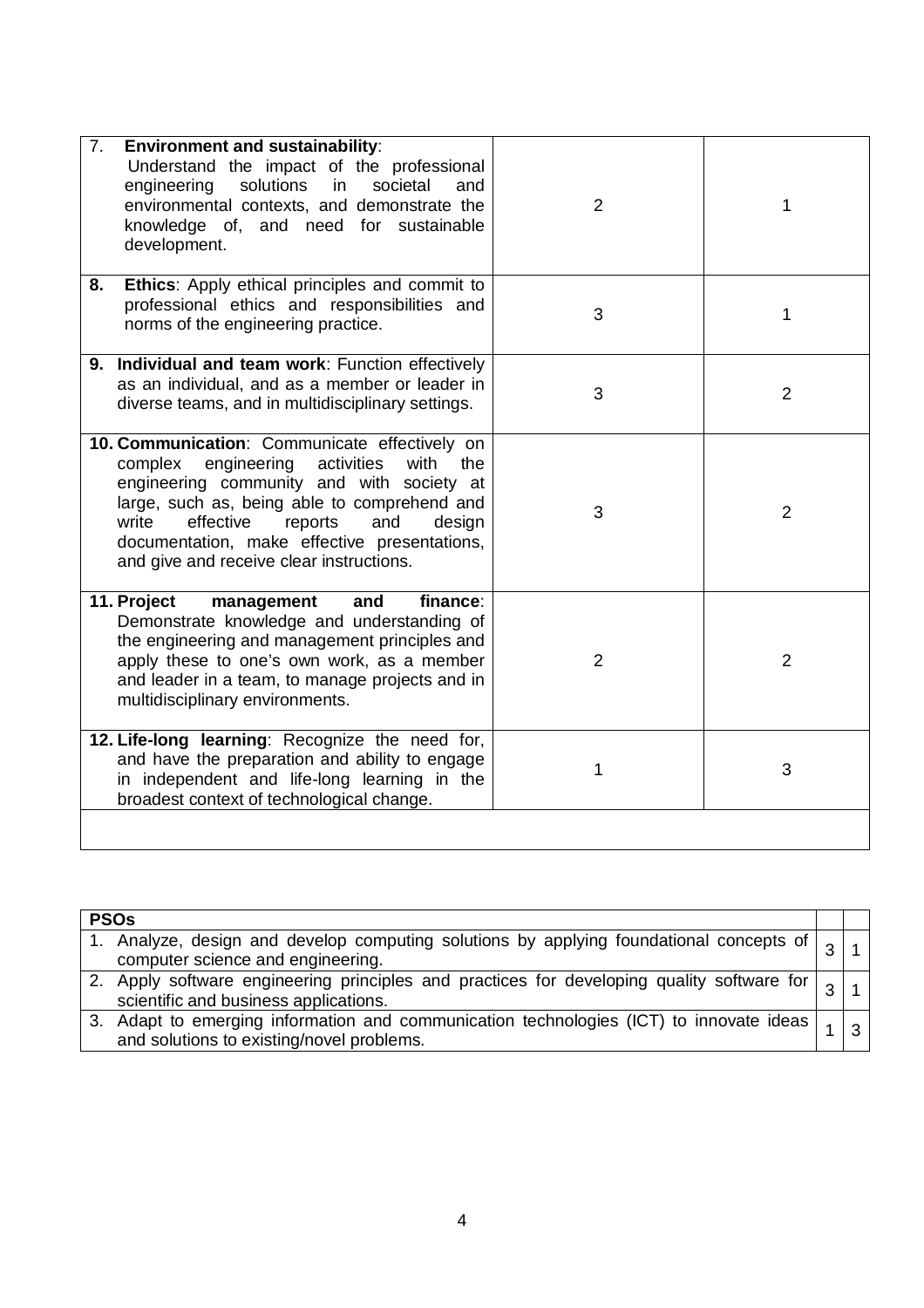| | | |
|---|---|---|
| 7. **Environment and sustainability**: Understand the impact of the professional engineering solutions in societal and environmental contexts, and demonstrate the knowledge of, and need for sustainable development. | 2 | 1 |
| 8. **Ethics**: Apply ethical principles and commit to professional ethics and responsibilities and norms of the engineering practice. | 3 | 1 |
| 9. **Individual and team work**: Function effectively as an individual, and as a member or leader in diverse teams, and in multidisciplinary settings. | 3 | 2 |
| 10. **Communication**: Communicate effectively on complex engineering activities with the engineering community and with society at large, such as, being able to comprehend and write effective reports and design documentation, make effective presentations, and give and receive clear instructions. | 3 | 2 |
| 11. **Project management and finance**: Demonstrate knowledge and understanding of the engineering and management principles and apply these to one's own work, as a member and leader in a team, to manage projects and in multidisciplinary environments. | 2 | 2 |
| 12. **Life-long learning**: Recognize the need for, and have the preparation and ability to engage in independent and life-long learning in the broadest context of technological change. | 1 | 3 |
| | | |

| **PSOs** | | |
|---|---|---|
| 1. Analyze, design and develop computing solutions by applying foundational concepts of computer science and engineering. | 3 | 1 |
| 2. Apply software engineering principles and practices for developing quality software for scientific and business applications. | 3 | 1 |
| 3. Adapt to emerging information and communication technologies (ICT) to innovate ideas and solutions to existing/novel problems. | 1 | 3 |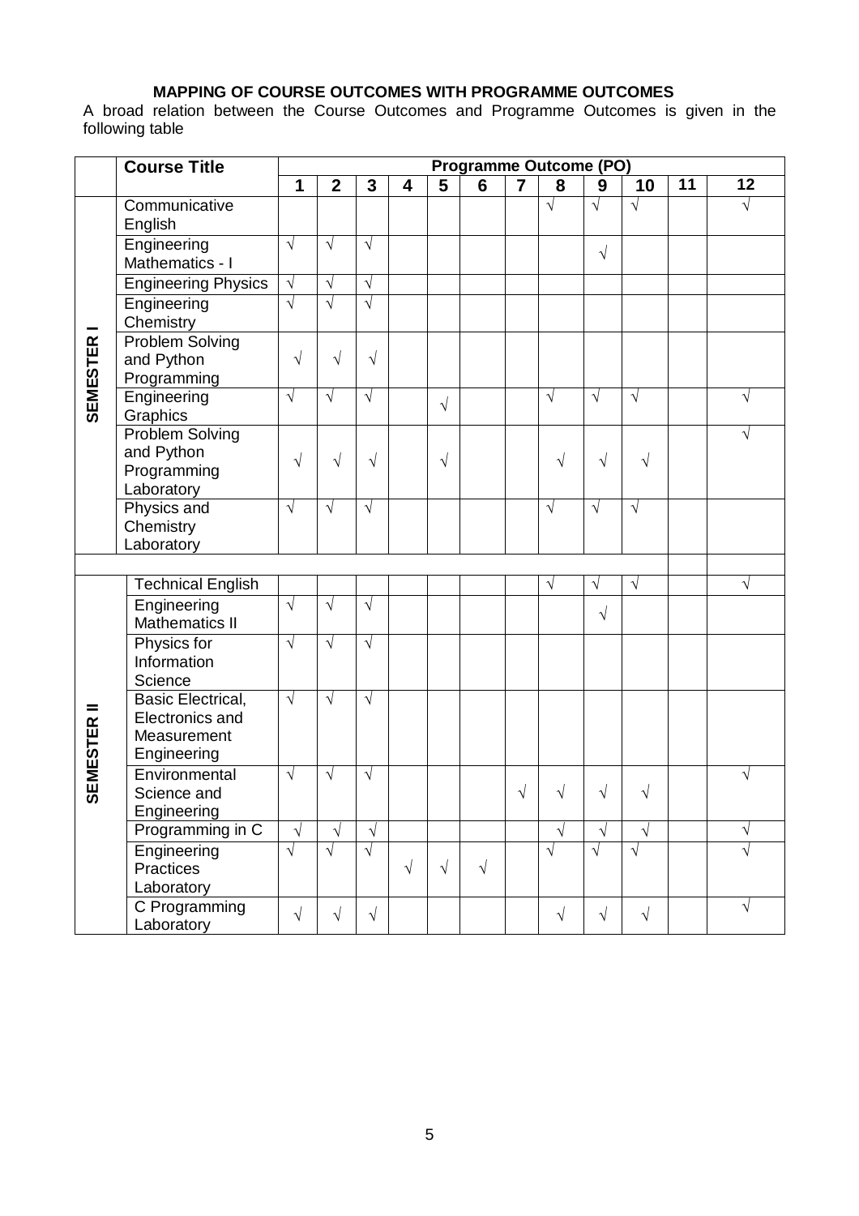**MAPPING OF COURSE OUTCOMES WITH PROGRAMME OUTCOMES**

A broad relation between the Course Outcomes and Programme Outcomes is given in the following table

| | Course Title | Programme Outcome (PO) | | | | | | | | | | | |
|---|---|---|---|---|---|---|---|---|---|---|---|---|---|
| | | 1 | 2 | 3 | 4 | 5 | 6 | 7 | 8 | 9 | 10 | 11 | 12 |
| SEMESTER I | Communicative English | | | | | | | | √ | √ | √ | | √ |
| | Engineering Mathematics - I | √ | √ | √ | | | | | | √ | | | |
| | Engineering Physics | √ | √ | √ | | | | | | | | | |
| | Engineering Chemistry | √ | √ | √ | | | | | | | | | |
| | Problem Solving and Python Programming | √ | √ | √ | | | | | | | | | |
| | Engineering Graphics | √ | √ | √ | | √ | | | √ | √ | √ | | √ |
| | Problem Solving and Python Programming Laboratory | √ | √ | √ | | √ | | | √ | √ | √ | | √ |
| | Physics and Chemistry Laboratory | √ | √ | √ | | | | | √ | √ | √ | | |
| | | | | | | | | | | | | | |
| SEMESTER II | Technical English | | | | | | | | √ | √ | √ | | √ |
| | Engineering Mathematics II | √ | √ | √ | | | | | | √ | | | |
| | Physics for Information Science | √ | √ | √ | | | | | | | | | |
| | Basic Electrical, Electronics and Measurement Engineering | √ | √ | √ | | | | | | | | | |
| | Environmental Science and Engineering | √ | √ | √ | | | | √ | √ | √ | √ | | √ |
| | Programming in C | √ | √ | √ | | | | | √ | √ | √ | | √ |
| | Engineering Practices Laboratory | √ | √ | √ | √ | √ | √ | | √ | √ | √ | | √ |
| | C Programming Laboratory | √ | √ | √ | | | | | √ | √ | √ | | √ |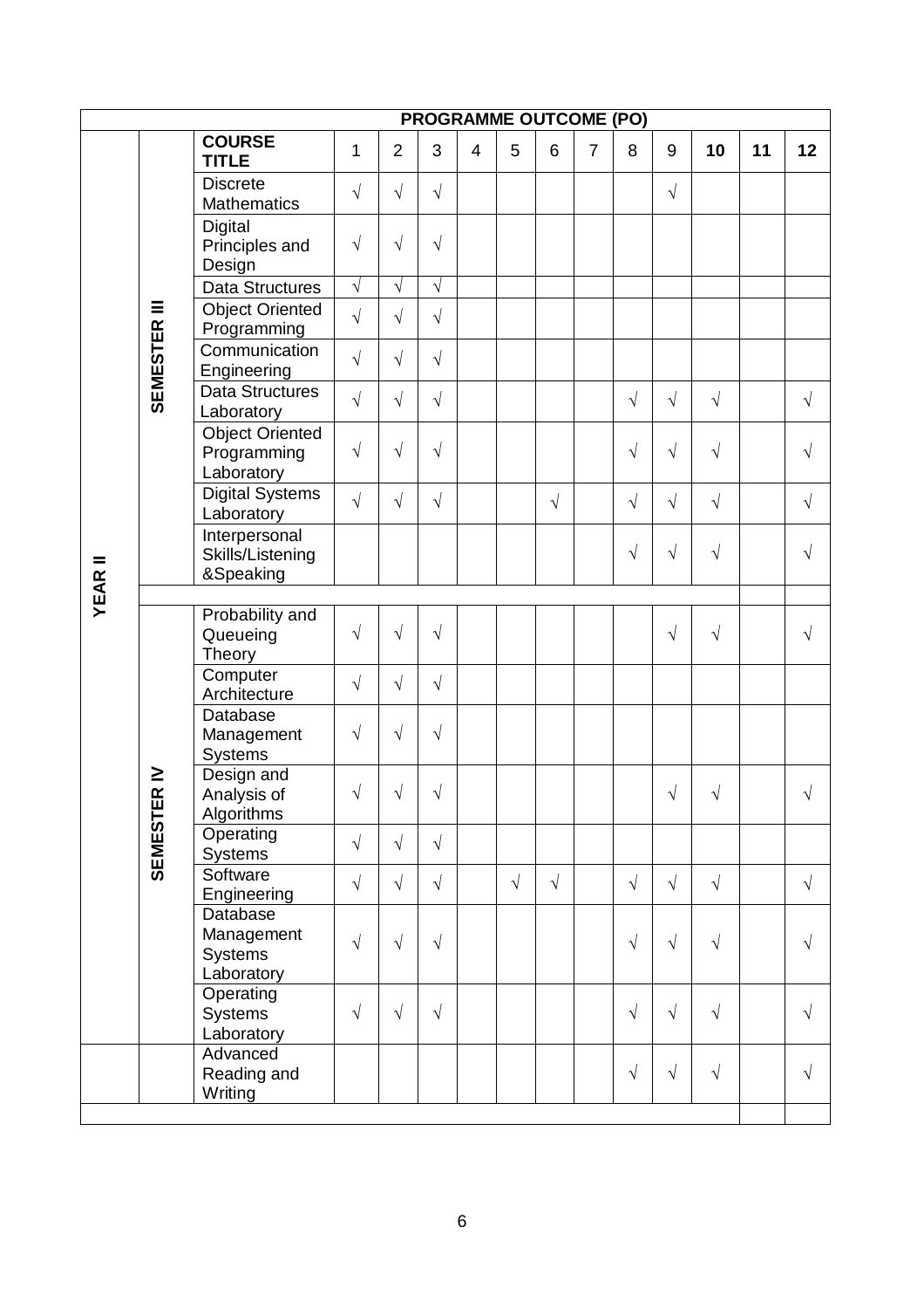| | | PROGRAMME OUTCOME (PO) | | | | | | | | | | | | |
|---|---|---|---|---|---|---|---|---|---|---|---|---|---|---|
| | | **COURSE TITLE** | 1 | 2 | 3 | 4 | 5 | 6 | 7 | 8 | 9 | **10** | **11** | **12** |
| **YEAR II** | **SEMESTER III** | Discrete Mathematics | √ | √ | √ | | | | | | √ | | | |
| | | Digital Principles and Design | √ | √ | √ | | | | | | | | | |
| | | Data Structures | √ | √ | √ | | | | | | | | | |
| | | Object Oriented Programming | √ | √ | √ | | | | | | | | | |
| | | Communication Engineering | √ | √ | √ | | | | | | | | | |
| | | Data Structures Laboratory | √ | √ | √ | | | | | √ | √ | √ | | √ |
| | | Object Oriented Programming Laboratory | √ | √ | √ | | | | | √ | √ | √ | | √ |
| | | Digital Systems Laboratory | √ | √ | √ | | | √ | | √ | √ | √ | | √ |
| | | Interpersonal Skills/Listening &Speaking | | | | | | | | √ | √ | √ | | √ |
| | | | | | | | | | | | | | | |
| | **SEMESTER IV** | Probability and Queueing Theory | √ | √ | √ | | | | | | √ | √ | | √ |
| | | Computer Architecture | √ | √ | √ | | | | | | | | | |
| | | Database Management Systems | √ | √ | √ | | | | | | | | | |
| | | Design and Analysis of Algorithms | √ | √ | √ | | | | | | √ | √ | | √ |
| | | Operating Systems | √ | √ | √ | | | | | | | | | |
| | | Software Engineering | √ | √ | √ | | √ | √ | | √ | √ | √ | | √ |
| | | Database Management Systems Laboratory | √ | √ | √ | | | | | √ | √ | √ | | √ |
| | | Operating Systems Laboratory | √ | √ | √ | | | | | √ | √ | √ | | √ |
| | | Advanced Reading and Writing | | | | | | | | √ | √ | √ | | √ |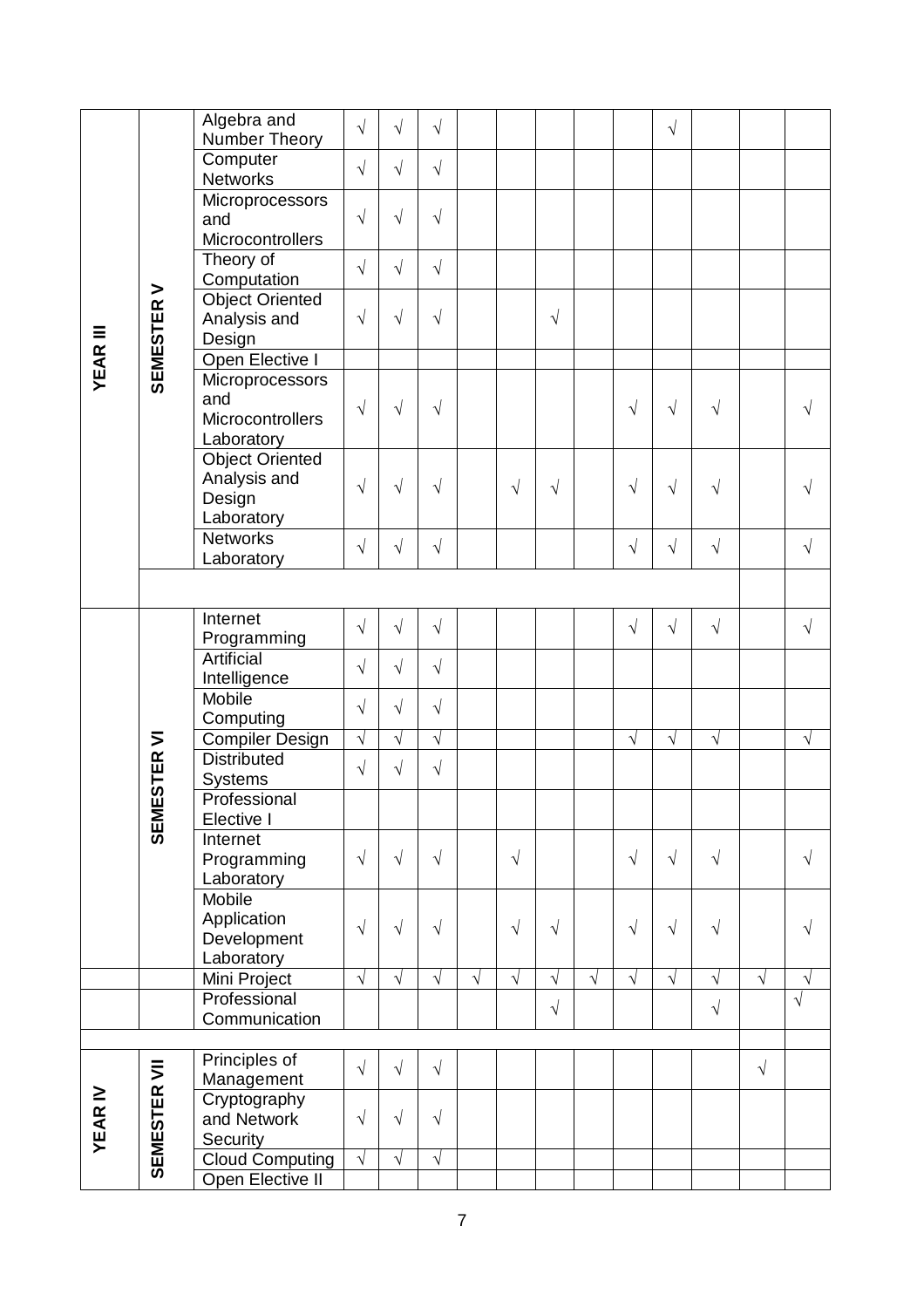| Year | Semester | Course | | | | | | | | | | | | |
|---|---|---|---|---|---|---|---|---|---|---|---|---|---|---|
| YEAR III | SEMESTER V | Algebra and Number Theory | √ | √ | √ | | | | | | √ | | | |
| | | Computer Networks | √ | √ | √ | | | | | | | | | |
| | | Microprocessors and Microcontrollers | √ | √ | √ | | | | | | | | | |
| | | Theory of Computation | √ | √ | √ | | | | | | | | | |
| | | Object Oriented Analysis and Design | √ | √ | √ | | | √ | | | | | | |
| | | Open Elective I | | | | | | | | | | | | |
| | | Microprocessors and Microcontrollers Laboratory | √ | √ | √ | | | | | √ | √ | √ | | √ |
| | | Object Oriented Analysis and Design Laboratory | √ | √ | √ | | √ | √ | | √ | √ | √ | | √ |
| | | Networks Laboratory | √ | √ | √ | | | | | √ | √ | √ | | √ |
| | | | | | | | | | | | | | | |
| | SEMESTER VI | Internet Programming | √ | √ | √ | | | | | √ | √ | √ | | √ |
| | | Artificial Intelligence | √ | √ | √ | | | | | | | | | |
| | | Mobile Computing | √ | √ | √ | | | | | | | | | |
| | | Compiler Design | √ | √ | √ | | | | | √ | √ | √ | | √ |
| | | Distributed Systems | √ | √ | √ | | | | | | | | | |
| | | Professional Elective I | | | | | | | | | | | | |
| | | Internet Programming Laboratory | √ | √ | √ | | √ | | | √ | √ | √ | | √ |
| | | Mobile Application Development Laboratory | √ | √ | √ | | √ | √ | | √ | √ | √ | | √ |
| | | Mini Project | √ | √ | √ | √ | √ | √ | √ | √ | √ | √ | √ | √ |
| | | Professional Communication | | | | | | √ | | | | √ | | √ |
| | | | | | | | | | | | | | | |
| YEAR IV | SEMESTER VII | Principles of Management | √ | √ | √ | | | | | | | | √ | |
| | | Cryptography and Network Security | √ | √ | √ | | | | | | | | | |
| | | Cloud Computing | √ | √ | √ | | | | | | | | | |
| | | Open Elective II | | | | | | | | | | | | |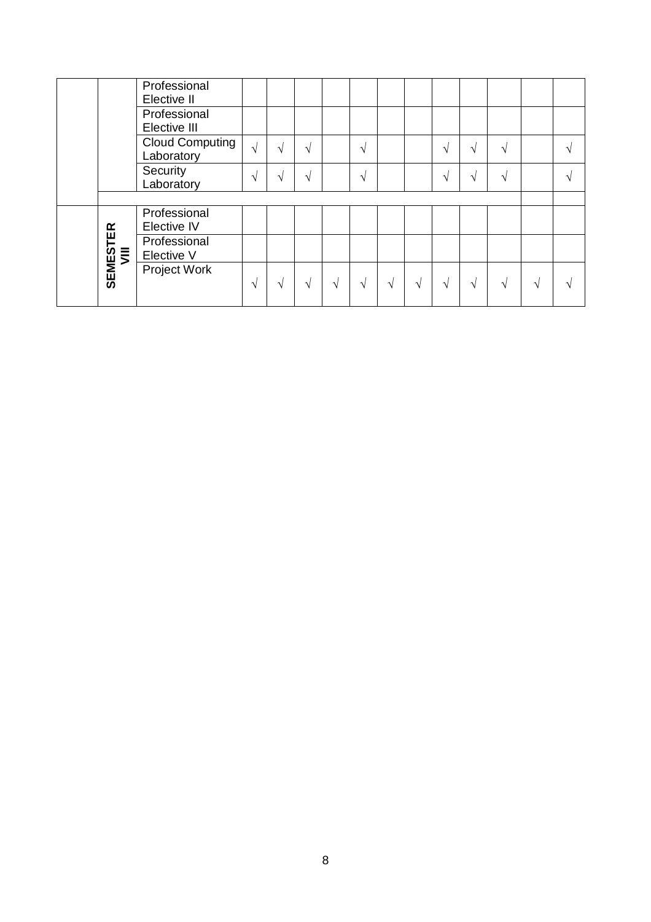| | | | | | | | | | | | | | | |
|---|---|---|---|---|---|---|---|---|---|---|---|---|---|---|
| | | Professional Elective II | | | | | | | | | | | | |
| | | Professional Elective III | | | | | | | | | | | | |
| | | Cloud Computing Laboratory | √ | √ | √ | | √ | | | √ | √ | √ | | √ |
| | | Security Laboratory | √ | √ | √ | | √ | | | √ | √ | √ | | √ |
| | | | | | | | | | | | | | | |
| | SEMESTER VIII | Professional Elective IV | | | | | | | | | | | | |
| | | Professional Elective V | | | | | | | | | | | | |
| | | Project Work | √ | √ | √ | √ | √ | √ | √ | √ | √ | √ | √ | √ |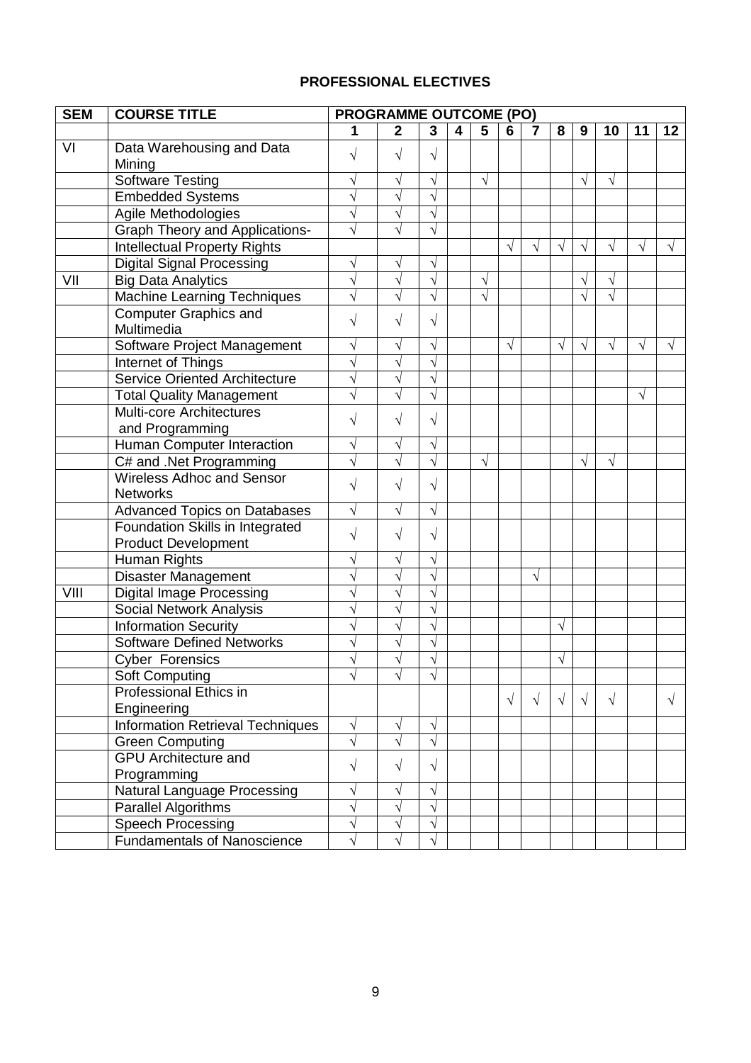## PROFESSIONAL ELECTIVES

| SEM | COURSE TITLE | PROGRAMME OUTCOME (PO) | | | | | | | | | | | |
|---|---|---|---|---|---|---|---|---|---|---|---|---|---|
| | | 1 | 2 | 3 | 4 | 5 | 6 | 7 | 8 | 9 | 10 | 11 | 12 |
| VI | Data Warehousing and Data Mining | √ | √ | √ | | | | | | | | | |
| | Software Testing | √ | √ | √ | | √ | | | | √ | √ | | |
| | Embedded Systems | √ | √ | √ | | | | | | | | | |
| | Agile Methodologies | √ | √ | √ | | | | | | | | | |
| | Graph Theory and Applications- | √ | √ | √ | | | | | | | | | |
| | Intellectual Property Rights | | | | | | √ | √ | √ | √ | √ | √ | √ |
| | Digital Signal Processing | √ | √ | √ | | | | | | | | | |
| VII | Big Data Analytics | √ | √ | √ | | √ | | | | √ | √ | | |
| | Machine Learning Techniques | √ | √ | √ | | √ | | | | √ | √ | | |
| | Computer Graphics and Multimedia | √ | √ | √ | | | | | | | | | |
| | Software Project Management | √ | √ | √ | | | √ | | √ | √ | √ | √ | √ |
| | Internet of Things | √ | √ | √ | | | | | | | | | |
| | Service Oriented Architecture | √ | √ | √ | | | | | | | | | |
| | Total Quality Management | √ | √ | √ | | | | | | | | √ | |
| | Multi-core Architectures and Programming | √ | √ | √ | | | | | | | | | |
| | Human Computer Interaction | √ | √ | √ | | | | | | | | | |
| | C# and .Net Programming | √ | √ | √ | | √ | | | | √ | √ | | |
| | Wireless Adhoc and Sensor Networks | √ | √ | √ | | | | | | | | | |
| | Advanced Topics on Databases | √ | √ | √ | | | | | | | | | |
| | Foundation Skills in Integrated Product Development | √ | √ | √ | | | | | | | | | |
| | Human Rights | √ | √ | √ | | | | | | | | | |
| | Disaster Management | √ | √ | √ | | | | √ | | | | | |
| VIII | Digital Image Processing | √ | √ | √ | | | | | | | | | |
| | Social Network Analysis | √ | √ | √ | | | | | | | | | |
| | Information Security | √ | √ | √ | | | | | √ | | | | |
| | Software Defined Networks | √ | √ | √ | | | | | | | | | |
| | Cyber Forensics | √ | √ | √ | | | | | √ | | | | |
| | Soft Computing | √ | √ | √ | | | | | | | | | |
| | Professional Ethics in Engineering | | | | | | √ | √ | √ | √ | √ | | √ |
| | Information Retrieval Techniques | √ | √ | √ | | | | | | | | | |
| | Green Computing | √ | √ | √ | | | | | | | | | |
| | GPU Architecture and Programming | √ | √ | √ | | | | | | | | | |
| | Natural Language Processing | √ | √ | √ | | | | | | | | | |
| | Parallel Algorithms | √ | √ | √ | | | | | | | | | |
| | Speech Processing | √ | √ | √ | | | | | | | | | |
| | Fundamentals of Nanoscience | √ | √ | √ | | | | | | | | | |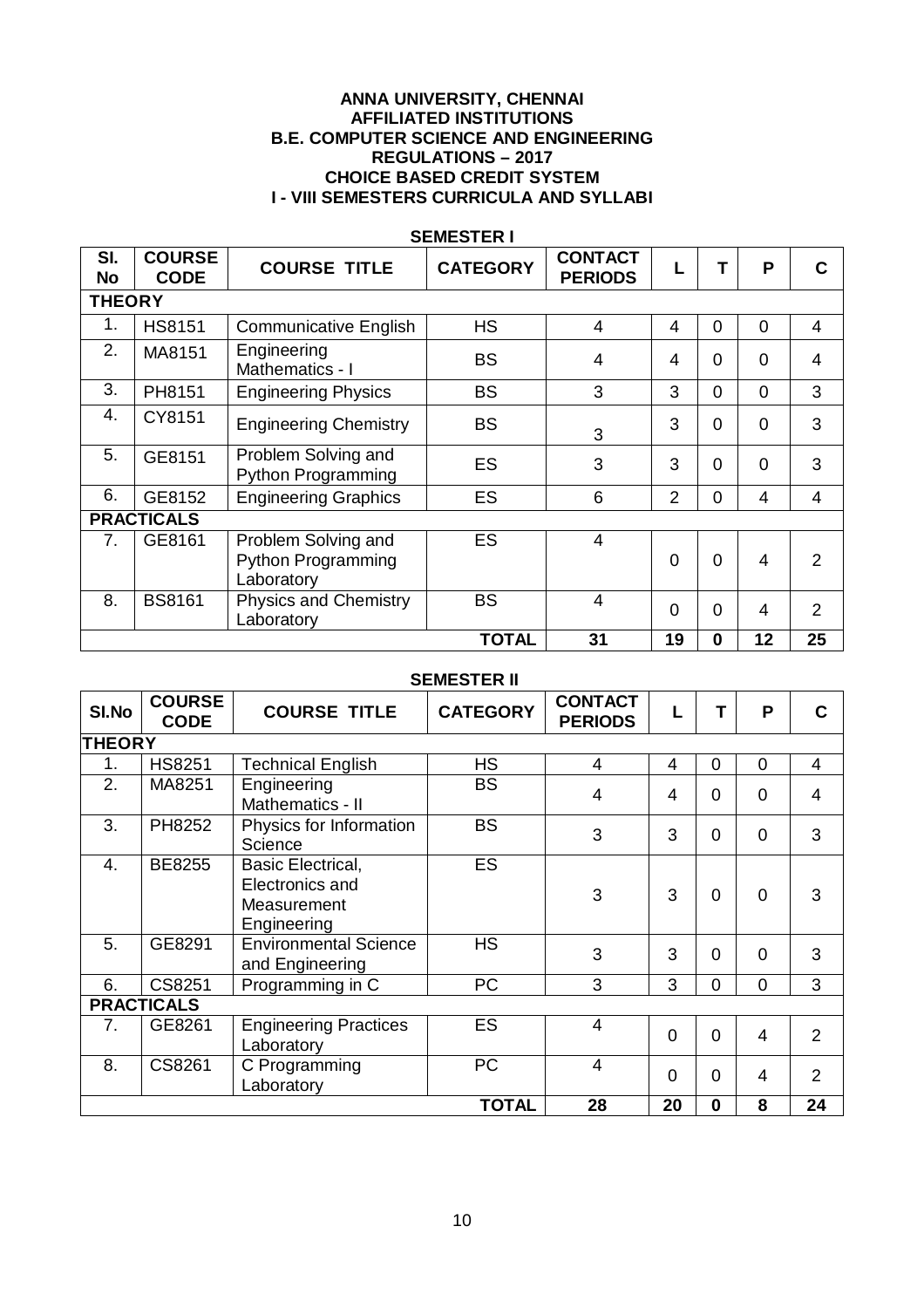**ANNA UNIVERSITY, CHENNAI**
**AFFILIATED INSTITUTIONS**
**B.E. COMPUTER SCIENCE AND ENGINEERING**
**REGULATIONS – 2017**
**CHOICE BASED CREDIT SYSTEM**
**I - VIII SEMESTERS CURRICULA AND SYLLABI**

## SEMESTER I

| Sl. No | COURSE CODE | COURSE TITLE | CATEGORY | CONTACT PERIODS | L | T | P | C |
|---|---|---|---|---|---|---|---|---|
| **THEORY** | | | | | | | | |
| 1. | HS8151 | Communicative English | HS | 4 | 4 | 0 | 0 | 4 |
| 2. | MA8151 | Engineering Mathematics - I | BS | 4 | 4 | 0 | 0 | 4 |
| 3. | PH8151 | Engineering Physics | BS | 3 | 3 | 0 | 0 | 3 |
| 4. | CY8151 | Engineering Chemistry | BS | 3 | 3 | 0 | 0 | 3 |
| 5. | GE8151 | Problem Solving and Python Programming | ES | 3 | 3 | 0 | 0 | 3 |
| 6. | GE8152 | Engineering Graphics | ES | 6 | 2 | 0 | 4 | 4 |
| **PRACTICALS** | | | | | | | | |
| 7. | GE8161 | Problem Solving and Python Programming Laboratory | ES | 4 | 0 | 0 | 4 | 2 |
| 8. | BS8161 | Physics and Chemistry Laboratory | BS | 4 | 0 | 0 | 4 | 2 |
| | | | **TOTAL** | **31** | **19** | **0** | **12** | **25** |

## SEMESTER II

| Sl.No | COURSE CODE | COURSE TITLE | CATEGORY | CONTACT PERIODS | L | T | P | C |
|---|---|---|---|---|---|---|---|---|
| **THEORY** | | | | | | | | |
| 1. | HS8251 | Technical English | HS | 4 | 4 | 0 | 0 | 4 |
| 2. | MA8251 | Engineering Mathematics - II | BS | 4 | 4 | 0 | 0 | 4 |
| 3. | PH8252 | Physics for Information Science | BS | 3 | 3 | 0 | 0 | 3 |
| 4. | BE8255 | Basic Electrical, Electronics and Measurement Engineering | ES | 3 | 3 | 0 | 0 | 3 |
| 5. | GE8291 | Environmental Science and Engineering | HS | 3 | 3 | 0 | 0 | 3 |
| 6. | CS8251 | Programming in C | PC | 3 | 3 | 0 | 0 | 3 |
| **PRACTICALS** | | | | | | | | |
| 7. | GE8261 | Engineering Practices Laboratory | ES | 4 | 0 | 0 | 4 | 2 |
| 8. | CS8261 | C Programming Laboratory | PC | 4 | 0 | 0 | 4 | 2 |
| | | | **TOTAL** | **28** | **20** | **0** | **8** | **24** |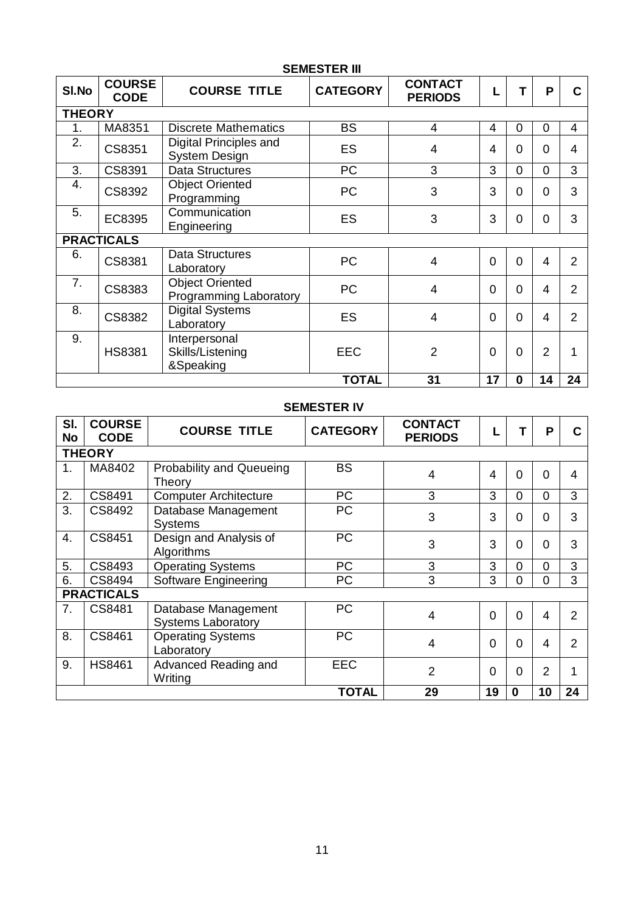## SEMESTER III

| Sl.No | COURSE CODE | COURSE TITLE | CATEGORY | CONTACT PERIODS | L | T | P | C |
|---|---|---|---|---|---|---|---|---|
| **THEORY** | | | | | | | | |
| 1. | MA8351 | Discrete Mathematics | BS | 4 | 4 | 0 | 0 | 4 |
| 2. | CS8351 | Digital Principles and System Design | ES | 4 | 4 | 0 | 0 | 4 |
| 3. | CS8391 | Data Structures | PC | 3 | 3 | 0 | 0 | 3 |
| 4. | CS8392 | Object Oriented Programming | PC | 3 | 3 | 0 | 0 | 3 |
| 5. | EC8395 | Communication Engineering | ES | 3 | 3 | 0 | 0 | 3 |
| **PRACTICALS** | | | | | | | | |
| 6. | CS8381 | Data Structures Laboratory | PC | 4 | 0 | 0 | 4 | 2 |
| 7. | CS8383 | Object Oriented Programming Laboratory | PC | 4 | 0 | 0 | 4 | 2 |
| 8. | CS8382 | Digital Systems Laboratory | ES | 4 | 0 | 0 | 4 | 2 |
| 9. | HS8381 | Interpersonal Skills/Listening &Speaking | EEC | 2 | 0 | 0 | 2 | 1 |
| | | | **TOTAL** | **31** | **17** | **0** | **14** | **24** |

## SEMESTER IV

| Sl. No | COURSE CODE | COURSE TITLE | CATEGORY | CONTACT PERIODS | L | T | P | C |
|---|---|---|---|---|---|---|---|---|
| **THEORY** | | | | | | | | |
| 1. | MA8402 | Probability and Queueing Theory | BS | 4 | 4 | 0 | 0 | 4 |
| 2. | CS8491 | Computer Architecture | PC | 3 | 3 | 0 | 0 | 3 |
| 3. | CS8492 | Database Management Systems | PC | 3 | 3 | 0 | 0 | 3 |
| 4. | CS8451 | Design and Analysis of Algorithms | PC | 3 | 3 | 0 | 0 | 3 |
| 5. | CS8493 | Operating Systems | PC | 3 | 3 | 0 | 0 | 3 |
| 6. | CS8494 | Software Engineering | PC | 3 | 3 | 0 | 0 | 3 |
| **PRACTICALS** | | | | | | | | |
| 7. | CS8481 | Database Management Systems Laboratory | PC | 4 | 0 | 0 | 4 | 2 |
| 8. | CS8461 | Operating Systems Laboratory | PC | 4 | 0 | 0 | 4 | 2 |
| 9. | HS8461 | Advanced Reading and Writing | EEC | 2 | 0 | 0 | 2 | 1 |
| | | | **TOTAL** | **29** | **19** | **0** | **10** | **24** |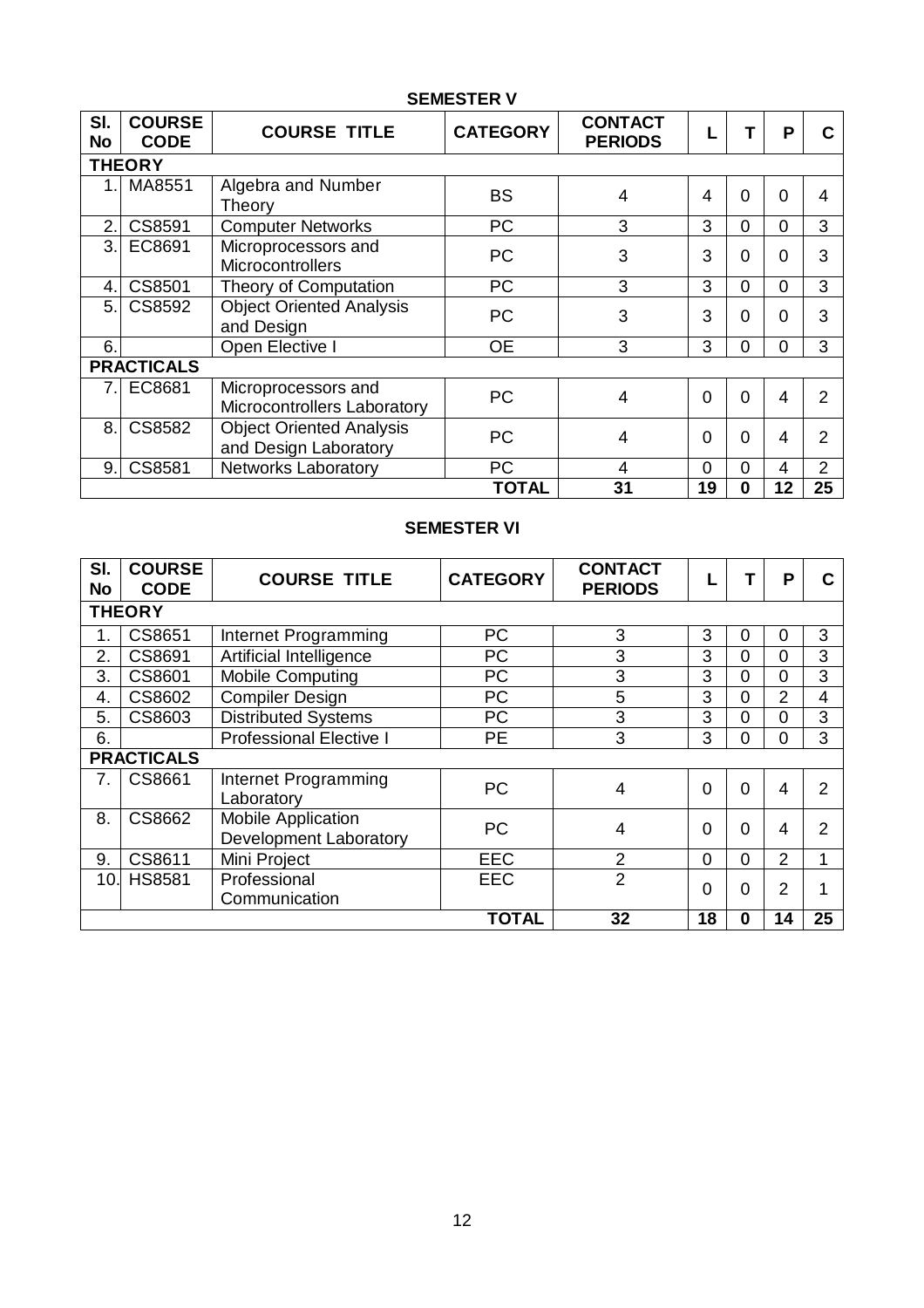## SEMESTER V

| Sl. No | COURSE CODE | COURSE TITLE | CATEGORY | CONTACT PERIODS | L | T | P | C |
|---|---|---|---|---|---|---|---|---|
| **THEORY** | | | | | | | | |
| 1. | MA8551 | Algebra and Number Theory | BS | 4 | 4 | 0 | 0 | 4 |
| 2. | CS8591 | Computer Networks | PC | 3 | 3 | 0 | 0 | 3 |
| 3. | EC8691 | Microprocessors and Microcontrollers | PC | 3 | 3 | 0 | 0 | 3 |
| 4. | CS8501 | Theory of Computation | PC | 3 | 3 | 0 | 0 | 3 |
| 5. | CS8592 | Object Oriented Analysis and Design | PC | 3 | 3 | 0 | 0 | 3 |
| 6. | | Open Elective I | OE | 3 | 3 | 0 | 0 | 3 |
| **PRACTICALS** | | | | | | | | |
| 7. | EC8681 | Microprocessors and Microcontrollers Laboratory | PC | 4 | 0 | 0 | 4 | 2 |
| 8. | CS8582 | Object Oriented Analysis and Design Laboratory | PC | 4 | 0 | 0 | 4 | 2 |
| 9. | CS8581 | Networks Laboratory | PC | 4 | 0 | 0 | 4 | 2 |
| | | | **TOTAL** | **31** | **19** | **0** | **12** | **25** |

## SEMESTER VI

| Sl. No | COURSE CODE | COURSE TITLE | CATEGORY | CONTACT PERIODS | L | T | P | C |
|---|---|---|---|---|---|---|---|---|
| **THEORY** | | | | | | | | |
| 1. | CS8651 | Internet Programming | PC | 3 | 3 | 0 | 0 | 3 |
| 2. | CS8691 | Artificial Intelligence | PC | 3 | 3 | 0 | 0 | 3 |
| 3. | CS8601 | Mobile Computing | PC | 3 | 3 | 0 | 0 | 3 |
| 4. | CS8602 | Compiler Design | PC | 5 | 3 | 0 | 2 | 4 |
| 5. | CS8603 | Distributed Systems | PC | 3 | 3 | 0 | 0 | 3 |
| 6. | | Professional Elective I | PE | 3 | 3 | 0 | 0 | 3 |
| **PRACTICALS** | | | | | | | | |
| 7. | CS8661 | Internet Programming Laboratory | PC | 4 | 0 | 0 | 4 | 2 |
| 8. | CS8662 | Mobile Application Development Laboratory | PC | 4 | 0 | 0 | 4 | 2 |
| 9. | CS8611 | Mini Project | EEC | 2 | 0 | 0 | 2 | 1 |
| 10. | HS8581 | Professional Communication | EEC | 2 | 0 | 0 | 2 | 1 |
| | | | **TOTAL** | **32** | **18** | **0** | **14** | **25** |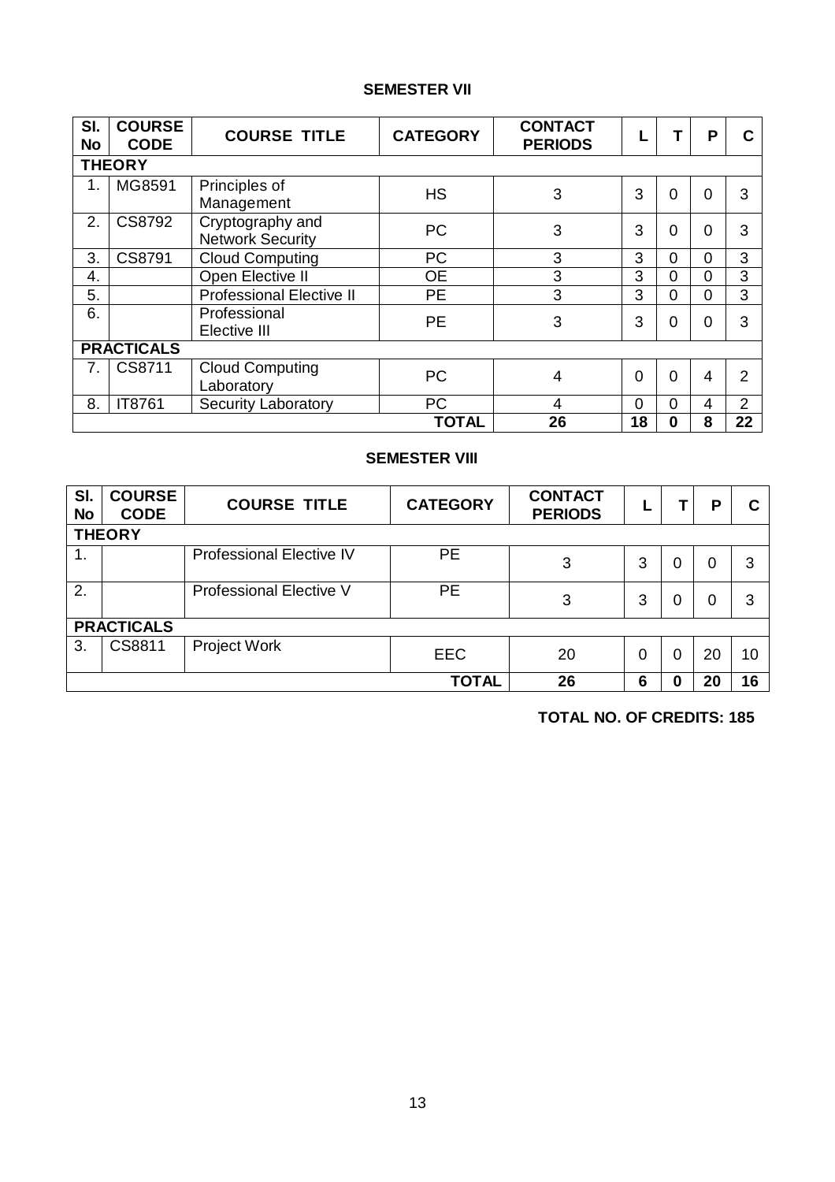## SEMESTER VII

| Sl. No | COURSE CODE | COURSE TITLE | CATEGORY | CONTACT PERIODS | L | T | P | C |
|---|---|---|---|---|---|---|---|---|
| **THEORY** | | | | | | | | |
| 1. | MG8591 | Principles of Management | HS | 3 | 3 | 0 | 0 | 3 |
| 2. | CS8792 | Cryptography and Network Security | PC | 3 | 3 | 0 | 0 | 3 |
| 3. | CS8791 | Cloud Computing | PC | 3 | 3 | 0 | 0 | 3 |
| 4. | | Open Elective II | OE | 3 | 3 | 0 | 0 | 3 |
| 5. | | Professional Elective II | PE | 3 | 3 | 0 | 0 | 3 |
| 6. | | Professional Elective III | PE | 3 | 3 | 0 | 0 | 3 |
| **PRACTICALS** | | | | | | | | |
| 7. | CS8711 | Cloud Computing Laboratory | PC | 4 | 0 | 0 | 4 | 2 |
| 8. | IT8761 | Security Laboratory | PC | 4 | 0 | 0 | 4 | 2 |
| | | | **TOTAL** | **26** | **18** | **0** | **8** | **22** |

## SEMESTER VIII

| Sl. No | COURSE CODE | COURSE TITLE | CATEGORY | CONTACT PERIODS | L | T | P | C |
|---|---|---|---|---|---|---|---|---|
| **THEORY** | | | | | | | | |
| 1. | | Professional Elective IV | PE | 3 | 3 | 0 | 0 | 3 |
| 2. | | Professional Elective V | PE | 3 | 3 | 0 | 0 | 3 |
| **PRACTICALS** | | | | | | | | |
| 3. | CS8811 | Project Work | EEC | 20 | 0 | 0 | 20 | 10 |
| | | | **TOTAL** | **26** | **6** | **0** | **20** | **16** |

**TOTAL NO. OF CREDITS: 185**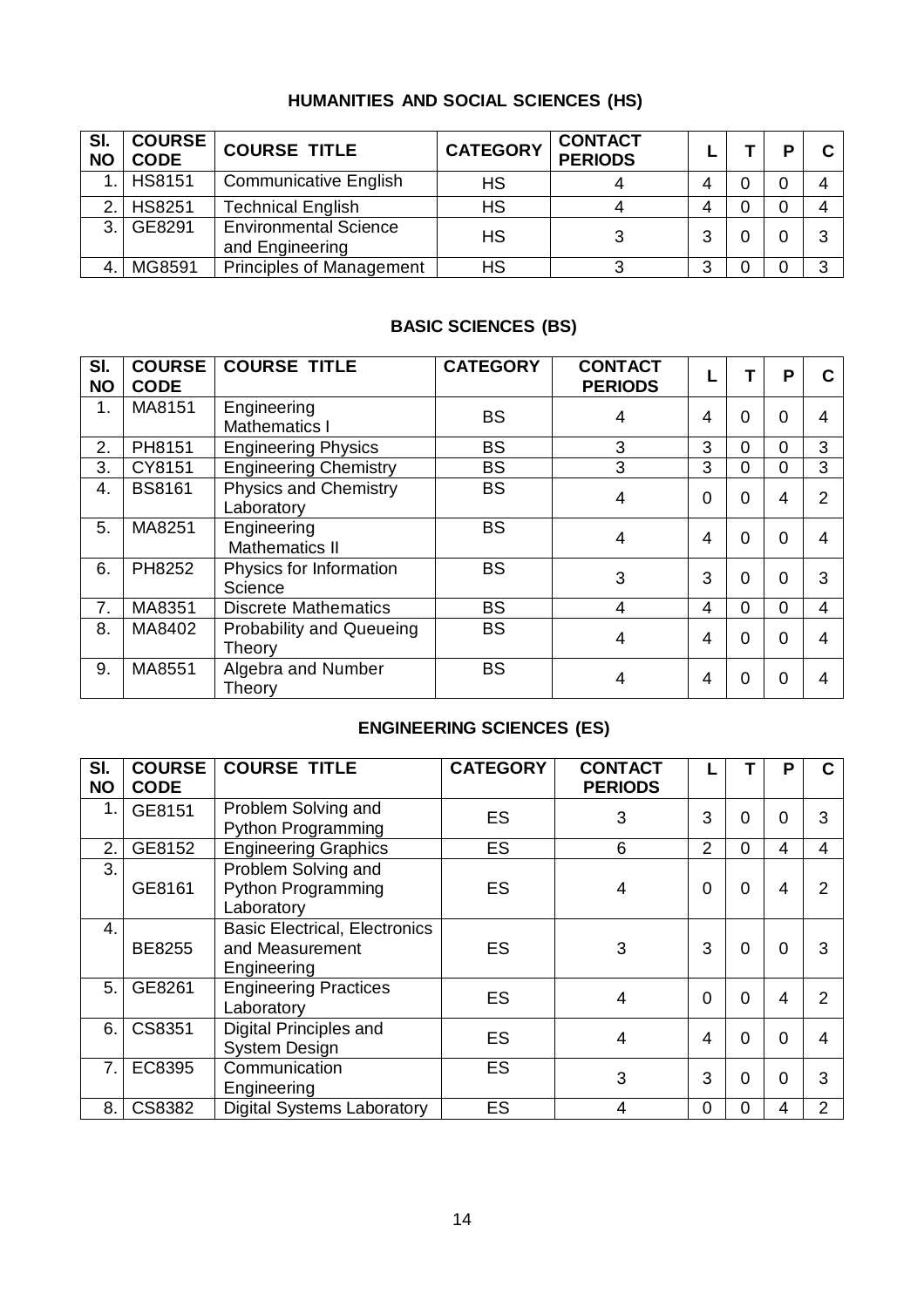## HUMANITIES AND SOCIAL SCIENCES (HS)

| Sl. NO | COURSE CODE | COURSE TITLE | CATEGORY | CONTACT PERIODS | L | T | P | C |
|---|---|---|---|---|---|---|---|---|
| 1. | HS8151 | Communicative English | HS | 4 | 4 | 0 | 0 | 4 |
| 2. | HS8251 | Technical English | HS | 4 | 4 | 0 | 0 | 4 |
| 3. | GE8291 | Environmental Science and Engineering | HS | 3 | 3 | 0 | 0 | 3 |
| 4. | MG8591 | Principles of Management | HS | 3 | 3 | 0 | 0 | 3 |

## BASIC SCIENCES (BS)

| Sl. NO | COURSE CODE | COURSE TITLE | CATEGORY | CONTACT PERIODS | L | T | P | C |
|---|---|---|---|---|---|---|---|---|
| 1. | MA8151 | Engineering Mathematics I | BS | 4 | 4 | 0 | 0 | 4 |
| 2. | PH8151 | Engineering Physics | BS | 3 | 3 | 0 | 0 | 3 |
| 3. | CY8151 | Engineering Chemistry | BS | 3 | 3 | 0 | 0 | 3 |
| 4. | BS8161 | Physics and Chemistry Laboratory | BS | 4 | 0 | 0 | 4 | 2 |
| 5. | MA8251 | Engineering Mathematics II | BS | 4 | 4 | 0 | 0 | 4 |
| 6. | PH8252 | Physics for Information Science | BS | 3 | 3 | 0 | 0 | 3 |
| 7. | MA8351 | Discrete Mathematics | BS | 4 | 4 | 0 | 0 | 4 |
| 8. | MA8402 | Probability and Queueing Theory | BS | 4 | 4 | 0 | 0 | 4 |
| 9. | MA8551 | Algebra and Number Theory | BS | 4 | 4 | 0 | 0 | 4 |

## ENGINEERING SCIENCES (ES)

| Sl. NO | COURSE CODE | COURSE TITLE | CATEGORY | CONTACT PERIODS | L | T | P | C |
|---|---|---|---|---|---|---|---|---|
| 1. | GE8151 | Problem Solving and Python Programming | ES | 3 | 3 | 0 | 0 | 3 |
| 2. | GE8152 | Engineering Graphics | ES | 6 | 2 | 0 | 4 | 4 |
| 3. | GE8161 | Problem Solving and Python Programming Laboratory | ES | 4 | 0 | 0 | 4 | 2 |
| 4. | BE8255 | Basic Electrical, Electronics and Measurement Engineering | ES | 3 | 3 | 0 | 0 | 3 |
| 5. | GE8261 | Engineering Practices Laboratory | ES | 4 | 0 | 0 | 4 | 2 |
| 6. | CS8351 | Digital Principles and System Design | ES | 4 | 4 | 0 | 0 | 4 |
| 7. | EC8395 | Communication Engineering | ES | 3 | 3 | 0 | 0 | 3 |
| 8. | CS8382 | Digital Systems Laboratory | ES | 4 | 0 | 0 | 4 | 2 |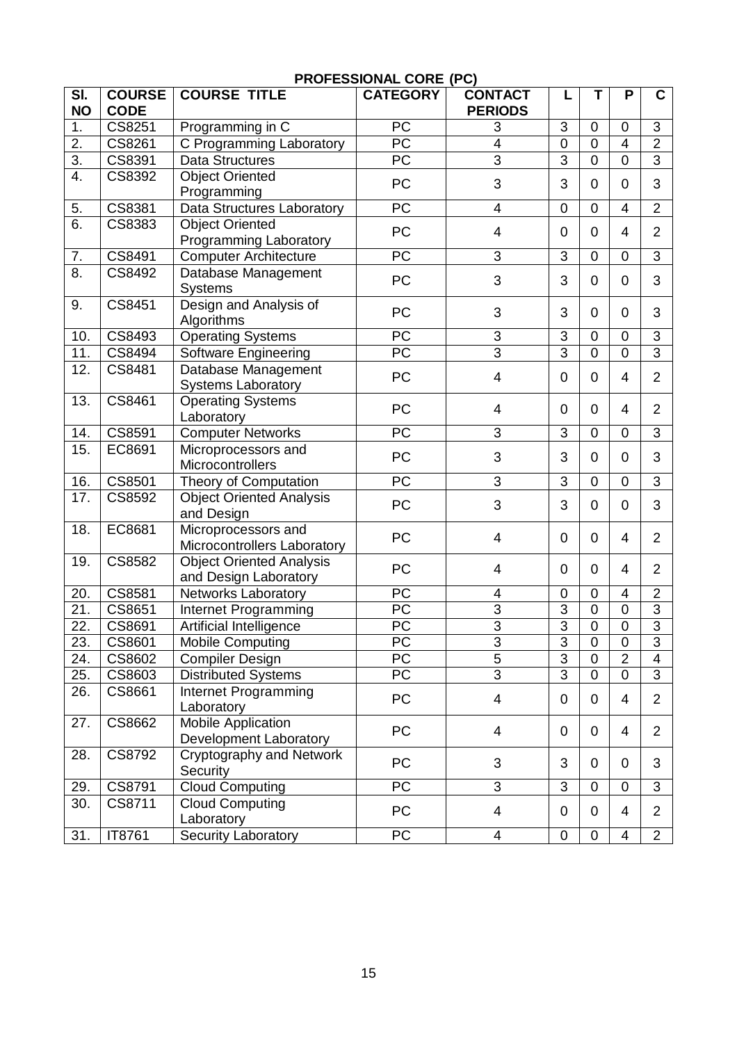## PROFESSIONAL CORE (PC)

| Sl. NO | COURSE CODE | COURSE TITLE | CATEGORY | CONTACT PERIODS | L | T | P | C |
|---|---|---|---|---|---|---|---|---|
| 1. | CS8251 | Programming in C | PC | 3 | 3 | 0 | 0 | 3 |
| 2. | CS8261 | C Programming Laboratory | PC | 4 | 0 | 0 | 4 | 2 |
| 3. | CS8391 | Data Structures | PC | 3 | 3 | 0 | 0 | 3 |
| 4. | CS8392 | Object Oriented Programming | PC | 3 | 3 | 0 | 0 | 3 |
| 5. | CS8381 | Data Structures Laboratory | PC | 4 | 0 | 0 | 4 | 2 |
| 6. | CS8383 | Object Oriented Programming Laboratory | PC | 4 | 0 | 0 | 4 | 2 |
| 7. | CS8491 | Computer Architecture | PC | 3 | 3 | 0 | 0 | 3 |
| 8. | CS8492 | Database Management Systems | PC | 3 | 3 | 0 | 0 | 3 |
| 9. | CS8451 | Design and Analysis of Algorithms | PC | 3 | 3 | 0 | 0 | 3 |
| 10. | CS8493 | Operating Systems | PC | 3 | 3 | 0 | 0 | 3 |
| 11. | CS8494 | Software Engineering | PC | 3 | 3 | 0 | 0 | 3 |
| 12. | CS8481 | Database Management Systems Laboratory | PC | 4 | 0 | 0 | 4 | 2 |
| 13. | CS8461 | Operating Systems Laboratory | PC | 4 | 0 | 0 | 4 | 2 |
| 14. | CS8591 | Computer Networks | PC | 3 | 3 | 0 | 0 | 3 |
| 15. | EC8691 | Microprocessors and Microcontrollers | PC | 3 | 3 | 0 | 0 | 3 |
| 16. | CS8501 | Theory of Computation | PC | 3 | 3 | 0 | 0 | 3 |
| 17. | CS8592 | Object Oriented Analysis and Design | PC | 3 | 3 | 0 | 0 | 3 |
| 18. | EC8681 | Microprocessors and Microcontrollers Laboratory | PC | 4 | 0 | 0 | 4 | 2 |
| 19. | CS8582 | Object Oriented Analysis and Design Laboratory | PC | 4 | 0 | 0 | 4 | 2 |
| 20. | CS8581 | Networks Laboratory | PC | 4 | 0 | 0 | 4 | 2 |
| 21. | CS8651 | Internet Programming | PC | 3 | 3 | 0 | 0 | 3 |
| 22. | CS8691 | Artificial Intelligence | PC | 3 | 3 | 0 | 0 | 3 |
| 23. | CS8601 | Mobile Computing | PC | 3 | 3 | 0 | 0 | 3 |
| 24. | CS8602 | Compiler Design | PC | 5 | 3 | 0 | 2 | 4 |
| 25. | CS8603 | Distributed Systems | PC | 3 | 3 | 0 | 0 | 3 |
| 26. | CS8661 | Internet Programming Laboratory | PC | 4 | 0 | 0 | 4 | 2 |
| 27. | CS8662 | Mobile Application Development Laboratory | PC | 4 | 0 | 0 | 4 | 2 |
| 28. | CS8792 | Cryptography and Network Security | PC | 3 | 3 | 0 | 0 | 3 |
| 29. | CS8791 | Cloud Computing | PC | 3 | 3 | 0 | 0 | 3 |
| 30. | CS8711 | Cloud Computing Laboratory | PC | 4 | 0 | 0 | 4 | 2 |
| 31. | IT8761 | Security Laboratory | PC | 4 | 0 | 0 | 4 | 2 |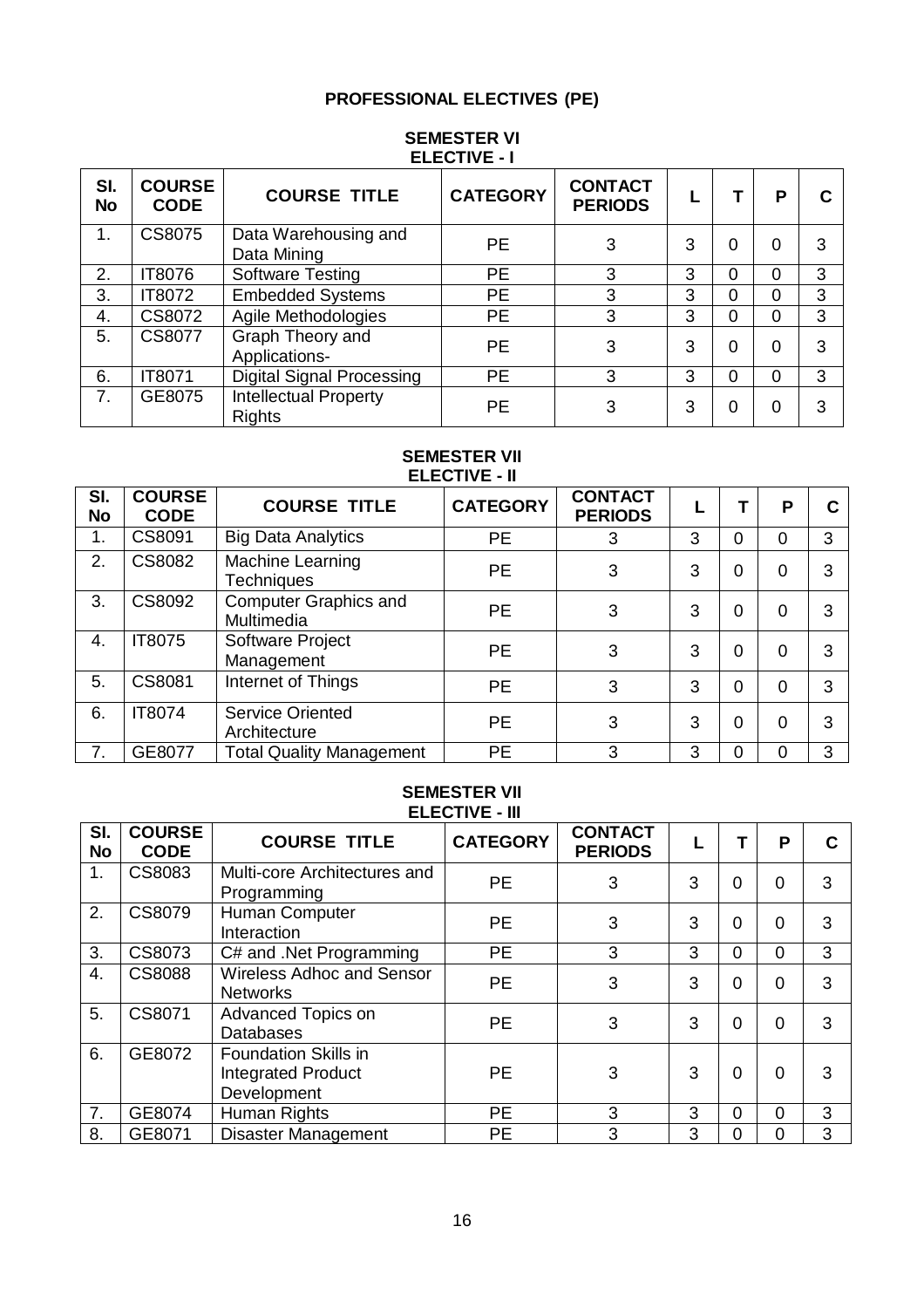# PROFESSIONAL ELECTIVES (PE)

## SEMESTER VI
### ELECTIVE - I

| Sl. No | COURSE CODE | COURSE TITLE | CATEGORY | CONTACT PERIODS | L | T | P | C |
|---|---|---|---|---|---|---|---|---|
| 1. | CS8075 | Data Warehousing and Data Mining | PE | 3 | 3 | 0 | 0 | 3 |
| 2. | IT8076 | Software Testing | PE | 3 | 3 | 0 | 0 | 3 |
| 3. | IT8072 | Embedded Systems | PE | 3 | 3 | 0 | 0 | 3 |
| 4. | CS8072 | Agile Methodologies | PE | 3 | 3 | 0 | 0 | 3 |
| 5. | CS8077 | Graph Theory and Applications- | PE | 3 | 3 | 0 | 0 | 3 |
| 6. | IT8071 | Digital Signal Processing | PE | 3 | 3 | 0 | 0 | 3 |
| 7. | GE8075 | Intellectual Property Rights | PE | 3 | 3 | 0 | 0 | 3 |

## SEMESTER VII
### ELECTIVE - II

| Sl. No | COURSE CODE | COURSE TITLE | CATEGORY | CONTACT PERIODS | L | T | P | C |
|---|---|---|---|---|---|---|---|---|
| 1. | CS8091 | Big Data Analytics | PE | 3 | 3 | 0 | 0 | 3 |
| 2. | CS8082 | Machine Learning Techniques | PE | 3 | 3 | 0 | 0 | 3 |
| 3. | CS8092 | Computer Graphics and Multimedia | PE | 3 | 3 | 0 | 0 | 3 |
| 4. | IT8075 | Software Project Management | PE | 3 | 3 | 0 | 0 | 3 |
| 5. | CS8081 | Internet of Things | PE | 3 | 3 | 0 | 0 | 3 |
| 6. | IT8074 | Service Oriented Architecture | PE | 3 | 3 | 0 | 0 | 3 |
| 7. | GE8077 | Total Quality Management | PE | 3 | 3 | 0 | 0 | 3 |

## SEMESTER VII
### ELECTIVE - III

| Sl. No | COURSE CODE | COURSE TITLE | CATEGORY | CONTACT PERIODS | L | T | P | C |
|---|---|---|---|---|---|---|---|---|
| 1. | CS8083 | Multi-core Architectures and Programming | PE | 3 | 3 | 0 | 0 | 3 |
| 2. | CS8079 | Human Computer Interaction | PE | 3 | 3 | 0 | 0 | 3 |
| 3. | CS8073 | C# and .Net Programming | PE | 3 | 3 | 0 | 0 | 3 |
| 4. | CS8088 | Wireless Adhoc and Sensor Networks | PE | 3 | 3 | 0 | 0 | 3 |
| 5. | CS8071 | Advanced Topics on Databases | PE | 3 | 3 | 0 | 0 | 3 |
| 6. | GE8072 | Foundation Skills in Integrated Product Development | PE | 3 | 3 | 0 | 0 | 3 |
| 7. | GE8074 | Human Rights | PE | 3 | 3 | 0 | 0 | 3 |
| 8. | GE8071 | Disaster Management | PE | 3 | 3 | 0 | 0 | 3 |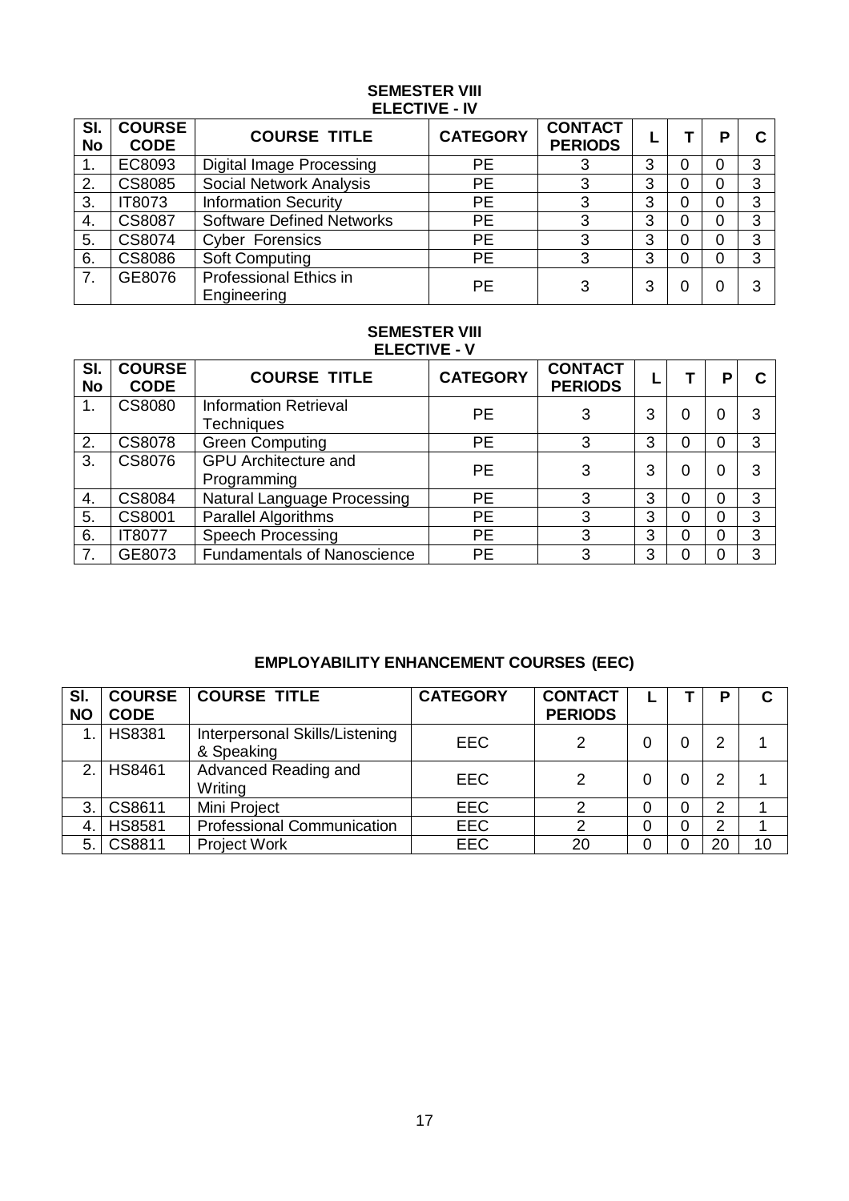## SEMESTER VIII
### ELECTIVE - IV

| Sl. No | COURSE CODE | COURSE TITLE | CATEGORY | CONTACT PERIODS | L | T | P | C |
|---|---|---|---|---|---|---|---|---|
| 1. | EC8093 | Digital Image Processing | PE | 3 | 3 | 0 | 0 | 3 |
| 2. | CS8085 | Social Network Analysis | PE | 3 | 3 | 0 | 0 | 3 |
| 3. | IT8073 | Information Security | PE | 3 | 3 | 0 | 0 | 3 |
| 4. | CS8087 | Software Defined Networks | PE | 3 | 3 | 0 | 0 | 3 |
| 5. | CS8074 | Cyber Forensics | PE | 3 | 3 | 0 | 0 | 3 |
| 6. | CS8086 | Soft Computing | PE | 3 | 3 | 0 | 0 | 3 |
| 7. | GE8076 | Professional Ethics in Engineering | PE | 3 | 3 | 0 | 0 | 3 |

## SEMESTER VIII
### ELECTIVE - V

| Sl. No | COURSE CODE | COURSE TITLE | CATEGORY | CONTACT PERIODS | L | T | P | C |
|---|---|---|---|---|---|---|---|---|
| 1. | CS8080 | Information Retrieval Techniques | PE | 3 | 3 | 0 | 0 | 3 |
| 2. | CS8078 | Green Computing | PE | 3 | 3 | 0 | 0 | 3 |
| 3. | CS8076 | GPU Architecture and Programming | PE | 3 | 3 | 0 | 0 | 3 |
| 4. | CS8084 | Natural Language Processing | PE | 3 | 3 | 0 | 0 | 3 |
| 5. | CS8001 | Parallel Algorithms | PE | 3 | 3 | 0 | 0 | 3 |
| 6. | IT8077 | Speech Processing | PE | 3 | 3 | 0 | 0 | 3 |
| 7. | GE8073 | Fundamentals of Nanoscience | PE | 3 | 3 | 0 | 0 | 3 |

## EMPLOYABILITY ENHANCEMENT COURSES (EEC)

| Sl. NO | COURSE CODE | COURSE TITLE | CATEGORY | CONTACT PERIODS | L | T | P | C |
|---|---|---|---|---|---|---|---|---|
| 1. | HS8381 | Interpersonal Skills/Listening & Speaking | EEC | 2 | 0 | 0 | 2 | 1 |
| 2. | HS8461 | Advanced Reading and Writing | EEC | 2 | 0 | 0 | 2 | 1 |
| 3. | CS8611 | Mini Project | EEC | 2 | 0 | 0 | 2 | 1 |
| 4. | HS8581 | Professional Communication | EEC | 2 | 0 | 0 | 2 | 1 |
| 5. | CS8811 | Project Work | EEC | 20 | 0 | 0 | 20 | 10 |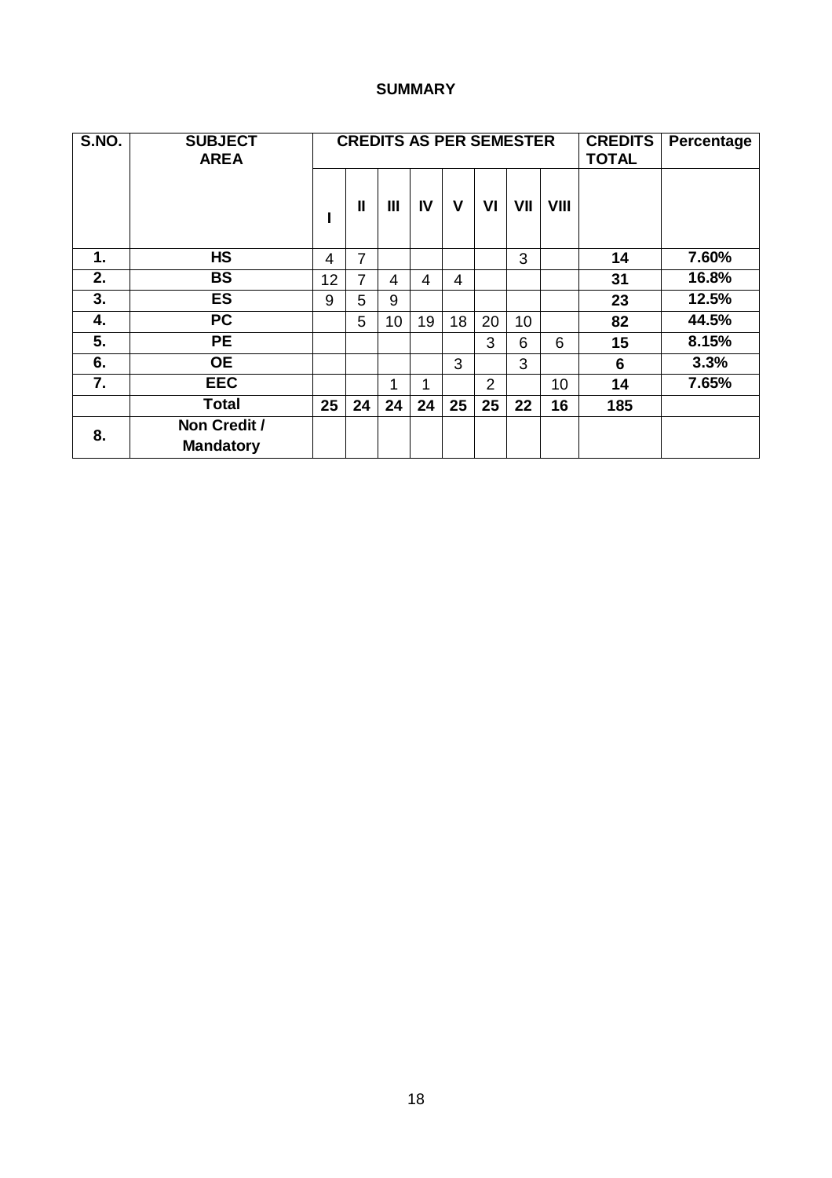## SUMMARY

| S.NO. | SUBJECT AREA | CREDITS AS PER SEMESTER | | | | | | | | CREDITS TOTAL | Percentage |
|---|---|---|---|---|---|---|---|---|---|---|---|
| | | I | II | III | IV | V | VI | VII | VIII | | |
| 1. | HS | 4 | 7 | | | | | 3 | | 14 | 7.60% |
| 2. | BS | 12 | 7 | 4 | 4 | 4 | | | | 31 | 16.8% |
| 3. | ES | 9 | 5 | 9 | | | | | | 23 | 12.5% |
| 4. | PC | | 5 | 10 | 19 | 18 | 20 | 10 | | 82 | 44.5% |
| 5. | PE | | | | | | 3 | 6 | 6 | 15 | 8.15% |
| 6. | OE | | | | | 3 | | 3 | | 6 | 3.3% |
| 7. | EEC | | | 1 | 1 | | 2 | | 10 | 14 | 7.65% |
| | Total | 25 | 24 | 24 | 24 | 25 | 25 | 22 | 16 | 185 | |
| 8. | Non Credit / Mandatory | | | | | | | | | | |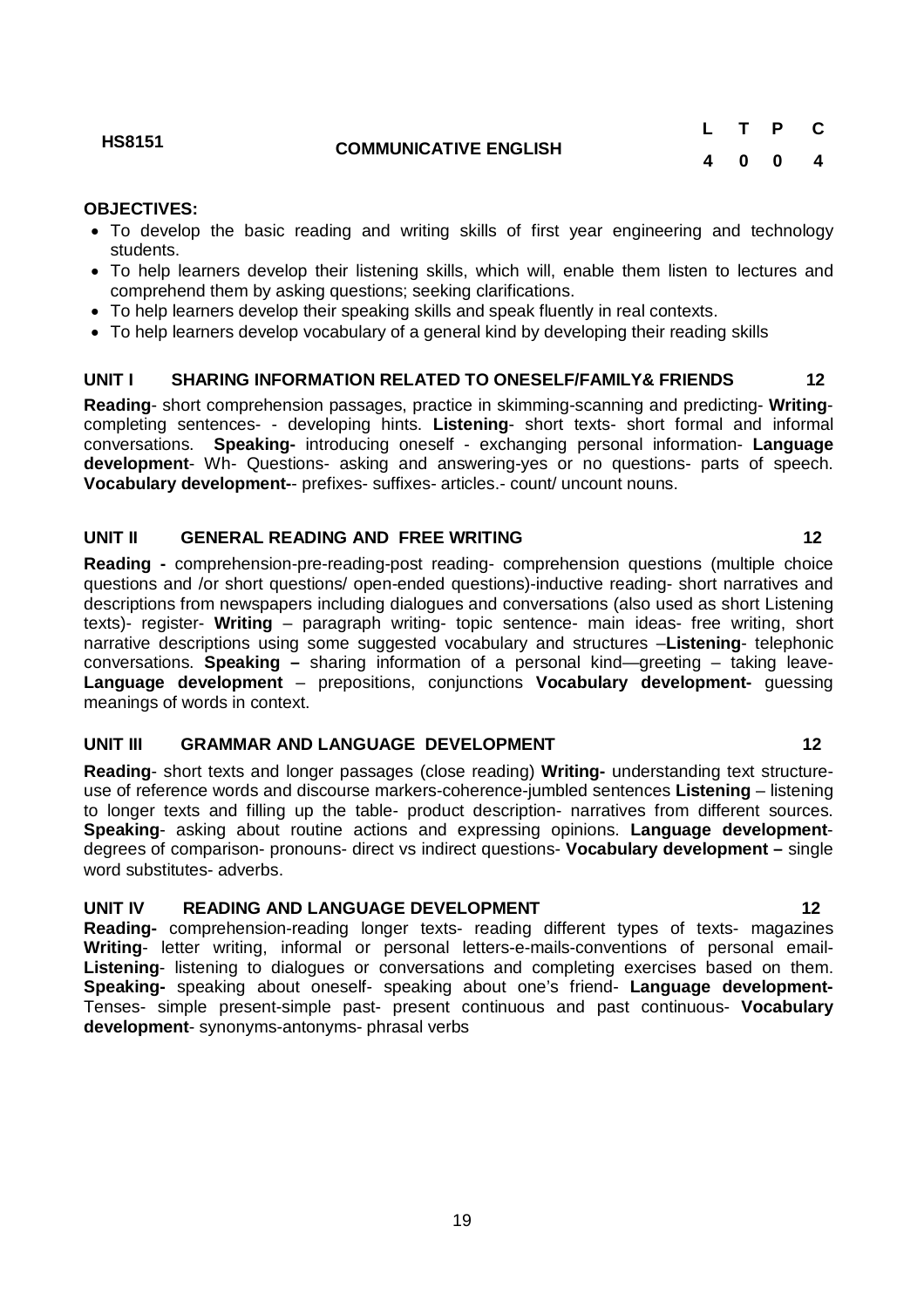| HS8151 | COMMUNICATIVE ENGLISH | L | T | P | C |
|---|---|---|---|---|---|
| | | 4 | 0 | 0 | 4 |

**OBJECTIVES:**

- To develop the basic reading and writing skills of first year engineering and technology students.
- To help learners develop their listening skills, which will, enable them listen to lectures and comprehend them by asking questions; seeking clarifications.
- To help learners develop their speaking skills and speak fluently in real contexts.
- To help learners develop vocabulary of a general kind by developing their reading skills

**UNIT I SHARING INFORMATION RELATED TO ONESELF/FAMILY& FRIENDS 12**

**Reading**- short comprehension passages, practice in skimming-scanning and predicting- **Writing**- completing sentences- - developing hints. **Listening**- short texts- short formal and informal conversations. **Speaking-** introducing oneself - exchanging personal information- **Language development**- Wh- Questions- asking and answering-yes or no questions- parts of speech. **Vocabulary development-**- prefixes- suffixes- articles.- count/ uncount nouns.

**UNIT II GENERAL READING AND FREE WRITING 12**

**Reading -** comprehension-pre-reading-post reading- comprehension questions (multiple choice questions and /or short questions/ open-ended questions)-inductive reading- short narratives and descriptions from newspapers including dialogues and conversations (also used as short Listening texts)- register- **Writing** – paragraph writing- topic sentence- main ideas- free writing, short narrative descriptions using some suggested vocabulary and structures –**Listening**- telephonic conversations. **Speaking –** sharing information of a personal kind—greeting – taking leave- **Language development** – prepositions, conjunctions **Vocabulary development-** guessing meanings of words in context.

**UNIT III GRAMMAR AND LANGUAGE DEVELOPMENT 12**

**Reading**- short texts and longer passages (close reading) **Writing-** understanding text structure- use of reference words and discourse markers-coherence-jumbled sentences **Listening** – listening to longer texts and filling up the table- product description- narratives from different sources. **Speaking**- asking about routine actions and expressing opinions. **Language development**- degrees of comparison- pronouns- direct vs indirect questions- **Vocabulary development –** single word substitutes- adverbs.

**UNIT IV READING AND LANGUAGE DEVELOPMENT 12**

**Reading-** comprehension-reading longer texts- reading different types of texts- magazines **Writing**- letter writing, informal or personal letters-e-mails-conventions of personal email- **Listening**- listening to dialogues or conversations and completing exercises based on them. **Speaking-** speaking about oneself- speaking about one's friend- **Language development-** Tenses- simple present-simple past- present continuous and past continuous- **Vocabulary development**- synonyms-antonyms- phrasal verbs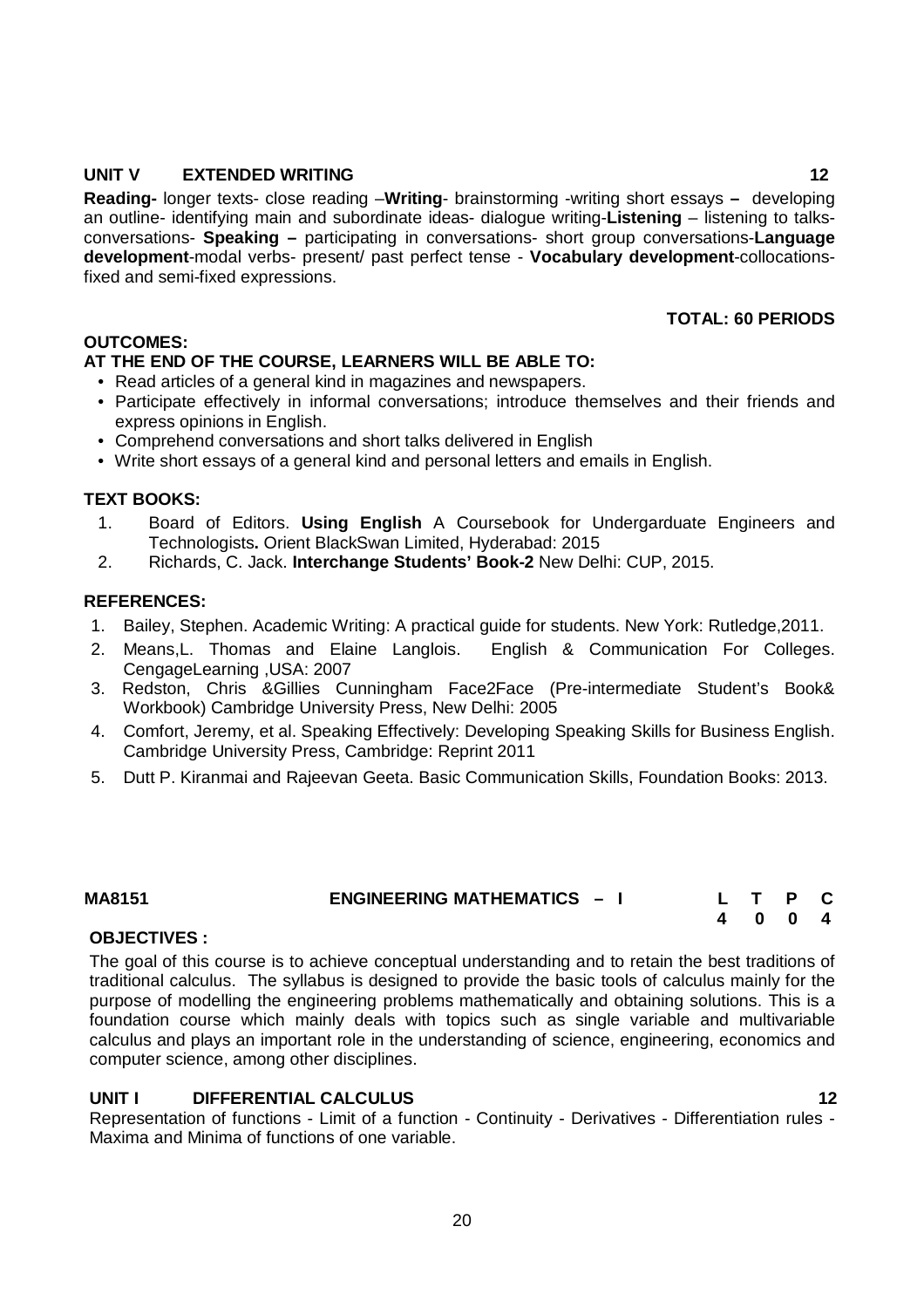### UNIT V EXTENDED WRITING 12

**Reading-** longer texts- close reading –**Writing**- brainstorming -writing short essays **–** developing an outline- identifying main and subordinate ideas- dialogue writing-**Listening** – listening to talks-conversations- **Speaking –** participating in conversations- short group conversations-**Language development**-modal verbs- present/ past perfect tense - **Vocabulary development**-collocations-fixed and semi-fixed expressions.

**TOTAL: 60 PERIODS**

**OUTCOMES:**

**AT THE END OF THE COURSE, LEARNERS WILL BE ABLE TO:**

- Read articles of a general kind in magazines and newspapers.
- Participate effectively in informal conversations; introduce themselves and their friends and express opinions in English.
- Comprehend conversations and short talks delivered in English
- Write short essays of a general kind and personal letters and emails in English.

**TEXT BOOKS:**

1. Board of Editors. **Using English** A Coursebook for Undergarduate Engineers and Technologists**.** Orient BlackSwan Limited, Hyderabad: 2015
2. Richards, C. Jack. **Interchange Students' Book-2** New Delhi: CUP, 2015.

**REFERENCES:**

1. Bailey, Stephen. Academic Writing: A practical guide for students. New York: Rutledge,2011.
2. Means,L. Thomas and Elaine Langlois. English & Communication For Colleges. CengageLearning ,USA: 2007
3. Redston, Chris &Gillies Cunningham Face2Face (Pre-intermediate Student's Book& Workbook) Cambridge University Press, New Delhi: 2005
4. Comfort, Jeremy, et al. Speaking Effectively: Developing Speaking Skills for Business English. Cambridge University Press, Cambridge: Reprint 2011
5. Dutt P. Kiranmai and Rajeevan Geeta. Basic Communication Skills, Foundation Books: 2013.

## MA8151 ENGINEERING MATHEMATICS – I

| L | T | P | C |
|---|---|---|---|
| 4 | 0 | 0 | 4 |

**OBJECTIVES :**

The goal of this course is to achieve conceptual understanding and to retain the best traditions of traditional calculus. The syllabus is designed to provide the basic tools of calculus mainly for the purpose of modelling the engineering problems mathematically and obtaining solutions. This is a foundation course which mainly deals with topics such as single variable and multivariable calculus and plays an important role in the understanding of science, engineering, economics and computer science, among other disciplines.

### UNIT I DIFFERENTIAL CALCULUS 12

Representation of functions - Limit of a function - Continuity - Derivatives - Differentiation rules - Maxima and Minima of functions of one variable.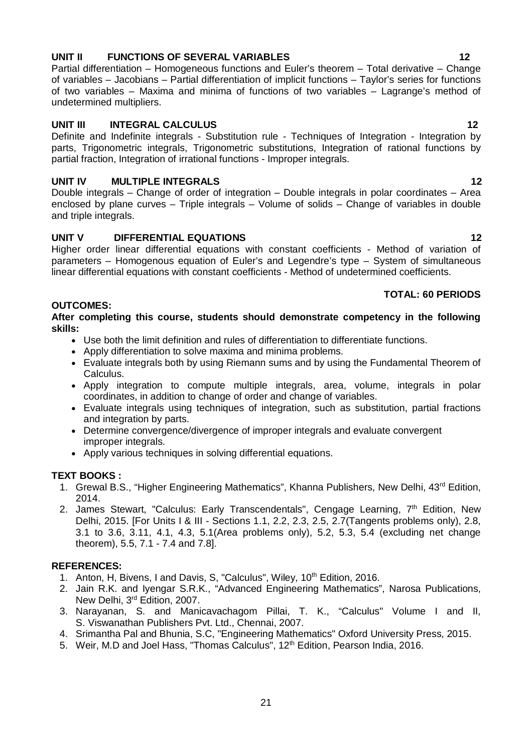**UNIT II FUNCTIONS OF SEVERAL VARIABLES 12**

Partial differentiation – Homogeneous functions and Euler's theorem – Total derivative – Change of variables – Jacobians – Partial differentiation of implicit functions – Taylor's series for functions of two variables – Maxima and minima of functions of two variables – Lagrange's method of undetermined multipliers.

**UNIT III INTEGRAL CALCULUS 12**

Definite and Indefinite integrals - Substitution rule - Techniques of Integration - Integration by parts, Trigonometric integrals, Trigonometric substitutions, Integration of rational functions by partial fraction, Integration of irrational functions - Improper integrals.

**UNIT IV MULTIPLE INTEGRALS 12**

Double integrals – Change of order of integration – Double integrals in polar coordinates – Area enclosed by plane curves – Triple integrals – Volume of solids – Change of variables in double and triple integrals.

**UNIT V DIFFERENTIAL EQUATIONS 12**

Higher order linear differential equations with constant coefficients - Method of variation of parameters – Homogenous equation of Euler's and Legendre's type – System of simultaneous linear differential equations with constant coefficients - Method of undetermined coefficients.

**TOTAL: 60 PERIODS**

**OUTCOMES:**

**After completing this course, students should demonstrate competency in the following skills:**

- Use both the limit definition and rules of differentiation to differentiate functions.
- Apply differentiation to solve maxima and minima problems.
- Evaluate integrals both by using Riemann sums and by using the Fundamental Theorem of Calculus.
- Apply integration to compute multiple integrals, area, volume, integrals in polar coordinates, in addition to change of order and change of variables.
- Evaluate integrals using techniques of integration, such as substitution, partial fractions and integration by parts.
- Determine convergence/divergence of improper integrals and evaluate convergent improper integrals.
- Apply various techniques in solving differential equations.

**TEXT BOOKS :**

1. Grewal B.S., "Higher Engineering Mathematics", Khanna Publishers, New Delhi, 43rd Edition, 2014.
2. James Stewart, "Calculus: Early Transcendentals", Cengage Learning, 7th Edition, New Delhi, 2015. [For Units I & III - Sections 1.1, 2.2, 2.3, 2.5, 2.7(Tangents problems only), 2.8, 3.1 to 3.6, 3.11, 4.1, 4.3, 5.1(Area problems only), 5.2, 5.3, 5.4 (excluding net change theorem), 5.5, 7.1 - 7.4 and 7.8].

**REFERENCES:**

1. Anton, H, Bivens, I and Davis, S, "Calculus", Wiley, 10th Edition, 2016.
2. Jain R.K. and Iyengar S.R.K., "Advanced Engineering Mathematics", Narosa Publications, New Delhi, 3rd Edition, 2007.
3. Narayanan, S. and Manicavachagom Pillai, T. K., "Calculus" Volume I and II, S. Viswanathan Publishers Pvt. Ltd., Chennai, 2007.
4. Srimantha Pal and Bhunia, S.C, "Engineering Mathematics" Oxford University Press, 2015.
5. Weir, M.D and Joel Hass, "Thomas Calculus", 12th Edition, Pearson India, 2016.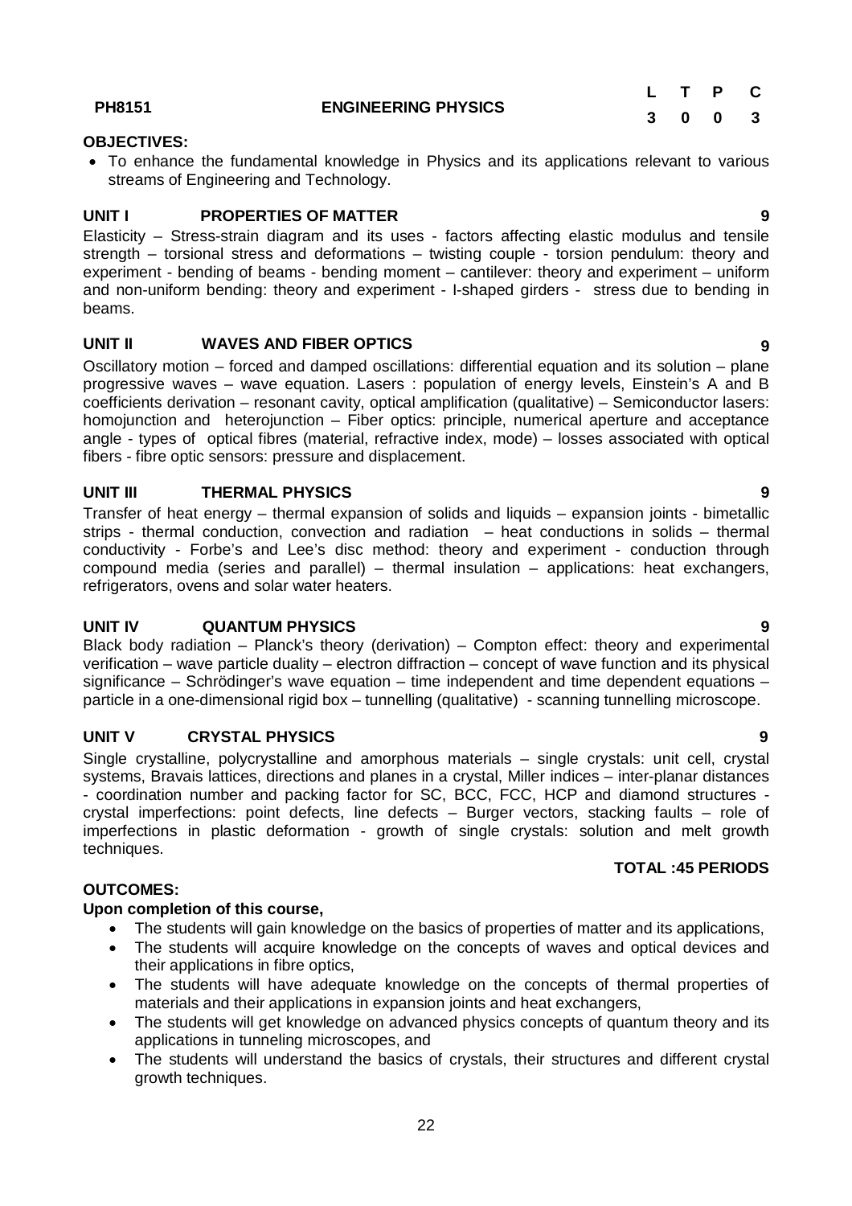| PH8151 | ENGINEERING PHYSICS | L | T | P | C |
|---|---|---|---|---|---|
| | | 3 | 0 | 0 | 3 |

**OBJECTIVES:**

- To enhance the fundamental knowledge in Physics and its applications relevant to various streams of Engineering and Technology.

**UNIT I PROPERTIES OF MATTER 9**

Elasticity – Stress-strain diagram and its uses - factors affecting elastic modulus and tensile strength – torsional stress and deformations – twisting couple - torsion pendulum: theory and experiment - bending of beams - bending moment – cantilever: theory and experiment – uniform and non-uniform bending: theory and experiment - I-shaped girders - stress due to bending in beams.

**UNIT II WAVES AND FIBER OPTICS 9**

Oscillatory motion – forced and damped oscillations: differential equation and its solution – plane progressive waves – wave equation. Lasers : population of energy levels, Einstein's A and B coefficients derivation – resonant cavity, optical amplification (qualitative) – Semiconductor lasers: homojunction and heterojunction – Fiber optics: principle, numerical aperture and acceptance angle - types of optical fibres (material, refractive index, mode) – losses associated with optical fibers - fibre optic sensors: pressure and displacement.

**UNIT III THERMAL PHYSICS 9**

Transfer of heat energy – thermal expansion of solids and liquids – expansion joints - bimetallic strips - thermal conduction, convection and radiation – heat conductions in solids – thermal conductivity - Forbe's and Lee's disc method: theory and experiment - conduction through compound media (series and parallel) – thermal insulation – applications: heat exchangers, refrigerators, ovens and solar water heaters.

**UNIT IV QUANTUM PHYSICS 9**

Black body radiation – Planck's theory (derivation) – Compton effect: theory and experimental verification – wave particle duality – electron diffraction – concept of wave function and its physical significance – Schrödinger's wave equation – time independent and time dependent equations – particle in a one-dimensional rigid box – tunnelling (qualitative) - scanning tunnelling microscope.

**UNIT V CRYSTAL PHYSICS 9**

Single crystalline, polycrystalline and amorphous materials – single crystals: unit cell, crystal systems, Bravais lattices, directions and planes in a crystal, Miller indices – inter-planar distances - coordination number and packing factor for SC, BCC, FCC, HCP and diamond structures - crystal imperfections: point defects, line defects – Burger vectors, stacking faults – role of imperfections in plastic deformation - growth of single crystals: solution and melt growth techniques.

**TOTAL :45 PERIODS**

**OUTCOMES:**

**Upon completion of this course,**

- The students will gain knowledge on the basics of properties of matter and its applications,
- The students will acquire knowledge on the concepts of waves and optical devices and their applications in fibre optics,
- The students will have adequate knowledge on the concepts of thermal properties of materials and their applications in expansion joints and heat exchangers,
- The students will get knowledge on advanced physics concepts of quantum theory and its applications in tunneling microscopes, and
- The students will understand the basics of crystals, their structures and different crystal growth techniques.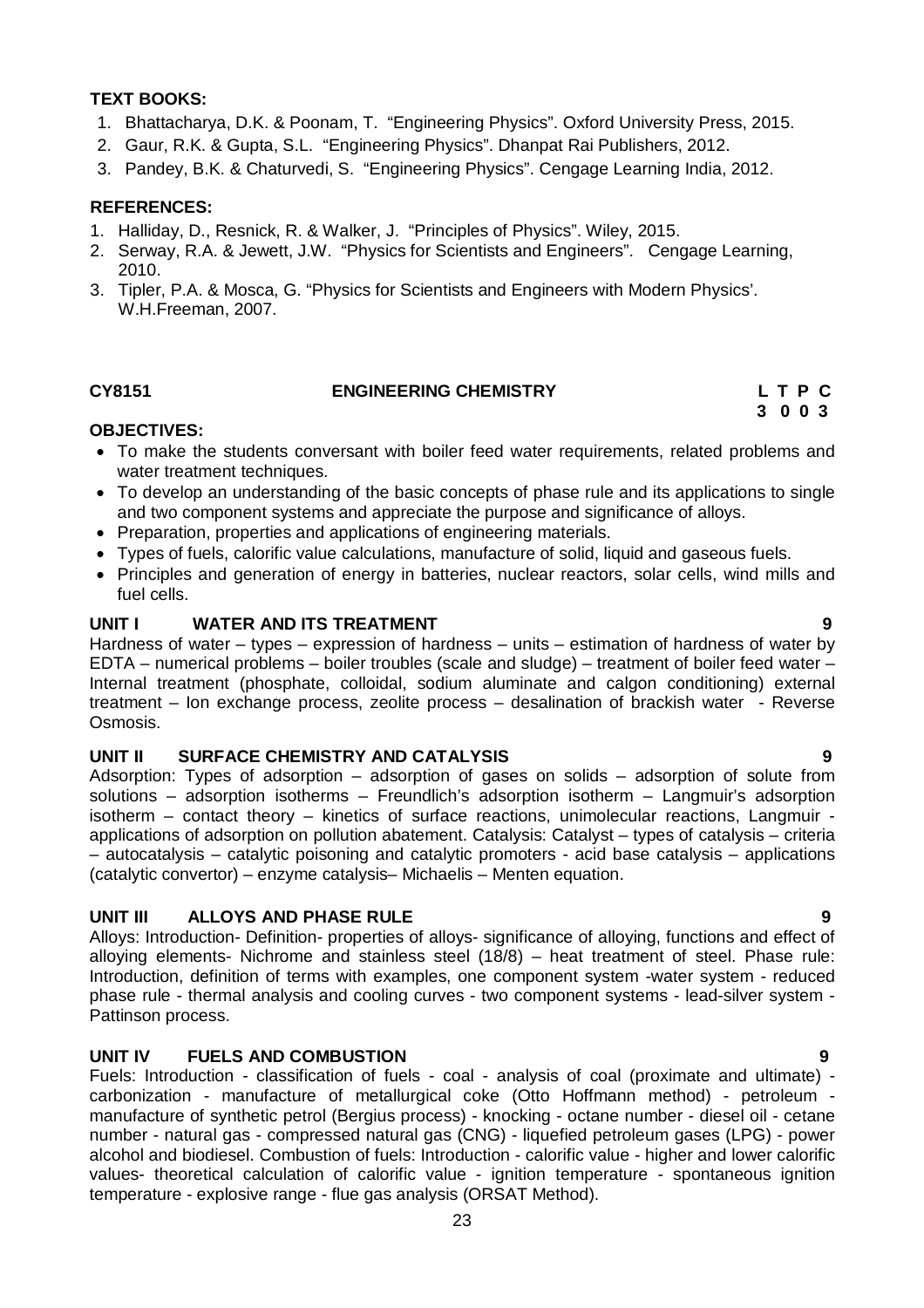**TEXT BOOKS:**

1. Bhattacharya, D.K. & Poonam, T. "Engineering Physics". Oxford University Press, 2015.
2. Gaur, R.K. & Gupta, S.L. "Engineering Physics". Dhanpat Rai Publishers, 2012.
3. Pandey, B.K. & Chaturvedi, S. "Engineering Physics". Cengage Learning India, 2012.

**REFERENCES:**

1. Halliday, D., Resnick, R. & Walker, J. "Principles of Physics". Wiley, 2015.
2. Serway, R.A. & Jewett, J.W. "Physics for Scientists and Engineers". Cengage Learning, 2010.
3. Tipler, P.A. & Mosca, G. "Physics for Scientists and Engineers with Modern Physics'. W.H.Freeman, 2007.

## CY8151 ENGINEERING CHEMISTRY

**L T P C**
**3 0 0 3**

**OBJECTIVES:**

- To make the students conversant with boiler feed water requirements, related problems and water treatment techniques.
- To develop an understanding of the basic concepts of phase rule and its applications to single and two component systems and appreciate the purpose and significance of alloys.
- Preparation, properties and applications of engineering materials.
- Types of fuels, calorific value calculations, manufacture of solid, liquid and gaseous fuels.
- Principles and generation of energy in batteries, nuclear reactors, solar cells, wind mills and fuel cells.

**UNIT I WATER AND ITS TREATMENT 9**

Hardness of water – types – expression of hardness – units – estimation of hardness of water by EDTA – numerical problems – boiler troubles (scale and sludge) – treatment of boiler feed water – Internal treatment (phosphate, colloidal, sodium aluminate and calgon conditioning) external treatment – Ion exchange process, zeolite process – desalination of brackish water - Reverse Osmosis.

**UNIT II SURFACE CHEMISTRY AND CATALYSIS 9**

Adsorption: Types of adsorption – adsorption of gases on solids – adsorption of solute from solutions – adsorption isotherms – Freundlich's adsorption isotherm – Langmuir's adsorption isotherm – contact theory – kinetics of surface reactions, unimolecular reactions, Langmuir - applications of adsorption on pollution abatement. Catalysis: Catalyst – types of catalysis – criteria – autocatalysis – catalytic poisoning and catalytic promoters - acid base catalysis – applications (catalytic convertor) – enzyme catalysis– Michaelis – Menten equation.

**UNIT III ALLOYS AND PHASE RULE 9**

Alloys: Introduction- Definition- properties of alloys- significance of alloying, functions and effect of alloying elements- Nichrome and stainless steel (18/8) – heat treatment of steel. Phase rule: Introduction, definition of terms with examples, one component system -water system - reduced phase rule - thermal analysis and cooling curves - two component systems - lead-silver system - Pattinson process.

**UNIT IV FUELS AND COMBUSTION 9**

Fuels: Introduction - classification of fuels - coal - analysis of coal (proximate and ultimate) - carbonization - manufacture of metallurgical coke (Otto Hoffmann method) - petroleum - manufacture of synthetic petrol (Bergius process) - knocking - octane number - diesel oil - cetane number - natural gas - compressed natural gas (CNG) - liquefied petroleum gases (LPG) - power alcohol and biodiesel. Combustion of fuels: Introduction - calorific value - higher and lower calorific values- theoretical calculation of calorific value - ignition temperature - spontaneous ignition temperature - explosive range - flue gas analysis (ORSAT Method).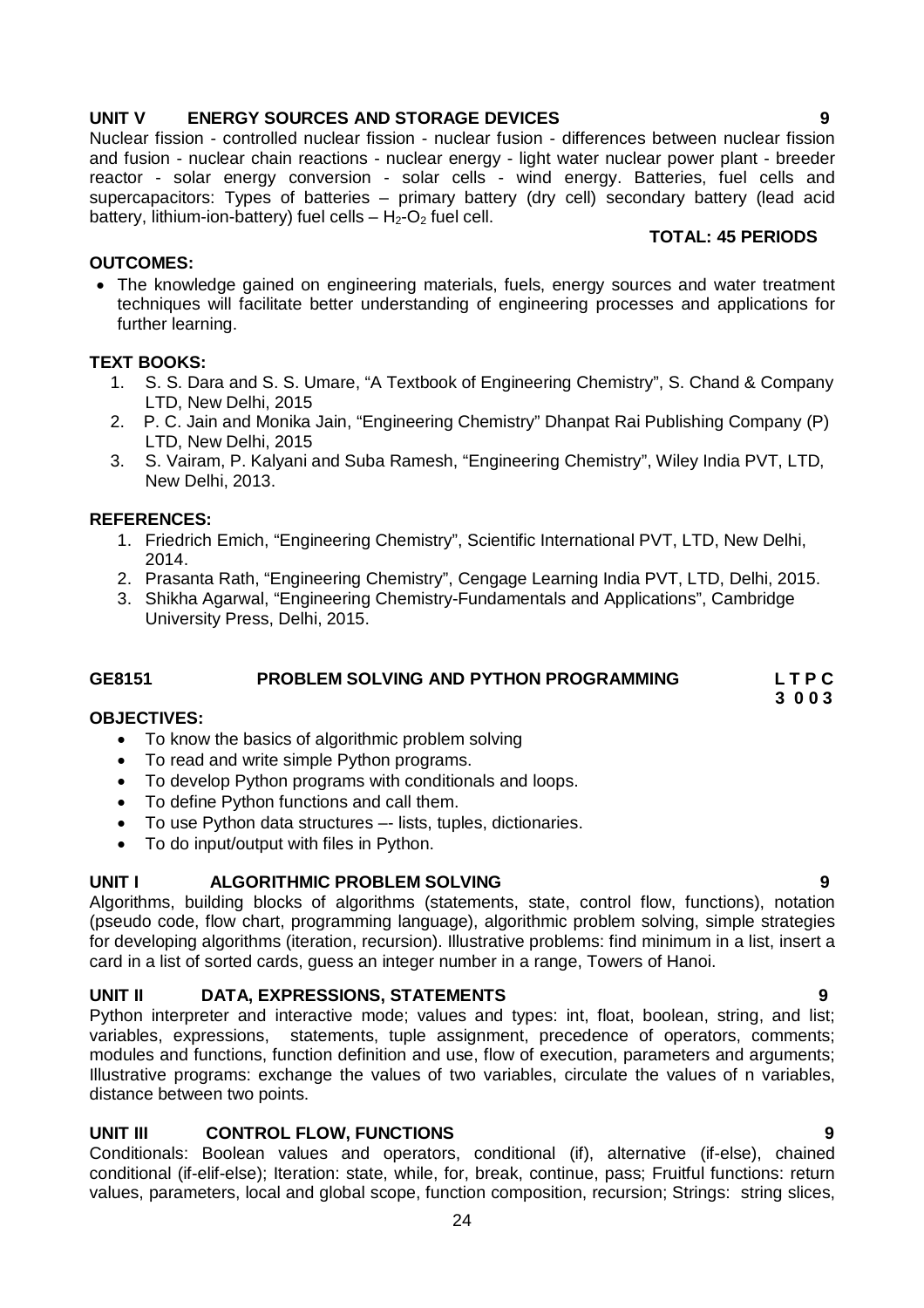**UNIT V ENERGY SOURCES AND STORAGE DEVICES 9**

Nuclear fission - controlled nuclear fission - nuclear fusion - differences between nuclear fission and fusion - nuclear chain reactions - nuclear energy - light water nuclear power plant - breeder reactor - solar energy conversion - solar cells - wind energy. Batteries, fuel cells and supercapacitors: Types of batteries – primary battery (dry cell) secondary battery (lead acid battery, lithium-ion-battery) fuel cells – $H_2$-$O_2$ fuel cell.

**TOTAL: 45 PERIODS**

**OUTCOMES:**

- The knowledge gained on engineering materials, fuels, energy sources and water treatment techniques will facilitate better understanding of engineering processes and applications for further learning.

**TEXT BOOKS:**

1. S. S. Dara and S. S. Umare, "A Textbook of Engineering Chemistry", S. Chand & Company LTD, New Delhi, 2015
2. P. C. Jain and Monika Jain, "Engineering Chemistry" Dhanpat Rai Publishing Company (P) LTD, New Delhi, 2015
3. S. Vairam, P. Kalyani and Suba Ramesh, "Engineering Chemistry", Wiley India PVT, LTD, New Delhi, 2013.

**REFERENCES:**

1. Friedrich Emich, "Engineering Chemistry", Scientific International PVT, LTD, New Delhi, 2014.
2. Prasanta Rath, "Engineering Chemistry", Cengage Learning India PVT, LTD, Delhi, 2015.
3. Shikha Agarwal, "Engineering Chemistry-Fundamentals and Applications", Cambridge University Press, Delhi, 2015.

## GE8151 PROBLEM SOLVING AND PYTHON PROGRAMMING

**L T P C**
**3 0 0 3**

**OBJECTIVES:**

- To know the basics of algorithmic problem solving
- To read and write simple Python programs.
- To develop Python programs with conditionals and loops.
- To define Python functions and call them.
- To use Python data structures –- lists, tuples, dictionaries.
- To do input/output with files in Python.

**UNIT I ALGORITHMIC PROBLEM SOLVING 9**

Algorithms, building blocks of algorithms (statements, state, control flow, functions), notation (pseudo code, flow chart, programming language), algorithmic problem solving, simple strategies for developing algorithms (iteration, recursion). Illustrative problems: find minimum in a list, insert a card in a list of sorted cards, guess an integer number in a range, Towers of Hanoi.

**UNIT II DATA, EXPRESSIONS, STATEMENTS 9**

Python interpreter and interactive mode; values and types: int, float, boolean, string, and list; variables, expressions, statements, tuple assignment, precedence of operators, comments; modules and functions, function definition and use, flow of execution, parameters and arguments; Illustrative programs: exchange the values of two variables, circulate the values of n variables, distance between two points.

**UNIT III CONTROL FLOW, FUNCTIONS 9**

Conditionals: Boolean values and operators, conditional (if), alternative (if-else), chained conditional (if-elif-else); Iteration: state, while, for, break, continue, pass; Fruitful functions: return values, parameters, local and global scope, function composition, recursion; Strings: string slices,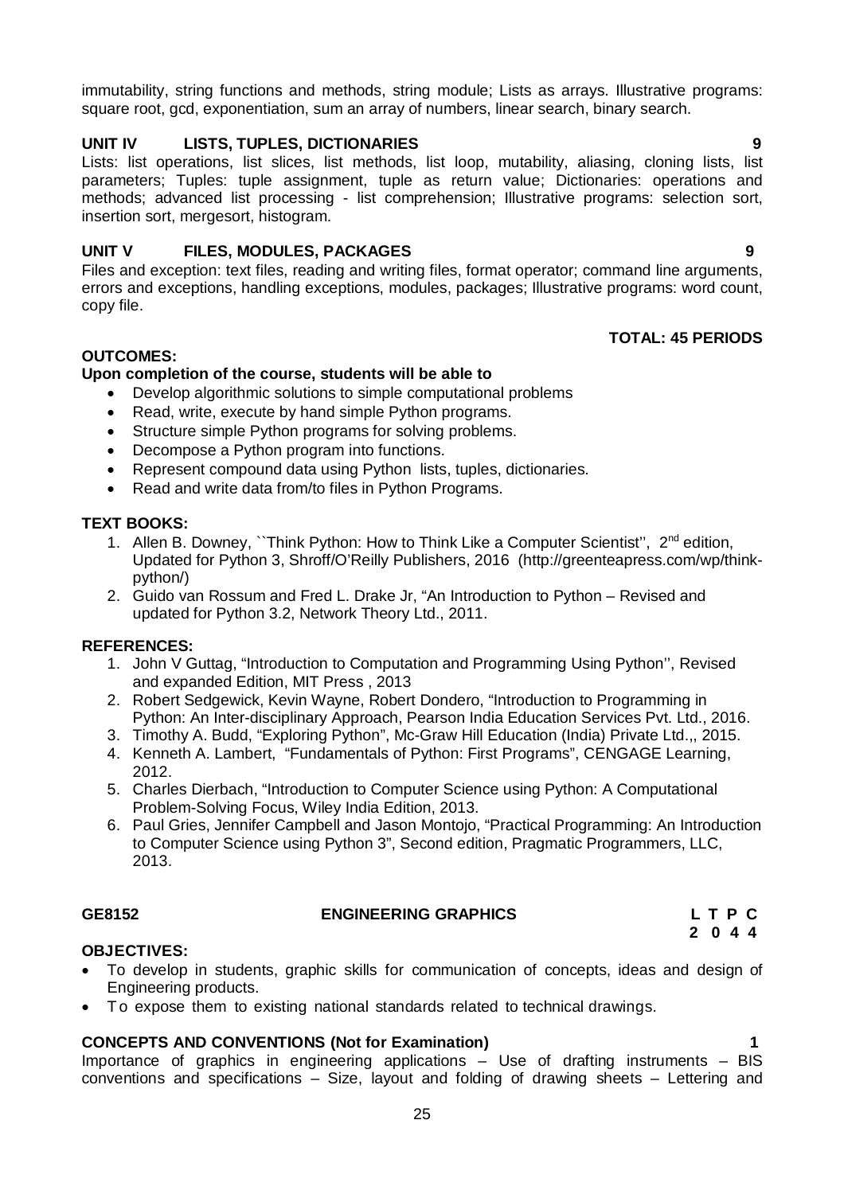immutability, string functions and methods, string module; Lists as arrays. Illustrative programs: square root, gcd, exponentiation, sum an array of numbers, linear search, binary search.

**UNIT IV LISTS, TUPLES, DICTIONARIES 9**

Lists: list operations, list slices, list methods, list loop, mutability, aliasing, cloning lists, list parameters; Tuples: tuple assignment, tuple as return value; Dictionaries: operations and methods; advanced list processing - list comprehension; Illustrative programs: selection sort, insertion sort, mergesort, histogram.

**UNIT V FILES, MODULES, PACKAGES 9**

Files and exception: text files, reading and writing files, format operator; command line arguments, errors and exceptions, handling exceptions, modules, packages; Illustrative programs: word count, copy file.

**TOTAL: 45 PERIODS**

**OUTCOMES:**

**Upon completion of the course, students will be able to**

- Develop algorithmic solutions to simple computational problems
- Read, write, execute by hand simple Python programs.
- Structure simple Python programs for solving problems.
- Decompose a Python program into functions.
- Represent compound data using Python lists, tuples, dictionaries.
- Read and write data from/to files in Python Programs.

**TEXT BOOKS:**

1. Allen B. Downey, ``Think Python: How to Think Like a Computer Scientist'', 2nd edition, Updated for Python 3, Shroff/O'Reilly Publishers, 2016 (http://greenteapress.com/wp/think-python/)
2. Guido van Rossum and Fred L. Drake Jr, "An Introduction to Python – Revised and updated for Python 3.2, Network Theory Ltd., 2011.

**REFERENCES:**

1. John V Guttag, "Introduction to Computation and Programming Using Python'', Revised and expanded Edition, MIT Press , 2013
2. Robert Sedgewick, Kevin Wayne, Robert Dondero, "Introduction to Programming in Python: An Inter-disciplinary Approach, Pearson India Education Services Pvt. Ltd., 2016.
3. Timothy A. Budd, "Exploring Python", Mc-Graw Hill Education (India) Private Ltd.,, 2015.
4. Kenneth A. Lambert, "Fundamentals of Python: First Programs", CENGAGE Learning, 2012.
5. Charles Dierbach, "Introduction to Computer Science using Python: A Computational Problem-Solving Focus, Wiley India Edition, 2013.
6. Paul Gries, Jennifer Campbell and Jason Montojo, "Practical Programming: An Introduction to Computer Science using Python 3", Second edition, Pragmatic Programmers, LLC, 2013.

## GE8152 ENGINEERING GRAPHICS

| L | T | P | C |
|---|---|---|---|
| 2 | 0 | 4 | 4 |

**OBJECTIVES:**

- To develop in students, graphic skills for communication of concepts, ideas and design of Engineering products.
- To expose them to existing national standards related to technical drawings.

**CONCEPTS AND CONVENTIONS (Not for Examination) 1**

Importance of graphics in engineering applications – Use of drafting instruments – BIS conventions and specifications – Size, layout and folding of drawing sheets – Lettering and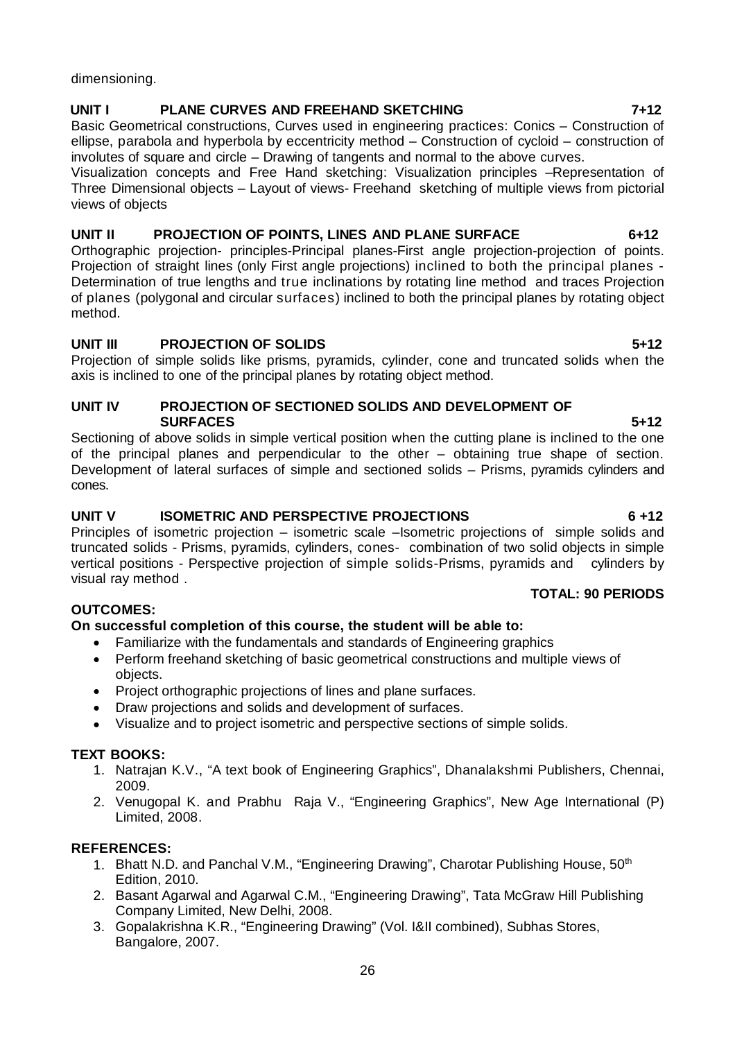dimensioning.

**UNIT I PLANE CURVES AND FREEHAND SKETCHING 7+12**

Basic Geometrical constructions, Curves used in engineering practices: Conics – Construction of ellipse, parabola and hyperbola by eccentricity method – Construction of cycloid – construction of involutes of square and circle – Drawing of tangents and normal to the above curves.

Visualization concepts and Free Hand sketching: Visualization principles –Representation of Three Dimensional objects – Layout of views- Freehand sketching of multiple views from pictorial views of objects

**UNIT II PROJECTION OF POINTS, LINES AND PLANE SURFACE 6+12**

Orthographic projection- principles-Principal planes-First angle projection-projection of points. Projection of straight lines (only First angle projections) inclined to both the principal planes - Determination of true lengths and true inclinations by rotating line method and traces Projection of planes (polygonal and circular surfaces) inclined to both the principal planes by rotating object method.

**UNIT III PROJECTION OF SOLIDS 5+12**

Projection of simple solids like prisms, pyramids, cylinder, cone and truncated solids when the axis is inclined to one of the principal planes by rotating object method.

**UNIT IV PROJECTION OF SECTIONED SOLIDS AND DEVELOPMENT OF SURFACES 5+12**

Sectioning of above solids in simple vertical position when the cutting plane is inclined to the one of the principal planes and perpendicular to the other – obtaining true shape of section. Development of lateral surfaces of simple and sectioned solids – Prisms, pyramids cylinders and cones.

**UNIT V ISOMETRIC AND PERSPECTIVE PROJECTIONS 6 +12**

Principles of isometric projection – isometric scale –Isometric projections of simple solids and truncated solids - Prisms, pyramids, cylinders, cones- combination of two solid objects in simple vertical positions - Perspective projection of simple solids-Prisms, pyramids and cylinders by visual ray method .

**TOTAL: 90 PERIODS**

**OUTCOMES:**

**On successful completion of this course, the student will be able to:**

- Familiarize with the fundamentals and standards of Engineering graphics
- Perform freehand sketching of basic geometrical constructions and multiple views of objects.
- Project orthographic projections of lines and plane surfaces.
- Draw projections and solids and development of surfaces.
- Visualize and to project isometric and perspective sections of simple solids.

**TEXT BOOKS:**

1. Natrajan K.V., "A text book of Engineering Graphics", Dhanalakshmi Publishers, Chennai, 2009.
2. Venugopal K. and Prabhu Raja V., "Engineering Graphics", New Age International (P) Limited, 2008.

**REFERENCES:**

1. Bhatt N.D. and Panchal V.M., "Engineering Drawing", Charotar Publishing House, 50th Edition, 2010.
2. Basant Agarwal and Agarwal C.M., "Engineering Drawing", Tata McGraw Hill Publishing Company Limited, New Delhi, 2008.
3. Gopalakrishna K.R., "Engineering Drawing" (Vol. I&II combined), Subhas Stores, Bangalore, 2007.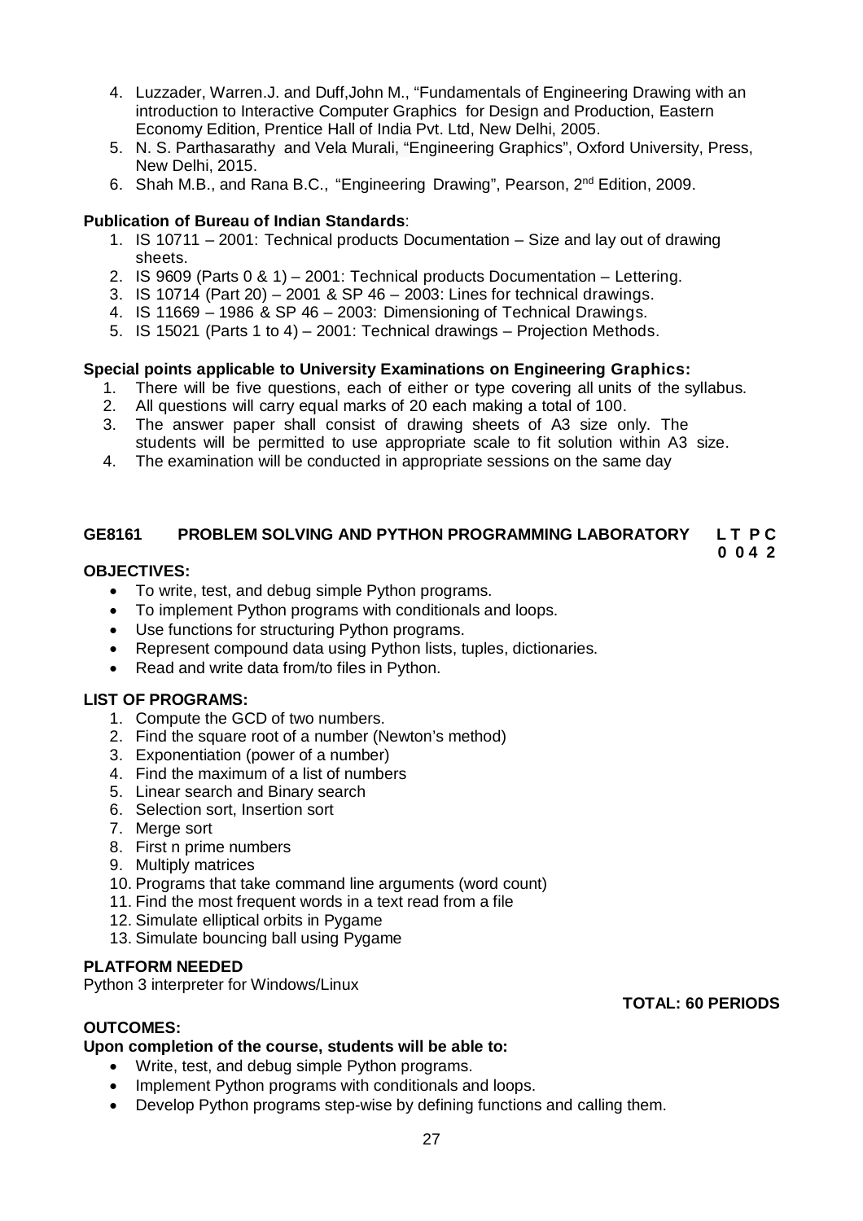4. Luzzader, Warren.J. and Duff,John M., "Fundamentals of Engineering Drawing with an introduction to Interactive Computer Graphics for Design and Production, Eastern Economy Edition, Prentice Hall of India Pvt. Ltd, New Delhi, 2005.
5. N. S. Parthasarathy and Vela Murali, "Engineering Graphics", Oxford University, Press, New Delhi, 2015.
6. Shah M.B., and Rana B.C., "Engineering Drawing", Pearson, 2nd Edition, 2009.

**Publication of Bureau of Indian Standards**:

1. IS 10711 – 2001: Technical products Documentation – Size and lay out of drawing sheets.
2. IS 9609 (Parts 0 & 1) – 2001: Technical products Documentation – Lettering.
3. IS 10714 (Part 20) – 2001 & SP 46 – 2003: Lines for technical drawings.
4. IS 11669 – 1986 & SP 46 – 2003: Dimensioning of Technical Drawings.
5. IS 15021 (Parts 1 to 4) – 2001: Technical drawings – Projection Methods.

**Special points applicable to University Examinations on Engineering Graphics:**

1. There will be five questions, each of either or type covering all units of the syllabus.
2. All questions will carry equal marks of 20 each making a total of 100.
3. The answer paper shall consist of drawing sheets of A3 size only. The students will be permitted to use appropriate scale to fit solution within A3 size.
4. The examination will be conducted in appropriate sessions on the same day

## GE8161 PROBLEM SOLVING AND PYTHON PROGRAMMING LABORATORY

**L T P C**
**0 0 4 2**

**OBJECTIVES:**

- To write, test, and debug simple Python programs.
- To implement Python programs with conditionals and loops.
- Use functions for structuring Python programs.
- Represent compound data using Python lists, tuples, dictionaries.
- Read and write data from/to files in Python.

**LIST OF PROGRAMS:**

1. Compute the GCD of two numbers.
2. Find the square root of a number (Newton's method)
3. Exponentiation (power of a number)
4. Find the maximum of a list of numbers
5. Linear search and Binary search
6. Selection sort, Insertion sort
7. Merge sort
8. First n prime numbers
9. Multiply matrices
10. Programs that take command line arguments (word count)
11. Find the most frequent words in a text read from a file
12. Simulate elliptical orbits in Pygame
13. Simulate bouncing ball using Pygame

**PLATFORM NEEDED**

Python 3 interpreter for Windows/Linux

**TOTAL: 60 PERIODS**

**OUTCOMES:**

**Upon completion of the course, students will be able to:**

- Write, test, and debug simple Python programs.
- Implement Python programs with conditionals and loops.
- Develop Python programs step-wise by defining functions and calling them.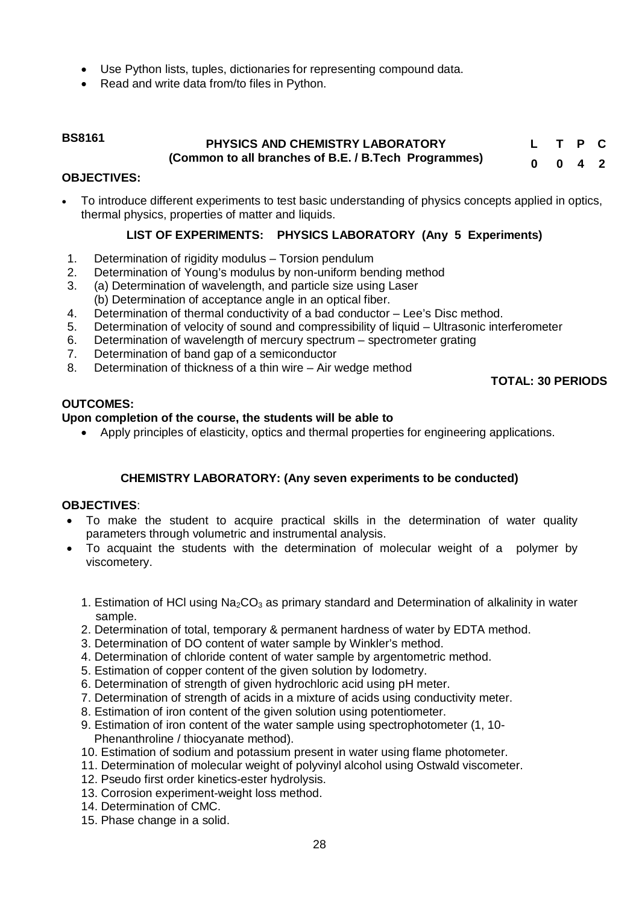- Use Python lists, tuples, dictionaries for representing compound data.
- Read and write data from/to files in Python.

**BS8161** **PHYSICS AND CHEMISTRY LABORATORY (Common to all branches of B.E. / B.Tech Programmes)**

| L | T | P | C |
|---|---|---|---|
| 0 | 0 | 4 | 2 |

**OBJECTIVES:**

- To introduce different experiments to test basic understanding of physics concepts applied in optics, thermal physics, properties of matter and liquids.

**LIST OF EXPERIMENTS: PHYSICS LABORATORY (Any 5 Experiments)**

1. Determination of rigidity modulus – Torsion pendulum
2. Determination of Young's modulus by non-uniform bending method
3. (a) Determination of wavelength, and particle size using Laser
   (b) Determination of acceptance angle in an optical fiber.
4. Determination of thermal conductivity of a bad conductor – Lee's Disc method.
5. Determination of velocity of sound and compressibility of liquid – Ultrasonic interferometer
6. Determination of wavelength of mercury spectrum – spectrometer grating
7. Determination of band gap of a semiconductor
8. Determination of thickness of a thin wire – Air wedge method

**TOTAL: 30 PERIODS**

**OUTCOMES:**

**Upon completion of the course, the students will be able to**

- Apply principles of elasticity, optics and thermal properties for engineering applications.

**CHEMISTRY LABORATORY: (Any seven experiments to be conducted)**

**OBJECTIVES**:

- To make the student to acquire practical skills in the determination of water quality parameters through volumetric and instrumental analysis.
- To acquaint the students with the determination of molecular weight of a polymer by viscometery.

1. Estimation of HCl using $Na_2CO_3$ as primary standard and Determination of alkalinity in water sample.
2. Determination of total, temporary & permanent hardness of water by EDTA method.
3. Determination of DO content of water sample by Winkler's method.
4. Determination of chloride content of water sample by argentometric method.
5. Estimation of copper content of the given solution by Iodometry.
6. Determination of strength of given hydrochloric acid using pH meter.
7. Determination of strength of acids in a mixture of acids using conductivity meter.
8. Estimation of iron content of the given solution using potentiometer.
9. Estimation of iron content of the water sample using spectrophotometer (1, 10-Phenanthroline / thiocyanate method).
10. Estimation of sodium and potassium present in water using flame photometer.
11. Determination of molecular weight of polyvinyl alcohol using Ostwald viscometer.
12. Pseudo first order kinetics-ester hydrolysis.
13. Corrosion experiment-weight loss method.
14. Determination of CMC.
15. Phase change in a solid.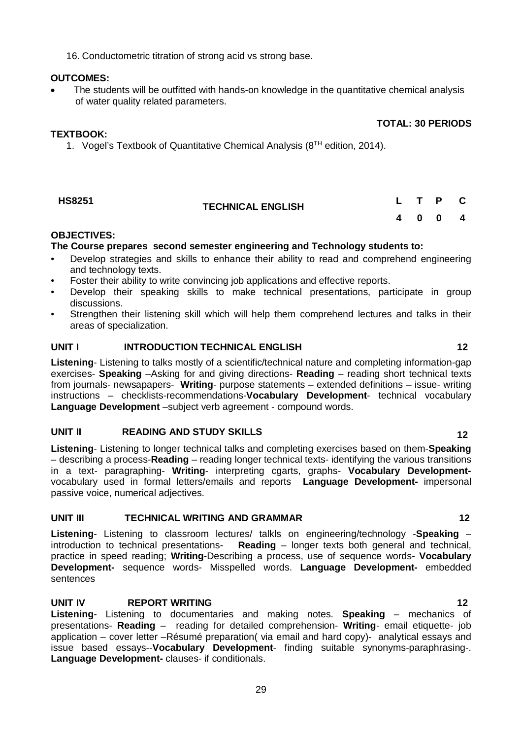16. Conductometric titration of strong acid vs strong base.

**OUTCOMES:**

- The students will be outfitted with hands-on knowledge in the quantitative chemical analysis of water quality related parameters.

**TOTAL: 30 PERIODS**

**TEXTBOOK:**

1. Vogel's Textbook of Quantitative Chemical Analysis (8$^{TH}$ edition, 2014).

| **HS8251** | **TECHNICAL ENGLISH** | **L** | **T** | **P** | **C** |
|---|---|---|---|---|---|
| | | **4** | **0** | **0** | **4** |

**OBJECTIVES:**

**The Course prepares second semester engineering and Technology students to:**

- Develop strategies and skills to enhance their ability to read and comprehend engineering and technology texts.
- Foster their ability to write convincing job applications and effective reports.
- Develop their speaking skills to make technical presentations, participate in group discussions.
- Strengthen their listening skill which will help them comprehend lectures and talks in their areas of specialization.

**UNIT I INTRODUCTION TECHNICAL ENGLISH 12**

**Listening**- Listening to talks mostly of a scientific/technical nature and completing information-gap exercises- **Speaking** –Asking for and giving directions- **Reading** – reading short technical texts from journals- newsapapers- **Writing**- purpose statements – extended definitions – issue- writing instructions – checklists-recommendations-**Vocabulary Development**- technical vocabulary **Language Development** –subject verb agreement - compound words.

**UNIT II READING AND STUDY SKILLS 12**

**Listening**- Listening to longer technical talks and completing exercises based on them-**Speaking** – describing a process-**Reading** – reading longer technical texts- identifying the various transitions in a text- paragraphing- **Writing**- interpreting cgarts, graphs- **Vocabulary Development-** vocabulary used in formal letters/emails and reports **Language Development-** impersonal passive voice, numerical adjectives.

**UNIT III TECHNICAL WRITING AND GRAMMAR 12**

**Listening**- Listening to classroom lectures/ talkls on engineering/technology -**Speaking** – introduction to technical presentations- **Reading** – longer texts both general and technical, practice in speed reading; **Writing**-Describing a process, use of sequence words- **Vocabulary Development-** sequence words- Misspelled words. **Language Development-** embedded sentences

**UNIT IV REPORT WRITING 12**

**Listening**- Listening to documentaries and making notes. **Speaking** – mechanics of presentations- **Reading** – reading for detailed comprehension- **Writing**- email etiquette- job application – cover letter –Résumé preparation( via email and hard copy)- analytical essays and issue based essays--**Vocabulary Development**- finding suitable synonyms-paraphrasing-. **Language Development-** clauses- if conditionals.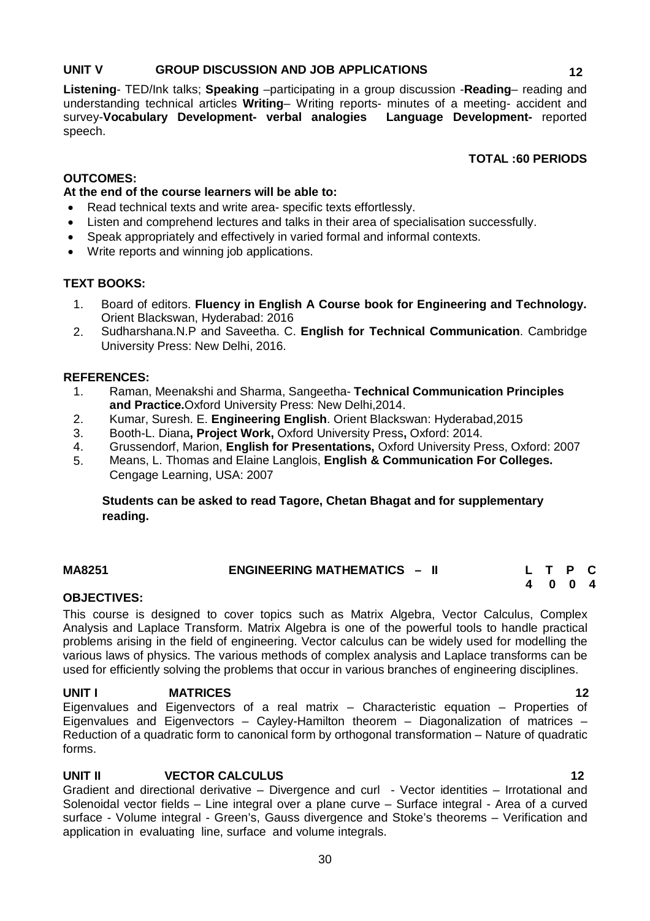**UNIT V GROUP DISCUSSION AND JOB APPLICATIONS** **12**

**Listening**- TED/Ink talks; **Speaking** –participating in a group discussion -**Reading**– reading and understanding technical articles **Writing**– Writing reports- minutes of a meeting- accident and survey-**Vocabulary Development- verbal analogies** **Language Development-** reported speech.

**TOTAL :60 PERIODS**

**OUTCOMES:**

**At the end of the course learners will be able to:**

- Read technical texts and write area- specific texts effortlessly.
- Listen and comprehend lectures and talks in their area of specialisation successfully.
- Speak appropriately and effectively in varied formal and informal contexts.
- Write reports and winning job applications.

**TEXT BOOKS:**

1. Board of editors. **Fluency in English A Course book for Engineering and Technology.** Orient Blackswan, Hyderabad: 2016
2. Sudharshana.N.P and Saveetha. C. **English for Technical Communication**. Cambridge University Press: New Delhi, 2016.

**REFERENCES:**

1. Raman, Meenakshi and Sharma, Sangeetha- **Technical Communication Principles and Practice.**Oxford University Press: New Delhi,2014.
2. Kumar, Suresh. E. **Engineering English**. Orient Blackswan: Hyderabad,2015
3. Booth-L. Diana**, Project Work,** Oxford University Press**,** Oxford: 2014.
4. Grussendorf, Marion, **English for Presentations,** Oxford University Press, Oxford: 2007
5. Means, L. Thomas and Elaine Langlois, **English & Communication For Colleges.** Cengage Learning, USA: 2007

**Students can be asked to read Tagore, Chetan Bhagat and for supplementary reading.**

**MA8251 ENGINEERING MATHEMATICS – II**

| L | T | P | C |
|---|---|---|---|
| 4 | 0 | 0 | 4 |

**OBJECTIVES:**

This course is designed to cover topics such as Matrix Algebra, Vector Calculus, Complex Analysis and Laplace Transform. Matrix Algebra is one of the powerful tools to handle practical problems arising in the field of engineering. Vector calculus can be widely used for modelling the various laws of physics. The various methods of complex analysis and Laplace transforms can be used for efficiently solving the problems that occur in various branches of engineering disciplines.

**UNIT I MATRICES** **12**

Eigenvalues and Eigenvectors of a real matrix – Characteristic equation – Properties of Eigenvalues and Eigenvectors – Cayley-Hamilton theorem – Diagonalization of matrices – Reduction of a quadratic form to canonical form by orthogonal transformation – Nature of quadratic forms.

**UNIT II VECTOR CALCULUS** **12**

Gradient and directional derivative – Divergence and curl - Vector identities – Irrotational and Solenoidal vector fields – Line integral over a plane curve – Surface integral - Area of a curved surface - Volume integral - Green's, Gauss divergence and Stoke's theorems – Verification and application in evaluating line, surface and volume integrals.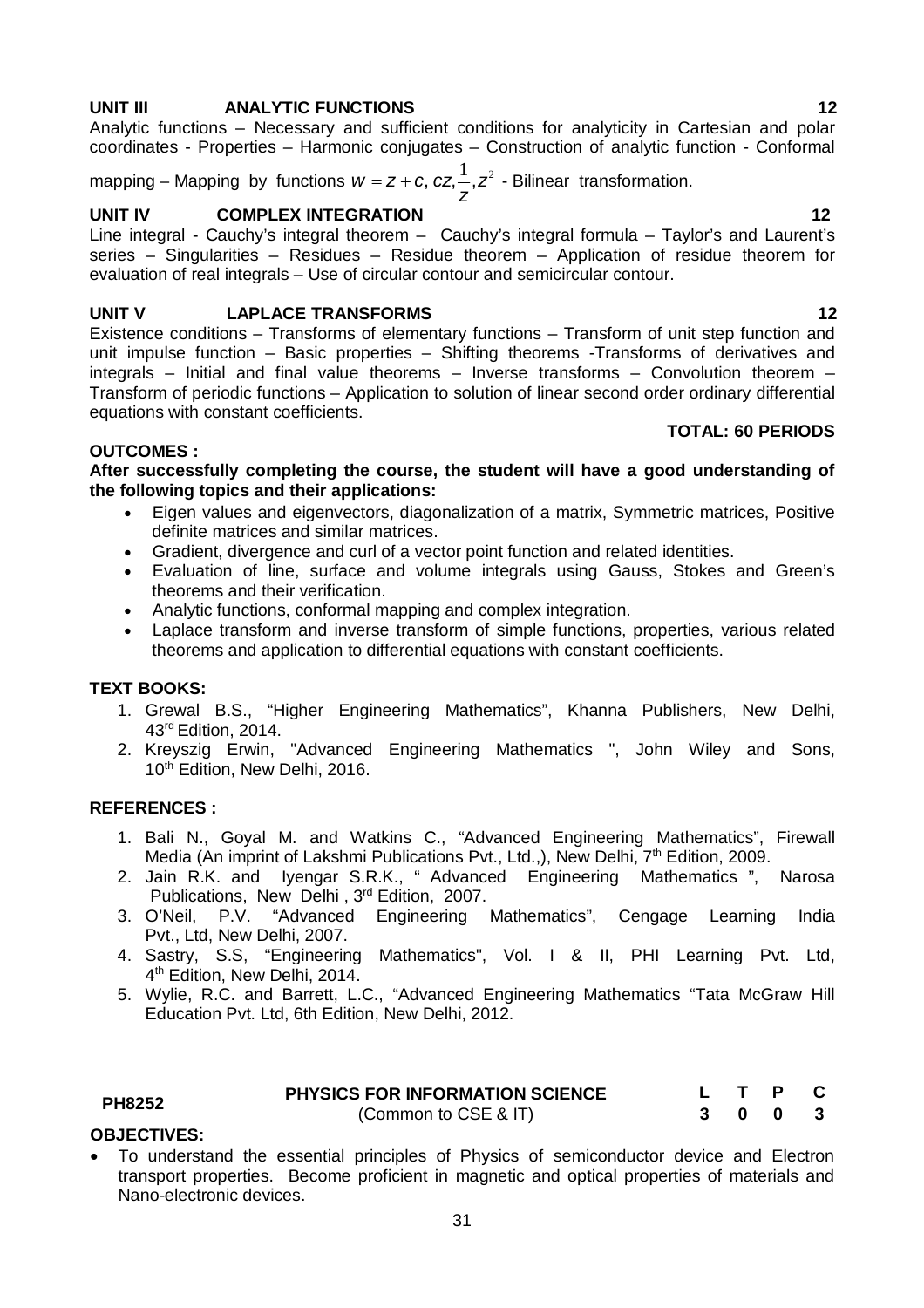**UNIT III ANALYTIC FUNCTIONS 12**

Analytic functions – Necessary and sufficient conditions for analyticity in Cartesian and polar coordinates - Properties – Harmonic conjugates – Construction of analytic function - Conformal mapping – Mapping by functions $w = z + c, cz, \frac{1}{z}, z^2$ - Bilinear transformation.

**UNIT IV COMPLEX INTEGRATION 12**

Line integral - Cauchy's integral theorem – Cauchy's integral formula – Taylor's and Laurent's series – Singularities – Residues – Residue theorem – Application of residue theorem for evaluation of real integrals – Use of circular contour and semicircular contour.

**UNIT V LAPLACE TRANSFORMS 12**

Existence conditions – Transforms of elementary functions – Transform of unit step function and unit impulse function – Basic properties – Shifting theorems -Transforms of derivatives and integrals – Initial and final value theorems – Inverse transforms – Convolution theorem – Transform of periodic functions – Application to solution of linear second order ordinary differential equations with constant coefficients.

**TOTAL: 60 PERIODS**

**OUTCOMES :**

**After successfully completing the course, the student will have a good understanding of the following topics and their applications:**

- Eigen values and eigenvectors, diagonalization of a matrix, Symmetric matrices, Positive definite matrices and similar matrices.
- Gradient, divergence and curl of a vector point function and related identities.
- Evaluation of line, surface and volume integrals using Gauss, Stokes and Green's theorems and their verification.
- Analytic functions, conformal mapping and complex integration.
- Laplace transform and inverse transform of simple functions, properties, various related theorems and application to differential equations with constant coefficients.

**TEXT BOOKS:**

1. Grewal B.S., "Higher Engineering Mathematics", Khanna Publishers, New Delhi, 43rd Edition, 2014.
2. Kreyszig Erwin, "Advanced Engineering Mathematics ", John Wiley and Sons, 10th Edition, New Delhi, 2016.

**REFERENCES :**

1. Bali N., Goyal M. and Watkins C., "Advanced Engineering Mathematics", Firewall Media (An imprint of Lakshmi Publications Pvt., Ltd.,), New Delhi, 7th Edition, 2009.
2. Jain R.K. and Iyengar S.R.K., " Advanced Engineering Mathematics ", Narosa Publications, New Delhi , 3rd Edition, 2007.
3. O'Neil, P.V. "Advanced Engineering Mathematics", Cengage Learning India Pvt., Ltd, New Delhi, 2007.
4. Sastry, S.S, "Engineering Mathematics", Vol. I & II, PHI Learning Pvt. Ltd, 4th Edition, New Delhi, 2014.
5. Wylie, R.C. and Barrett, L.C., "Advanced Engineering Mathematics "Tata McGraw Hill Education Pvt. Ltd, 6th Edition, New Delhi, 2012.

| **PH8252** | **PHYSICS FOR INFORMATION SCIENCE** (Common to CSE & IT) | **L** | **T** | **P** | **C** |
|---|---|---|---|---|---|
| | | **3** | **0** | **0** | **3** |

**OBJECTIVES:**

- To understand the essential principles of Physics of semiconductor device and Electron transport properties. Become proficient in magnetic and optical properties of materials and Nano-electronic devices.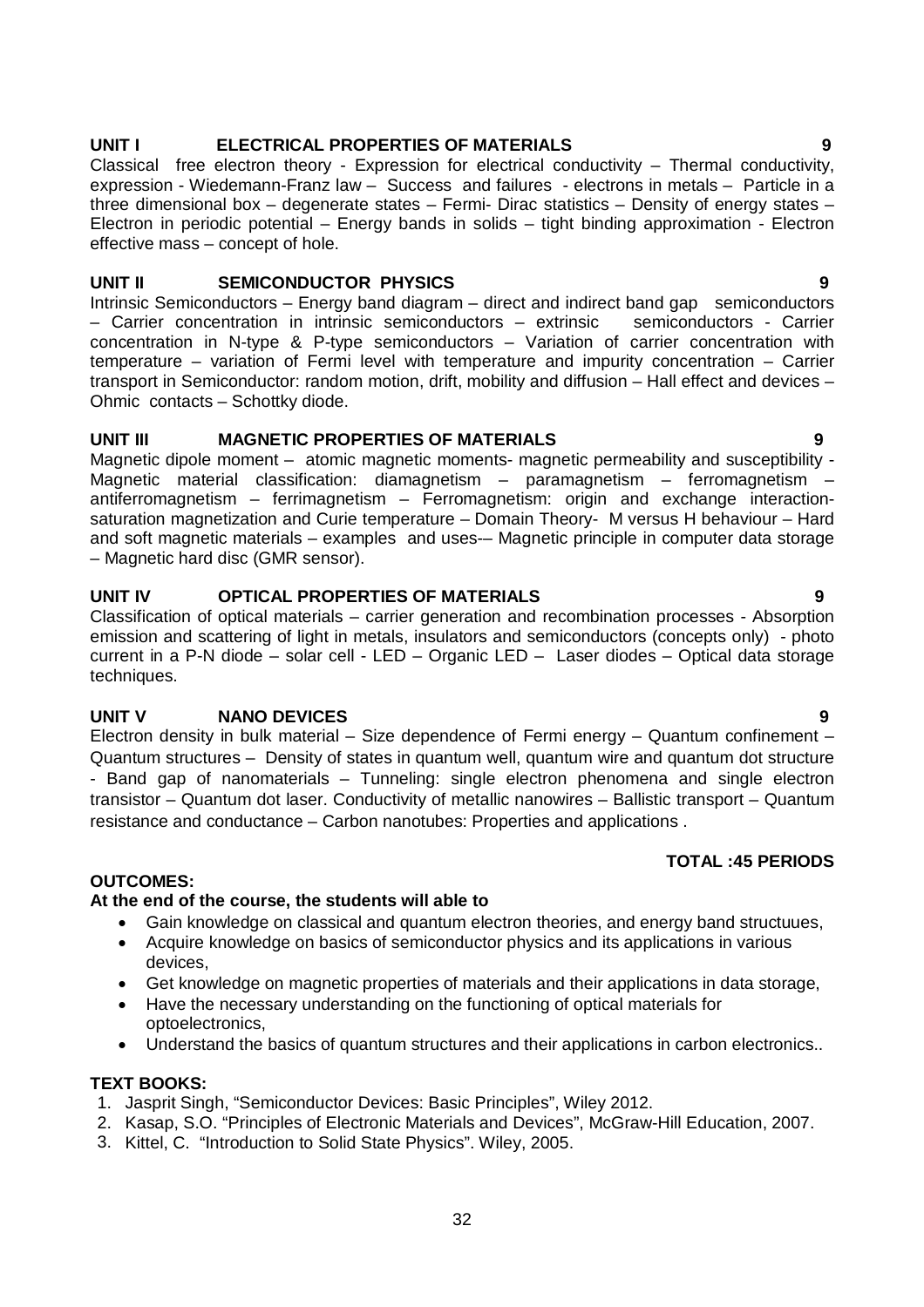**UNIT I ELECTRICAL PROPERTIES OF MATERIALS 9**

Classical free electron theory - Expression for electrical conductivity – Thermal conductivity, expression - Wiedemann-Franz law – Success and failures - electrons in metals – Particle in a three dimensional box – degenerate states – Fermi- Dirac statistics – Density of energy states – Electron in periodic potential – Energy bands in solids – tight binding approximation - Electron effective mass – concept of hole.

**UNIT II SEMICONDUCTOR PHYSICS 9**

Intrinsic Semiconductors – Energy band diagram – direct and indirect band gap semiconductors – Carrier concentration in intrinsic semiconductors – extrinsic semiconductors - Carrier concentration in N-type & P-type semiconductors – Variation of carrier concentration with temperature – variation of Fermi level with temperature and impurity concentration – Carrier transport in Semiconductor: random motion, drift, mobility and diffusion – Hall effect and devices – Ohmic contacts – Schottky diode.

**UNIT III MAGNETIC PROPERTIES OF MATERIALS 9**

Magnetic dipole moment – atomic magnetic moments- magnetic permeability and susceptibility - Magnetic material classification: diamagnetism – paramagnetism – ferromagnetism – antiferromagnetism – ferrimagnetism – Ferromagnetism: origin and exchange interaction- saturation magnetization and Curie temperature – Domain Theory- M versus H behaviour – Hard and soft magnetic materials – examples and uses-– Magnetic principle in computer data storage – Magnetic hard disc (GMR sensor).

**UNIT IV OPTICAL PROPERTIES OF MATERIALS 9**

Classification of optical materials – carrier generation and recombination processes - Absorption emission and scattering of light in metals, insulators and semiconductors (concepts only) - photo current in a P-N diode – solar cell - LED – Organic LED – Laser diodes – Optical data storage techniques.

**UNIT V NANO DEVICES 9**

Electron density in bulk material – Size dependence of Fermi energy – Quantum confinement – Quantum structures – Density of states in quantum well, quantum wire and quantum dot structure - Band gap of nanomaterials – Tunneling: single electron phenomena and single electron transistor – Quantum dot laser. Conductivity of metallic nanowires – Ballistic transport – Quantum resistance and conductance – Carbon nanotubes: Properties and applications .

**TOTAL :45 PERIODS**

**OUTCOMES:**

**At the end of the course, the students will able to**

- Gain knowledge on classical and quantum electron theories, and energy band structuues,
- Acquire knowledge on basics of semiconductor physics and its applications in various devices,
- Get knowledge on magnetic properties of materials and their applications in data storage,
- Have the necessary understanding on the functioning of optical materials for optoelectronics,
- Understand the basics of quantum structures and their applications in carbon electronics..

**TEXT BOOKS:**

1. Jasprit Singh, "Semiconductor Devices: Basic Principles", Wiley 2012.
2. Kasap, S.O. "Principles of Electronic Materials and Devices", McGraw-Hill Education, 2007.
3. Kittel, C. "Introduction to Solid State Physics". Wiley, 2005.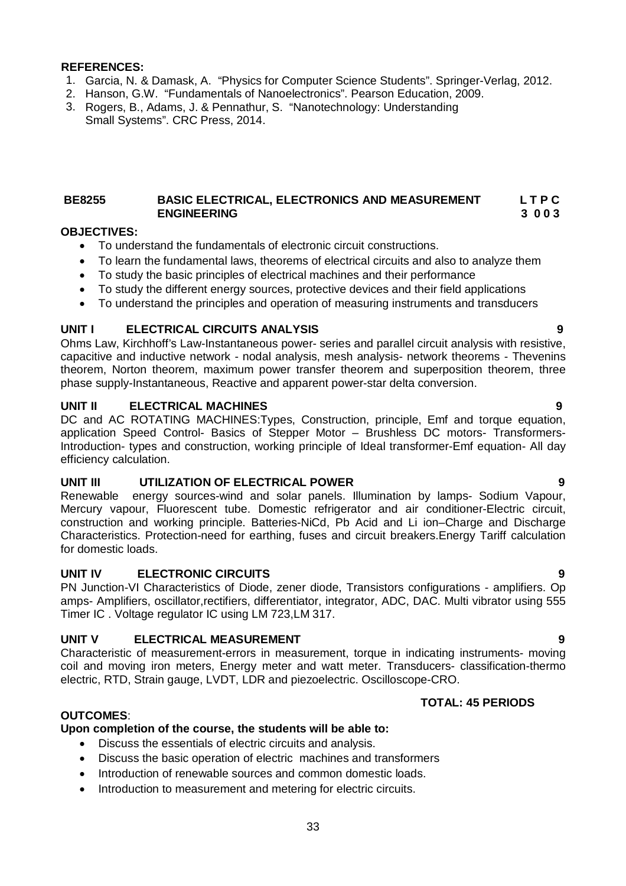**REFERENCES:**

1. Garcia, N. & Damask, A. "Physics for Computer Science Students". Springer-Verlag, 2012.
2. Hanson, G.W. "Fundamentals of Nanoelectronics". Pearson Education, 2009.
3. Rogers, B., Adams, J. & Pennathur, S. "Nanotechnology: Understanding Small Systems". CRC Press, 2014.

## BE8255 BASIC ELECTRICAL, ELECTRONICS AND MEASUREMENT ENGINEERING

**L T P C**
**3 0 0 3**

**OBJECTIVES:**

- To understand the fundamentals of electronic circuit constructions.
- To learn the fundamental laws, theorems of electrical circuits and also to analyze them
- To study the basic principles of electrical machines and their performance
- To study the different energy sources, protective devices and their field applications
- To understand the principles and operation of measuring instruments and transducers

**UNIT I ELECTRICAL CIRCUITS ANALYSIS 9**

Ohms Law, Kirchhoff's Law-Instantaneous power- series and parallel circuit analysis with resistive, capacitive and inductive network - nodal analysis, mesh analysis- network theorems - Thevenins theorem, Norton theorem, maximum power transfer theorem and superposition theorem, three phase supply-Instantaneous, Reactive and apparent power-star delta conversion.

**UNIT II ELECTRICAL MACHINES 9**

DC and AC ROTATING MACHINES:Types, Construction, principle, Emf and torque equation, application Speed Control- Basics of Stepper Motor – Brushless DC motors- Transformers-Introduction- types and construction, working principle of Ideal transformer-Emf equation- All day efficiency calculation.

**UNIT III UTILIZATION OF ELECTRICAL POWER 9**

Renewable energy sources-wind and solar panels. Illumination by lamps- Sodium Vapour, Mercury vapour, Fluorescent tube. Domestic refrigerator and air conditioner-Electric circuit, construction and working principle. Batteries-NiCd, Pb Acid and Li ion–Charge and Discharge Characteristics. Protection-need for earthing, fuses and circuit breakers.Energy Tariff calculation for domestic loads.

**UNIT IV ELECTRONIC CIRCUITS 9**

PN Junction-VI Characteristics of Diode, zener diode, Transistors configurations - amplifiers. Op amps- Amplifiers, oscillator,rectifiers, differentiator, integrator, ADC, DAC. Multi vibrator using 555 Timer IC . Voltage regulator IC using LM 723,LM 317.

**UNIT V ELECTRICAL MEASUREMENT 9**

Characteristic of measurement-errors in measurement, torque in indicating instruments- moving coil and moving iron meters, Energy meter and watt meter. Transducers- classification-thermo electric, RTD, Strain gauge, LVDT, LDR and piezoelectric. Oscilloscope-CRO.

**TOTAL: 45 PERIODS**

**OUTCOMES**:

**Upon completion of the course, the students will be able to:**

- Discuss the essentials of electric circuits and analysis.
- Discuss the basic operation of electric machines and transformers
- Introduction of renewable sources and common domestic loads.
- Introduction to measurement and metering for electric circuits.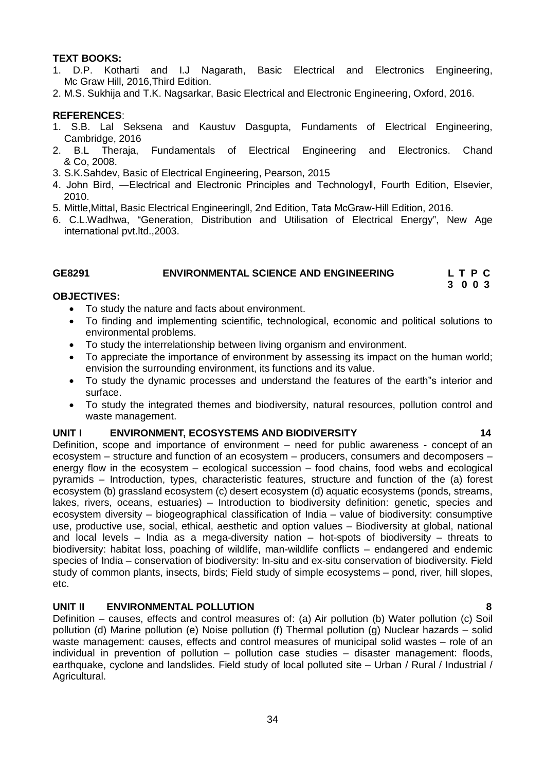**TEXT BOOKS:**

1. D.P. Kotharti and I.J Nagarath, Basic Electrical and Electronics Engineering, Mc Graw Hill, 2016,Third Edition.
2. M.S. Sukhija and T.K. Nagsarkar, Basic Electrical and Electronic Engineering, Oxford, 2016.

**REFERENCES**:

1. S.B. Lal Seksena and Kaustuv Dasgupta, Fundaments of Electrical Engineering, Cambridge, 2016
2. B.L Theraja, Fundamentals of Electrical Engineering and Electronics. Chand & Co, 2008.
3. S.K.Sahdev, Basic of Electrical Engineering, Pearson, 2015
4. John Bird, ―Electrical and Electronic Principles and Technology‖, Fourth Edition, Elsevier, 2010.
5. Mittle,Mittal, Basic Electrical Engineering‖, 2nd Edition, Tata McGraw-Hill Edition, 2016.
6. C.L.Wadhwa, "Generation, Distribution and Utilisation of Electrical Energy", New Age international pvt.ltd.,2003.

## GE8291 ENVIRONMENTAL SCIENCE AND ENGINEERING

| L | T | P | C |
|---|---|---|---|
| 3 | 0 | 0 | 3 |

**OBJECTIVES:**

- To study the nature and facts about environment.
- To finding and implementing scientific, technological, economic and political solutions to environmental problems.
- To study the interrelationship between living organism and environment.
- To appreciate the importance of environment by assessing its impact on the human world; envision the surrounding environment, its functions and its value.
- To study the dynamic processes and understand the features of the earth"s interior and surface.
- To study the integrated themes and biodiversity, natural resources, pollution control and waste management.

**UNIT I ENVIRONMENT, ECOSYSTEMS AND BIODIVERSITY 14**

Definition, scope and importance of environment – need for public awareness - concept of an ecosystem – structure and function of an ecosystem – producers, consumers and decomposers – energy flow in the ecosystem – ecological succession – food chains, food webs and ecological pyramids – Introduction, types, characteristic features, structure and function of the (a) forest ecosystem (b) grassland ecosystem (c) desert ecosystem (d) aquatic ecosystems (ponds, streams, lakes, rivers, oceans, estuaries) – Introduction to biodiversity definition: genetic, species and ecosystem diversity – biogeographical classification of India – value of biodiversity: consumptive use, productive use, social, ethical, aesthetic and option values – Biodiversity at global, national and local levels – India as a mega-diversity nation – hot-spots of biodiversity – threats to biodiversity: habitat loss, poaching of wildlife, man-wildlife conflicts – endangered and endemic species of India – conservation of biodiversity: In-situ and ex-situ conservation of biodiversity. Field study of common plants, insects, birds; Field study of simple ecosystems – pond, river, hill slopes, etc.

**UNIT II ENVIRONMENTAL POLLUTION 8**

Definition – causes, effects and control measures of: (a) Air pollution (b) Water pollution (c) Soil pollution (d) Marine pollution (e) Noise pollution (f) Thermal pollution (g) Nuclear hazards – solid waste management: causes, effects and control measures of municipal solid wastes – role of an individual in prevention of pollution – pollution case studies – disaster management: floods, earthquake, cyclone and landslides. Field study of local polluted site – Urban / Rural / Industrial / Agricultural.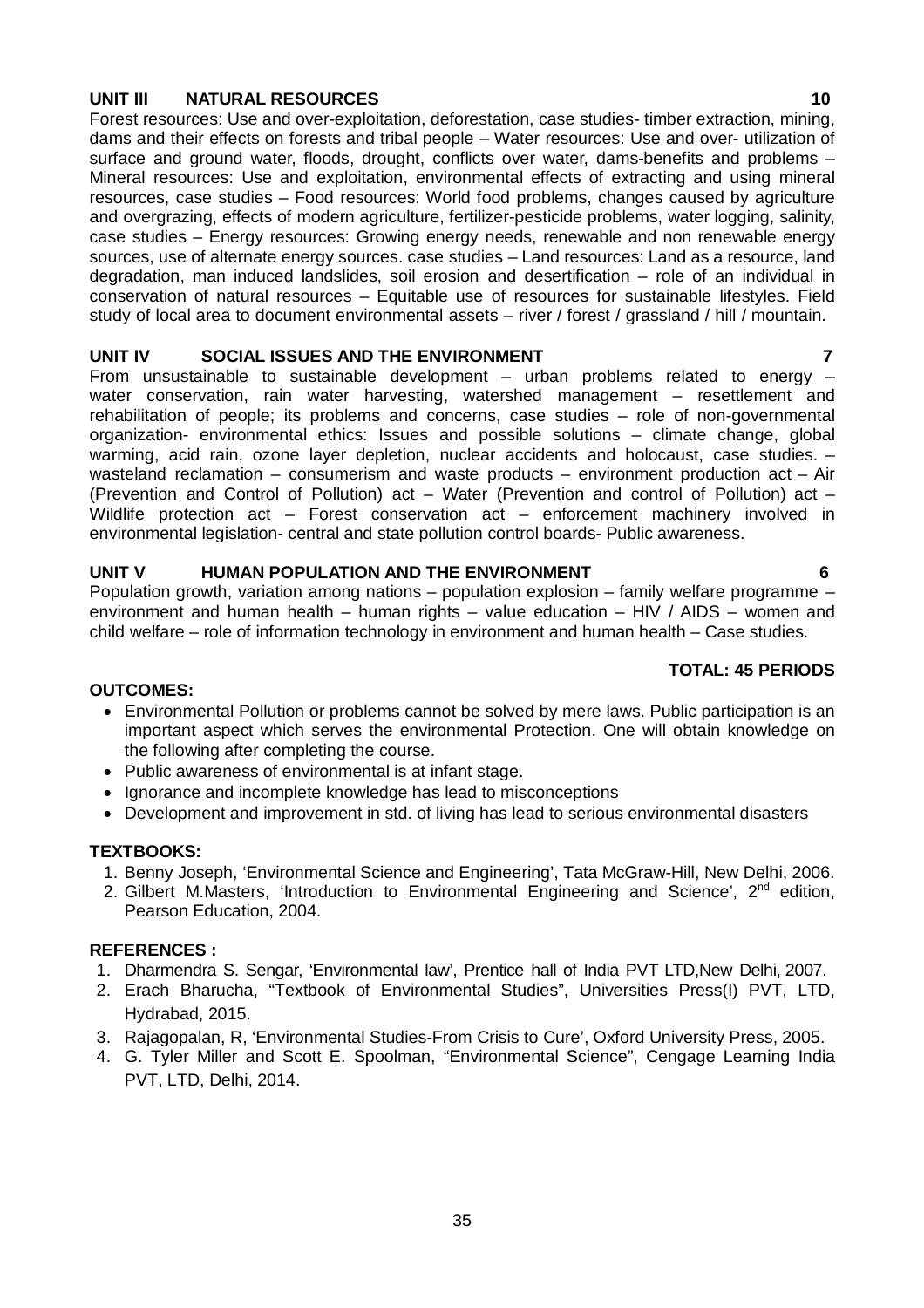**UNIT III NATURAL RESOURCES 10**

Forest resources: Use and over-exploitation, deforestation, case studies- timber extraction, mining, dams and their effects on forests and tribal people – Water resources: Use and over- utilization of surface and ground water, floods, drought, conflicts over water, dams-benefits and problems – Mineral resources: Use and exploitation, environmental effects of extracting and using mineral resources, case studies – Food resources: World food problems, changes caused by agriculture and overgrazing, effects of modern agriculture, fertilizer-pesticide problems, water logging, salinity, case studies – Energy resources: Growing energy needs, renewable and non renewable energy sources, use of alternate energy sources. case studies – Land resources: Land as a resource, land degradation, man induced landslides, soil erosion and desertification – role of an individual in conservation of natural resources – Equitable use of resources for sustainable lifestyles. Field study of local area to document environmental assets – river / forest / grassland / hill / mountain.

**UNIT IV SOCIAL ISSUES AND THE ENVIRONMENT 7**

From unsustainable to sustainable development – urban problems related to energy – water conservation, rain water harvesting, watershed management – resettlement and rehabilitation of people; its problems and concerns, case studies – role of non-governmental organization- environmental ethics: Issues and possible solutions – climate change, global warming, acid rain, ozone layer depletion, nuclear accidents and holocaust, case studies. – wasteland reclamation – consumerism and waste products – environment production act – Air (Prevention and Control of Pollution) act – Water (Prevention and control of Pollution) act – Wildlife protection act – Forest conservation act – enforcement machinery involved in environmental legislation- central and state pollution control boards- Public awareness.

**UNIT V HUMAN POPULATION AND THE ENVIRONMENT 6**

Population growth, variation among nations – population explosion – family welfare programme – environment and human health – human rights – value education – HIV / AIDS – women and child welfare – role of information technology in environment and human health – Case studies.

**TOTAL: 45 PERIODS**

**OUTCOMES:**

- Environmental Pollution or problems cannot be solved by mere laws. Public participation is an important aspect which serves the environmental Protection. One will obtain knowledge on the following after completing the course.
- Public awareness of environmental is at infant stage.
- Ignorance and incomplete knowledge has lead to misconceptions
- Development and improvement in std. of living has lead to serious environmental disasters

**TEXTBOOKS:**

1. Benny Joseph, 'Environmental Science and Engineering', Tata McGraw-Hill, New Delhi, 2006.
2. Gilbert M.Masters, 'Introduction to Environmental Engineering and Science', 2nd edition, Pearson Education, 2004.

**REFERENCES :**

1. Dharmendra S. Sengar, 'Environmental law', Prentice hall of India PVT LTD,New Delhi, 2007.
2. Erach Bharucha, "Textbook of Environmental Studies", Universities Press(I) PVT, LTD, Hydrabad, 2015.
3. Rajagopalan, R, 'Environmental Studies-From Crisis to Cure', Oxford University Press, 2005.
4. G. Tyler Miller and Scott E. Spoolman, "Environmental Science", Cengage Learning India PVT, LTD, Delhi, 2014.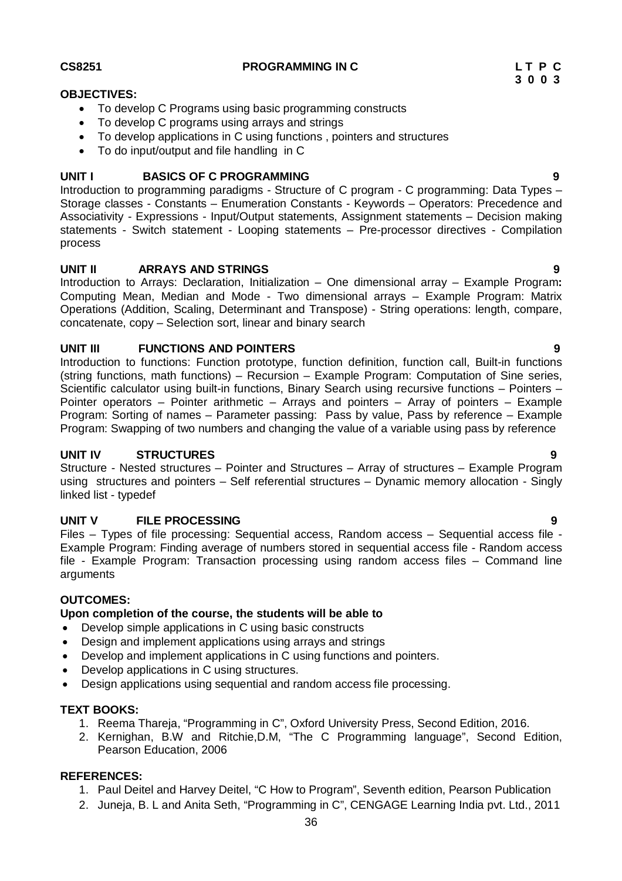**CS8251 PROGRAMMING IN C**

**L T P C**
**3 0 0 3**

**OBJECTIVES:**

- To develop C Programs using basic programming constructs
- To develop C programs using arrays and strings
- To develop applications in C using functions , pointers and structures
- To do input/output and file handling in C

**UNIT I BASICS OF C PROGRAMMING 9**

Introduction to programming paradigms - Structure of C program - C programming: Data Types – Storage classes - Constants – Enumeration Constants - Keywords – Operators: Precedence and Associativity - Expressions - Input/Output statements, Assignment statements – Decision making statements - Switch statement - Looping statements – Pre-processor directives - Compilation process

**UNIT II ARRAYS AND STRINGS 9**

Introduction to Arrays: Declaration, Initialization – One dimensional array – Example Program**:** Computing Mean, Median and Mode - Two dimensional arrays – Example Program: Matrix Operations (Addition, Scaling, Determinant and Transpose) - String operations: length, compare, concatenate, copy – Selection sort, linear and binary search

**UNIT III FUNCTIONS AND POINTERS 9**

Introduction to functions: Function prototype, function definition, function call, Built-in functions (string functions, math functions) – Recursion – Example Program: Computation of Sine series, Scientific calculator using built-in functions, Binary Search using recursive functions – Pointers – Pointer operators – Pointer arithmetic – Arrays and pointers – Array of pointers – Example Program: Sorting of names – Parameter passing: Pass by value, Pass by reference – Example Program: Swapping of two numbers and changing the value of a variable using pass by reference

**UNIT IV STRUCTURES 9**

Structure - Nested structures – Pointer and Structures – Array of structures – Example Program using structures and pointers – Self referential structures – Dynamic memory allocation - Singly linked list - typedef

**UNIT V FILE PROCESSING 9**

Files – Types of file processing: Sequential access, Random access – Sequential access file - Example Program: Finding average of numbers stored in sequential access file - Random access file - Example Program: Transaction processing using random access files – Command line arguments

**OUTCOMES:**

**Upon completion of the course, the students will be able to**

- Develop simple applications in C using basic constructs
- Design and implement applications using arrays and strings
- Develop and implement applications in C using functions and pointers.
- Develop applications in C using structures.
- Design applications using sequential and random access file processing.

**TEXT BOOKS:**

1. Reema Thareja, "Programming in C", Oxford University Press, Second Edition, 2016.
2. Kernighan, B.W and Ritchie,D.M, "The C Programming language", Second Edition, Pearson Education, 2006

**REFERENCES:**

1. Paul Deitel and Harvey Deitel, "C How to Program", Seventh edition, Pearson Publication
2. Juneja, B. L and Anita Seth, "Programming in C", CENGAGE Learning India pvt. Ltd., 2011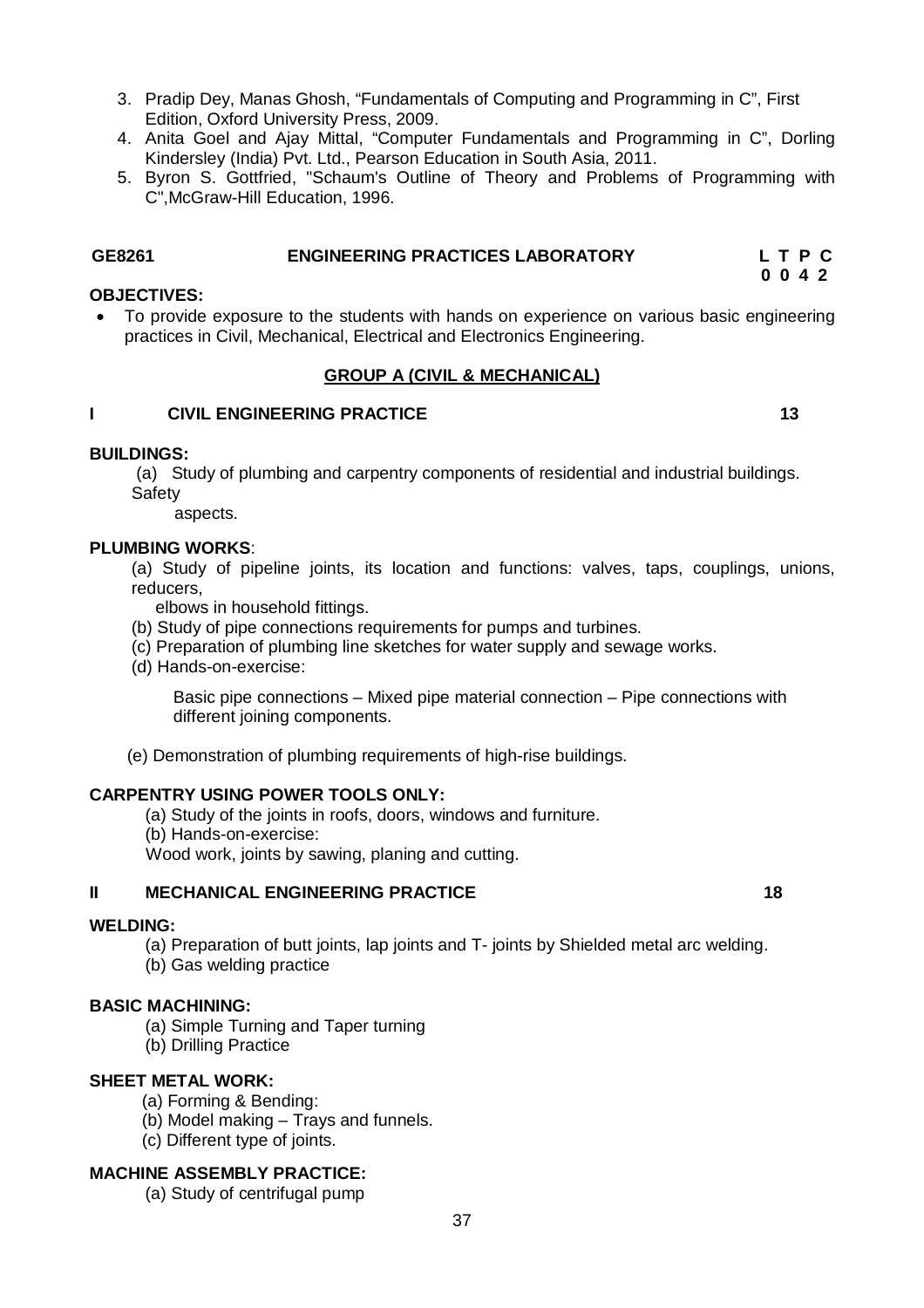3. Pradip Dey, Manas Ghosh, “Fundamentals of Computing and Programming in C”, First Edition, Oxford University Press, 2009.
4. Anita Goel and Ajay Mittal, “Computer Fundamentals and Programming in C”, Dorling Kindersley (India) Pvt. Ltd., Pearson Education in South Asia, 2011.
5. Byron S. Gottfried, "Schaum's Outline of Theory and Problems of Programming with C",McGraw-Hill Education, 1996.

**GE8261 ENGINEERING PRACTICES LABORATORY** **L T P C**
**0 0 4 2**

**OBJECTIVES:**

- To provide exposure to the students with hands on experience on various basic engineering practices in Civil, Mechanical, Electrical and Electronics Engineering.

**GROUP A (CIVIL & MECHANICAL)**

**I CIVIL ENGINEERING PRACTICE** **13**

**BUILDINGS:**

(a) Study of plumbing and carpentry components of residential and industrial buildings. Safety aspects.

**PLUMBING WORKS**:

(a) Study of pipeline joints, its location and functions: valves, taps, couplings, unions, reducers, elbows in household fittings.

(b) Study of pipe connections requirements for pumps and turbines.

(c) Preparation of plumbing line sketches for water supply and sewage works.

(d) Hands-on-exercise:

Basic pipe connections – Mixed pipe material connection – Pipe connections with different joining components.

(e) Demonstration of plumbing requirements of high-rise buildings.

**CARPENTRY USING POWER TOOLS ONLY:**

(a) Study of the joints in roofs, doors, windows and furniture.

(b) Hands-on-exercise:

Wood work, joints by sawing, planing and cutting.

**II MECHANICAL ENGINEERING PRACTICE** **18**

**WELDING:**

(a) Preparation of butt joints, lap joints and T- joints by Shielded metal arc welding.

(b) Gas welding practice

**BASIC MACHINING:**

(a) Simple Turning and Taper turning

(b) Drilling Practice

**SHEET METAL WORK:**

(a) Forming & Bending:

(b) Model making – Trays and funnels.

(c) Different type of joints.

**MACHINE ASSEMBLY PRACTICE:**

(a) Study of centrifugal pump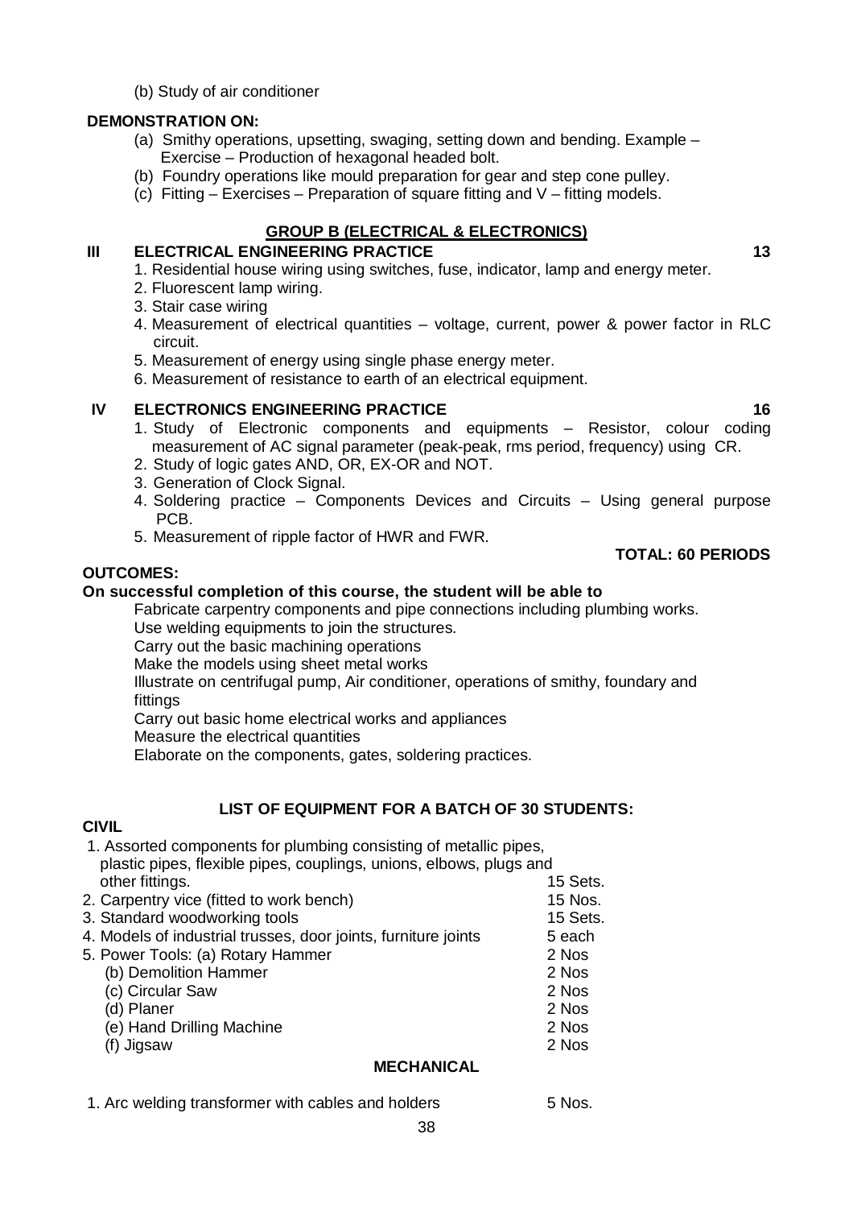(b) Study of air conditioner

**DEMONSTRATION ON:**

(a) Smithy operations, upsetting, swaging, setting down and bending. Example – Exercise – Production of hexagonal headed bolt.
(b) Foundry operations like mould preparation for gear and step cone pulley.
(c) Fitting – Exercises – Preparation of square fitting and V – fitting models.

## GROUP B (ELECTRICAL & ELECTRONICS)

### III ELECTRICAL ENGINEERING PRACTICE — 13

1. Residential house wiring using switches, fuse, indicator, lamp and energy meter.
2. Fluorescent lamp wiring.
3. Stair case wiring
4. Measurement of electrical quantities – voltage, current, power & power factor in RLC circuit.
5. Measurement of energy using single phase energy meter.
6. Measurement of resistance to earth of an electrical equipment.

### IV ELECTRONICS ENGINEERING PRACTICE — 16

1. Study of Electronic components and equipments – Resistor, colour coding measurement of AC signal parameter (peak-peak, rms period, frequency) using CR.
2. Study of logic gates AND, OR, EX-OR and NOT.
3. Generation of Clock Signal.
4. Soldering practice – Components Devices and Circuits – Using general purpose PCB.
5. Measurement of ripple factor of HWR and FWR.

**TOTAL: 60 PERIODS**

**OUTCOMES:**

**On successful completion of this course, the student will be able to**

Fabricate carpentry components and pipe connections including plumbing works.
Use welding equipments to join the structures.
Carry out the basic machining operations
Make the models using sheet metal works
Illustrate on centrifugal pump, Air conditioner, operations of smithy, foundary and fittings
Carry out basic home electrical works and appliances
Measure the electrical quantities
Elaborate on the components, gates, soldering practices.

## LIST OF EQUIPMENT FOR A BATCH OF 30 STUDENTS:

**CIVIL**

| Item | Quantity |
|---|---|
| 1. Assorted components for plumbing consisting of metallic pipes, plastic pipes, flexible pipes, couplings, unions, elbows, plugs and other fittings. | 15 Sets. |
| 2. Carpentry vice (fitted to work bench) | 15 Nos. |
| 3. Standard woodworking tools | 15 Sets. |
| 4. Models of industrial trusses, door joints, furniture joints | 5 each |
| 5. Power Tools: (a) Rotary Hammer | 2 Nos |
| (b) Demolition Hammer | 2 Nos |
| (c) Circular Saw | 2 Nos |
| (d) Planer | 2 Nos |
| (e) Hand Drilling Machine | 2 Nos |
| (f) Jigsaw | 2 Nos |

**MECHANICAL**

| Item | Quantity |
|---|---|
| 1. Arc welding transformer with cables and holders | 5 Nos. |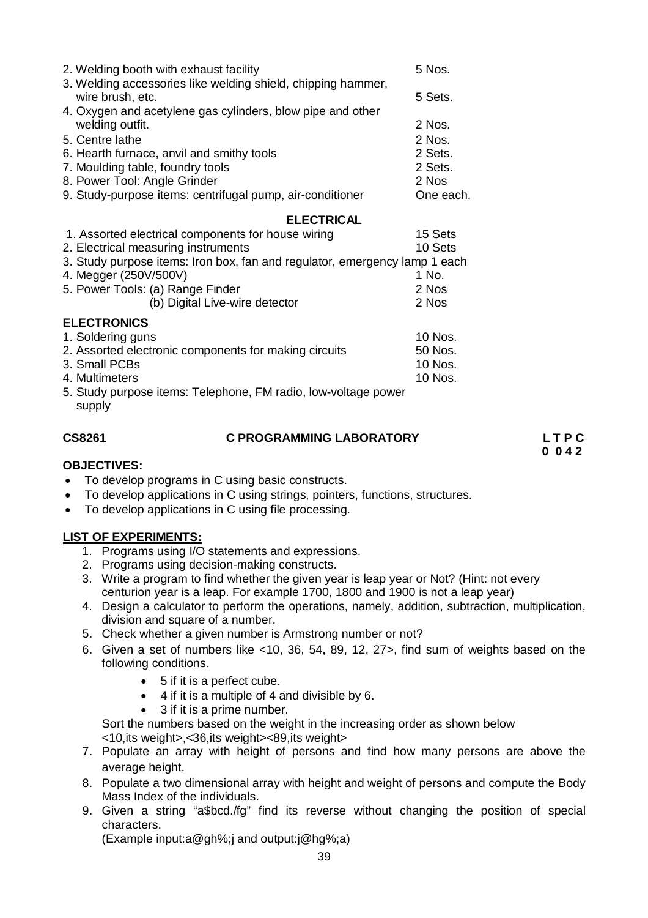| | |
|---|---|
| 2. Welding booth with exhaust facility | 5 Nos. |
| 3. Welding accessories like welding shield, chipping hammer, wire brush, etc. | 5 Sets. |
| 4. Oxygen and acetylene gas cylinders, blow pipe and other welding outfit. | 2 Nos. |
| 5. Centre lathe | 2 Nos. |
| 6. Hearth furnace, anvil and smithy tools | 2 Sets. |
| 7. Moulding table, foundry tools | 2 Sets. |
| 8. Power Tool: Angle Grinder | 2 Nos |
| 9. Study-purpose items: centrifugal pump, air-conditioner | One each. |

**ELECTRICAL**

| | |
|---|---|
| 1. Assorted electrical components for house wiring | 15 Sets |
| 2. Electrical measuring instruments | 10 Sets |
| 3. Study purpose items: Iron box, fan and regulator, emergency lamp | 1 each |
| 4. Megger (250V/500V) | 1 No. |
| 5. Power Tools: (a) Range Finder | 2 Nos |
| (b) Digital Live-wire detector | 2 Nos |

**ELECTRONICS**

| | |
|---|---|
| 1. Soldering guns | 10 Nos. |
| 2. Assorted electronic components for making circuits | 50 Nos. |
| 3. Small PCBs | 10 Nos. |
| 4. Multimeters | 10 Nos. |
| 5. Study purpose items: Telephone, FM radio, low-voltage power supply | |

## CS8261 C PROGRAMMING LABORATORY

**L T P C**
**0 0 4 2**

**OBJECTIVES:**

- To develop programs in C using basic constructs.
- To develop applications in C using strings, pointers, functions, structures.
- To develop applications in C using file processing.

**LIST OF EXPERIMENTS:**

1. Programs using I/O statements and expressions.
2. Programs using decision-making constructs.
3. Write a program to find whether the given year is leap year or Not? (Hint: not every centurion year is a leap. For example 1700, 1800 and 1900 is not a leap year)
4. Design a calculator to perform the operations, namely, addition, subtraction, multiplication, division and square of a number.
5. Check whether a given number is Armstrong number or not?
6. Given a set of numbers like <10, 36, 54, 89, 12, 27>, find sum of weights based on the following conditions.
   - 5 if it is a perfect cube.
   - 4 if it is a multiple of 4 and divisible by 6.
   - 3 if it is a prime number.

   Sort the numbers based on the weight in the increasing order as shown below
   <10,its weight>,<36,its weight><89,its weight>
7. Populate an array with height of persons and find how many persons are above the average height.
8. Populate a two dimensional array with height and weight of persons and compute the Body Mass Index of the individuals.
9. Given a string "a$bcd./fg" find its reverse without changing the position of special characters.
   (Example input:a@gh%;j and output:j@hg%;a)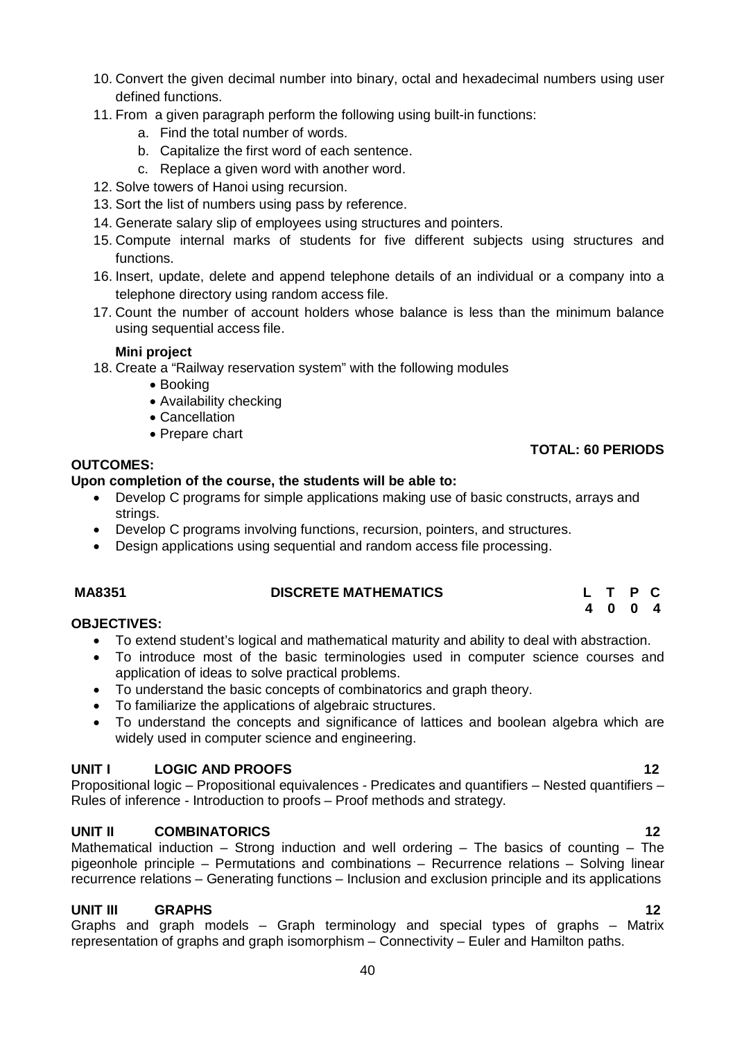10. Convert the given decimal number into binary, octal and hexadecimal numbers using user defined functions.
11. From a given paragraph perform the following using built-in functions:
    a. Find the total number of words.
    b. Capitalize the first word of each sentence.
    c. Replace a given word with another word.
12. Solve towers of Hanoi using recursion.
13. Sort the list of numbers using pass by reference.
14. Generate salary slip of employees using structures and pointers.
15. Compute internal marks of students for five different subjects using structures and functions.
16. Insert, update, delete and append telephone details of an individual or a company into a telephone directory using random access file.
17. Count the number of account holders whose balance is less than the minimum balance using sequential access file.

**Mini project**

18. Create a "Railway reservation system" with the following modules
    - Booking
    - Availability checking
    - Cancellation
    - Prepare chart

**TOTAL: 60 PERIODS**

**OUTCOMES:**

**Upon completion of the course, the students will be able to:**

- Develop C programs for simple applications making use of basic constructs, arrays and strings.
- Develop C programs involving functions, recursion, pointers, and structures.
- Design applications using sequential and random access file processing.

| **MA8351** | **DISCRETE MATHEMATICS** | **L** | **T** | **P** | **C** |
|---|---|---|---|---|---|
| | | **4** | **0** | **0** | **4** |

**OBJECTIVES:**

- To extend student's logical and mathematical maturity and ability to deal with abstraction.
- To introduce most of the basic terminologies used in computer science courses and application of ideas to solve practical problems.
- To understand the basic concepts of combinatorics and graph theory.
- To familiarize the applications of algebraic structures.
- To understand the concepts and significance of lattices and boolean algebra which are widely used in computer science and engineering.

**UNIT I LOGIC AND PROOFS 12**

Propositional logic – Propositional equivalences - Predicates and quantifiers – Nested quantifiers – Rules of inference - Introduction to proofs – Proof methods and strategy.

**UNIT II COMBINATORICS 12**

Mathematical induction – Strong induction and well ordering – The basics of counting – The pigeonhole principle – Permutations and combinations – Recurrence relations – Solving linear recurrence relations – Generating functions – Inclusion and exclusion principle and its applications

**UNIT III GRAPHS 12**

Graphs and graph models – Graph terminology and special types of graphs – Matrix representation of graphs and graph isomorphism – Connectivity – Euler and Hamilton paths.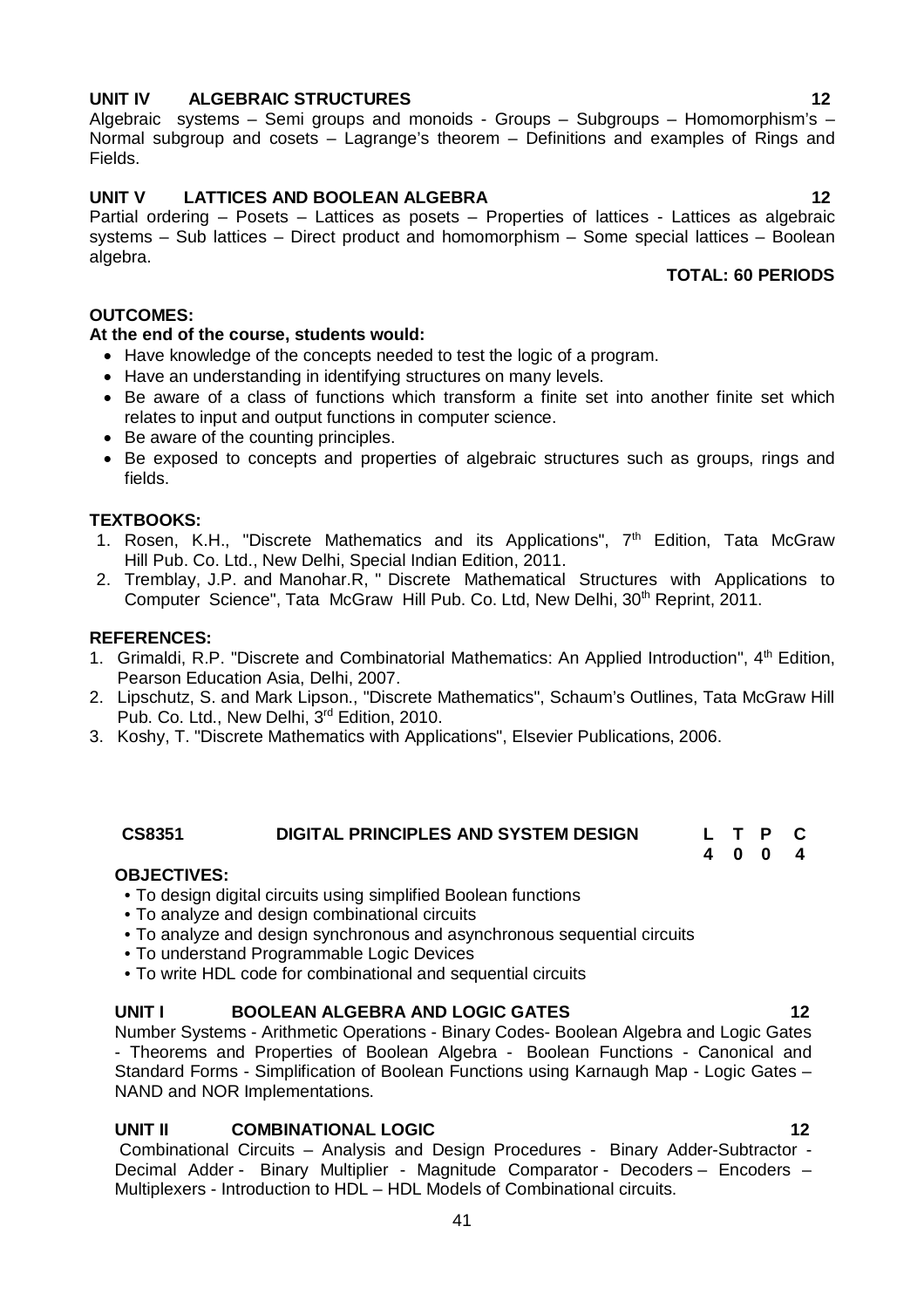**UNIT IV ALGEBRAIC STRUCTURES 12**

Algebraic systems – Semi groups and monoids - Groups – Subgroups – Homomorphism's – Normal subgroup and cosets – Lagrange's theorem – Definitions and examples of Rings and Fields.

**UNIT V LATTICES AND BOOLEAN ALGEBRA 12**

Partial ordering – Posets – Lattices as posets – Properties of lattices - Lattices as algebraic systems – Sub lattices – Direct product and homomorphism – Some special lattices – Boolean algebra.

**TOTAL: 60 PERIODS**

**OUTCOMES:**

**At the end of the course, students would:**

- Have knowledge of the concepts needed to test the logic of a program.
- Have an understanding in identifying structures on many levels.
- Be aware of a class of functions which transform a finite set into another finite set which relates to input and output functions in computer science.
- Be aware of the counting principles.
- Be exposed to concepts and properties of algebraic structures such as groups, rings and fields.

**TEXTBOOKS:**

1. Rosen, K.H., "Discrete Mathematics and its Applications", 7th Edition, Tata McGraw Hill Pub. Co. Ltd., New Delhi, Special Indian Edition, 2011.
2. Tremblay, J.P. and Manohar.R, " Discrete Mathematical Structures with Applications to Computer Science", Tata McGraw Hill Pub. Co. Ltd, New Delhi, 30th Reprint, 2011.

**REFERENCES:**

1. Grimaldi, R.P. "Discrete and Combinatorial Mathematics: An Applied Introduction", 4th Edition, Pearson Education Asia, Delhi, 2007.
2. Lipschutz, S. and Mark Lipson., "Discrete Mathematics", Schaum's Outlines, Tata McGraw Hill Pub. Co. Ltd., New Delhi, 3rd Edition, 2010.
3. Koshy, T. "Discrete Mathematics with Applications", Elsevier Publications, 2006.

## CS8351 DIGITAL PRINCIPLES AND SYSTEM DESIGN

| L | T | P | C |
|---|---|---|---|
| 4 | 0 | 0 | 4 |

**OBJECTIVES:**

- To design digital circuits using simplified Boolean functions
- To analyze and design combinational circuits
- To analyze and design synchronous and asynchronous sequential circuits
- To understand Programmable Logic Devices
- To write HDL code for combinational and sequential circuits

**UNIT I BOOLEAN ALGEBRA AND LOGIC GATES 12**

Number Systems - Arithmetic Operations - Binary Codes- Boolean Algebra and Logic Gates - Theorems and Properties of Boolean Algebra - Boolean Functions - Canonical and Standard Forms - Simplification of Boolean Functions using Karnaugh Map - Logic Gates – NAND and NOR Implementations.

**UNIT II COMBINATIONAL LOGIC 12**

Combinational Circuits – Analysis and Design Procedures - Binary Adder-Subtractor - Decimal Adder - Binary Multiplier - Magnitude Comparator - Decoders – Encoders – Multiplexers - Introduction to HDL – HDL Models of Combinational circuits.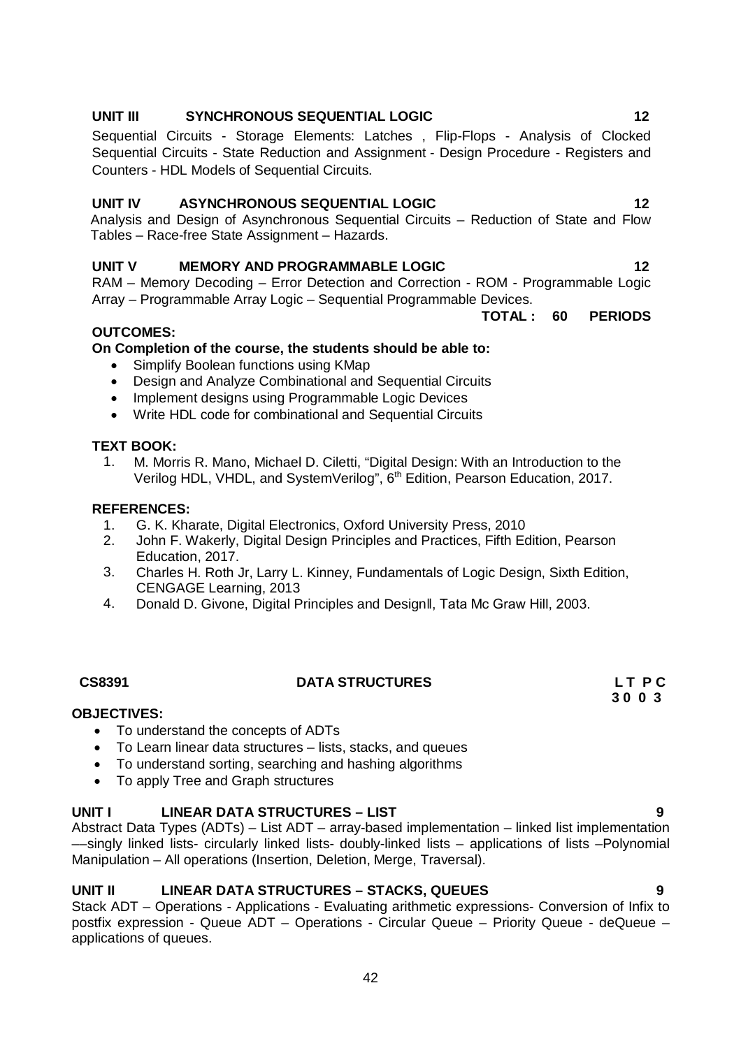**UNIT III SYNCHRONOUS SEQUENTIAL LOGIC 12**

Sequential Circuits - Storage Elements: Latches , Flip-Flops - Analysis of Clocked Sequential Circuits - State Reduction and Assignment - Design Procedure - Registers and Counters - HDL Models of Sequential Circuits.

**UNIT IV ASYNCHRONOUS SEQUENTIAL LOGIC 12**

Analysis and Design of Asynchronous Sequential Circuits – Reduction of State and Flow Tables – Race-free State Assignment – Hazards.

**UNIT V MEMORY AND PROGRAMMABLE LOGIC 12**

RAM – Memory Decoding – Error Detection and Correction - ROM - Programmable Logic Array – Programmable Array Logic – Sequential Programmable Devices.

**TOTAL : 60 PERIODS**

**OUTCOMES:**

**On Completion of the course, the students should be able to:**

- Simplify Boolean functions using KMap
- Design and Analyze Combinational and Sequential Circuits
- Implement designs using Programmable Logic Devices
- Write HDL code for combinational and Sequential Circuits

**TEXT BOOK:**

1. M. Morris R. Mano, Michael D. Ciletti, "Digital Design: With an Introduction to the Verilog HDL, VHDL, and SystemVerilog", 6th Edition, Pearson Education, 2017.

**REFERENCES:**

1. G. K. Kharate, Digital Electronics, Oxford University Press, 2010
2. John F. Wakerly, Digital Design Principles and Practices, Fifth Edition, Pearson Education, 2017.
3. Charles H. Roth Jr, Larry L. Kinney, Fundamentals of Logic Design, Sixth Edition, CENGAGE Learning, 2013
4. Donald D. Givone, Digital Principles and Design‖, Tata Mc Graw Hill, 2003.

## CS8391 DATA STRUCTURES

**L T P C**
**3 0 0 3**

**OBJECTIVES:**

- To understand the concepts of ADTs
- To Learn linear data structures – lists, stacks, and queues
- To understand sorting, searching and hashing algorithms
- To apply Tree and Graph structures

**UNIT I LINEAR DATA STRUCTURES – LIST 9**

Abstract Data Types (ADTs) – List ADT – array-based implementation – linked list implementation ––singly linked lists- circularly linked lists- doubly-linked lists – applications of lists –Polynomial Manipulation – All operations (Insertion, Deletion, Merge, Traversal).

**UNIT II LINEAR DATA STRUCTURES – STACKS, QUEUES 9**

Stack ADT – Operations - Applications - Evaluating arithmetic expressions- Conversion of Infix to postfix expression - Queue ADT – Operations - Circular Queue – Priority Queue - deQueue – applications of queues.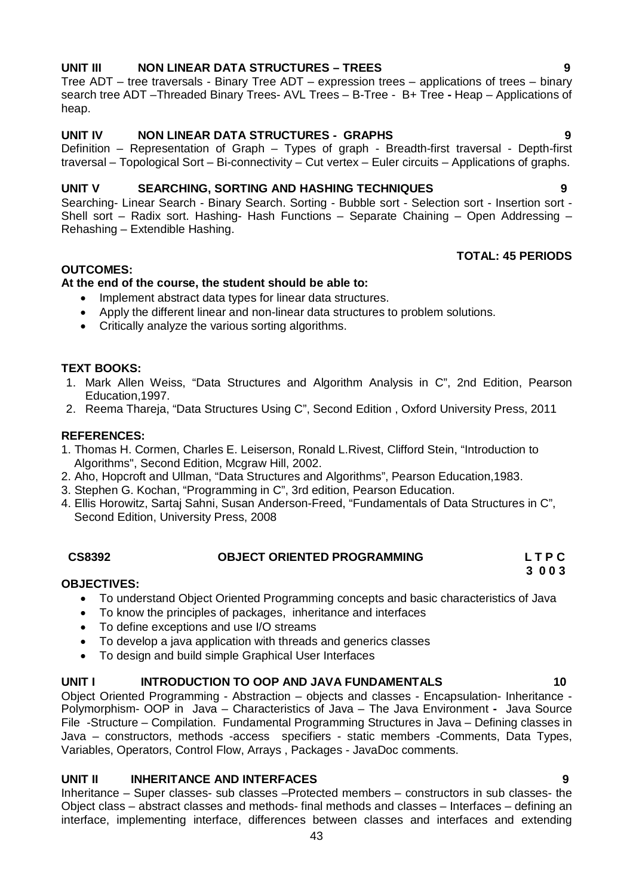**UNIT III NON LINEAR DATA STRUCTURES – TREES 9**

Tree ADT – tree traversals - Binary Tree ADT – expression trees – applications of trees – binary search tree ADT –Threaded Binary Trees- AVL Trees – B-Tree - B+ Tree - Heap – Applications of heap.

**UNIT IV NON LINEAR DATA STRUCTURES - GRAPHS 9**

Definition – Representation of Graph – Types of graph - Breadth-first traversal - Depth-first traversal – Topological Sort – Bi-connectivity – Cut vertex – Euler circuits – Applications of graphs.

**UNIT V SEARCHING, SORTING AND HASHING TECHNIQUES 9**

Searching- Linear Search - Binary Search. Sorting - Bubble sort - Selection sort - Insertion sort - Shell sort – Radix sort. Hashing- Hash Functions – Separate Chaining – Open Addressing – Rehashing – Extendible Hashing.

**TOTAL: 45 PERIODS**

**OUTCOMES:**

**At the end of the course, the student should be able to:**

- Implement abstract data types for linear data structures.
- Apply the different linear and non-linear data structures to problem solutions.
- Critically analyze the various sorting algorithms.

**TEXT BOOKS:**

1. Mark Allen Weiss, "Data Structures and Algorithm Analysis in C", 2nd Edition, Pearson Education,1997.
2. Reema Thareja, "Data Structures Using C", Second Edition , Oxford University Press, 2011

**REFERENCES:**

1. Thomas H. Cormen, Charles E. Leiserson, Ronald L.Rivest, Clifford Stein, "Introduction to Algorithms", Second Edition, Mcgraw Hill, 2002.
2. Aho, Hopcroft and Ullman, "Data Structures and Algorithms", Pearson Education,1983.
3. Stephen G. Kochan, "Programming in C", 3rd edition, Pearson Education.
4. Ellis Horowitz, Sartaj Sahni, Susan Anderson-Freed, "Fundamentals of Data Structures in C", Second Edition, University Press, 2008

## CS8392 OBJECT ORIENTED PROGRAMMING

**L T P C**
**3 0 0 3**

**OBJECTIVES:**

- To understand Object Oriented Programming concepts and basic characteristics of Java
- To know the principles of packages, inheritance and interfaces
- To define exceptions and use I/O streams
- To develop a java application with threads and generics classes
- To design and build simple Graphical User Interfaces

**UNIT I INTRODUCTION TO OOP AND JAVA FUNDAMENTALS 10**

Object Oriented Programming - Abstraction – objects and classes - Encapsulation- Inheritance - Polymorphism- OOP in Java – Characteristics of Java – The Java Environment - Java Source File -Structure – Compilation. Fundamental Programming Structures in Java – Defining classes in Java – constructors, methods -access specifiers - static members -Comments, Data Types, Variables, Operators, Control Flow, Arrays , Packages - JavaDoc comments.

**UNIT II INHERITANCE AND INTERFACES 9**

Inheritance – Super classes- sub classes –Protected members – constructors in sub classes- the Object class – abstract classes and methods- final methods and classes – Interfaces – defining an interface, implementing interface, differences between classes and interfaces and extending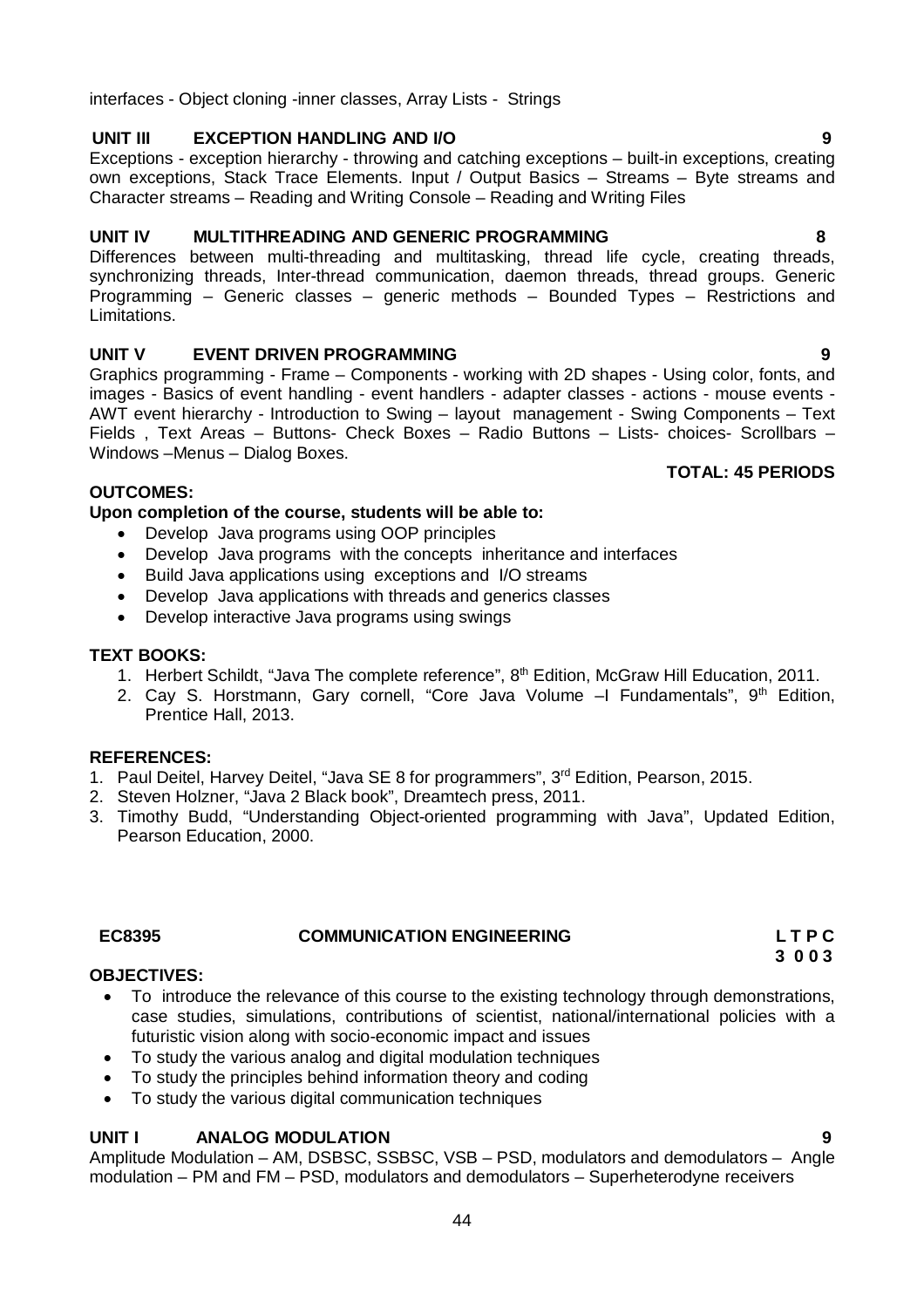interfaces - Object cloning -inner classes, Array Lists - Strings

**UNIT III EXCEPTION HANDLING AND I/O** **9**

Exceptions - exception hierarchy - throwing and catching exceptions – built-in exceptions, creating own exceptions, Stack Trace Elements. Input / Output Basics – Streams – Byte streams and Character streams – Reading and Writing Console – Reading and Writing Files

**UNIT IV MULTITHREADING AND GENERIC PROGRAMMING** **8**

Differences between multi-threading and multitasking, thread life cycle, creating threads, synchronizing threads, Inter-thread communication, daemon threads, thread groups. Generic Programming – Generic classes – generic methods – Bounded Types – Restrictions and Limitations.

**UNIT V EVENT DRIVEN PROGRAMMING** **9**

Graphics programming - Frame – Components - working with 2D shapes - Using color, fonts, and images - Basics of event handling - event handlers - adapter classes - actions - mouse events - AWT event hierarchy - Introduction to Swing – layout management - Swing Components – Text Fields , Text Areas – Buttons- Check Boxes – Radio Buttons – Lists- choices- Scrollbars – Windows –Menus – Dialog Boxes.

**TOTAL: 45 PERIODS**

**OUTCOMES:**

**Upon completion of the course, students will be able to:**

- Develop Java programs using OOP principles
- Develop Java programs with the concepts inheritance and interfaces
- Build Java applications using exceptions and I/O streams
- Develop Java applications with threads and generics classes
- Develop interactive Java programs using swings

**TEXT BOOKS:**

1. Herbert Schildt, "Java The complete reference", 8th Edition, McGraw Hill Education, 2011.
2. Cay S. Horstmann, Gary cornell, "Core Java Volume –I Fundamentals", 9th Edition, Prentice Hall, 2013.

**REFERENCES:**

1. Paul Deitel, Harvey Deitel, "Java SE 8 for programmers", 3rd Edition, Pearson, 2015.
2. Steven Holzner, "Java 2 Black book", Dreamtech press, 2011.
3. Timothy Budd, "Understanding Object-oriented programming with Java", Updated Edition, Pearson Education, 2000.

**EC8395 COMMUNICATION ENGINEERING** **L T P C**
**3 0 0 3**

**OBJECTIVES:**

- To introduce the relevance of this course to the existing technology through demonstrations, case studies, simulations, contributions of scientist, national/international policies with a futuristic vision along with socio-economic impact and issues
- To study the various analog and digital modulation techniques
- To study the principles behind information theory and coding
- To study the various digital communication techniques

**UNIT I ANALOG MODULATION** **9**

Amplitude Modulation – AM, DSBSC, SSBSC, VSB – PSD, modulators and demodulators – Angle modulation – PM and FM – PSD, modulators and demodulators – Superheterodyne receivers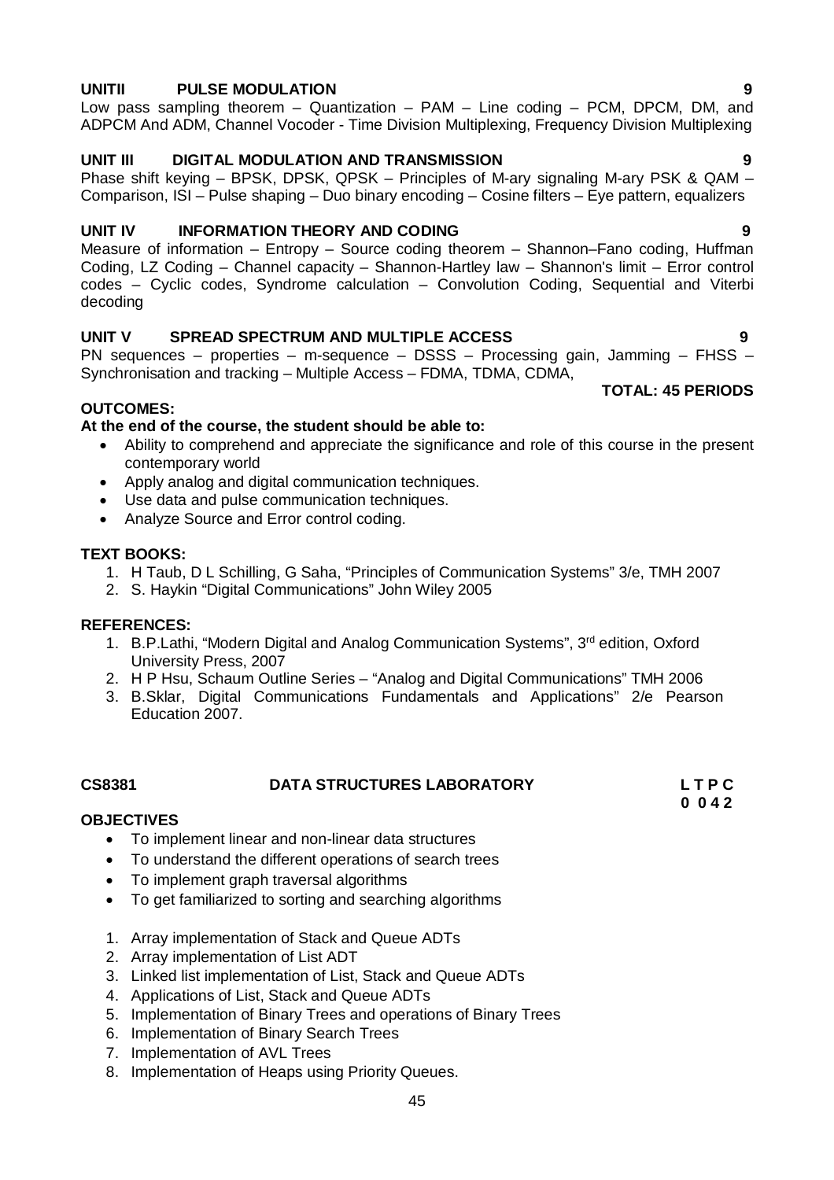**UNITII PULSE MODULATION 9**

Low pass sampling theorem – Quantization – PAM – Line coding – PCM, DPCM, DM, and ADPCM And ADM, Channel Vocoder - Time Division Multiplexing, Frequency Division Multiplexing

**UNIT III DIGITAL MODULATION AND TRANSMISSION 9**

Phase shift keying – BPSK, DPSK, QPSK – Principles of M-ary signaling M-ary PSK & QAM – Comparison, ISI – Pulse shaping – Duo binary encoding – Cosine filters – Eye pattern, equalizers

**UNIT IV INFORMATION THEORY AND CODING 9**

Measure of information – Entropy – Source coding theorem – Shannon–Fano coding, Huffman Coding, LZ Coding – Channel capacity – Shannon-Hartley law – Shannon's limit – Error control codes – Cyclic codes, Syndrome calculation – Convolution Coding, Sequential and Viterbi decoding

**UNIT V SPREAD SPECTRUM AND MULTIPLE ACCESS 9**

PN sequences – properties – m-sequence – DSSS – Processing gain, Jamming – FHSS – Synchronisation and tracking – Multiple Access – FDMA, TDMA, CDMA,

**TOTAL: 45 PERIODS**

**OUTCOMES:**

**At the end of the course, the student should be able to:**

- Ability to comprehend and appreciate the significance and role of this course in the present contemporary world
- Apply analog and digital communication techniques.
- Use data and pulse communication techniques.
- Analyze Source and Error control coding.

**TEXT BOOKS:**

1. H Taub, D L Schilling, G Saha, "Principles of Communication Systems" 3/e, TMH 2007
2. S. Haykin "Digital Communications" John Wiley 2005

**REFERENCES:**

1. B.P.Lathi, "Modern Digital and Analog Communication Systems", 3rd edition, Oxford University Press, 2007
2. H P Hsu, Schaum Outline Series – "Analog and Digital Communications" TMH 2006
3. B.Sklar, Digital Communications Fundamentals and Applications" 2/e Pearson Education 2007.

**CS8381 DATA STRUCTURES LABORATORY L T P C**
**0 0 4 2**

**OBJECTIVES**

- To implement linear and non-linear data structures
- To understand the different operations of search trees
- To implement graph traversal algorithms
- To get familiarized to sorting and searching algorithms

1. Array implementation of Stack and Queue ADTs
2. Array implementation of List ADT
3. Linked list implementation of List, Stack and Queue ADTs
4. Applications of List, Stack and Queue ADTs
5. Implementation of Binary Trees and operations of Binary Trees
6. Implementation of Binary Search Trees
7. Implementation of AVL Trees
8. Implementation of Heaps using Priority Queues.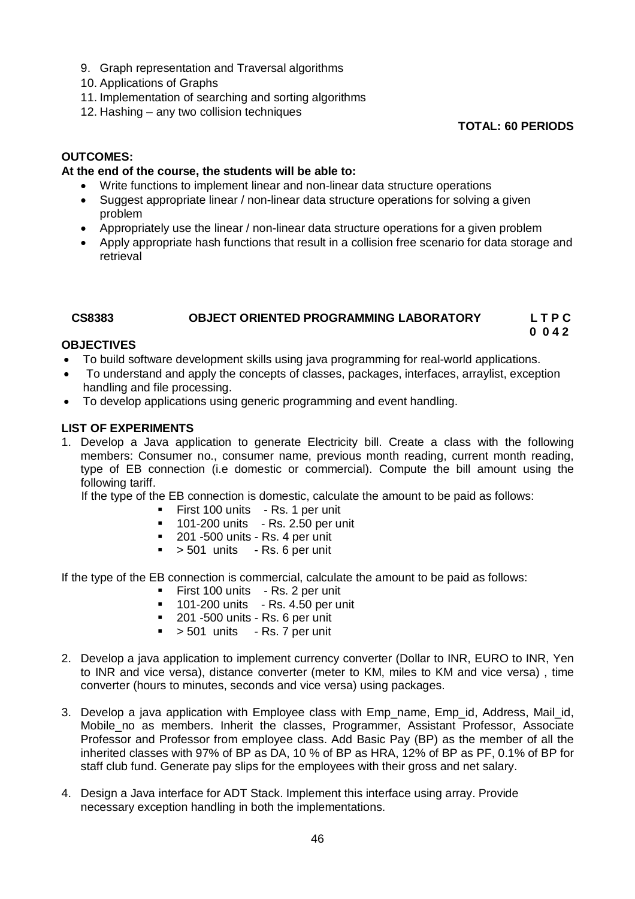9. Graph representation and Traversal algorithms
10. Applications of Graphs
11. Implementation of searching and sorting algorithms
12. Hashing – any two collision techniques

**TOTAL: 60 PERIODS**

**OUTCOMES:**

**At the end of the course, the students will be able to:**

- Write functions to implement linear and non-linear data structure operations
- Suggest appropriate linear / non-linear data structure operations for solving a given problem
- Appropriately use the linear / non-linear data structure operations for a given problem
- Apply appropriate hash functions that result in a collision free scenario for data storage and retrieval

| CS8383 | OBJECT ORIENTED PROGRAMMING LABORATORY | L T P C |
|---|---|---|
| | | 0 0 4 2 |

**OBJECTIVES**

- To build software development skills using java programming for real-world applications.
- To understand and apply the concepts of classes, packages, interfaces, arraylist, exception handling and file processing.
- To develop applications using generic programming and event handling.

**LIST OF EXPERIMENTS**

1. Develop a Java application to generate Electricity bill. Create a class with the following members: Consumer no., consumer name, previous month reading, current month reading, type of EB connection (i.e domestic or commercial). Compute the bill amount using the following tariff.

   If the type of the EB connection is domestic, calculate the amount to be paid as follows:
   - First 100 units - Rs. 1 per unit
   - 101-200 units - Rs. 2.50 per unit
   - 201 -500 units - Rs. 4 per unit
   - > 501 units - Rs. 6 per unit

   If the type of the EB connection is commercial, calculate the amount to be paid as follows:
   - First 100 units - Rs. 2 per unit
   - 101-200 units - Rs. 4.50 per unit
   - 201 -500 units - Rs. 6 per unit
   - > 501 units - Rs. 7 per unit

2. Develop a java application to implement currency converter (Dollar to INR, EURO to INR, Yen to INR and vice versa), distance converter (meter to KM, miles to KM and vice versa) , time converter (hours to minutes, seconds and vice versa) using packages.

3. Develop a java application with Employee class with Emp_name, Emp_id, Address, Mail_id, Mobile_no as members. Inherit the classes, Programmer, Assistant Professor, Associate Professor and Professor from employee class. Add Basic Pay (BP) as the member of all the inherited classes with 97% of BP as DA, 10 % of BP as HRA, 12% of BP as PF, 0.1% of BP for staff club fund. Generate pay slips for the employees with their gross and net salary.

4. Design a Java interface for ADT Stack. Implement this interface using array. Provide necessary exception handling in both the implementations.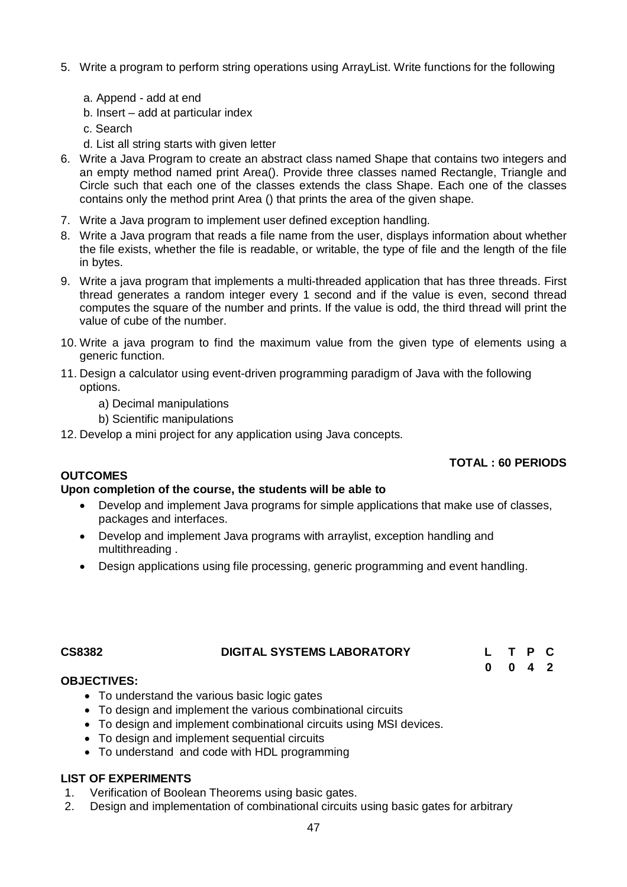5. Write a program to perform string operations using ArrayList. Write functions for the following

   a. Append - add at end
   b. Insert – add at particular index
   c. Search
   d. List all string starts with given letter

6. Write a Java Program to create an abstract class named Shape that contains two integers and an empty method named print Area(). Provide three classes named Rectangle, Triangle and Circle such that each one of the classes extends the class Shape. Each one of the classes contains only the method print Area () that prints the area of the given shape.
7. Write a Java program to implement user defined exception handling.
8. Write a Java program that reads a file name from the user, displays information about whether the file exists, whether the file is readable, or writable, the type of file and the length of the file in bytes.
9. Write a java program that implements a multi-threaded application that has three threads. First thread generates a random integer every 1 second and if the value is even, second thread computes the square of the number and prints. If the value is odd, the third thread will print the value of cube of the number.
10. Write a java program to find the maximum value from the given type of elements using a generic function.
11. Design a calculator using event-driven programming paradigm of Java with the following options.
    a) Decimal manipulations
    b) Scientific manipulations
12. Develop a mini project for any application using Java concepts.

**TOTAL : 60 PERIODS**

**OUTCOMES**

**Upon completion of the course, the students will be able to**

- Develop and implement Java programs for simple applications that make use of classes, packages and interfaces.
- Develop and implement Java programs with arraylist, exception handling and multithreading .
- Design applications using file processing, generic programming and event handling.

## CS8382 DIGITAL SYSTEMS LABORATORY

| L | T | P | C |
|---|---|---|---|
| 0 | 0 | 4 | 2 |

**OBJECTIVES:**

- To understand the various basic logic gates
- To design and implement the various combinational circuits
- To design and implement combinational circuits using MSI devices.
- To design and implement sequential circuits
- To understand and code with HDL programming

**LIST OF EXPERIMENTS**

1. Verification of Boolean Theorems using basic gates.
2. Design and implementation of combinational circuits using basic gates for arbitrary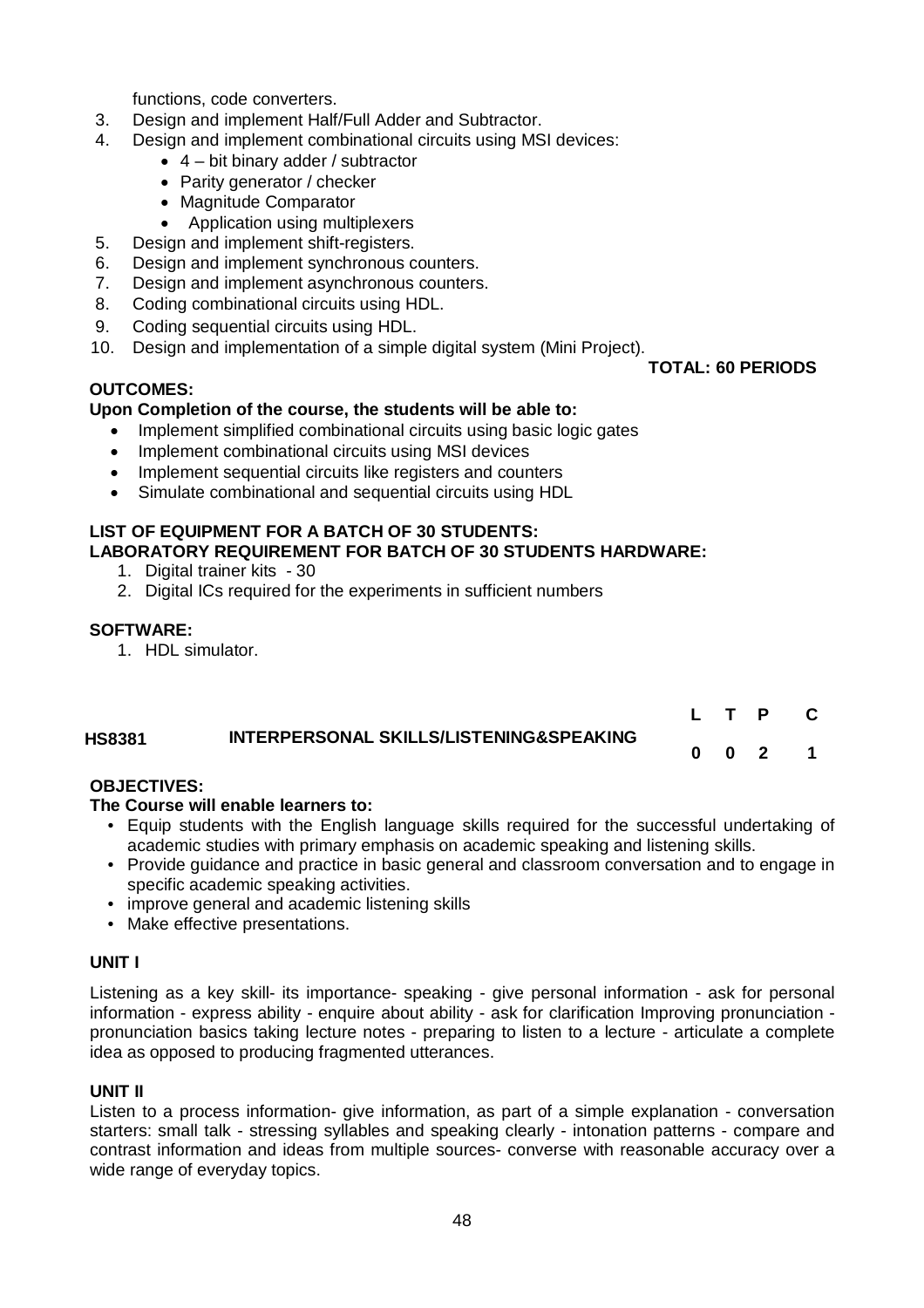functions, code converters.

3. Design and implement Half/Full Adder and Subtractor.
4. Design and implement combinational circuits using MSI devices:
   - 4 – bit binary adder / subtractor
   - Parity generator / checker
   - Magnitude Comparator
   - Application using multiplexers
5. Design and implement shift-registers.
6. Design and implement synchronous counters.
7. Design and implement asynchronous counters.
8. Coding combinational circuits using HDL.
9. Coding sequential circuits using HDL.
10. Design and implementation of a simple digital system (Mini Project).

**TOTAL: 60 PERIODS**

**OUTCOMES:**

**Upon Completion of the course, the students will be able to:**

- Implement simplified combinational circuits using basic logic gates
- Implement combinational circuits using MSI devices
- Implement sequential circuits like registers and counters
- Simulate combinational and sequential circuits using HDL

**LIST OF EQUIPMENT FOR A BATCH OF 30 STUDENTS:**
**LABORATORY REQUIREMENT FOR BATCH OF 30 STUDENTS HARDWARE:**

1. Digital trainer kits - 30
2. Digital ICs required for the experiments in sufficient numbers

**SOFTWARE:**

1. HDL simulator.

| | | L | T | P | C |
|---|---|---|---|---|---|
| **HS8381** | **INTERPERSONAL SKILLS/LISTENING&SPEAKING** | **0** | **0** | **2** | **1** |

**OBJECTIVES:**

**The Course will enable learners to:**

- Equip students with the English language skills required for the successful undertaking of academic studies with primary emphasis on academic speaking and listening skills.
- Provide guidance and practice in basic general and classroom conversation and to engage in specific academic speaking activities.
- improve general and academic listening skills
- Make effective presentations.

**UNIT I**

Listening as a key skill- its importance- speaking - give personal information - ask for personal information - express ability - enquire about ability - ask for clarification Improving pronunciation - pronunciation basics taking lecture notes - preparing to listen to a lecture - articulate a complete idea as opposed to producing fragmented utterances.

**UNIT II**

Listen to a process information- give information, as part of a simple explanation - conversation starters: small talk - stressing syllables and speaking clearly - intonation patterns - compare and contrast information and ideas from multiple sources- converse with reasonable accuracy over a wide range of everyday topics.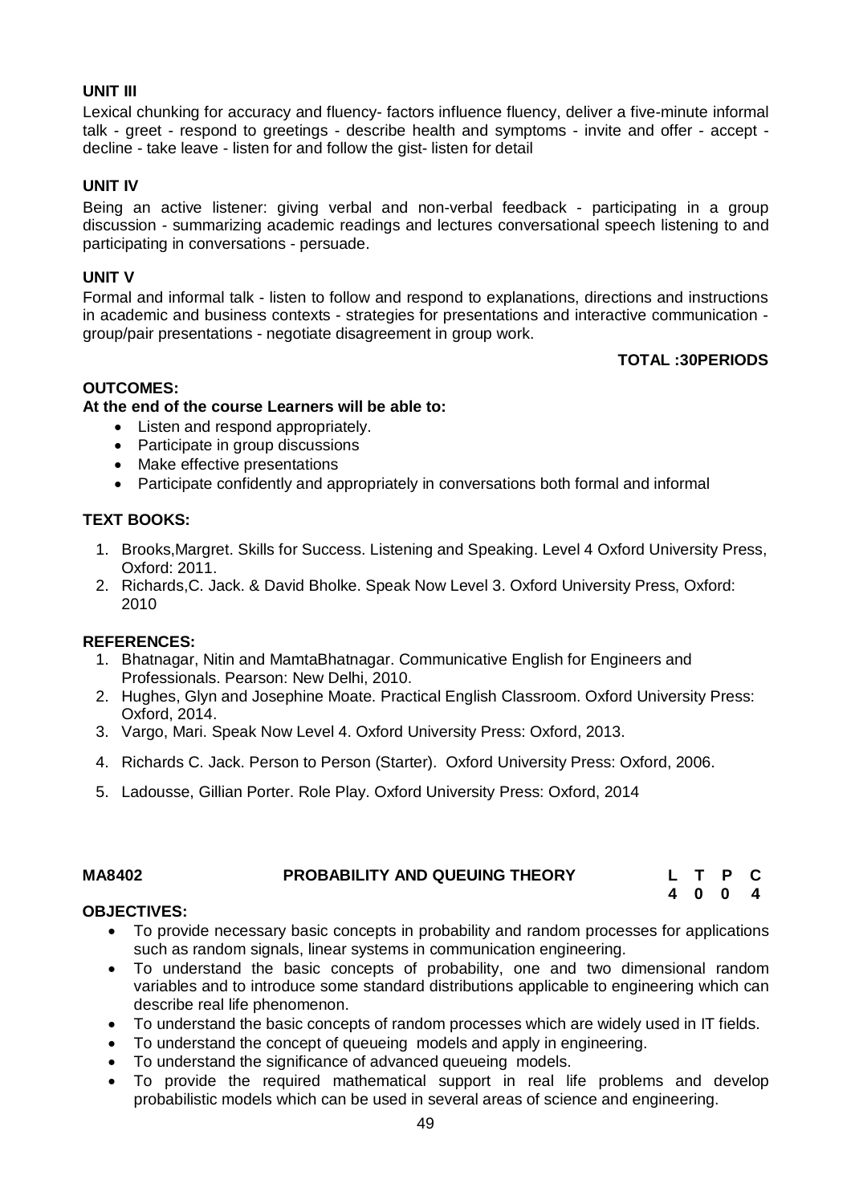**UNIT III**

Lexical chunking for accuracy and fluency- factors influence fluency, deliver a five-minute informal talk - greet - respond to greetings - describe health and symptoms - invite and offer - accept - decline - take leave - listen for and follow the gist- listen for detail

**UNIT IV**

Being an active listener: giving verbal and non-verbal feedback - participating in a group discussion - summarizing academic readings and lectures conversational speech listening to and participating in conversations - persuade.

**UNIT V**

Formal and informal talk - listen to follow and respond to explanations, directions and instructions in academic and business contexts - strategies for presentations and interactive communication - group/pair presentations - negotiate disagreement in group work.

**TOTAL :30PERIODS**

**OUTCOMES:**

**At the end of the course Learners will be able to:**

- Listen and respond appropriately.
- Participate in group discussions
- Make effective presentations
- Participate confidently and appropriately in conversations both formal and informal

**TEXT BOOKS:**

1. Brooks,Margret. Skills for Success. Listening and Speaking. Level 4 Oxford University Press, Oxford: 2011.
2. Richards,C. Jack. & David Bholke. Speak Now Level 3. Oxford University Press, Oxford: 2010

**REFERENCES:**

1. Bhatnagar, Nitin and MamtaBhatnagar. Communicative English for Engineers and Professionals. Pearson: New Delhi, 2010.
2. Hughes, Glyn and Josephine Moate. Practical English Classroom. Oxford University Press: Oxford, 2014.
3. Vargo, Mari. Speak Now Level 4. Oxford University Press: Oxford, 2013.
4. Richards C. Jack. Person to Person (Starter). Oxford University Press: Oxford, 2006.
5. Ladousse, Gillian Porter. Role Play. Oxford University Press: Oxford, 2014

| **MA8402** | **PROBABILITY AND QUEUING THEORY** | **L** | **T** | **P** | **C** |
|---|---|---|---|---|---|
| | | **4** | **0** | **0** | **4** |

**OBJECTIVES:**

- To provide necessary basic concepts in probability and random processes for applications such as random signals, linear systems in communication engineering.
- To understand the basic concepts of probability, one and two dimensional random variables and to introduce some standard distributions applicable to engineering which can describe real life phenomenon.
- To understand the basic concepts of random processes which are widely used in IT fields.
- To understand the concept of queueing models and apply in engineering.
- To understand the significance of advanced queueing models.
- To provide the required mathematical support in real life problems and develop probabilistic models which can be used in several areas of science and engineering.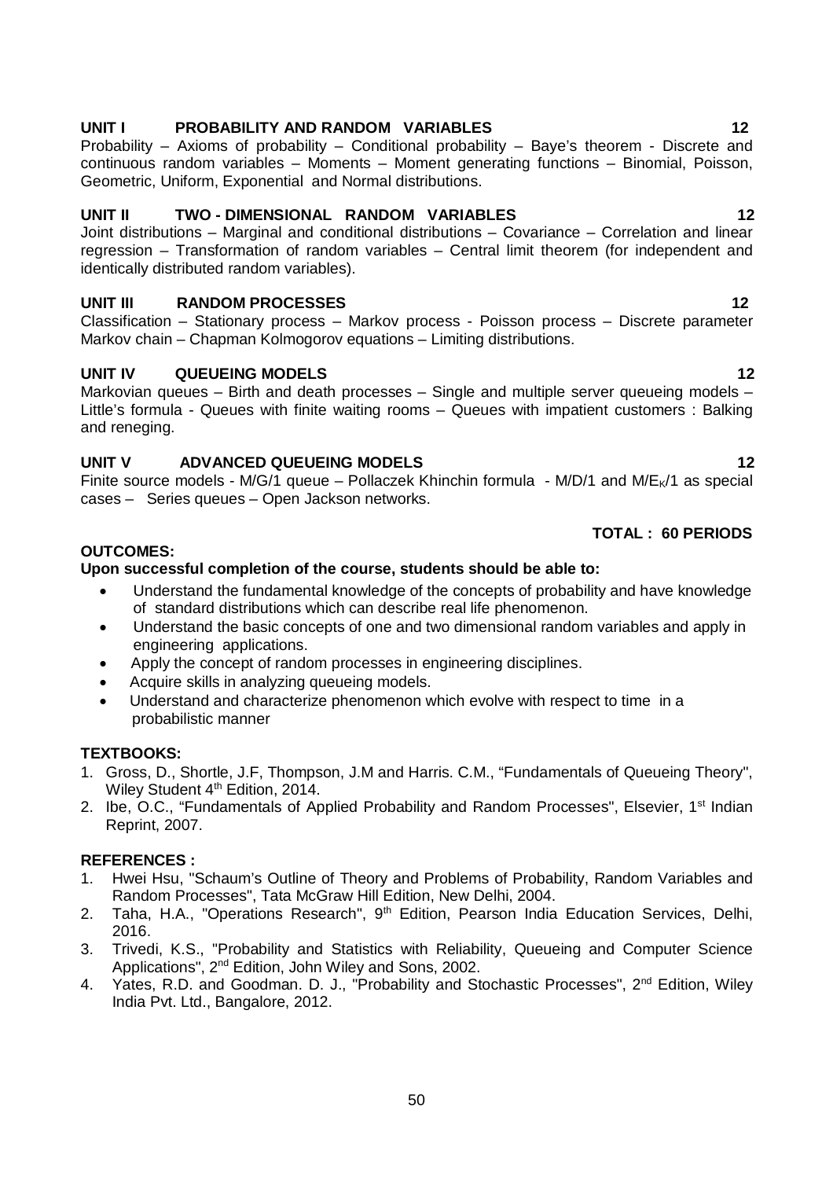**UNIT I PROBABILITY AND RANDOM VARIABLES 12**

Probability – Axioms of probability – Conditional probability – Baye's theorem - Discrete and continuous random variables – Moments – Moment generating functions – Binomial, Poisson, Geometric, Uniform, Exponential and Normal distributions.

**UNIT II TWO - DIMENSIONAL RANDOM VARIABLES 12**

Joint distributions – Marginal and conditional distributions – Covariance – Correlation and linear regression – Transformation of random variables – Central limit theorem (for independent and identically distributed random variables).

**UNIT III RANDOM PROCESSES 12**

Classification – Stationary process – Markov process - Poisson process – Discrete parameter Markov chain – Chapman Kolmogorov equations – Limiting distributions.

**UNIT IV QUEUEING MODELS 12**

Markovian queues – Birth and death processes – Single and multiple server queueing models – Little's formula - Queues with finite waiting rooms – Queues with impatient customers : Balking and reneging.

**UNIT V ADVANCED QUEUEING MODELS 12**

Finite source models - M/G/1 queue – Pollaczek Khinchin formula - M/D/1 and $M/E_K/1$ as special cases – Series queues – Open Jackson networks.

**TOTAL : 60 PERIODS**

**OUTCOMES:**

**Upon successful completion of the course, students should be able to:**

- Understand the fundamental knowledge of the concepts of probability and have knowledge of standard distributions which can describe real life phenomenon.
- Understand the basic concepts of one and two dimensional random variables and apply in engineering applications.
- Apply the concept of random processes in engineering disciplines.
- Acquire skills in analyzing queueing models.
- Understand and characterize phenomenon which evolve with respect to time in a probabilistic manner

**TEXTBOOKS:**

1. Gross, D., Shortle, J.F, Thompson, J.M and Harris. C.M., "Fundamentals of Queueing Theory", Wiley Student 4th Edition, 2014.
2. Ibe, O.C., "Fundamentals of Applied Probability and Random Processes", Elsevier, 1st Indian Reprint, 2007.

**REFERENCES :**

1. Hwei Hsu, "Schaum's Outline of Theory and Problems of Probability, Random Variables and Random Processes", Tata McGraw Hill Edition, New Delhi, 2004.
2. Taha, H.A., "Operations Research", 9th Edition, Pearson India Education Services, Delhi, 2016.
3. Trivedi, K.S., "Probability and Statistics with Reliability, Queueing and Computer Science Applications", 2nd Edition, John Wiley and Sons, 2002.
4. Yates, R.D. and Goodman. D. J., "Probability and Stochastic Processes", 2nd Edition, Wiley India Pvt. Ltd., Bangalore, 2012.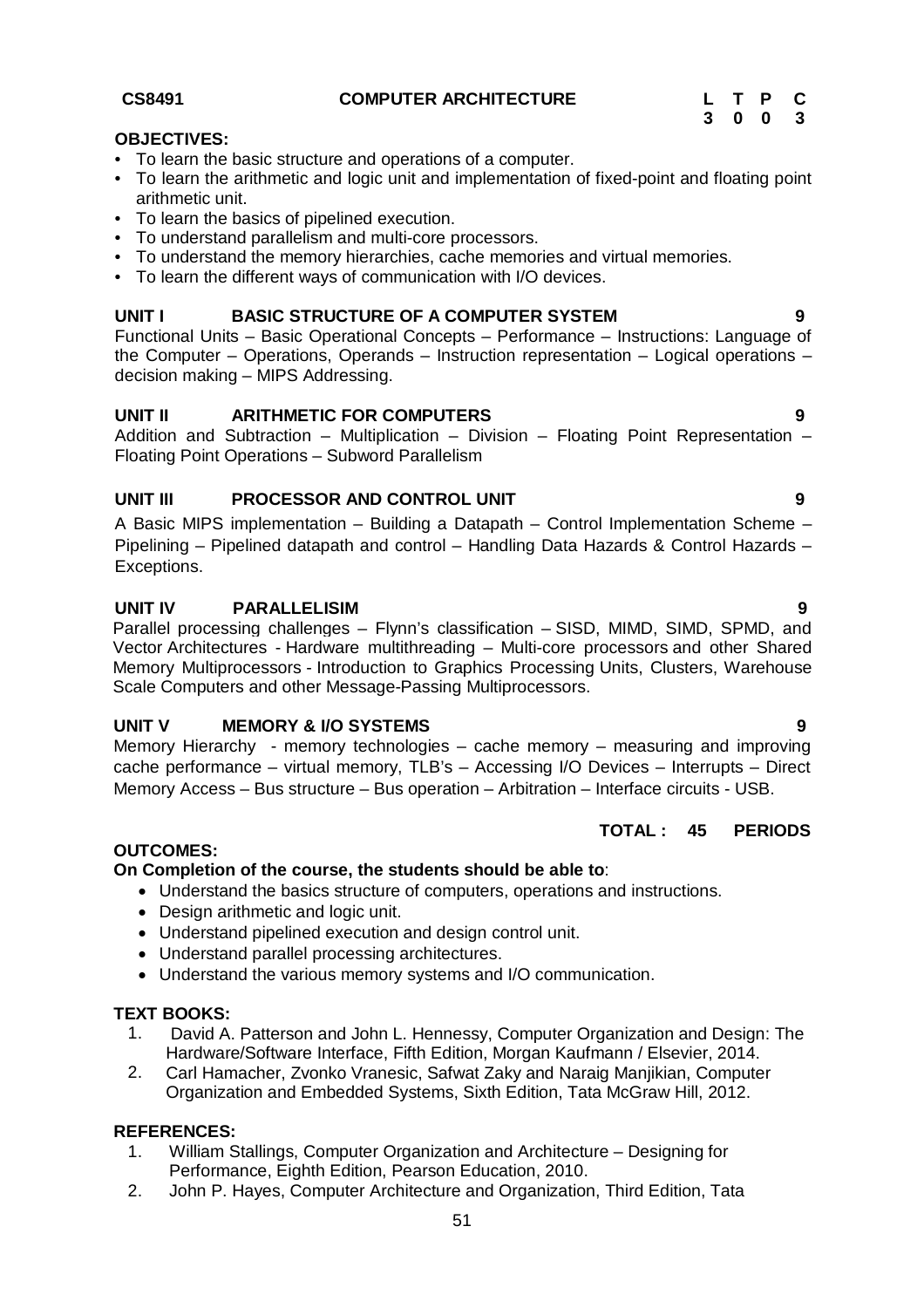**CS8491 COMPUTER ARCHITECTURE**

| L | T | P | C |
|---|---|---|---|
| 3 | 0 | 0 | 3 |

**OBJECTIVES:**

- To learn the basic structure and operations of a computer.
- To learn the arithmetic and logic unit and implementation of fixed-point and floating point arithmetic unit.
- To learn the basics of pipelined execution.
- To understand parallelism and multi-core processors.
- To understand the memory hierarchies, cache memories and virtual memories.
- To learn the different ways of communication with I/O devices.

**UNIT I BASIC STRUCTURE OF A COMPUTER SYSTEM 9**

Functional Units – Basic Operational Concepts – Performance – Instructions: Language of the Computer – Operations, Operands – Instruction representation – Logical operations – decision making – MIPS Addressing.

**UNIT II ARITHMETIC FOR COMPUTERS 9**

Addition and Subtraction – Multiplication – Division – Floating Point Representation – Floating Point Operations – Subword Parallelism

**UNIT III PROCESSOR AND CONTROL UNIT 9**

A Basic MIPS implementation – Building a Datapath – Control Implementation Scheme – Pipelining – Pipelined datapath and control – Handling Data Hazards & Control Hazards – Exceptions.

**UNIT IV PARALLELISIM 9**

Parallel processing challenges – Flynn's classification – SISD, MIMD, SIMD, SPMD, and Vector Architectures - Hardware multithreading – Multi-core processors and other Shared Memory Multiprocessors - Introduction to Graphics Processing Units, Clusters, Warehouse Scale Computers and other Message-Passing Multiprocessors.

**UNIT V MEMORY & I/O SYSTEMS 9**

Memory Hierarchy - memory technologies – cache memory – measuring and improving cache performance – virtual memory, TLB's – Accessing I/O Devices – Interrupts – Direct Memory Access – Bus structure – Bus operation – Arbitration – Interface circuits - USB.

**TOTAL : 45 PERIODS**

**OUTCOMES:**

**On Completion of the course, the students should be able to**:

- Understand the basics structure of computers, operations and instructions.
- Design arithmetic and logic unit.
- Understand pipelined execution and design control unit.
- Understand parallel processing architectures.
- Understand the various memory systems and I/O communication.

**TEXT BOOKS:**

1. David A. Patterson and John L. Hennessy, Computer Organization and Design: The Hardware/Software Interface, Fifth Edition, Morgan Kaufmann / Elsevier, 2014.
2. Carl Hamacher, Zvonko Vranesic, Safwat Zaky and Naraig Manjikian, Computer Organization and Embedded Systems, Sixth Edition, Tata McGraw Hill, 2012.

**REFERENCES:**

1. William Stallings, Computer Organization and Architecture – Designing for Performance, Eighth Edition, Pearson Education, 2010.
2. John P. Hayes, Computer Architecture and Organization, Third Edition, Tata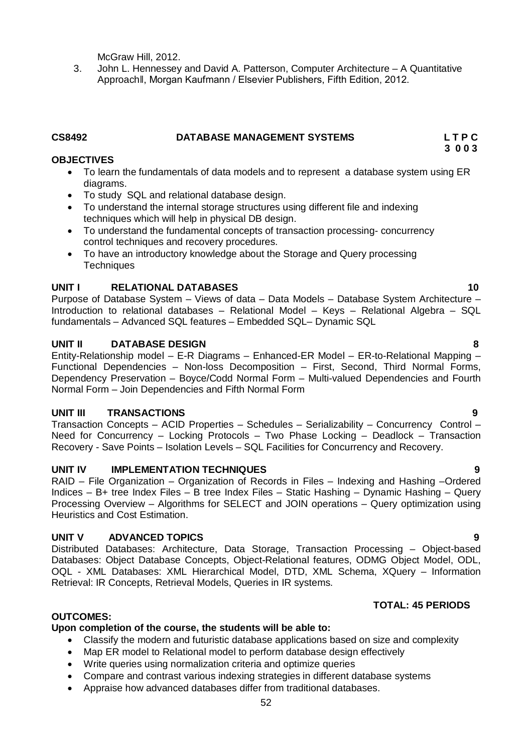McGraw Hill, 2012.

3. John L. Hennessey and David A. Patterson, Computer Architecture – A Quantitative Approach‖, Morgan Kaufmann / Elsevier Publishers, Fifth Edition, 2012.

## CS8492 DATABASE MANAGEMENT SYSTEMS

**L T P C**
**3 0 0 3**

**OBJECTIVES**

- To learn the fundamentals of data models and to represent a database system using ER diagrams.
- To study SQL and relational database design.
- To understand the internal storage structures using different file and indexing techniques which will help in physical DB design.
- To understand the fundamental concepts of transaction processing- concurrency control techniques and recovery procedures.
- To have an introductory knowledge about the Storage and Query processing Techniques

**UNIT I RELATIONAL DATABASES 10**

Purpose of Database System – Views of data – Data Models – Database System Architecture – Introduction to relational databases – Relational Model – Keys – Relational Algebra – SQL fundamentals – Advanced SQL features – Embedded SQL– Dynamic SQL

**UNIT II DATABASE DESIGN 8**

Entity-Relationship model – E-R Diagrams – Enhanced-ER Model – ER-to-Relational Mapping – Functional Dependencies – Non-loss Decomposition – First, Second, Third Normal Forms, Dependency Preservation – Boyce/Codd Normal Form – Multi-valued Dependencies and Fourth Normal Form – Join Dependencies and Fifth Normal Form

**UNIT III TRANSACTIONS 9**

Transaction Concepts – ACID Properties – Schedules – Serializability – Concurrency Control – Need for Concurrency – Locking Protocols – Two Phase Locking – Deadlock – Transaction Recovery - Save Points – Isolation Levels – SQL Facilities for Concurrency and Recovery.

**UNIT IV IMPLEMENTATION TECHNIQUES 9**

RAID – File Organization – Organization of Records in Files – Indexing and Hashing –Ordered Indices – B+ tree Index Files – B tree Index Files – Static Hashing – Dynamic Hashing – Query Processing Overview – Algorithms for SELECT and JOIN operations – Query optimization using Heuristics and Cost Estimation.

**UNIT V ADVANCED TOPICS 9**

Distributed Databases: Architecture, Data Storage, Transaction Processing – Object-based Databases: Object Database Concepts, Object-Relational features, ODMG Object Model, ODL, OQL - XML Databases: XML Hierarchical Model, DTD, XML Schema, XQuery – Information Retrieval: IR Concepts, Retrieval Models, Queries in IR systems.

**TOTAL: 45 PERIODS**

**OUTCOMES:**

**Upon completion of the course, the students will be able to:**

- Classify the modern and futuristic database applications based on size and complexity
- Map ER model to Relational model to perform database design effectively
- Write queries using normalization criteria and optimize queries
- Compare and contrast various indexing strategies in different database systems
- Appraise how advanced databases differ from traditional databases.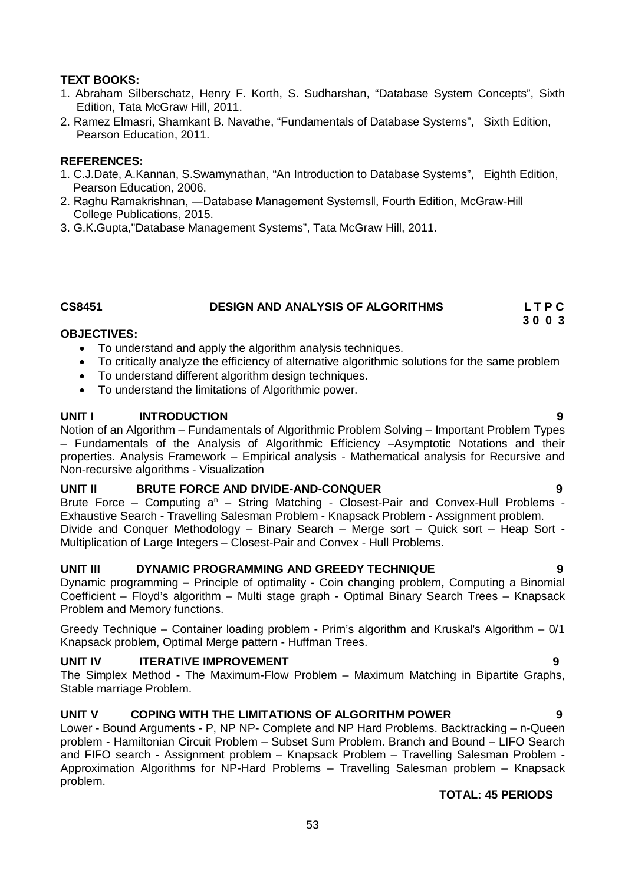**TEXT BOOKS:**

1. Abraham Silberschatz, Henry F. Korth, S. Sudharshan, "Database System Concepts", Sixth Edition, Tata McGraw Hill, 2011.
2. Ramez Elmasri, Shamkant B. Navathe, "Fundamentals of Database Systems", Sixth Edition, Pearson Education, 2011.

**REFERENCES:**

1. C.J.Date, A.Kannan, S.Swamynathan, "An Introduction to Database Systems", Eighth Edition, Pearson Education, 2006.
2. Raghu Ramakrishnan, ―Database Management Systems‖, Fourth Edition, McGraw-Hill College Publications, 2015.
3. G.K.Gupta,"Database Management Systems", Tata McGraw Hill, 2011.

## CS8451 DESIGN AND ANALYSIS OF ALGORITHMS

| L | T | P | C |
|---|---|---|---|
| 3 | 0 | 0 | 3 |

**OBJECTIVES:**

- To understand and apply the algorithm analysis techniques.
- To critically analyze the efficiency of alternative algorithmic solutions for the same problem
- To understand different algorithm design techniques.
- To understand the limitations of Algorithmic power.

### UNIT I INTRODUCTION 9

Notion of an Algorithm – Fundamentals of Algorithmic Problem Solving – Important Problem Types – Fundamentals of the Analysis of Algorithmic Efficiency –Asymptotic Notations and their properties. Analysis Framework – Empirical analysis - Mathematical analysis for Recursive and Non-recursive algorithms - Visualization

### UNIT II BRUTE FORCE AND DIVIDE-AND-CONQUER 9

Brute Force – Computing $a^n$ – String Matching - Closest-Pair and Convex-Hull Problems - Exhaustive Search - Travelling Salesman Problem - Knapsack Problem - Assignment problem. Divide and Conquer Methodology – Binary Search – Merge sort – Quick sort – Heap Sort - Multiplication of Large Integers – Closest-Pair and Convex - Hull Problems.

### UNIT III DYNAMIC PROGRAMMING AND GREEDY TECHNIQUE 9

Dynamic programming **–** Principle of optimality **-** Coin changing problem**,** Computing a Binomial Coefficient – Floyd's algorithm – Multi stage graph - Optimal Binary Search Trees – Knapsack Problem and Memory functions.

Greedy Technique – Container loading problem - Prim's algorithm and Kruskal's Algorithm – 0/1 Knapsack problem, Optimal Merge pattern - Huffman Trees.

### UNIT IV ITERATIVE IMPROVEMENT 9

The Simplex Method - The Maximum-Flow Problem – Maximum Matching in Bipartite Graphs, Stable marriage Problem.

### UNIT V COPING WITH THE LIMITATIONS OF ALGORITHM POWER 9

Lower - Bound Arguments - P, NP NP- Complete and NP Hard Problems. Backtracking – n-Queen problem - Hamiltonian Circuit Problem – Subset Sum Problem. Branch and Bound – LIFO Search and FIFO search - Assignment problem – Knapsack Problem – Travelling Salesman Problem - Approximation Algorithms for NP-Hard Problems – Travelling Salesman problem – Knapsack problem.

**TOTAL: 45 PERIODS**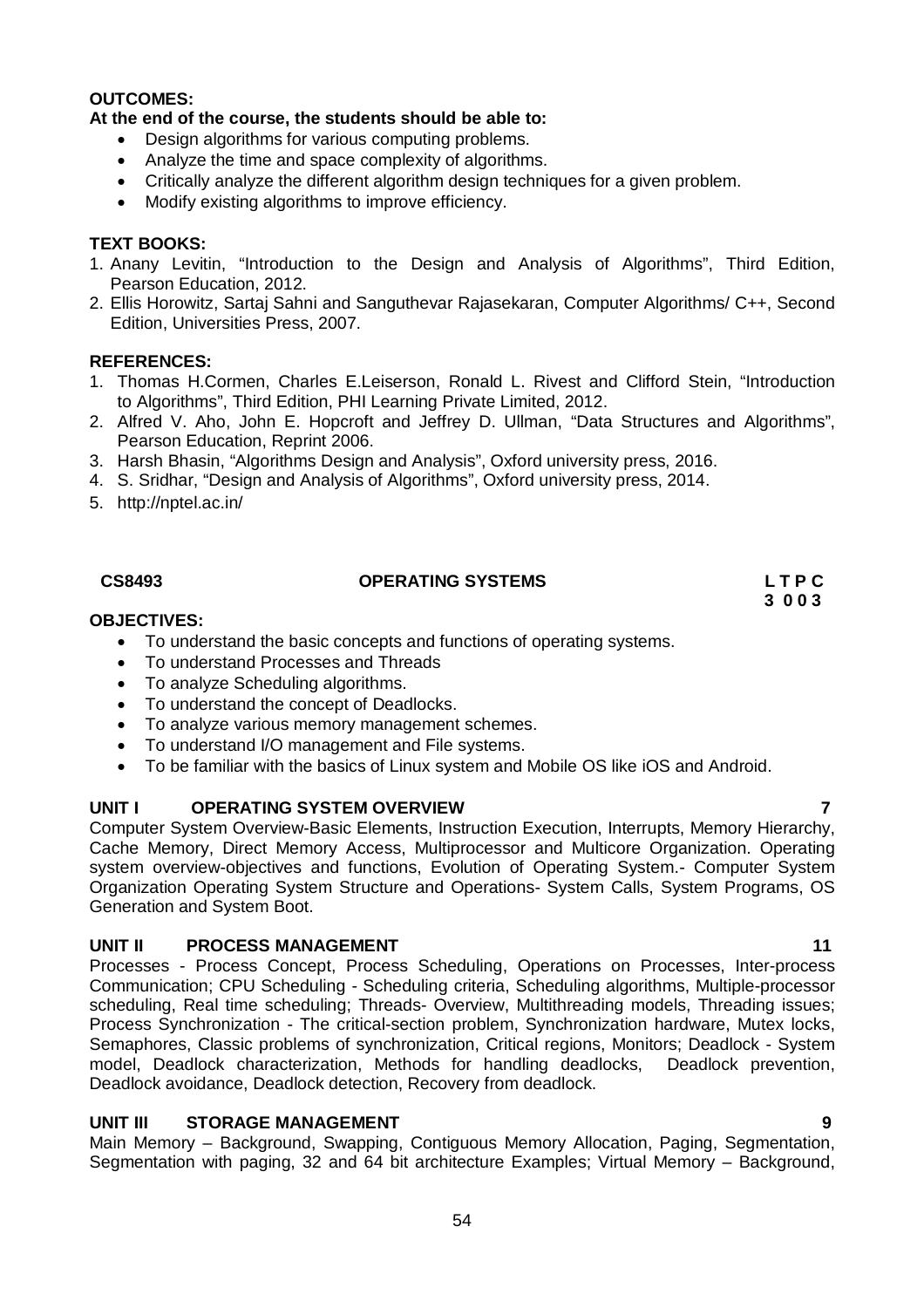**OUTCOMES:**

**At the end of the course, the students should be able to:**

- Design algorithms for various computing problems.
- Analyze the time and space complexity of algorithms.
- Critically analyze the different algorithm design techniques for a given problem.
- Modify existing algorithms to improve efficiency.

**TEXT BOOKS:**

1. Anany Levitin, "Introduction to the Design and Analysis of Algorithms", Third Edition, Pearson Education, 2012.
2. Ellis Horowitz, Sartaj Sahni and Sanguthevar Rajasekaran, Computer Algorithms/ C++, Second Edition, Universities Press, 2007.

**REFERENCES:**

1. Thomas H.Cormen, Charles E.Leiserson, Ronald L. Rivest and Clifford Stein, "Introduction to Algorithms", Third Edition, PHI Learning Private Limited, 2012.
2. Alfred V. Aho, John E. Hopcroft and Jeffrey D. Ullman, "Data Structures and Algorithms", Pearson Education, Reprint 2006.
3. Harsh Bhasin, "Algorithms Design and Analysis", Oxford university press, 2016.
4. S. Sridhar, "Design and Analysis of Algorithms", Oxford university press, 2014.
5. http://nptel.ac.in/

## CS8493 OPERATING SYSTEMS

**L T P C**
**3 0 0 3**

**OBJECTIVES:**

- To understand the basic concepts and functions of operating systems.
- To understand Processes and Threads
- To analyze Scheduling algorithms.
- To understand the concept of Deadlocks.
- To analyze various memory management schemes.
- To understand I/O management and File systems.
- To be familiar with the basics of Linux system and Mobile OS like iOS and Android.

**UNIT I OPERATING SYSTEM OVERVIEW 7**

Computer System Overview-Basic Elements, Instruction Execution, Interrupts, Memory Hierarchy, Cache Memory, Direct Memory Access, Multiprocessor and Multicore Organization. Operating system overview-objectives and functions, Evolution of Operating System.- Computer System Organization Operating System Structure and Operations- System Calls, System Programs, OS Generation and System Boot.

**UNIT II PROCESS MANAGEMENT 11**

Processes - Process Concept, Process Scheduling, Operations on Processes, Inter-process Communication; CPU Scheduling - Scheduling criteria, Scheduling algorithms, Multiple-processor scheduling, Real time scheduling; Threads- Overview, Multithreading models, Threading issues; Process Synchronization - The critical-section problem, Synchronization hardware, Mutex locks, Semaphores, Classic problems of synchronization, Critical regions, Monitors; Deadlock - System model, Deadlock characterization, Methods for handling deadlocks, Deadlock prevention, Deadlock avoidance, Deadlock detection, Recovery from deadlock.

**UNIT III STORAGE MANAGEMENT 9**

Main Memory – Background, Swapping, Contiguous Memory Allocation, Paging, Segmentation, Segmentation with paging, 32 and 64 bit architecture Examples; Virtual Memory – Background,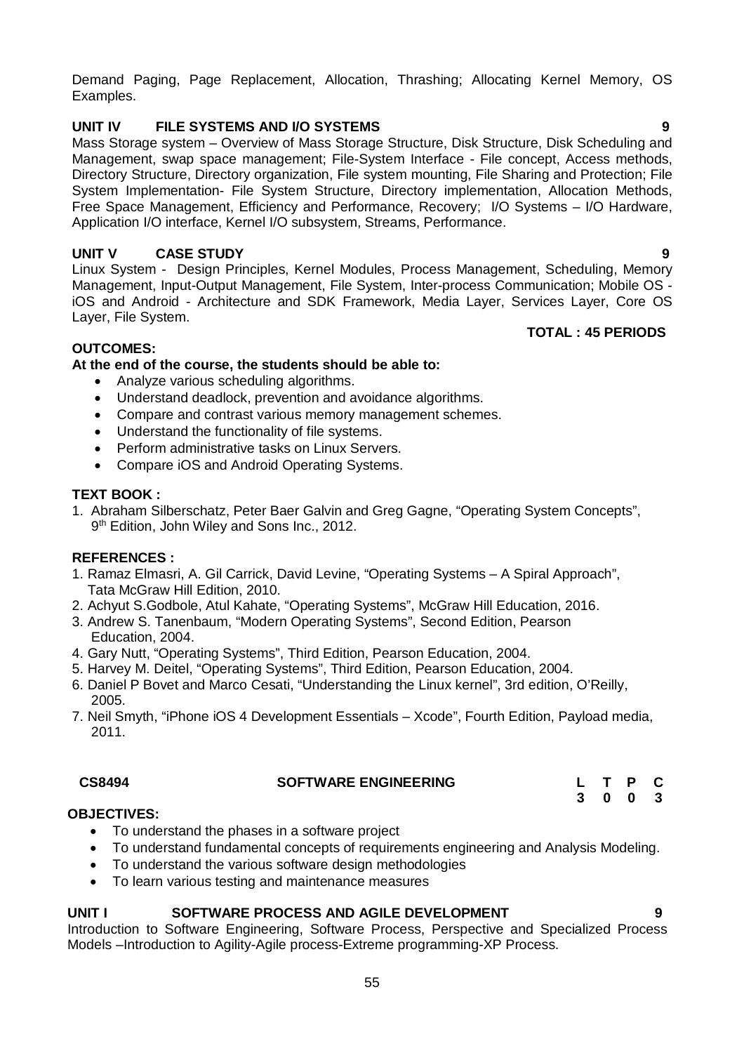Demand Paging, Page Replacement, Allocation, Thrashing; Allocating Kernel Memory, OS Examples.

**UNIT IV FILE SYSTEMS AND I/O SYSTEMS 9**

Mass Storage system – Overview of Mass Storage Structure, Disk Structure, Disk Scheduling and Management, swap space management; File-System Interface - File concept, Access methods, Directory Structure, Directory organization, File system mounting, File Sharing and Protection; File System Implementation- File System Structure, Directory implementation, Allocation Methods, Free Space Management, Efficiency and Performance, Recovery; I/O Systems – I/O Hardware, Application I/O interface, Kernel I/O subsystem, Streams, Performance.

**UNIT V CASE STUDY 9**

Linux System - Design Principles, Kernel Modules, Process Management, Scheduling, Memory Management, Input-Output Management, File System, Inter-process Communication; Mobile OS - iOS and Android - Architecture and SDK Framework, Media Layer, Services Layer, Core OS Layer, File System.

**TOTAL : 45 PERIODS**

**OUTCOMES:**

**At the end of the course, the students should be able to:**

- Analyze various scheduling algorithms.
- Understand deadlock, prevention and avoidance algorithms.
- Compare and contrast various memory management schemes.
- Understand the functionality of file systems.
- Perform administrative tasks on Linux Servers.
- Compare iOS and Android Operating Systems.

**TEXT BOOK :**

1. Abraham Silberschatz, Peter Baer Galvin and Greg Gagne, "Operating System Concepts", 9th Edition, John Wiley and Sons Inc., 2012.

**REFERENCES :**

1. Ramaz Elmasri, A. Gil Carrick, David Levine, "Operating Systems – A Spiral Approach", Tata McGraw Hill Edition, 2010.
2. Achyut S.Godbole, Atul Kahate, "Operating Systems", McGraw Hill Education, 2016.
3. Andrew S. Tanenbaum, "Modern Operating Systems", Second Edition, Pearson Education, 2004.
4. Gary Nutt, "Operating Systems", Third Edition, Pearson Education, 2004.
5. Harvey M. Deitel, "Operating Systems", Third Edition, Pearson Education, 2004.
6. Daniel P Bovet and Marco Cesati, "Understanding the Linux kernel", 3rd edition, O'Reilly, 2005.
7. Neil Smyth, "iPhone iOS 4 Development Essentials – Xcode", Fourth Edition, Payload media, 2011.

| CS8494 | SOFTWARE ENGINEERING | L | T | P | C |
|---|---|---|---|---|---|
| | | 3 | 0 | 0 | 3 |

**OBJECTIVES:**

- To understand the phases in a software project
- To understand fundamental concepts of requirements engineering and Analysis Modeling.
- To understand the various software design methodologies
- To learn various testing and maintenance measures

**UNIT I SOFTWARE PROCESS AND AGILE DEVELOPMENT 9**

Introduction to Software Engineering, Software Process, Perspective and Specialized Process Models –Introduction to Agility-Agile process-Extreme programming-XP Process.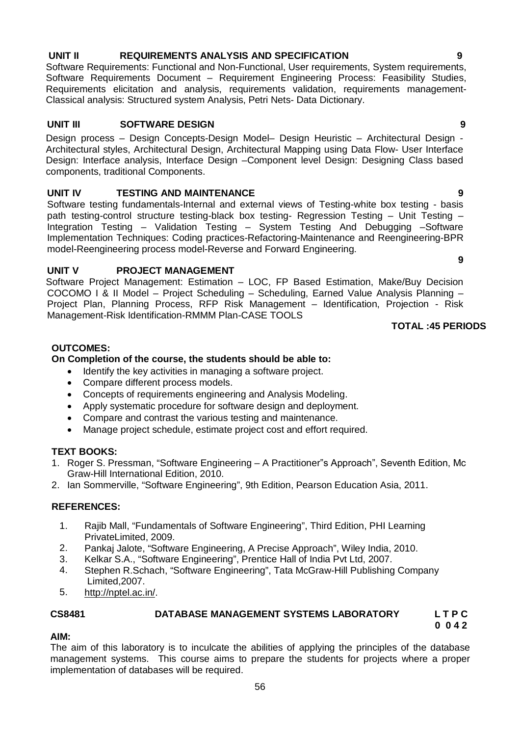**UNIT II REQUIREMENTS ANALYSIS AND SPECIFICATION 9**

Software Requirements: Functional and Non-Functional, User requirements, System requirements, Software Requirements Document – Requirement Engineering Process: Feasibility Studies, Requirements elicitation and analysis, requirements validation, requirements management-Classical analysis: Structured system Analysis, Petri Nets- Data Dictionary.

**UNIT III SOFTWARE DESIGN 9**

Design process – Design Concepts-Design Model– Design Heuristic – Architectural Design - Architectural styles, Architectural Design, Architectural Mapping using Data Flow- User Interface Design: Interface analysis, Interface Design –Component level Design: Designing Class based components, traditional Components.

**UNIT IV TESTING AND MAINTENANCE 9**

Software testing fundamentals-Internal and external views of Testing-white box testing - basis path testing-control structure testing-black box testing- Regression Testing – Unit Testing – Integration Testing – Validation Testing – System Testing And Debugging –Software Implementation Techniques: Coding practices-Refactoring-Maintenance and Reengineering-BPR model-Reengineering process model-Reverse and Forward Engineering.

**UNIT V PROJECT MANAGEMENT 9**

Software Project Management: Estimation – LOC, FP Based Estimation, Make/Buy Decision COCOMO I & II Model – Project Scheduling – Scheduling, Earned Value Analysis Planning – Project Plan, Planning Process, RFP Risk Management – Identification, Projection - Risk Management-Risk Identification-RMMM Plan-CASE TOOLS

**TOTAL :45 PERIODS**

**OUTCOMES:**

**On Completion of the course, the students should be able to:**

- Identify the key activities in managing a software project.
- Compare different process models.
- Concepts of requirements engineering and Analysis Modeling.
- Apply systematic procedure for software design and deployment.
- Compare and contrast the various testing and maintenance.
- Manage project schedule, estimate project cost and effort required.

**TEXT BOOKS:**

1. Roger S. Pressman, "Software Engineering – A Practitioner"s Approach", Seventh Edition, Mc Graw-Hill International Edition, 2010.
2. Ian Sommerville, "Software Engineering", 9th Edition, Pearson Education Asia, 2011.

**REFERENCES:**

1. Rajib Mall, "Fundamentals of Software Engineering", Third Edition, PHI Learning PrivateLimited, 2009.
2. Pankaj Jalote, "Software Engineering, A Precise Approach", Wiley India, 2010.
3. Kelkar S.A., "Software Engineering", Prentice Hall of India Pvt Ltd, 2007.
4. Stephen R.Schach, "Software Engineering", Tata McGraw-Hill Publishing Company Limited,2007.
5. http://nptel.ac.in/.

**CS8481 DATABASE MANAGEMENT SYSTEMS LABORATORY L T P C**
**0 0 4 2**

**AIM:**

The aim of this laboratory is to inculcate the abilities of applying the principles of the database management systems. This course aims to prepare the students for projects where a proper implementation of databases will be required.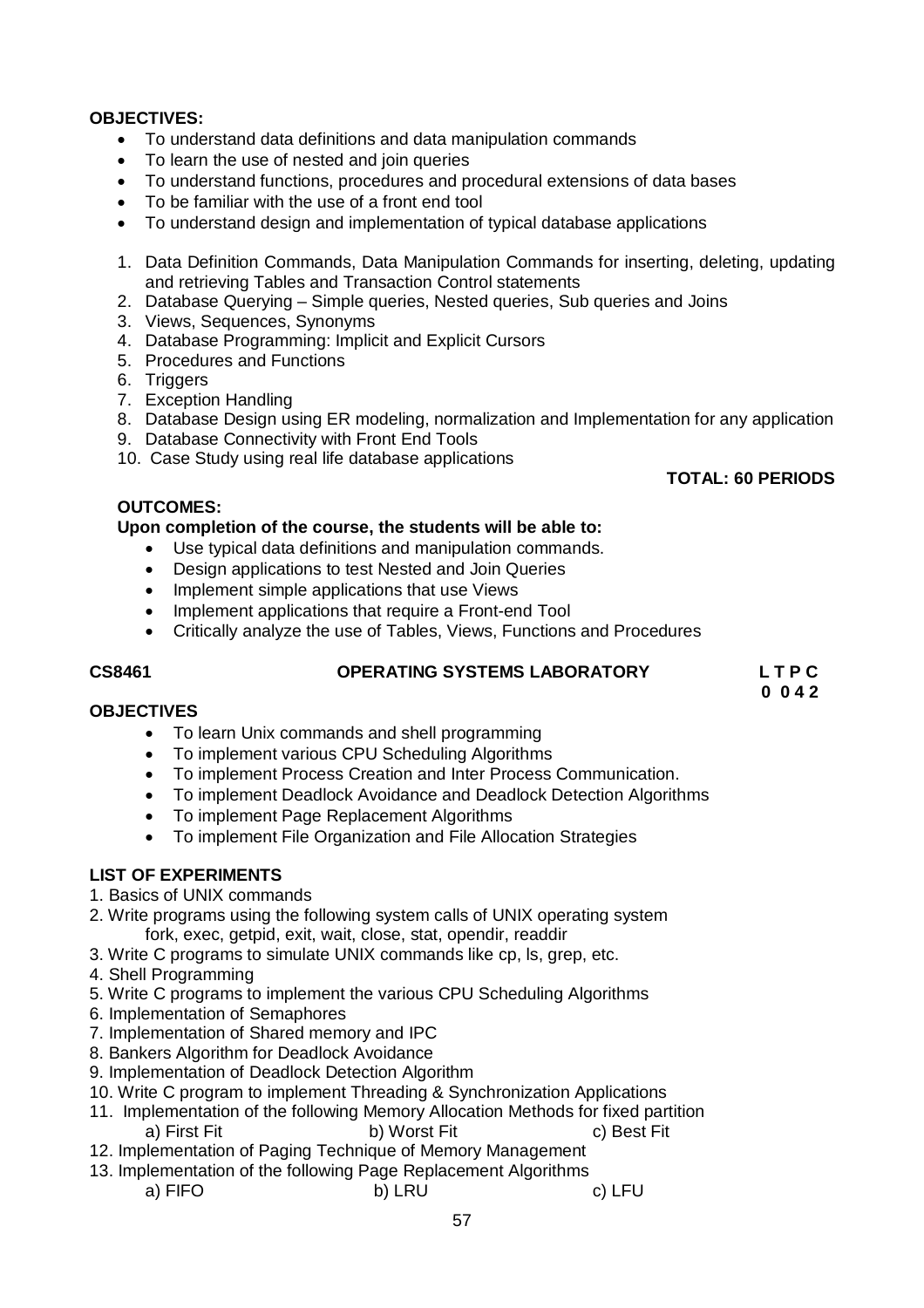**OBJECTIVES:**

- To understand data definitions and data manipulation commands
- To learn the use of nested and join queries
- To understand functions, procedures and procedural extensions of data bases
- To be familiar with the use of a front end tool
- To understand design and implementation of typical database applications

1. Data Definition Commands, Data Manipulation Commands for inserting, deleting, updating and retrieving Tables and Transaction Control statements
2. Database Querying – Simple queries, Nested queries, Sub queries and Joins
3. Views, Sequences, Synonyms
4. Database Programming: Implicit and Explicit Cursors
5. Procedures and Functions
6. Triggers
7. Exception Handling
8. Database Design using ER modeling, normalization and Implementation for any application
9. Database Connectivity with Front End Tools
10. Case Study using real life database applications

**TOTAL: 60 PERIODS**

**OUTCOMES:**

**Upon completion of the course, the students will be able to:**

- Use typical data definitions and manipulation commands.
- Design applications to test Nested and Join Queries
- Implement simple applications that use Views
- Implement applications that require a Front-end Tool
- Critically analyze the use of Tables, Views, Functions and Procedures

## CS8461 OPERATING SYSTEMS LABORATORY

| L | T | P | C |
|---|---|---|---|
| 0 | 0 | 4 | 2 |

**OBJECTIVES**

- To learn Unix commands and shell programming
- To implement various CPU Scheduling Algorithms
- To implement Process Creation and Inter Process Communication.
- To implement Deadlock Avoidance and Deadlock Detection Algorithms
- To implement Page Replacement Algorithms
- To implement File Organization and File Allocation Strategies

**LIST OF EXPERIMENTS**

1. Basics of UNIX commands
2. Write programs using the following system calls of UNIX operating system
   fork, exec, getpid, exit, wait, close, stat, opendir, readdir
3. Write C programs to simulate UNIX commands like cp, ls, grep, etc.
4. Shell Programming
5. Write C programs to implement the various CPU Scheduling Algorithms
6. Implementation of Semaphores
7. Implementation of Shared memory and IPC
8. Bankers Algorithm for Deadlock Avoidance
9. Implementation of Deadlock Detection Algorithm
10. Write C program to implement Threading & Synchronization Applications
11. Implementation of the following Memory Allocation Methods for fixed partition
    a) First Fit b) Worst Fit c) Best Fit
12. Implementation of Paging Technique of Memory Management
13. Implementation of the following Page Replacement Algorithms
    a) FIFO b) LRU c) LFU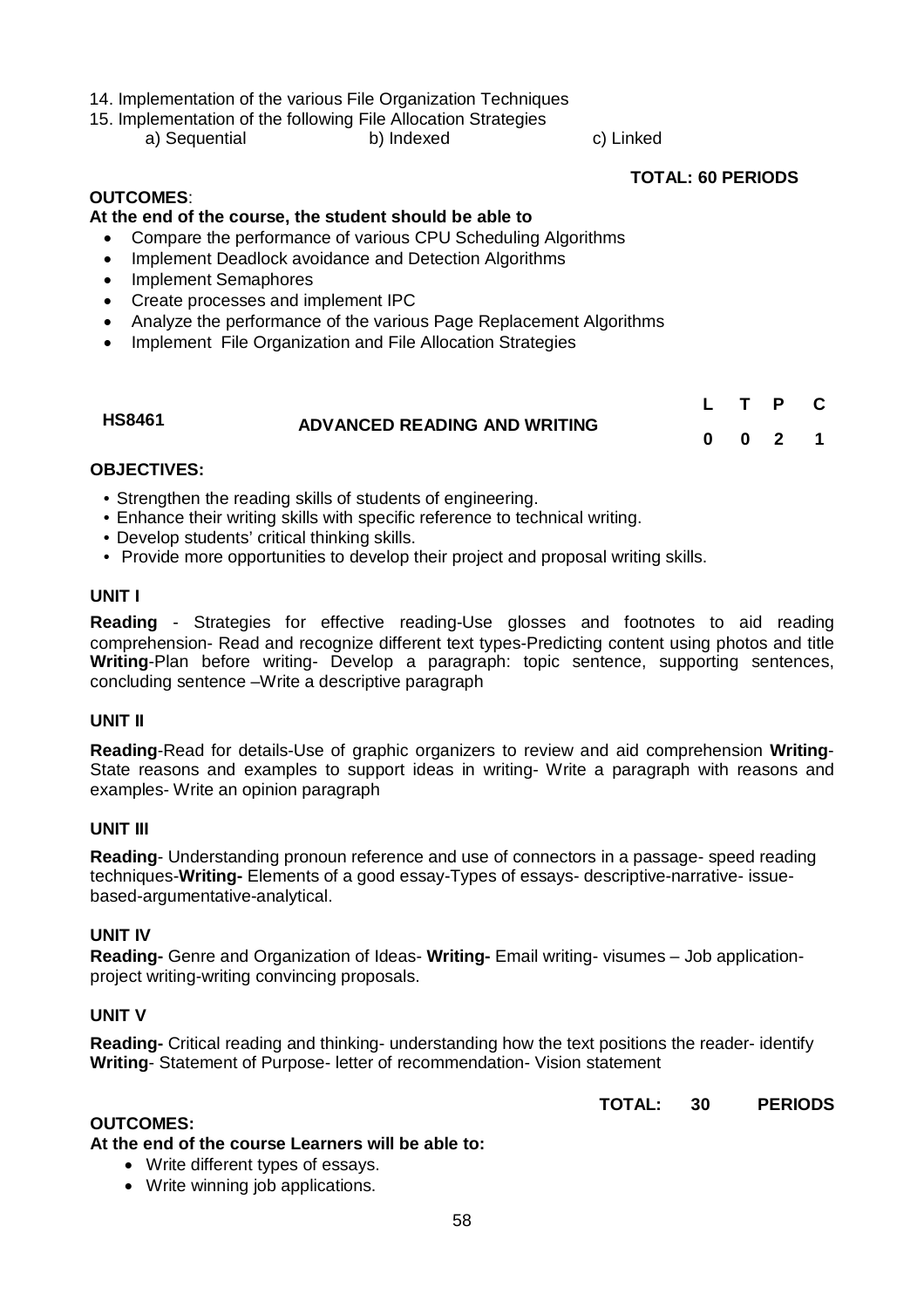14. Implementation of the various File Organization Techniques
15. Implementation of the following File Allocation Strategies
    a) Sequential b) Indexed c) Linked

**TOTAL: 60 PERIODS**

**OUTCOMES**:

**At the end of the course, the student should be able to**

- Compare the performance of various CPU Scheduling Algorithms
- Implement Deadlock avoidance and Detection Algorithms
- Implement Semaphores
- Create processes and implement IPC
- Analyze the performance of the various Page Replacement Algorithms
- Implement File Organization and File Allocation Strategies

| HS8461 | ADVANCED READING AND WRITING | L | T | P | C |
|---|---|---|---|---|---|
| | | 0 | 0 | 2 | 1 |

**OBJECTIVES:**

- Strengthen the reading skills of students of engineering.
- Enhance their writing skills with specific reference to technical writing.
- Develop students' critical thinking skills.
- Provide more opportunities to develop their project and proposal writing skills.

**UNIT I**

**Reading** - Strategies for effective reading-Use glosses and footnotes to aid reading comprehension- Read and recognize different text types-Predicting content using photos and title **Writing**-Plan before writing- Develop a paragraph: topic sentence, supporting sentences, concluding sentence –Write a descriptive paragraph

**UNIT II**

**Reading**-Read for details-Use of graphic organizers to review and aid comprehension **Writing**- State reasons and examples to support ideas in writing- Write a paragraph with reasons and examples- Write an opinion paragraph

**UNIT III**

**Reading**- Understanding pronoun reference and use of connectors in a passage- speed reading techniques-**Writing-** Elements of a good essay-Types of essays- descriptive-narrative- issue-based-argumentative-analytical.

**UNIT IV**

**Reading-** Genre and Organization of Ideas- **Writing-** Email writing- visumes – Job application-project writing-writing convincing proposals.

**UNIT V**

**Reading-** Critical reading and thinking- understanding how the text positions the reader- identify **Writing**- Statement of Purpose- letter of recommendation- Vision statement

**TOTAL: 30 PERIODS**

**OUTCOMES:**

**At the end of the course Learners will be able to:**

- Write different types of essays.
- Write winning job applications.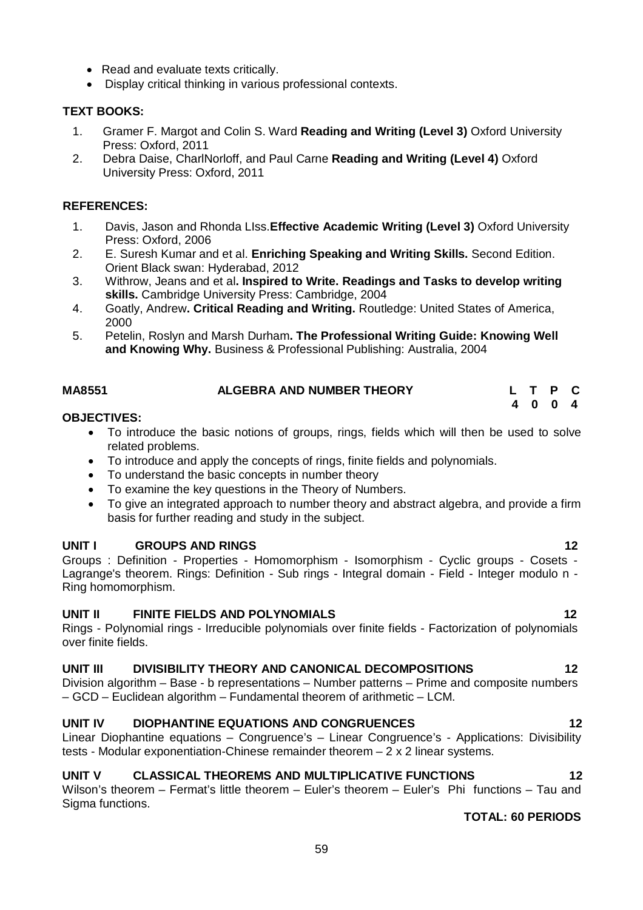- Read and evaluate texts critically.
- Display critical thinking in various professional contexts.

**TEXT BOOKS:**

1. Gramer F. Margot and Colin S. Ward **Reading and Writing (Level 3)** Oxford University Press: Oxford, 2011
2. Debra Daise, CharlNorloff, and Paul Carne **Reading and Writing (Level 4)** Oxford University Press: Oxford, 2011

**REFERENCES:**

1. Davis, Jason and Rhonda LIss.**Effective Academic Writing (Level 3)** Oxford University Press: Oxford, 2006
2. E. Suresh Kumar and et al. **Enriching Speaking and Writing Skills.** Second Edition. Orient Black swan: Hyderabad, 2012
3. Withrow, Jeans and et al**. Inspired to Write. Readings and Tasks to develop writing skills.** Cambridge University Press: Cambridge, 2004
4. Goatly, Andrew**. Critical Reading and Writing.** Routledge: United States of America, 2000
5. Petelin, Roslyn and Marsh Durham**. The Professional Writing Guide: Knowing Well and Knowing Why.** Business & Professional Publishing: Australia, 2004

## MA8551 ALGEBRA AND NUMBER THEORY

| L | T | P | C |
|---|---|---|---|
| 4 | 0 | 0 | 4 |

**OBJECTIVES:**

- To introduce the basic notions of groups, rings, fields which will then be used to solve related problems.
- To introduce and apply the concepts of rings, finite fields and polynomials.
- To understand the basic concepts in number theory
- To examine the key questions in the Theory of Numbers.
- To give an integrated approach to number theory and abstract algebra, and provide a firm basis for further reading and study in the subject.

**UNIT I GROUPS AND RINGS 12**

Groups : Definition - Properties - Homomorphism - Isomorphism - Cyclic groups - Cosets - Lagrange's theorem. Rings: Definition - Sub rings - Integral domain - Field - Integer modulo n - Ring homomorphism.

**UNIT II FINITE FIELDS AND POLYNOMIALS 12**

Rings - Polynomial rings - Irreducible polynomials over finite fields - Factorization of polynomials over finite fields.

**UNIT III DIVISIBILITY THEORY AND CANONICAL DECOMPOSITIONS 12**

Division algorithm – Base - b representations – Number patterns – Prime and composite numbers – GCD – Euclidean algorithm – Fundamental theorem of arithmetic – LCM.

**UNIT IV DIOPHANTINE EQUATIONS AND CONGRUENCES 12**

Linear Diophantine equations – Congruence's – Linear Congruence's - Applications: Divisibility tests - Modular exponentiation-Chinese remainder theorem – 2 x 2 linear systems.

**UNIT V CLASSICAL THEOREMS AND MULTIPLICATIVE FUNCTIONS 12**

Wilson's theorem – Fermat's little theorem – Euler's theorem – Euler's Phi functions – Tau and Sigma functions.

**TOTAL: 60 PERIODS**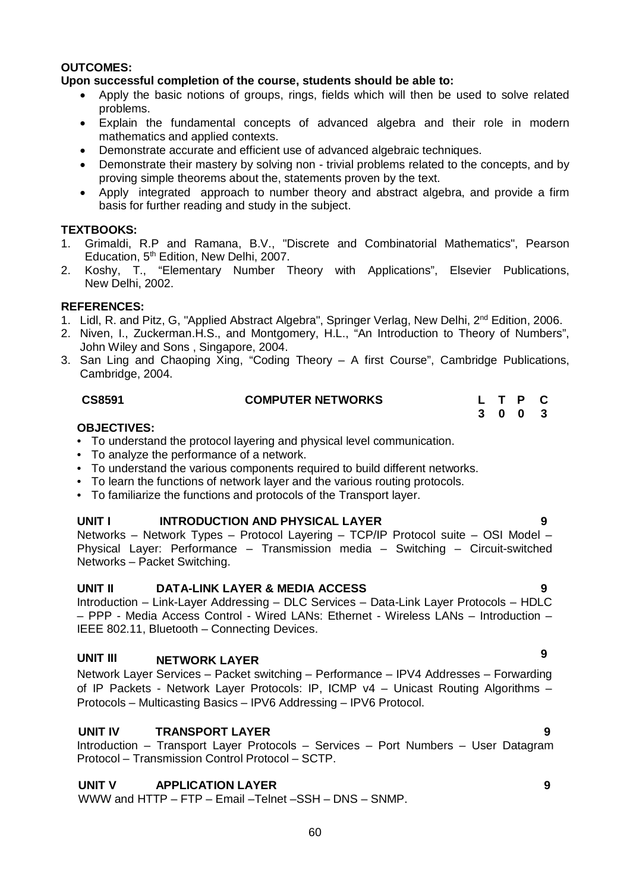**OUTCOMES:**

**Upon successful completion of the course, students should be able to:**

- Apply the basic notions of groups, rings, fields which will then be used to solve related problems.
- Explain the fundamental concepts of advanced algebra and their role in modern mathematics and applied contexts.
- Demonstrate accurate and efficient use of advanced algebraic techniques.
- Demonstrate their mastery by solving non - trivial problems related to the concepts, and by proving simple theorems about the, statements proven by the text.
- Apply integrated approach to number theory and abstract algebra, and provide a firm basis for further reading and study in the subject.

**TEXTBOOKS:**

1. Grimaldi, R.P and Ramana, B.V., "Discrete and Combinatorial Mathematics", Pearson Education, 5th Edition, New Delhi, 2007.
2. Koshy, T., "Elementary Number Theory with Applications", Elsevier Publications, New Delhi, 2002.

**REFERENCES:**

1. Lidl, R. and Pitz, G, "Applied Abstract Algebra", Springer Verlag, New Delhi, 2nd Edition, 2006.
2. Niven, I., Zuckerman.H.S., and Montgomery, H.L., "An Introduction to Theory of Numbers", John Wiley and Sons , Singapore, 2004.
3. San Ling and Chaoping Xing, "Coding Theory – A first Course", Cambridge Publications, Cambridge, 2004.

| **CS8591** | **COMPUTER NETWORKS** | **L** | **T** | **P** | **C** |
|---|---|---|---|---|---|
| | | **3** | **0** | **0** | **3** |

**OBJECTIVES:**

- To understand the protocol layering and physical level communication.
- To analyze the performance of a network.
- To understand the various components required to build different networks.
- To learn the functions of network layer and the various routing protocols.
- To familiarize the functions and protocols of the Transport layer.

**UNIT I INTRODUCTION AND PHYSICAL LAYER** **9**

Networks – Network Types – Protocol Layering – TCP/IP Protocol suite – OSI Model – Physical Layer: Performance – Transmission media – Switching – Circuit-switched Networks – Packet Switching.

**UNIT II DATA-LINK LAYER & MEDIA ACCESS** **9**

Introduction – Link-Layer Addressing – DLC Services – Data-Link Layer Protocols – HDLC – PPP - Media Access Control - Wired LANs: Ethernet - Wireless LANs – Introduction – IEEE 802.11, Bluetooth – Connecting Devices.

**UNIT III NETWORK LAYER** **9**

Network Layer Services – Packet switching – Performance – IPV4 Addresses – Forwarding of IP Packets - Network Layer Protocols: IP, ICMP v4 – Unicast Routing Algorithms – Protocols – Multicasting Basics – IPV6 Addressing – IPV6 Protocol.

**UNIT IV TRANSPORT LAYER** **9**

Introduction – Transport Layer Protocols – Services – Port Numbers – User Datagram Protocol – Transmission Control Protocol – SCTP.

**UNIT V APPLICATION LAYER** **9**

WWW and HTTP – FTP – Email –Telnet –SSH – DNS – SNMP.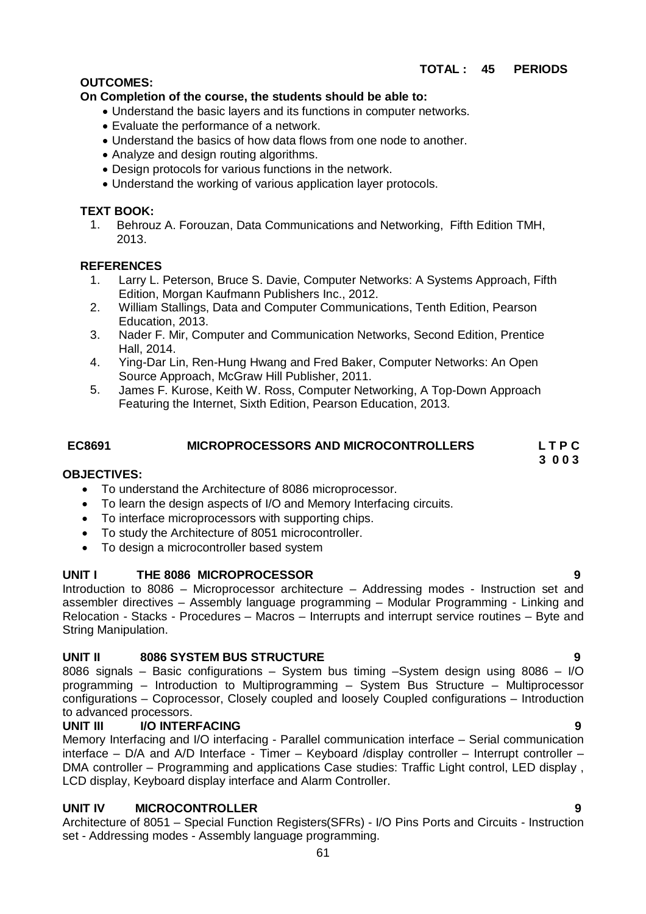**TOTAL : 45 PERIODS**

**OUTCOMES:**

**On Completion of the course, the students should be able to:**

- Understand the basic layers and its functions in computer networks.
- Evaluate the performance of a network.
- Understand the basics of how data flows from one node to another.
- Analyze and design routing algorithms.
- Design protocols for various functions in the network.
- Understand the working of various application layer protocols.

**TEXT BOOK:**

1. Behrouz A. Forouzan, Data Communications and Networking, Fifth Edition TMH, 2013.

**REFERENCES**

1. Larry L. Peterson, Bruce S. Davie, Computer Networks: A Systems Approach, Fifth Edition, Morgan Kaufmann Publishers Inc., 2012.
2. William Stallings, Data and Computer Communications, Tenth Edition, Pearson Education, 2013.
3. Nader F. Mir, Computer and Communication Networks, Second Edition, Prentice Hall, 2014.
4. Ying-Dar Lin, Ren-Hung Hwang and Fred Baker, Computer Networks: An Open Source Approach, McGraw Hill Publisher, 2011.
5. James F. Kurose, Keith W. Ross, Computer Networking, A Top-Down Approach Featuring the Internet, Sixth Edition, Pearson Education, 2013.

## EC8691 MICROPROCESSORS AND MICROCONTROLLERS — L T P C 3 0 0 3

**OBJECTIVES:**

- To understand the Architecture of 8086 microprocessor.
- To learn the design aspects of I/O and Memory Interfacing circuits.
- To interface microprocessors with supporting chips.
- To study the Architecture of 8051 microcontroller.
- To design a microcontroller based system

**UNIT I THE 8086 MICROPROCESSOR — 9**

Introduction to 8086 – Microprocessor architecture – Addressing modes - Instruction set and assembler directives – Assembly language programming – Modular Programming - Linking and Relocation - Stacks - Procedures – Macros – Interrupts and interrupt service routines – Byte and String Manipulation.

**UNIT II 8086 SYSTEM BUS STRUCTURE — 9**

8086 signals – Basic configurations – System bus timing –System design using 8086 – I/O programming – Introduction to Multiprogramming – System Bus Structure – Multiprocessor configurations – Coprocessor, Closely coupled and loosely Coupled configurations – Introduction to advanced processors.

**UNIT III I/O INTERFACING — 9**

Memory Interfacing and I/O interfacing - Parallel communication interface – Serial communication interface – D/A and A/D Interface - Timer – Keyboard /display controller – Interrupt controller – DMA controller – Programming and applications Case studies: Traffic Light control, LED display , LCD display, Keyboard display interface and Alarm Controller.

**UNIT IV MICROCONTROLLER — 9**

Architecture of 8051 – Special Function Registers(SFRs) - I/O Pins Ports and Circuits - Instruction set - Addressing modes - Assembly language programming.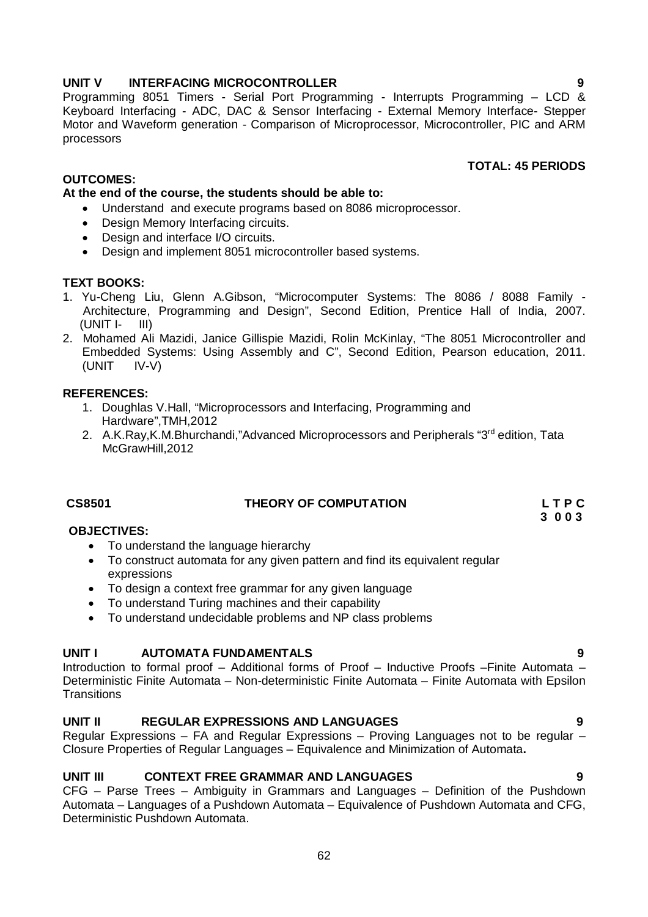**UNIT V INTERFACING MICROCONTROLLER 9**

Programming 8051 Timers - Serial Port Programming - Interrupts Programming – LCD & Keyboard Interfacing - ADC, DAC & Sensor Interfacing - External Memory Interface- Stepper Motor and Waveform generation - Comparison of Microprocessor, Microcontroller, PIC and ARM processors

**TOTAL: 45 PERIODS**

**OUTCOMES:**

**At the end of the course, the students should be able to:**

- Understand and execute programs based on 8086 microprocessor.
- Design Memory Interfacing circuits.
- Design and interface I/O circuits.
- Design and implement 8051 microcontroller based systems.

**TEXT BOOKS:**

1. Yu-Cheng Liu, Glenn A.Gibson, "Microcomputer Systems: The 8086 / 8088 Family - Architecture, Programming and Design", Second Edition, Prentice Hall of India, 2007. (UNIT I- III)
2. Mohamed Ali Mazidi, Janice Gillispie Mazidi, Rolin McKinlay, "The 8051 Microcontroller and Embedded Systems: Using Assembly and C", Second Edition, Pearson education, 2011. (UNIT IV-V)

**REFERENCES:**

1. Doughlas V.Hall, "Microprocessors and Interfacing, Programming and Hardware",TMH,2012
2. A.K.Ray,K.M.Bhurchandi,"Advanced Microprocessors and Peripherals "3rd edition, Tata McGrawHill,2012

## CS8501 THEORY OF COMPUTATION

**L T P C**
**3 0 0 3**

**OBJECTIVES:**

- To understand the language hierarchy
- To construct automata for any given pattern and find its equivalent regular expressions
- To design a context free grammar for any given language
- To understand Turing machines and their capability
- To understand undecidable problems and NP class problems

**UNIT I AUTOMATA FUNDAMENTALS 9**

Introduction to formal proof – Additional forms of Proof – Inductive Proofs –Finite Automata – Deterministic Finite Automata – Non-deterministic Finite Automata – Finite Automata with Epsilon Transitions

**UNIT II REGULAR EXPRESSIONS AND LANGUAGES 9**

Regular Expressions – FA and Regular Expressions – Proving Languages not to be regular – Closure Properties of Regular Languages – Equivalence and Minimization of Automata**.**

**UNIT III CONTEXT FREE GRAMMAR AND LANGUAGES 9**

CFG – Parse Trees – Ambiguity in Grammars and Languages – Definition of the Pushdown Automata – Languages of a Pushdown Automata – Equivalence of Pushdown Automata and CFG, Deterministic Pushdown Automata.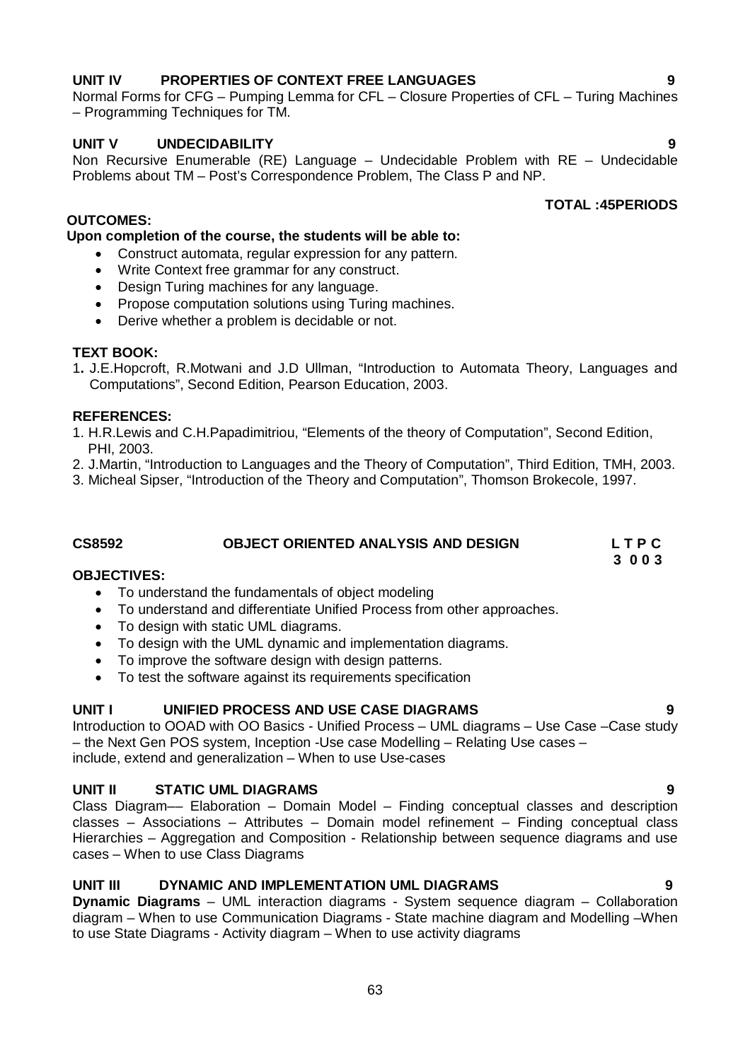**UNIT IV PROPERTIES OF CONTEXT FREE LANGUAGES 9**

Normal Forms for CFG – Pumping Lemma for CFL – Closure Properties of CFL – Turing Machines – Programming Techniques for TM.

**UNIT V UNDECIDABILITY 9**

Non Recursive Enumerable (RE) Language – Undecidable Problem with RE – Undecidable Problems about TM – Post's Correspondence Problem, The Class P and NP.

**TOTAL :45PERIODS**

**OUTCOMES:**

**Upon completion of the course, the students will be able to:**

- Construct automata, regular expression for any pattern.
- Write Context free grammar for any construct.
- Design Turing machines for any language.
- Propose computation solutions using Turing machines.
- Derive whether a problem is decidable or not.

**TEXT BOOK:**

1. J.E.Hopcroft, R.Motwani and J.D Ullman, "Introduction to Automata Theory, Languages and Computations", Second Edition, Pearson Education, 2003.

**REFERENCES:**

1. H.R.Lewis and C.H.Papadimitriou, "Elements of the theory of Computation", Second Edition, PHI, 2003.
2. J.Martin, "Introduction to Languages and the Theory of Computation", Third Edition, TMH, 2003.
3. Micheal Sipser, "Introduction of the Theory and Computation", Thomson Brokecole, 1997.

## CS8592 OBJECT ORIENTED ANALYSIS AND DESIGN

**L T P C**
**3 0 0 3**

**OBJECTIVES:**

- To understand the fundamentals of object modeling
- To understand and differentiate Unified Process from other approaches.
- To design with static UML diagrams.
- To design with the UML dynamic and implementation diagrams.
- To improve the software design with design patterns.
- To test the software against its requirements specification

**UNIT I UNIFIED PROCESS AND USE CASE DIAGRAMS 9**

Introduction to OOAD with OO Basics - Unified Process – UML diagrams – Use Case –Case study – the Next Gen POS system, Inception -Use case Modelling – Relating Use cases – include, extend and generalization – When to use Use-cases

**UNIT II STATIC UML DIAGRAMS 9**

Class Diagram–– Elaboration – Domain Model – Finding conceptual classes and description classes – Associations – Attributes – Domain model refinement – Finding conceptual class Hierarchies – Aggregation and Composition - Relationship between sequence diagrams and use cases – When to use Class Diagrams

**UNIT III DYNAMIC AND IMPLEMENTATION UML DIAGRAMS 9**

**Dynamic Diagrams** – UML interaction diagrams - System sequence diagram – Collaboration diagram – When to use Communication Diagrams - State machine diagram and Modelling –When to use State Diagrams - Activity diagram – When to use activity diagrams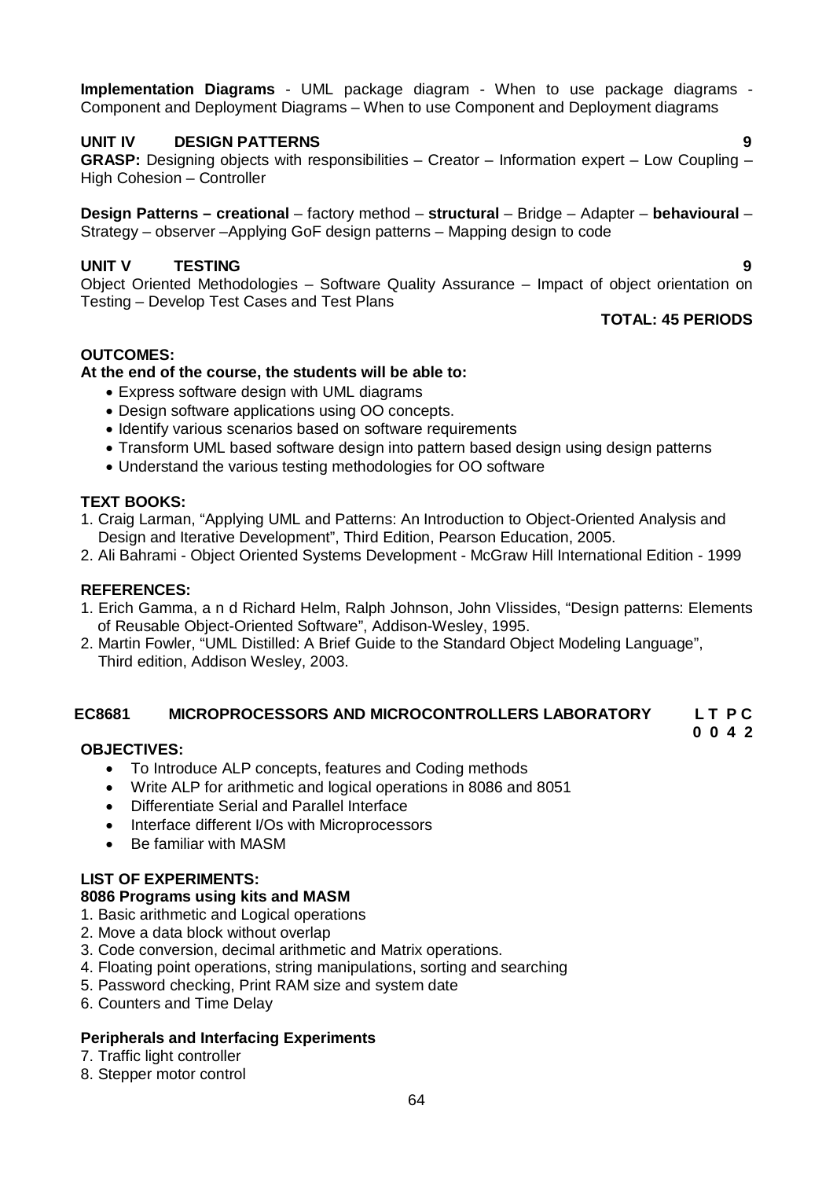**Implementation Diagrams** - UML package diagram - When to use package diagrams - Component and Deployment Diagrams – When to use Component and Deployment diagrams

### UNIT IV DESIGN PATTERNS 9

**GRASP:** Designing objects with responsibilities – Creator – Information expert – Low Coupling – High Cohesion – Controller

**Design Patterns – creational** – factory method – **structural** – Bridge – Adapter – **behavioural** – Strategy – observer –Applying GoF design patterns – Mapping design to code

### UNIT V TESTING 9

Object Oriented Methodologies – Software Quality Assurance – Impact of object orientation on Testing – Develop Test Cases and Test Plans

**TOTAL: 45 PERIODS**

**OUTCOMES:**

**At the end of the course, the students will be able to:**

- Express software design with UML diagrams
- Design software applications using OO concepts.
- Identify various scenarios based on software requirements
- Transform UML based software design into pattern based design using design patterns
- Understand the various testing methodologies for OO software

**TEXT BOOKS:**

1. Craig Larman, “Applying UML and Patterns: An Introduction to Object-Oriented Analysis and Design and Iterative Development”, Third Edition, Pearson Education, 2005.
2. Ali Bahrami - Object Oriented Systems Development - McGraw Hill International Edition - 1999

**REFERENCES:**

1. Erich Gamma, a n d Richard Helm, Ralph Johnson, John Vlissides, “Design patterns: Elements of Reusable Object-Oriented Software”, Addison-Wesley, 1995.
2. Martin Fowler, “UML Distilled: A Brief Guide to the Standard Object Modeling Language”, Third edition, Addison Wesley, 2003.

## EC8681 MICROPROCESSORS AND MICROCONTROLLERS LABORATORY

**L T P C**
**0 0 4 2**

**OBJECTIVES:**

- To Introduce ALP concepts, features and Coding methods
- Write ALP for arithmetic and logical operations in 8086 and 8051
- Differentiate Serial and Parallel Interface
- Interface different I/Os with Microprocessors
- Be familiar with MASM

**LIST OF EXPERIMENTS:**

**8086 Programs using kits and MASM**

1. Basic arithmetic and Logical operations
2. Move a data block without overlap
3. Code conversion, decimal arithmetic and Matrix operations.
4. Floating point operations, string manipulations, sorting and searching
5. Password checking, Print RAM size and system date
6. Counters and Time Delay

**Peripherals and Interfacing Experiments**

7. Traffic light controller
8. Stepper motor control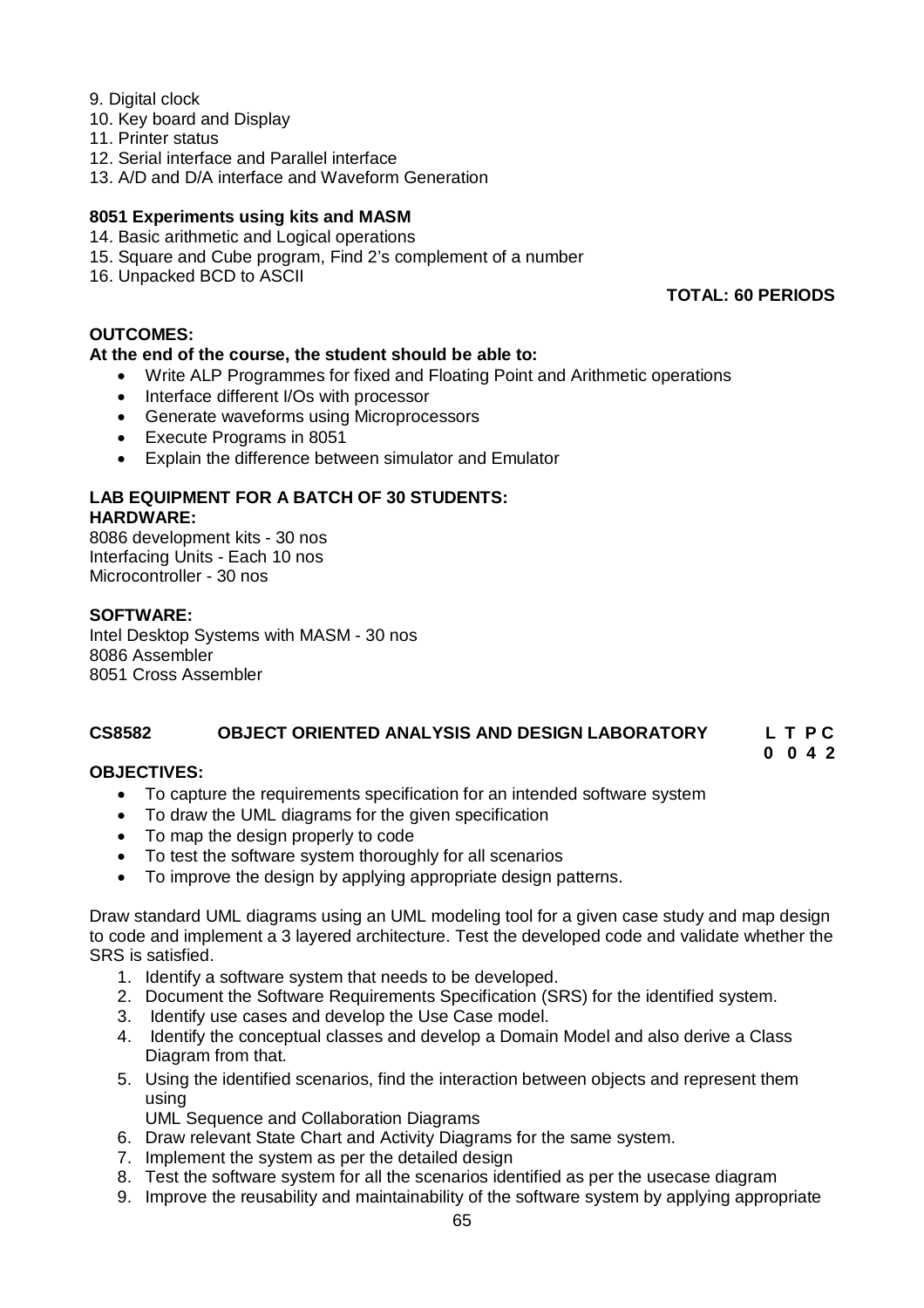9. Digital clock
10. Key board and Display
11. Printer status
12. Serial interface and Parallel interface
13. A/D and D/A interface and Waveform Generation

**8051 Experiments using kits and MASM**

14. Basic arithmetic and Logical operations
15. Square and Cube program, Find 2's complement of a number
16. Unpacked BCD to ASCII

**TOTAL: 60 PERIODS**

**OUTCOMES:**

**At the end of the course, the student should be able to:**

- Write ALP Programmes for fixed and Floating Point and Arithmetic operations
- Interface different I/Os with processor
- Generate waveforms using Microprocessors
- Execute Programs in 8051
- Explain the difference between simulator and Emulator

**LAB EQUIPMENT FOR A BATCH OF 30 STUDENTS:**

**HARDWARE:**

8086 development kits - 30 nos
Interfacing Units - Each 10 nos
Microcontroller - 30 nos

**SOFTWARE:**

Intel Desktop Systems with MASM - 30 nos
8086 Assembler
8051 Cross Assembler

## CS8582 OBJECT ORIENTED ANALYSIS AND DESIGN LABORATORY

| L | T | P | C |
|---|---|---|---|
| 0 | 0 | 4 | 2 |

**OBJECTIVES:**

- To capture the requirements specification for an intended software system
- To draw the UML diagrams for the given specification
- To map the design properly to code
- To test the software system thoroughly for all scenarios
- To improve the design by applying appropriate design patterns.

Draw standard UML diagrams using an UML modeling tool for a given case study and map design to code and implement a 3 layered architecture. Test the developed code and validate whether the SRS is satisfied.

1. Identify a software system that needs to be developed.
2. Document the Software Requirements Specification (SRS) for the identified system.
3. Identify use cases and develop the Use Case model.
4. Identify the conceptual classes and develop a Domain Model and also derive a Class Diagram from that.
5. Using the identified scenarios, find the interaction between objects and represent them using
   UML Sequence and Collaboration Diagrams
6. Draw relevant State Chart and Activity Diagrams for the same system.
7. Implement the system as per the detailed design
8. Test the software system for all the scenarios identified as per the usecase diagram
9. Improve the reusability and maintainability of the software system by applying appropriate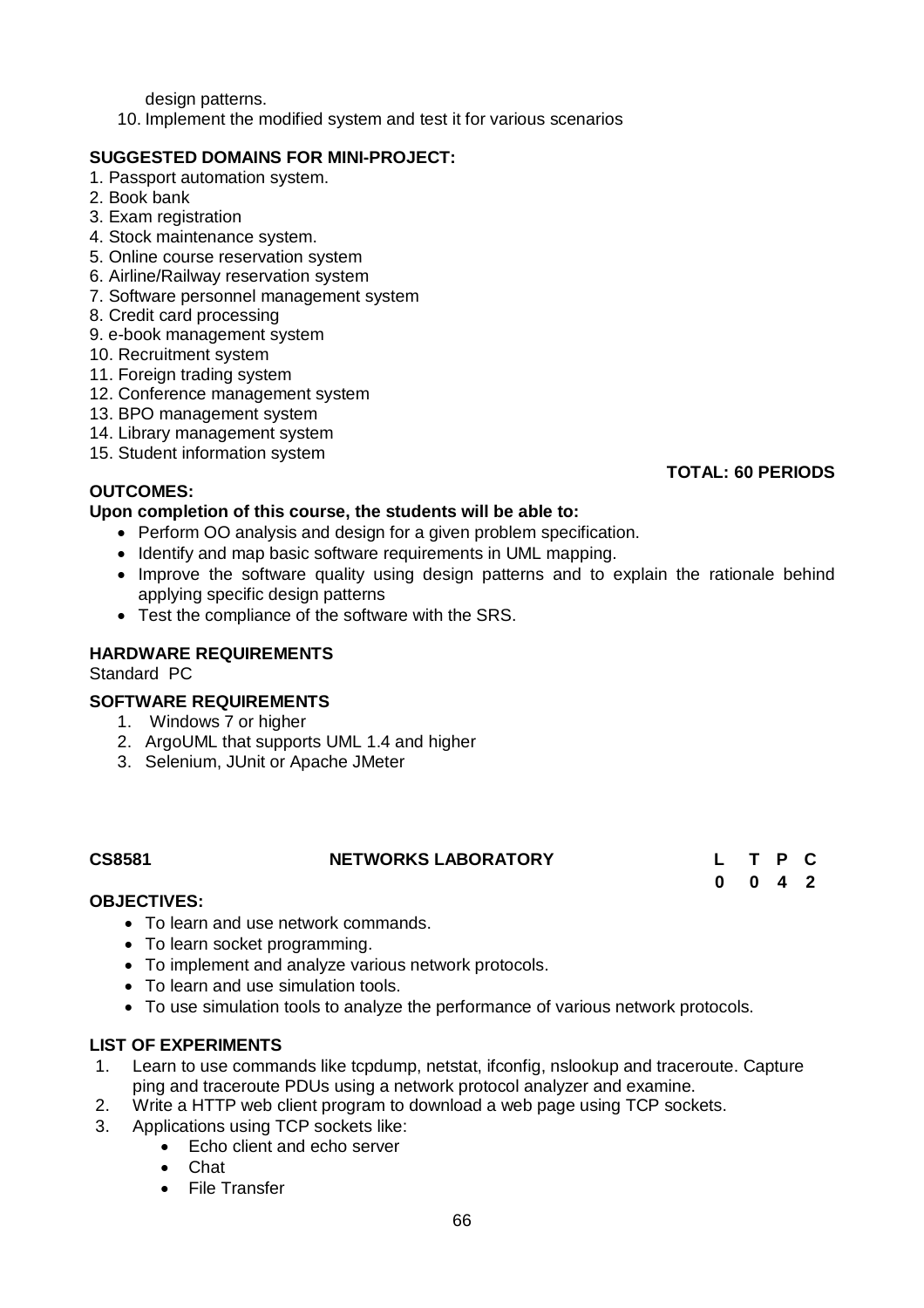design patterns.

10. Implement the modified system and test it for various scenarios

**SUGGESTED DOMAINS FOR MINI-PROJECT:**

1. Passport automation system.
2. Book bank
3. Exam registration
4. Stock maintenance system.
5. Online course reservation system
6. Airline/Railway reservation system
7. Software personnel management system
8. Credit card processing
9. e-book management system
10. Recruitment system
11. Foreign trading system
12. Conference management system
13. BPO management system
14. Library management system
15. Student information system

**TOTAL: 60 PERIODS**

**OUTCOMES:**

**Upon completion of this course, the students will be able to:**

- Perform OO analysis and design for a given problem specification.
- Identify and map basic software requirements in UML mapping.
- Improve the software quality using design patterns and to explain the rationale behind applying specific design patterns
- Test the compliance of the software with the SRS.

**HARDWARE REQUIREMENTS**

Standard PC

**SOFTWARE REQUIREMENTS**

1. Windows 7 or higher
2. ArgoUML that supports UML 1.4 and higher
3. Selenium, JUnit or Apache JMeter

| **CS8581** | **NETWORKS LABORATORY** | **L** | **T** | **P** | **C** |
|---|---|---|---|---|---|
| | | **0** | **0** | **4** | **2** |

**OBJECTIVES:**

- To learn and use network commands.
- To learn socket programming.
- To implement and analyze various network protocols.
- To learn and use simulation tools.
- To use simulation tools to analyze the performance of various network protocols.

**LIST OF EXPERIMENTS**

1. Learn to use commands like tcpdump, netstat, ifconfig, nslookup and traceroute. Capture ping and traceroute PDUs using a network protocol analyzer and examine.
2. Write a HTTP web client program to download a web page using TCP sockets.
3. Applications using TCP sockets like:
   - Echo client and echo server
   - Chat
   - File Transfer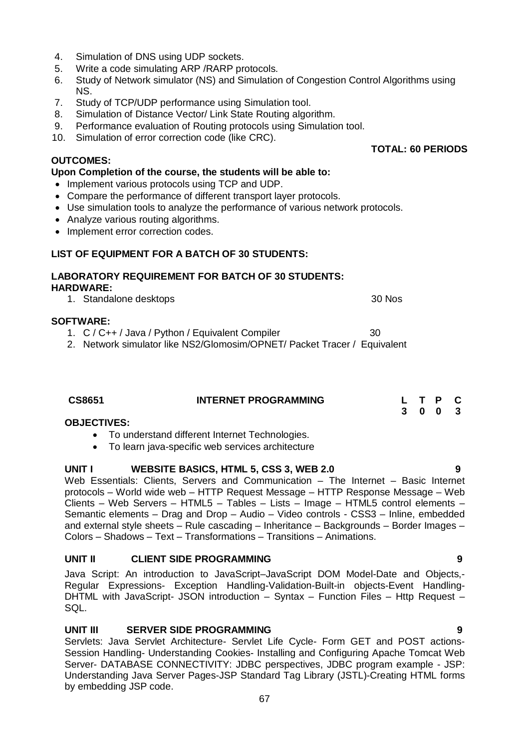4. Simulation of DNS using UDP sockets.
5. Write a code simulating ARP /RARP protocols.
6. Study of Network simulator (NS) and Simulation of Congestion Control Algorithms using NS.
7. Study of TCP/UDP performance using Simulation tool.
8. Simulation of Distance Vector/ Link State Routing algorithm.
9. Performance evaluation of Routing protocols using Simulation tool.
10. Simulation of error correction code (like CRC).

**TOTAL: 60 PERIODS**

**OUTCOMES:**

**Upon Completion of the course, the students will be able to:**

- Implement various protocols using TCP and UDP.
- Compare the performance of different transport layer protocols.
- Use simulation tools to analyze the performance of various network protocols.
- Analyze various routing algorithms.
- Implement error correction codes.

**LIST OF EQUIPMENT FOR A BATCH OF 30 STUDENTS:**

**LABORATORY REQUIREMENT FOR BATCH OF 30 STUDENTS:**

**HARDWARE:**

1. Standalone desktops 30 Nos

**SOFTWARE:**

1. C / C++ / Java / Python / Equivalent Compiler 30
2. Network simulator like NS2/Glomosim/OPNET/ Packet Tracer / Equivalent

## CS8651 INTERNET PROGRAMMING

| L | T | P | C |
|---|---|---|---|
| 3 | 0 | 0 | 3 |

**OBJECTIVES:**

- To understand different Internet Technologies.
- To learn java-specific web services architecture

**UNIT I WEBSITE BASICS, HTML 5, CSS 3, WEB 2.0 9**

Web Essentials: Clients, Servers and Communication – The Internet – Basic Internet protocols – World wide web – HTTP Request Message – HTTP Response Message – Web Clients – Web Servers – HTML5 – Tables – Lists – Image – HTML5 control elements – Semantic elements – Drag and Drop – Audio – Video controls - CSS3 – Inline, embedded and external style sheets – Rule cascading – Inheritance – Backgrounds – Border Images – Colors – Shadows – Text – Transformations – Transitions – Animations.

**UNIT II CLIENT SIDE PROGRAMMING 9**

Java Script: An introduction to JavaScript–JavaScript DOM Model-Date and Objects,- Regular Expressions- Exception Handling-Validation-Built-in objects-Event Handling- DHTML with JavaScript- JSON introduction – Syntax – Function Files – Http Request – SQL.

**UNIT III SERVER SIDE PROGRAMMING 9**

Servlets: Java Servlet Architecture- Servlet Life Cycle- Form GET and POST actions- Session Handling- Understanding Cookies- Installing and Configuring Apache Tomcat Web Server- DATABASE CONNECTIVITY: JDBC perspectives, JDBC program example - JSP: Understanding Java Server Pages-JSP Standard Tag Library (JSTL)-Creating HTML forms by embedding JSP code.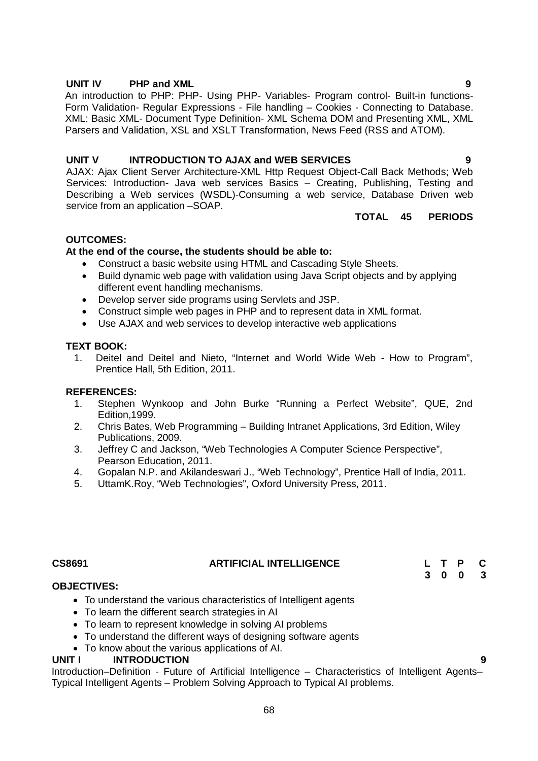**UNIT IV PHP and XML 9**

An introduction to PHP: PHP- Using PHP- Variables- Program control- Built-in functions- Form Validation- Regular Expressions - File handling – Cookies - Connecting to Database. XML: Basic XML- Document Type Definition- XML Schema DOM and Presenting XML, XML Parsers and Validation, XSL and XSLT Transformation, News Feed (RSS and ATOM).

**UNIT V INTRODUCTION TO AJAX and WEB SERVICES 9**

AJAX: Ajax Client Server Architecture-XML Http Request Object-Call Back Methods; Web Services: Introduction- Java web services Basics – Creating, Publishing, Testing and Describing a Web services (WSDL)-Consuming a web service, Database Driven web service from an application –SOAP.

**TOTAL 45 PERIODS**

**OUTCOMES:**

**At the end of the course, the students should be able to:**

- Construct a basic website using HTML and Cascading Style Sheets.
- Build dynamic web page with validation using Java Script objects and by applying different event handling mechanisms.
- Develop server side programs using Servlets and JSP.
- Construct simple web pages in PHP and to represent data in XML format.
- Use AJAX and web services to develop interactive web applications

**TEXT BOOK:**

1. Deitel and Deitel and Nieto, "Internet and World Wide Web - How to Program", Prentice Hall, 5th Edition, 2011.

**REFERENCES:**

1. Stephen Wynkoop and John Burke "Running a Perfect Website", QUE, 2nd Edition,1999.
2. Chris Bates, Web Programming – Building Intranet Applications, 3rd Edition, Wiley Publications, 2009.
3. Jeffrey C and Jackson, "Web Technologies A Computer Science Perspective", Pearson Education, 2011.
4. Gopalan N.P. and Akilandeswari J., "Web Technology", Prentice Hall of India, 2011.
5. UttamK.Roy, "Web Technologies", Oxford University Press, 2011.

| **CS8691** | **ARTIFICIAL INTELLIGENCE** | **L** | **T** | **P** | **C** |
|---|---|---|---|---|---|
| | | **3** | **0** | **0** | **3** |

**OBJECTIVES:**

- To understand the various characteristics of Intelligent agents
- To learn the different search strategies in AI
- To learn to represent knowledge in solving AI problems
- To understand the different ways of designing software agents
- To know about the various applications of AI.

**UNIT I INTRODUCTION 9**

Introduction–Definition - Future of Artificial Intelligence – Characteristics of Intelligent Agents– Typical Intelligent Agents – Problem Solving Approach to Typical AI problems.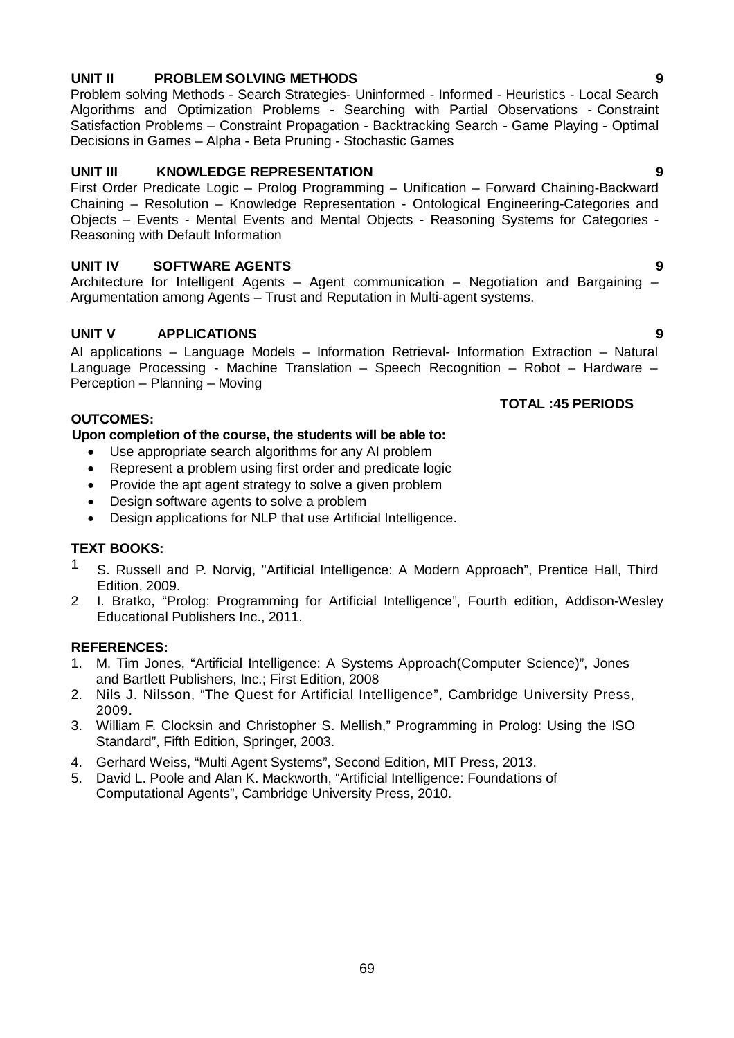**UNIT II PROBLEM SOLVING METHODS 9**

Problem solving Methods - Search Strategies- Uninformed - Informed - Heuristics - Local Search Algorithms and Optimization Problems - Searching with Partial Observations - Constraint Satisfaction Problems – Constraint Propagation - Backtracking Search - Game Playing - Optimal Decisions in Games – Alpha - Beta Pruning - Stochastic Games

**UNIT III KNOWLEDGE REPRESENTATION 9**

First Order Predicate Logic – Prolog Programming – Unification – Forward Chaining-Backward Chaining – Resolution – Knowledge Representation - Ontological Engineering-Categories and Objects – Events - Mental Events and Mental Objects - Reasoning Systems for Categories - Reasoning with Default Information

**UNIT IV SOFTWARE AGENTS 9**

Architecture for Intelligent Agents – Agent communication – Negotiation and Bargaining – Argumentation among Agents – Trust and Reputation in Multi-agent systems.

**UNIT V APPLICATIONS 9**

AI applications – Language Models – Information Retrieval- Information Extraction – Natural Language Processing - Machine Translation – Speech Recognition – Robot – Hardware – Perception – Planning – Moving

**TOTAL :45 PERIODS**

**OUTCOMES:**

**Upon completion of the course, the students will be able to:**

- Use appropriate search algorithms for any AI problem
- Represent a problem using first order and predicate logic
- Provide the apt agent strategy to solve a given problem
- Design software agents to solve a problem
- Design applications for NLP that use Artificial Intelligence.

**TEXT BOOKS:**

1. S. Russell and P. Norvig, "Artificial Intelligence: A Modern Approach", Prentice Hall, Third Edition, 2009.
2. I. Bratko, "Prolog: Programming for Artificial Intelligence", Fourth edition, Addison-Wesley Educational Publishers Inc., 2011.

**REFERENCES:**

1. M. Tim Jones, "Artificial Intelligence: A Systems Approach(Computer Science)", Jones and Bartlett Publishers, Inc.; First Edition, 2008
2. Nils J. Nilsson, "The Quest for Artificial Intelligence", Cambridge University Press, 2009.
3. William F. Clocksin and Christopher S. Mellish," Programming in Prolog: Using the ISO Standard", Fifth Edition, Springer, 2003.
4. Gerhard Weiss, "Multi Agent Systems", Second Edition, MIT Press, 2013.
5. David L. Poole and Alan K. Mackworth, "Artificial Intelligence: Foundations of Computational Agents", Cambridge University Press, 2010.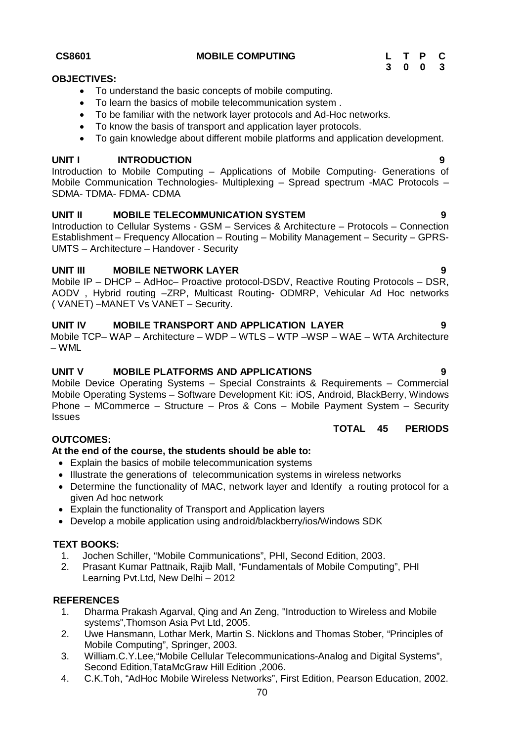**CS8601 MOBILE COMPUTING**

| L | T | P | C |
|---|---|---|---|
| 3 | 0 | 0 | 3 |

**OBJECTIVES:**

- To understand the basic concepts of mobile computing.
- To learn the basics of mobile telecommunication system .
- To be familiar with the network layer protocols and Ad-Hoc networks.
- To know the basis of transport and application layer protocols.
- To gain knowledge about different mobile platforms and application development.

**UNIT I INTRODUCTION 9**

Introduction to Mobile Computing – Applications of Mobile Computing- Generations of Mobile Communication Technologies- Multiplexing – Spread spectrum -MAC Protocols – SDMA- TDMA- FDMA- CDMA

**UNIT II MOBILE TELECOMMUNICATION SYSTEM 9**

Introduction to Cellular Systems - GSM – Services & Architecture – Protocols – Connection Establishment – Frequency Allocation – Routing – Mobility Management – Security – GPRS- UMTS – Architecture – Handover - Security

**UNIT III MOBILE NETWORK LAYER 9**

Mobile IP – DHCP – AdHoc– Proactive protocol-DSDV, Reactive Routing Protocols – DSR, AODV , Hybrid routing –ZRP, Multicast Routing- ODMRP, Vehicular Ad Hoc networks ( VANET) –MANET Vs VANET – Security.

**UNIT IV MOBILE TRANSPORT AND APPLICATION LAYER 9**

Mobile TCP– WAP – Architecture – WDP – WTLS – WTP –WSP – WAE – WTA Architecture – WML

**UNIT V MOBILE PLATFORMS AND APPLICATIONS 9**

Mobile Device Operating Systems – Special Constraints & Requirements – Commercial Mobile Operating Systems – Software Development Kit: iOS, Android, BlackBerry, Windows Phone – MCommerce – Structure – Pros & Cons – Mobile Payment System – Security Issues

**TOTAL 45 PERIODS**

**OUTCOMES:**

**At the end of the course, the students should be able to:**

- Explain the basics of mobile telecommunication systems
- Illustrate the generations of telecommunication systems in wireless networks
- Determine the functionality of MAC, network layer and Identify a routing protocol for a given Ad hoc network
- Explain the functionality of Transport and Application layers
- Develop a mobile application using android/blackberry/ios/Windows SDK

**TEXT BOOKS:**

1. Jochen Schiller, "Mobile Communications", PHI, Second Edition, 2003.
2. Prasant Kumar Pattnaik, Rajib Mall, "Fundamentals of Mobile Computing", PHI Learning Pvt.Ltd, New Delhi – 2012

**REFERENCES**

1. Dharma Prakash Agarval, Qing and An Zeng, "Introduction to Wireless and Mobile systems",Thomson Asia Pvt Ltd, 2005.
2. Uwe Hansmann, Lothar Merk, Martin S. Nicklons and Thomas Stober, "Principles of Mobile Computing", Springer, 2003.
3. William.C.Y.Lee,"Mobile Cellular Telecommunications-Analog and Digital Systems", Second Edition,TataMcGraw Hill Edition ,2006.
4. C.K.Toh, "AdHoc Mobile Wireless Networks", First Edition, Pearson Education, 2002.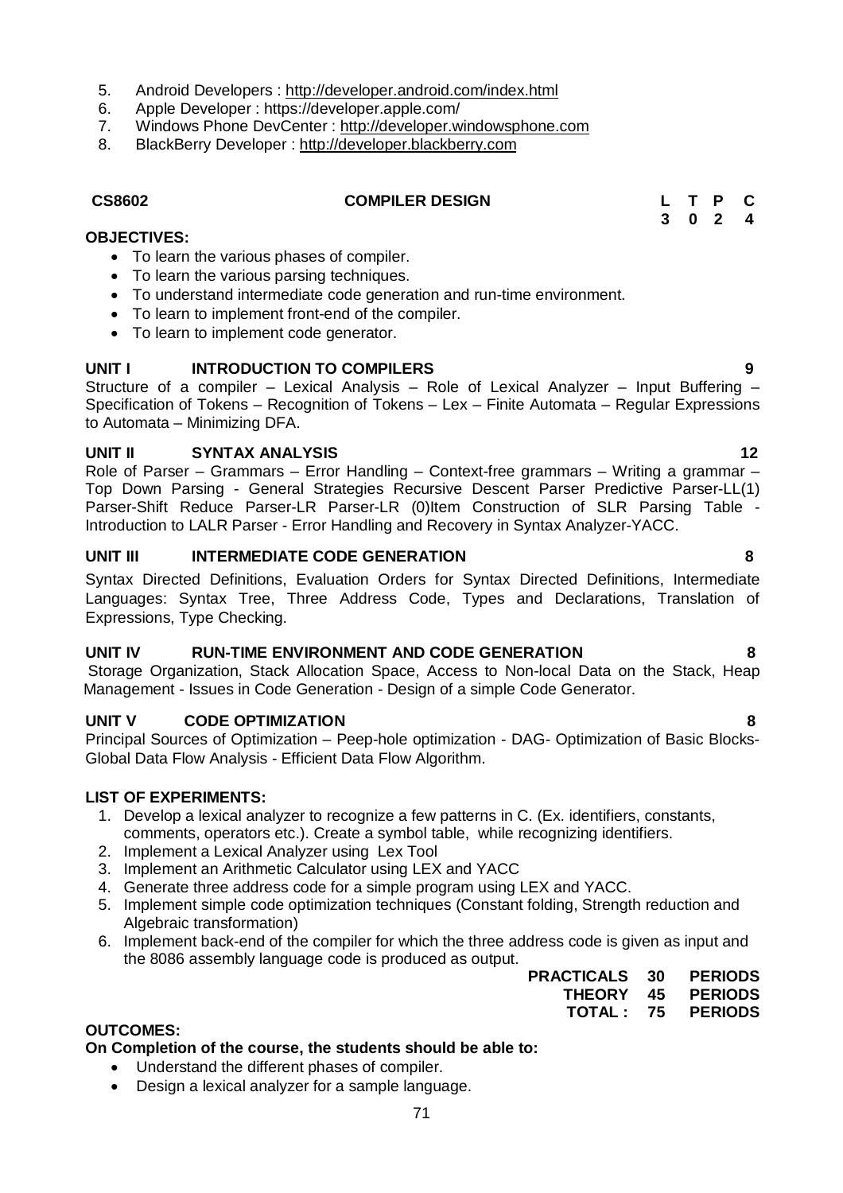5. Android Developers : http://developer.android.com/index.html
6. Apple Developer : https://developer.apple.com/
7. Windows Phone DevCenter : http://developer.windowsphone.com
8. BlackBerry Developer : http://developer.blackberry.com

| **CS8602** | **COMPILER DESIGN** | **L** | **T** | **P** | **C** |
|---|---|---|---|---|---|
| | | **3** | **0** | **2** | **4** |

**OBJECTIVES:**

- To learn the various phases of compiler.
- To learn the various parsing techniques.
- To understand intermediate code generation and run-time environment.
- To learn to implement front-end of the compiler.
- To learn to implement code generator.

**UNIT I INTRODUCTION TO COMPILERS 9**

Structure of a compiler – Lexical Analysis – Role of Lexical Analyzer – Input Buffering – Specification of Tokens – Recognition of Tokens – Lex – Finite Automata – Regular Expressions to Automata – Minimizing DFA.

**UNIT II SYNTAX ANALYSIS 12**

Role of Parser – Grammars – Error Handling – Context-free grammars – Writing a grammar – Top Down Parsing - General Strategies Recursive Descent Parser Predictive Parser-LL(1) Parser-Shift Reduce Parser-LR Parser-LR (0)Item Construction of SLR Parsing Table - Introduction to LALR Parser - Error Handling and Recovery in Syntax Analyzer-YACC.

**UNIT III INTERMEDIATE CODE GENERATION 8**

Syntax Directed Definitions, Evaluation Orders for Syntax Directed Definitions, Intermediate Languages: Syntax Tree, Three Address Code, Types and Declarations, Translation of Expressions, Type Checking.

**UNIT IV RUN-TIME ENVIRONMENT AND CODE GENERATION 8**

Storage Organization, Stack Allocation Space, Access to Non-local Data on the Stack, Heap Management - Issues in Code Generation - Design of a simple Code Generator.

**UNIT V CODE OPTIMIZATION 8**

Principal Sources of Optimization – Peep-hole optimization - DAG- Optimization of Basic Blocks-Global Data Flow Analysis - Efficient Data Flow Algorithm.

**LIST OF EXPERIMENTS:**

1. Develop a lexical analyzer to recognize a few patterns in C. (Ex. identifiers, constants, comments, operators etc.). Create a symbol table, while recognizing identifiers.
2. Implement a Lexical Analyzer using Lex Tool
3. Implement an Arithmetic Calculator using LEX and YACC
4. Generate three address code for a simple program using LEX and YACC.
5. Implement simple code optimization techniques (Constant folding, Strength reduction and Algebraic transformation)
6. Implement back-end of the compiler for which the three address code is given as input and the 8086 assembly language code is produced as output.

| | | |
|---|---|---|
| **PRACTICALS** | **30** | **PERIODS** |
| **THEORY** | **45** | **PERIODS** |
| **TOTAL :** | **75** | **PERIODS** |

**OUTCOMES:**

**On Completion of the course, the students should be able to:**

- Understand the different phases of compiler.
- Design a lexical analyzer for a sample language.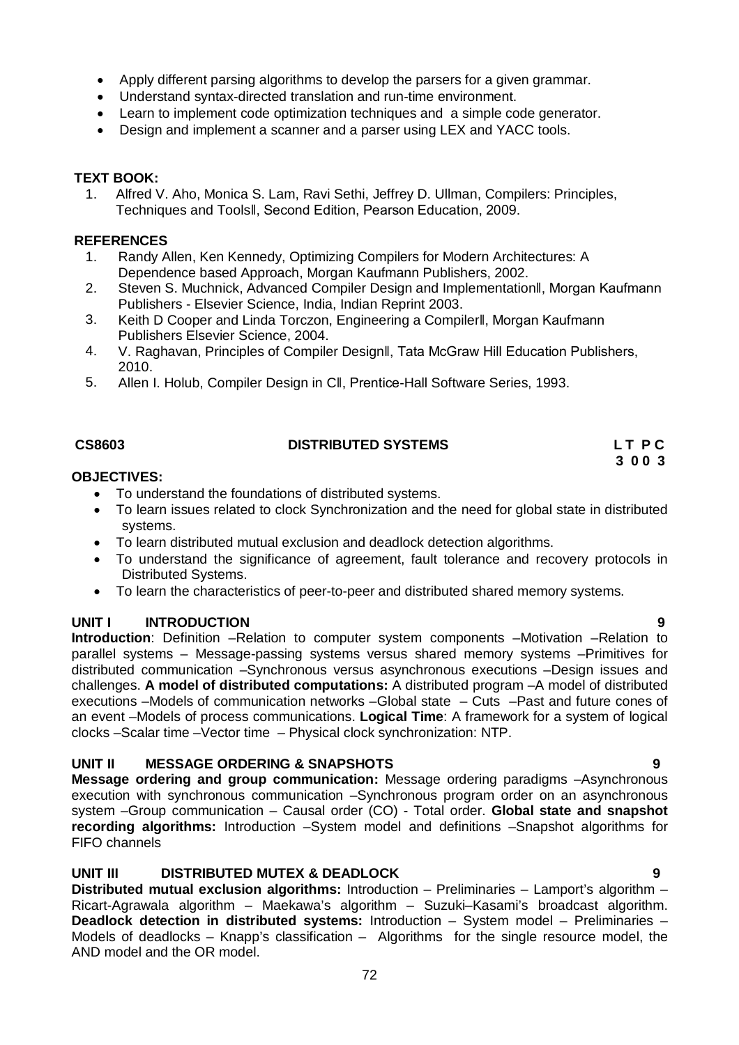- Apply different parsing algorithms to develop the parsers for a given grammar.
- Understand syntax-directed translation and run-time environment.
- Learn to implement code optimization techniques and a simple code generator.
- Design and implement a scanner and a parser using LEX and YACC tools.

**TEXT BOOK:**

1. Alfred V. Aho, Monica S. Lam, Ravi Sethi, Jeffrey D. Ullman, Compilers: Principles, Techniques and Tools‖, Second Edition, Pearson Education, 2009.

**REFERENCES**

1. Randy Allen, Ken Kennedy, Optimizing Compilers for Modern Architectures: A Dependence based Approach, Morgan Kaufmann Publishers, 2002.
2. Steven S. Muchnick, Advanced Compiler Design and Implementation‖, Morgan Kaufmann Publishers - Elsevier Science, India, Indian Reprint 2003.
3. Keith D Cooper and Linda Torczon, Engineering a Compiler‖, Morgan Kaufmann Publishers Elsevier Science, 2004.
4. V. Raghavan, Principles of Compiler Design‖, Tata McGraw Hill Education Publishers, 2010.
5. Allen I. Holub, Compiler Design in C‖, Prentice-Hall Software Series, 1993.

## CS8603 DISTRIBUTED SYSTEMS

**L T P C**
**3 0 0 3**

**OBJECTIVES:**

- To understand the foundations of distributed systems.
- To learn issues related to clock Synchronization and the need for global state in distributed systems.
- To learn distributed mutual exclusion and deadlock detection algorithms.
- To understand the significance of agreement, fault tolerance and recovery protocols in Distributed Systems.
- To learn the characteristics of peer-to-peer and distributed shared memory systems.

### UNIT I INTRODUCTION 9

**Introduction**: Definition –Relation to computer system components –Motivation –Relation to parallel systems – Message-passing systems versus shared memory systems –Primitives for distributed communication –Synchronous versus asynchronous executions –Design issues and challenges. **A model of distributed computations:** A distributed program –A model of distributed executions –Models of communication networks –Global state – Cuts –Past and future cones of an event –Models of process communications. **Logical Time**: A framework for a system of logical clocks –Scalar time –Vector time – Physical clock synchronization: NTP.

### UNIT II MESSAGE ORDERING & SNAPSHOTS 9

**Message ordering and group communication:** Message ordering paradigms –Asynchronous execution with synchronous communication –Synchronous program order on an asynchronous system –Group communication – Causal order (CO) - Total order. **Global state and snapshot recording algorithms:** Introduction –System model and definitions –Snapshot algorithms for FIFO channels

### UNIT III DISTRIBUTED MUTEX & DEADLOCK 9

**Distributed mutual exclusion algorithms:** Introduction – Preliminaries – Lamport's algorithm – Ricart-Agrawala algorithm – Maekawa's algorithm – Suzuki–Kasami's broadcast algorithm. **Deadlock detection in distributed systems:** Introduction – System model – Preliminaries – Models of deadlocks – Knapp's classification – Algorithms for the single resource model, the AND model and the OR model.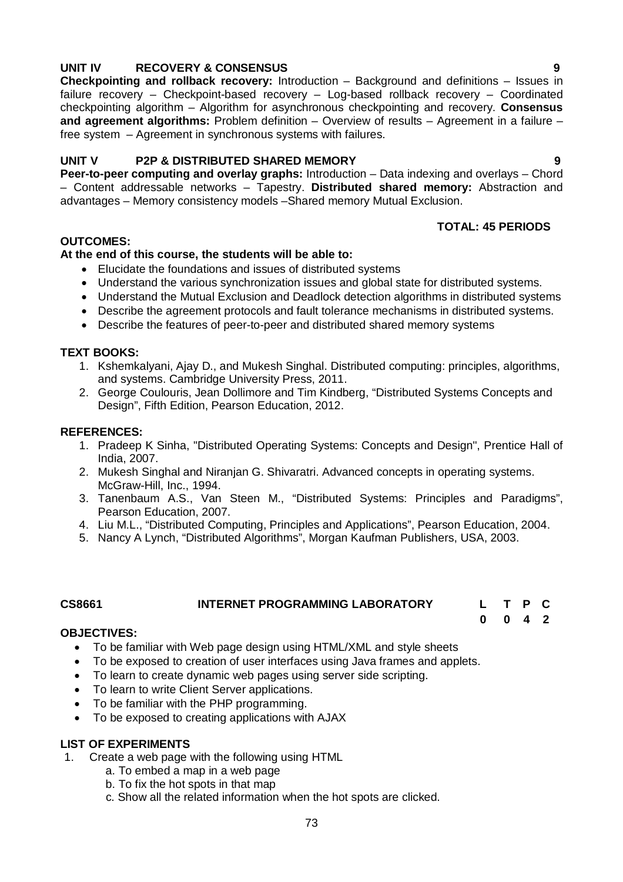**UNIT IV RECOVERY & CONSENSUS 9**

**Checkpointing and rollback recovery:** Introduction – Background and definitions – Issues in failure recovery – Checkpoint-based recovery – Log-based rollback recovery – Coordinated checkpointing algorithm – Algorithm for asynchronous checkpointing and recovery. **Consensus and agreement algorithms:** Problem definition – Overview of results – Agreement in a failure – free system – Agreement in synchronous systems with failures.

**UNIT V P2P & DISTRIBUTED SHARED MEMORY 9**

**Peer-to-peer computing and overlay graphs:** Introduction – Data indexing and overlays – Chord – Content addressable networks – Tapestry. **Distributed shared memory:** Abstraction and advantages – Memory consistency models –Shared memory Mutual Exclusion.

**TOTAL: 45 PERIODS**

**OUTCOMES:**

**At the end of this course, the students will be able to:**

- Elucidate the foundations and issues of distributed systems
- Understand the various synchronization issues and global state for distributed systems.
- Understand the Mutual Exclusion and Deadlock detection algorithms in distributed systems
- Describe the agreement protocols and fault tolerance mechanisms in distributed systems.
- Describe the features of peer-to-peer and distributed shared memory systems

**TEXT BOOKS:**

1. Kshemkalyani, Ajay D., and Mukesh Singhal. Distributed computing: principles, algorithms, and systems. Cambridge University Press, 2011.
2. George Coulouris, Jean Dollimore and Tim Kindberg, "Distributed Systems Concepts and Design", Fifth Edition, Pearson Education, 2012.

**REFERENCES:**

1. Pradeep K Sinha, "Distributed Operating Systems: Concepts and Design", Prentice Hall of India, 2007.
2. Mukesh Singhal and Niranjan G. Shivaratri. Advanced concepts in operating systems. McGraw-Hill, Inc., 1994.
3. Tanenbaum A.S., Van Steen M., "Distributed Systems: Principles and Paradigms", Pearson Education, 2007.
4. Liu M.L., "Distributed Computing, Principles and Applications", Pearson Education, 2004.
5. Nancy A Lynch, "Distributed Algorithms", Morgan Kaufman Publishers, USA, 2003.

**CS8661 INTERNET PROGRAMMING LABORATORY**

| L | T | P | C |
|---|---|---|---|
| 0 | 0 | 4 | 2 |

**OBJECTIVES:**

- To be familiar with Web page design using HTML/XML and style sheets
- To be exposed to creation of user interfaces using Java frames and applets.
- To learn to create dynamic web pages using server side scripting.
- To learn to write Client Server applications.
- To be familiar with the PHP programming.
- To be exposed to creating applications with AJAX

**LIST OF EXPERIMENTS**

1. Create a web page with the following using HTML
   a. To embed a map in a web page
   b. To fix the hot spots in that map
   c. Show all the related information when the hot spots are clicked.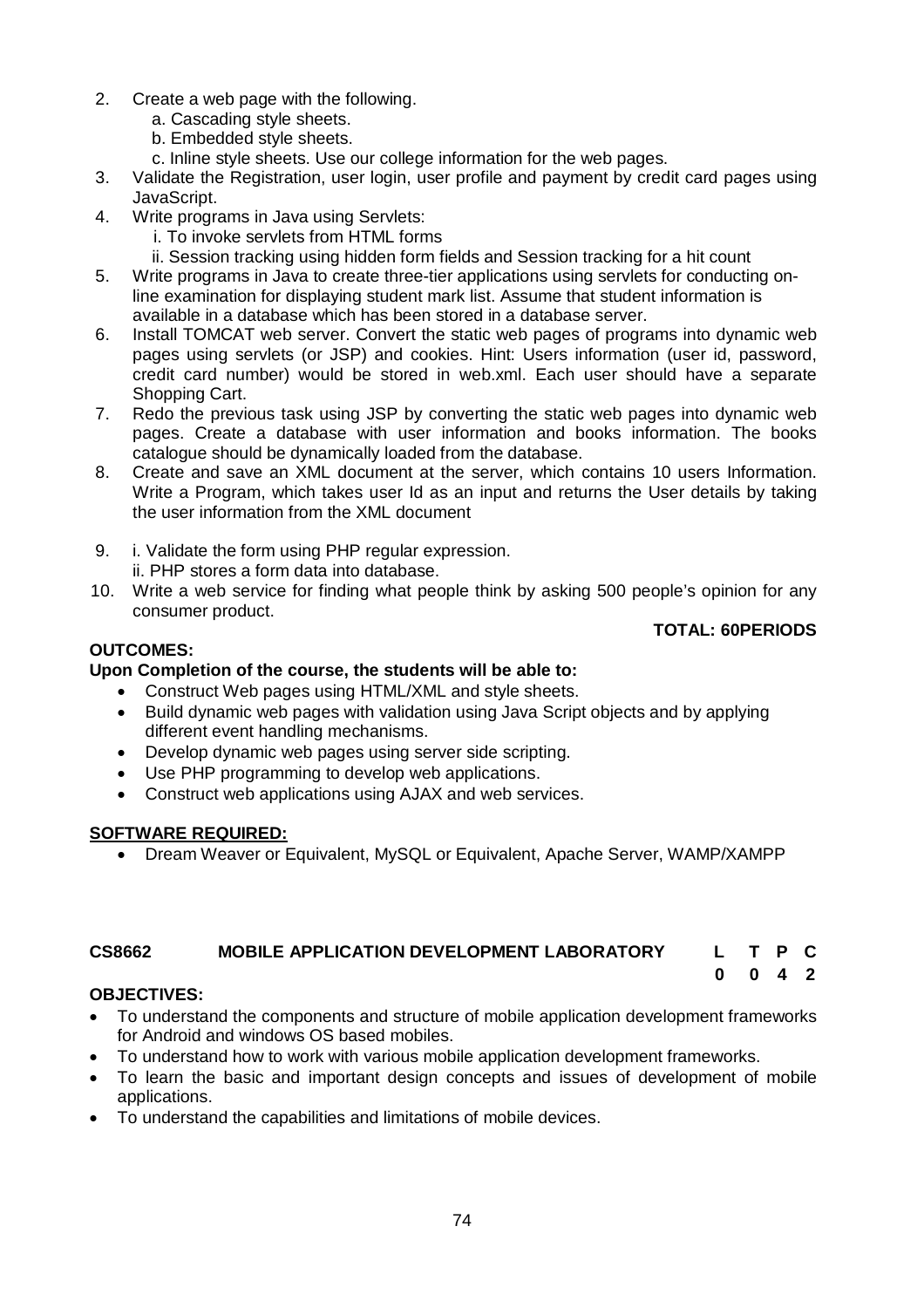2. Create a web page with the following.
   a. Cascading style sheets.
   b. Embedded style sheets.
   c. Inline style sheets. Use our college information for the web pages.
3. Validate the Registration, user login, user profile and payment by credit card pages using JavaScript.
4. Write programs in Java using Servlets:
   i. To invoke servlets from HTML forms
   ii. Session tracking using hidden form fields and Session tracking for a hit count
5. Write programs in Java to create three-tier applications using servlets for conducting on-line examination for displaying student mark list. Assume that student information is available in a database which has been stored in a database server.
6. Install TOMCAT web server. Convert the static web pages of programs into dynamic web pages using servlets (or JSP) and cookies. Hint: Users information (user id, password, credit card number) would be stored in web.xml. Each user should have a separate Shopping Cart.
7. Redo the previous task using JSP by converting the static web pages into dynamic web pages. Create a database with user information and books information. The books catalogue should be dynamically loaded from the database.
8. Create and save an XML document at the server, which contains 10 users Information. Write a Program, which takes user Id as an input and returns the User details by taking the user information from the XML document
9. i. Validate the form using PHP regular expression.
   ii. PHP stores a form data into database.
10. Write a web service for finding what people think by asking 500 people's opinion for any consumer product.

**TOTAL: 60PERIODS**

**OUTCOMES:**

**Upon Completion of the course, the students will be able to:**

- Construct Web pages using HTML/XML and style sheets.
- Build dynamic web pages with validation using Java Script objects and by applying different event handling mechanisms.
- Develop dynamic web pages using server side scripting.
- Use PHP programming to develop web applications.
- Construct web applications using AJAX and web services.

**SOFTWARE REQUIRED:**

- Dream Weaver or Equivalent, MySQL or Equivalent, Apache Server, WAMP/XAMPP

## CS8662 MOBILE APPLICATION DEVELOPMENT LABORATORY

| L | T | P | C |
|---|---|---|---|
| 0 | 0 | 4 | 2 |

**OBJECTIVES:**

- To understand the components and structure of mobile application development frameworks for Android and windows OS based mobiles.
- To understand how to work with various mobile application development frameworks.
- To learn the basic and important design concepts and issues of development of mobile applications.
- To understand the capabilities and limitations of mobile devices.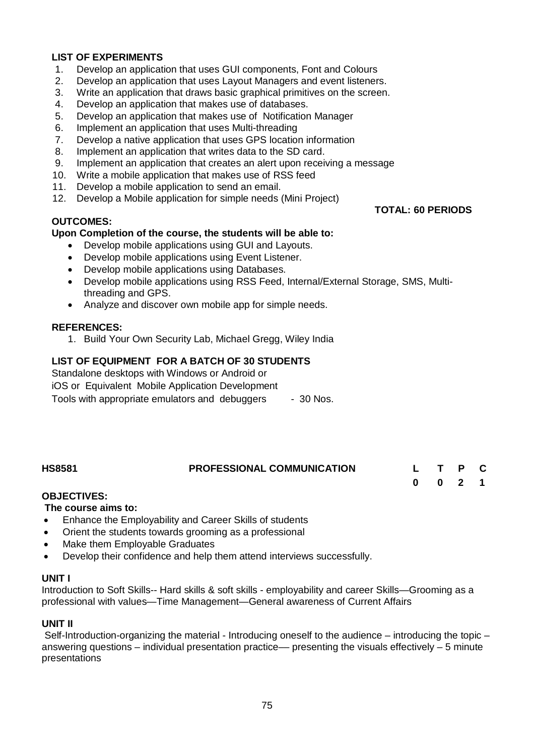**LIST OF EXPERIMENTS**

1. Develop an application that uses GUI components, Font and Colours
2. Develop an application that uses Layout Managers and event listeners.
3. Write an application that draws basic graphical primitives on the screen.
4. Develop an application that makes use of databases.
5. Develop an application that makes use of Notification Manager
6. Implement an application that uses Multi-threading
7. Develop a native application that uses GPS location information
8. Implement an application that writes data to the SD card.
9. Implement an application that creates an alert upon receiving a message
10. Write a mobile application that makes use of RSS feed
11. Develop a mobile application to send an email.
12. Develop a Mobile application for simple needs (Mini Project)

**TOTAL: 60 PERIODS**

**OUTCOMES:**

**Upon Completion of the course, the students will be able to:**

- Develop mobile applications using GUI and Layouts.
- Develop mobile applications using Event Listener.
- Develop mobile applications using Databases.
- Develop mobile applications using RSS Feed, Internal/External Storage, SMS, Multi-threading and GPS.
- Analyze and discover own mobile app for simple needs.

**REFERENCES:**

1. Build Your Own Security Lab, Michael Gregg, Wiley India

**LIST OF EQUIPMENT FOR A BATCH OF 30 STUDENTS**

Standalone desktops with Windows or Android or
iOS or Equivalent Mobile Application Development
Tools with appropriate emulators and debuggers - 30 Nos.

**HS8581 PROFESSIONAL COMMUNICATION**

| L | T | P | C |
|---|---|---|---|
| 0 | 0 | 2 | 1 |

**OBJECTIVES:**

**The course aims to:**

- Enhance the Employability and Career Skills of students
- Orient the students towards grooming as a professional
- Make them Employable Graduates
- Develop their confidence and help them attend interviews successfully.

**UNIT I**

Introduction to Soft Skills-- Hard skills & soft skills - employability and career Skills—Grooming as a professional with values—Time Management—General awareness of Current Affairs

**UNIT II**

Self-Introduction-organizing the material - Introducing oneself to the audience – introducing the topic – answering questions – individual presentation practice— presenting the visuals effectively – 5 minute presentations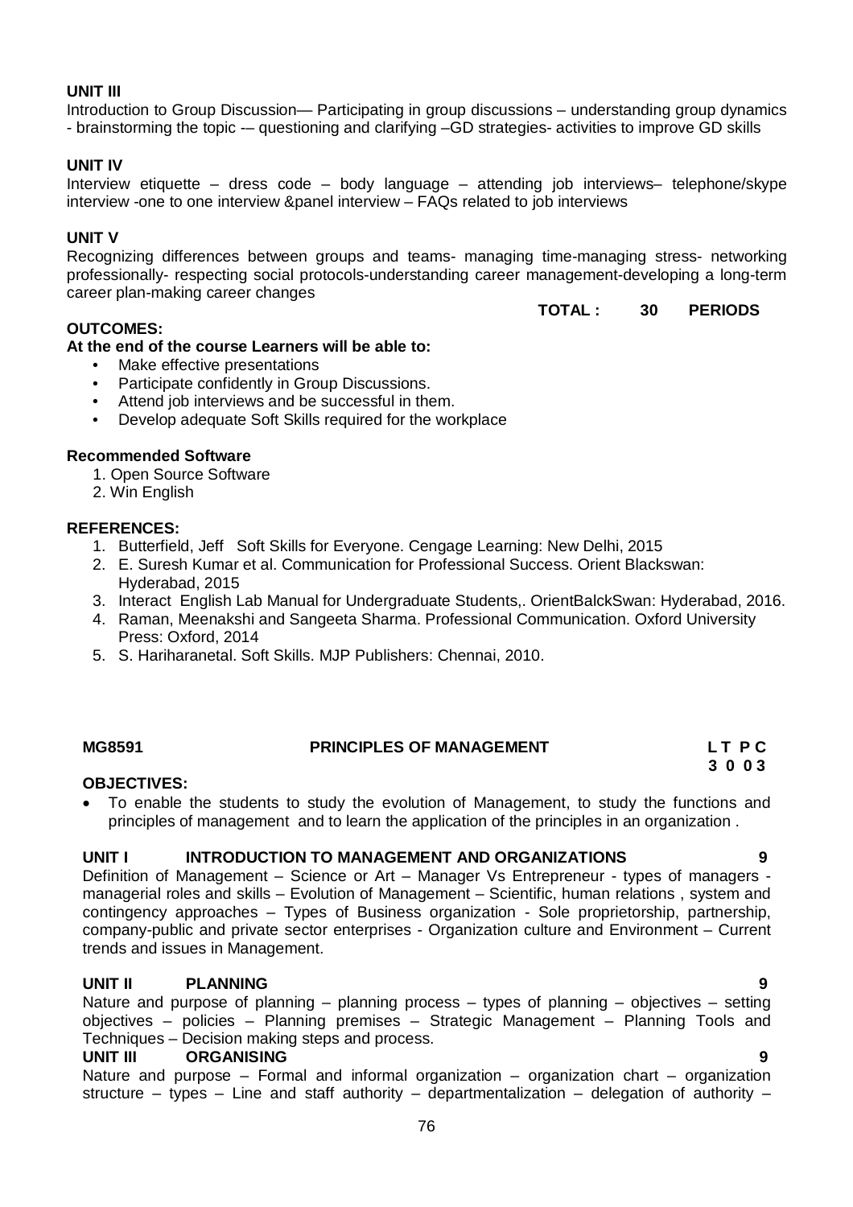**UNIT III**

Introduction to Group Discussion— Participating in group discussions – understanding group dynamics - brainstorming the topic -– questioning and clarifying –GD strategies- activities to improve GD skills

**UNIT IV**

Interview etiquette – dress code – body language – attending job interviews– telephone/skype interview -one to one interview &panel interview – FAQs related to job interviews

**UNIT V**

Recognizing differences between groups and teams- managing time-managing stress- networking professionally- respecting social protocols-understanding career management-developing a long-term career plan-making career changes

**TOTAL : 30 PERIODS**

**OUTCOMES:**

**At the end of the course Learners will be able to:**

- Make effective presentations
- Participate confidently in Group Discussions.
- Attend job interviews and be successful in them.
- Develop adequate Soft Skills required for the workplace

**Recommended Software**

1. Open Source Software
2. Win English

**REFERENCES:**

1. Butterfield, Jeff Soft Skills for Everyone. Cengage Learning: New Delhi, 2015
2. E. Suresh Kumar et al. Communication for Professional Success. Orient Blackswan: Hyderabad, 2015
3. Interact English Lab Manual for Undergraduate Students,. OrientBalckSwan: Hyderabad, 2016.
4. Raman, Meenakshi and Sangeeta Sharma. Professional Communication. Oxford University Press: Oxford, 2014
5. S. Hariharanetal. Soft Skills. MJP Publishers: Chennai, 2010.

## MG8591 PRINCIPLES OF MANAGEMENT

**L T P C**
**3 0 0 3**

**OBJECTIVES:**

- To enable the students to study the evolution of Management, to study the functions and principles of management and to learn the application of the principles in an organization .

**UNIT I INTRODUCTION TO MANAGEMENT AND ORGANIZATIONS 9**

Definition of Management – Science or Art – Manager Vs Entrepreneur - types of managers - managerial roles and skills – Evolution of Management – Scientific, human relations , system and contingency approaches – Types of Business organization - Sole proprietorship, partnership, company-public and private sector enterprises - Organization culture and Environment – Current trends and issues in Management.

**UNIT II PLANNING 9**

Nature and purpose of planning – planning process – types of planning – objectives – setting objectives – policies – Planning premises – Strategic Management – Planning Tools and Techniques – Decision making steps and process.

**UNIT III ORGANISING 9**

Nature and purpose – Formal and informal organization – organization chart – organization structure – types – Line and staff authority – departmentalization – delegation of authority –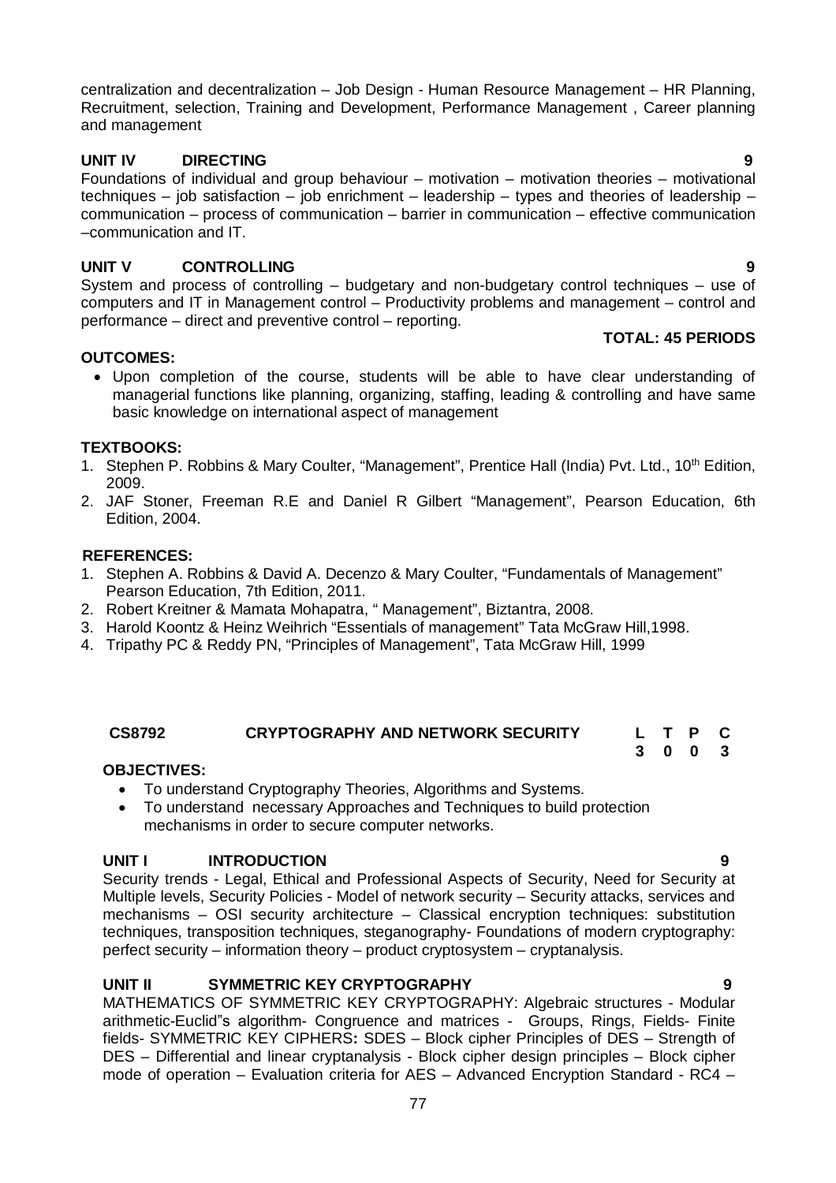centralization and decentralization – Job Design - Human Resource Management – HR Planning, Recruitment, selection, Training and Development, Performance Management , Career planning and management

**UNIT IV DIRECTING 9**

Foundations of individual and group behaviour – motivation – motivation theories – motivational techniques – job satisfaction – job enrichment – leadership – types and theories of leadership – communication – process of communication – barrier in communication – effective communication –communication and IT.

**UNIT V CONTROLLING 9**

System and process of controlling – budgetary and non-budgetary control techniques – use of computers and IT in Management control – Productivity problems and management – control and performance – direct and preventive control – reporting.

**TOTAL: 45 PERIODS**

**OUTCOMES:**

- Upon completion of the course, students will be able to have clear understanding of managerial functions like planning, organizing, staffing, leading & controlling and have same basic knowledge on international aspect of management

**TEXTBOOKS:**

1. Stephen P. Robbins & Mary Coulter, "Management", Prentice Hall (India) Pvt. Ltd., 10th Edition, 2009.
2. JAF Stoner, Freeman R.E and Daniel R Gilbert "Management", Pearson Education, 6th Edition, 2004.

**REFERENCES:**

1. Stephen A. Robbins & David A. Decenzo & Mary Coulter, "Fundamentals of Management" Pearson Education, 7th Edition, 2011.
2. Robert Kreitner & Mamata Mohapatra, " Management", Biztantra, 2008.
3. Harold Koontz & Heinz Weihrich "Essentials of management" Tata McGraw Hill,1998.
4. Tripathy PC & Reddy PN, "Principles of Management", Tata McGraw Hill, 1999

| **CS8792** | **CRYPTOGRAPHY AND NETWORK SECURITY** | **L** | **T** | **P** | **C** |
|---|---|---|---|---|---|
| | | **3** | **0** | **0** | **3** |

**OBJECTIVES:**

- To understand Cryptography Theories, Algorithms and Systems.
- To understand necessary Approaches and Techniques to build protection mechanisms in order to secure computer networks.

**UNIT I INTRODUCTION 9**

Security trends - Legal, Ethical and Professional Aspects of Security, Need for Security at Multiple levels, Security Policies - Model of network security – Security attacks, services and mechanisms – OSI security architecture – Classical encryption techniques: substitution techniques, transposition techniques, steganography- Foundations of modern cryptography: perfect security – information theory – product cryptosystem – cryptanalysis.

**UNIT II SYMMETRIC KEY CRYPTOGRAPHY 9**

MATHEMATICS OF SYMMETRIC KEY CRYPTOGRAPHY: Algebraic structures - Modular arithmetic-Euclid"s algorithm- Congruence and matrices - Groups, Rings, Fields- Finite fields- SYMMETRIC KEY CIPHERS**:** SDES – Block cipher Principles of DES – Strength of DES – Differential and linear cryptanalysis - Block cipher design principles – Block cipher mode of operation – Evaluation criteria for AES – Advanced Encryption Standard - RC4 –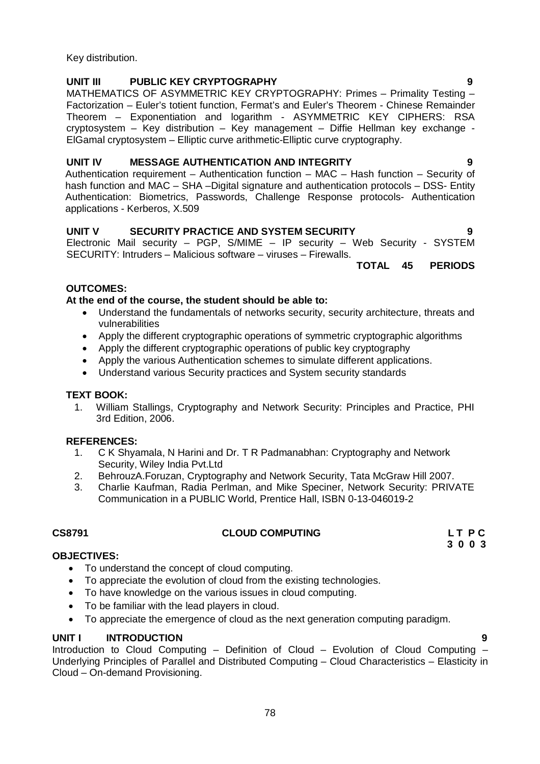Key distribution.

**UNIT III PUBLIC KEY CRYPTOGRAPHY 9**

MATHEMATICS OF ASYMMETRIC KEY CRYPTOGRAPHY: Primes – Primality Testing – Factorization – Euler's totient function, Fermat's and Euler's Theorem - Chinese Remainder Theorem – Exponentiation and logarithm - ASYMMETRIC KEY CIPHERS: RSA cryptosystem – Key distribution – Key management – Diffie Hellman key exchange - ElGamal cryptosystem – Elliptic curve arithmetic-Elliptic curve cryptography.

**UNIT IV MESSAGE AUTHENTICATION AND INTEGRITY 9**

Authentication requirement – Authentication function – MAC – Hash function – Security of hash function and MAC – SHA –Digital signature and authentication protocols – DSS- Entity Authentication: Biometrics, Passwords, Challenge Response protocols- Authentication applications - Kerberos, X.509

**UNIT V SECURITY PRACTICE AND SYSTEM SECURITY 9**

Electronic Mail security – PGP, S/MIME – IP security – Web Security - SYSTEM SECURITY: Intruders – Malicious software – viruses – Firewalls.

**TOTAL 45 PERIODS**

**OUTCOMES:**

**At the end of the course, the student should be able to:**

- Understand the fundamentals of networks security, security architecture, threats and vulnerabilities
- Apply the different cryptographic operations of symmetric cryptographic algorithms
- Apply the different cryptographic operations of public key cryptography
- Apply the various Authentication schemes to simulate different applications.
- Understand various Security practices and System security standards

**TEXT BOOK:**

1. William Stallings, Cryptography and Network Security: Principles and Practice, PHI 3rd Edition, 2006.

**REFERENCES:**

1. C K Shyamala, N Harini and Dr. T R Padmanabhan: Cryptography and Network Security, Wiley India Pvt.Ltd
2. BehrouzA.Foruzan, Cryptography and Network Security, Tata McGraw Hill 2007.
3. Charlie Kaufman, Radia Perlman, and Mike Speciner, Network Security: PRIVATE Communication in a PUBLIC World, Prentice Hall, ISBN 0-13-046019-2

## CS8791 CLOUD COMPUTING

| L | T | P | C |
|---|---|---|---|
| 3 | 0 | 0 | 3 |

**OBJECTIVES:**

- To understand the concept of cloud computing.
- To appreciate the evolution of cloud from the existing technologies.
- To have knowledge on the various issues in cloud computing.
- To be familiar with the lead players in cloud.
- To appreciate the emergence of cloud as the next generation computing paradigm.

**UNIT I INTRODUCTION 9**

Introduction to Cloud Computing – Definition of Cloud – Evolution of Cloud Computing – Underlying Principles of Parallel and Distributed Computing – Cloud Characteristics – Elasticity in Cloud – On-demand Provisioning.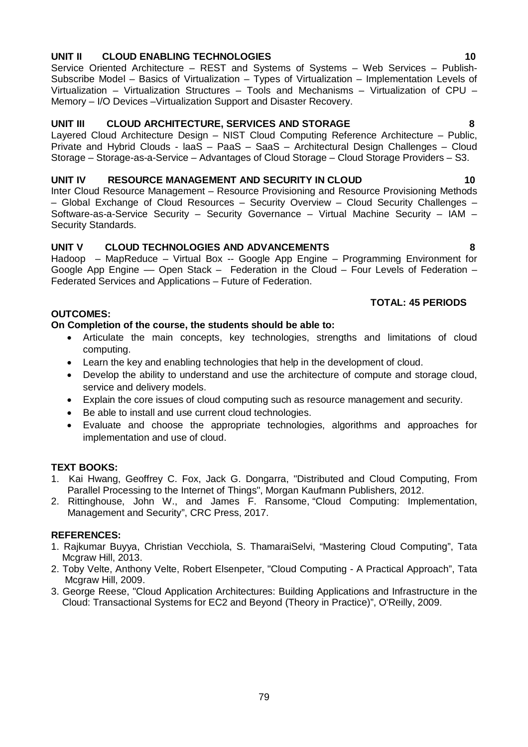**UNIT II CLOUD ENABLING TECHNOLOGIES 10**

Service Oriented Architecture – REST and Systems of Systems – Web Services – Publish-Subscribe Model – Basics of Virtualization – Types of Virtualization – Implementation Levels of Virtualization – Virtualization Structures – Tools and Mechanisms – Virtualization of CPU – Memory – I/O Devices –Virtualization Support and Disaster Recovery.

**UNIT III CLOUD ARCHITECTURE, SERVICES AND STORAGE 8**

Layered Cloud Architecture Design – NIST Cloud Computing Reference Architecture – Public, Private and Hybrid Clouds - laaS – PaaS – SaaS – Architectural Design Challenges – Cloud Storage – Storage-as-a-Service – Advantages of Cloud Storage – Cloud Storage Providers – S3.

**UNIT IV RESOURCE MANAGEMENT AND SECURITY IN CLOUD 10**

Inter Cloud Resource Management – Resource Provisioning and Resource Provisioning Methods – Global Exchange of Cloud Resources – Security Overview – Cloud Security Challenges – Software-as-a-Service Security – Security Governance – Virtual Machine Security – IAM – Security Standards.

**UNIT V CLOUD TECHNOLOGIES AND ADVANCEMENTS 8**

Hadoop – MapReduce – Virtual Box -- Google App Engine – Programming Environment for Google App Engine –– Open Stack – Federation in the Cloud – Four Levels of Federation – Federated Services and Applications – Future of Federation.

**TOTAL: 45 PERIODS**

**OUTCOMES:**

**On Completion of the course, the students should be able to:**

- Articulate the main concepts, key technologies, strengths and limitations of cloud computing.
- Learn the key and enabling technologies that help in the development of cloud.
- Develop the ability to understand and use the architecture of compute and storage cloud, service and delivery models.
- Explain the core issues of cloud computing such as resource management and security.
- Be able to install and use current cloud technologies.
- Evaluate and choose the appropriate technologies, algorithms and approaches for implementation and use of cloud.

**TEXT BOOKS:**

1. Kai Hwang, Geoffrey C. Fox, Jack G. Dongarra, "Distributed and Cloud Computing, From Parallel Processing to the Internet of Things", Morgan Kaufmann Publishers, 2012.
2. Rittinghouse, John W., and James F. Ransome, "Cloud Computing: Implementation, Management and Security", CRC Press, 2017.

**REFERENCES:**

1. Rajkumar Buyya, Christian Vecchiola, S. ThamaraiSelvi, "Mastering Cloud Computing", Tata Mcgraw Hill, 2013.
2. Toby Velte, Anthony Velte, Robert Elsenpeter, "Cloud Computing - A Practical Approach", Tata Mcgraw Hill, 2009.
3. George Reese, "Cloud Application Architectures: Building Applications and Infrastructure in the Cloud: Transactional Systems for EC2 and Beyond (Theory in Practice)", O'Reilly, 2009.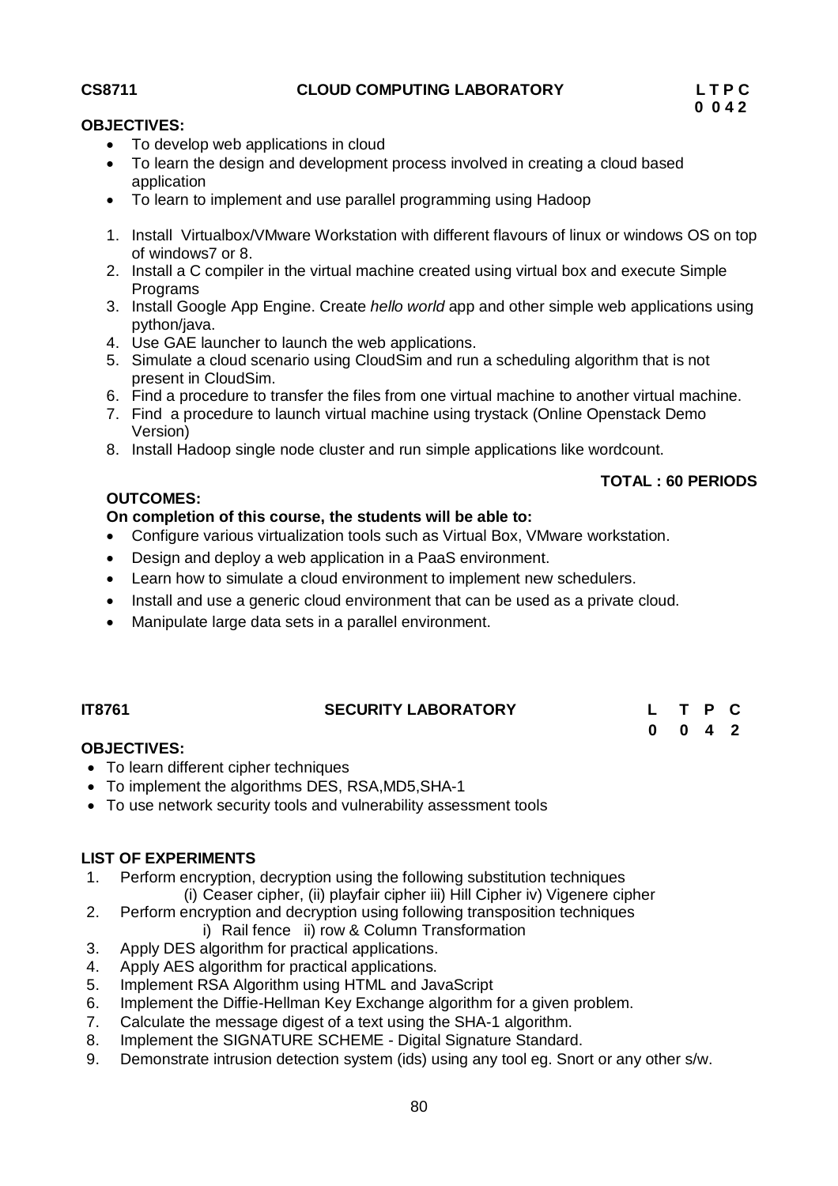**CS8711 CLOUD COMPUTING LABORATORY**

| L | T | P | C |
|---|---|---|---|
| 0 | 0 | 4 | 2 |

**OBJECTIVES:**

- To develop web applications in cloud
- To learn the design and development process involved in creating a cloud based application
- To learn to implement and use parallel programming using Hadoop

1. Install Virtualbox/VMware Workstation with different flavours of linux or windows OS on top of windows7 or 8.
2. Install a C compiler in the virtual machine created using virtual box and execute Simple Programs
3. Install Google App Engine. Create *hello world* app and other simple web applications using python/java.
4. Use GAE launcher to launch the web applications.
5. Simulate a cloud scenario using CloudSim and run a scheduling algorithm that is not present in CloudSim.
6. Find a procedure to transfer the files from one virtual machine to another virtual machine.
7. Find a procedure to launch virtual machine using trystack (Online Openstack Demo Version)
8. Install Hadoop single node cluster and run simple applications like wordcount.

**TOTAL : 60 PERIODS**

**OUTCOMES:**

**On completion of this course, the students will be able to:**

- Configure various virtualization tools such as Virtual Box, VMware workstation.
- Design and deploy a web application in a PaaS environment.
- Learn how to simulate a cloud environment to implement new schedulers.
- Install and use a generic cloud environment that can be used as a private cloud.
- Manipulate large data sets in a parallel environment.

**IT8761 SECURITY LABORATORY**

| L | T | P | C |
|---|---|---|---|
| 0 | 0 | 4 | 2 |

**OBJECTIVES:**

- To learn different cipher techniques
- To implement the algorithms DES, RSA,MD5,SHA-1
- To use network security tools and vulnerability assessment tools

**LIST OF EXPERIMENTS**

1. Perform encryption, decryption using the following substitution techniques
   (i) Ceaser cipher, (ii) playfair cipher iii) Hill Cipher iv) Vigenere cipher
2. Perform encryption and decryption using following transposition techniques
   i) Rail fence ii) row & Column Transformation
3. Apply DES algorithm for practical applications.
4. Apply AES algorithm for practical applications.
5. Implement RSA Algorithm using HTML and JavaScript
6. Implement the Diffie-Hellman Key Exchange algorithm for a given problem.
7. Calculate the message digest of a text using the SHA-1 algorithm.
8. Implement the SIGNATURE SCHEME - Digital Signature Standard.
9. Demonstrate intrusion detection system (ids) using any tool eg. Snort or any other s/w.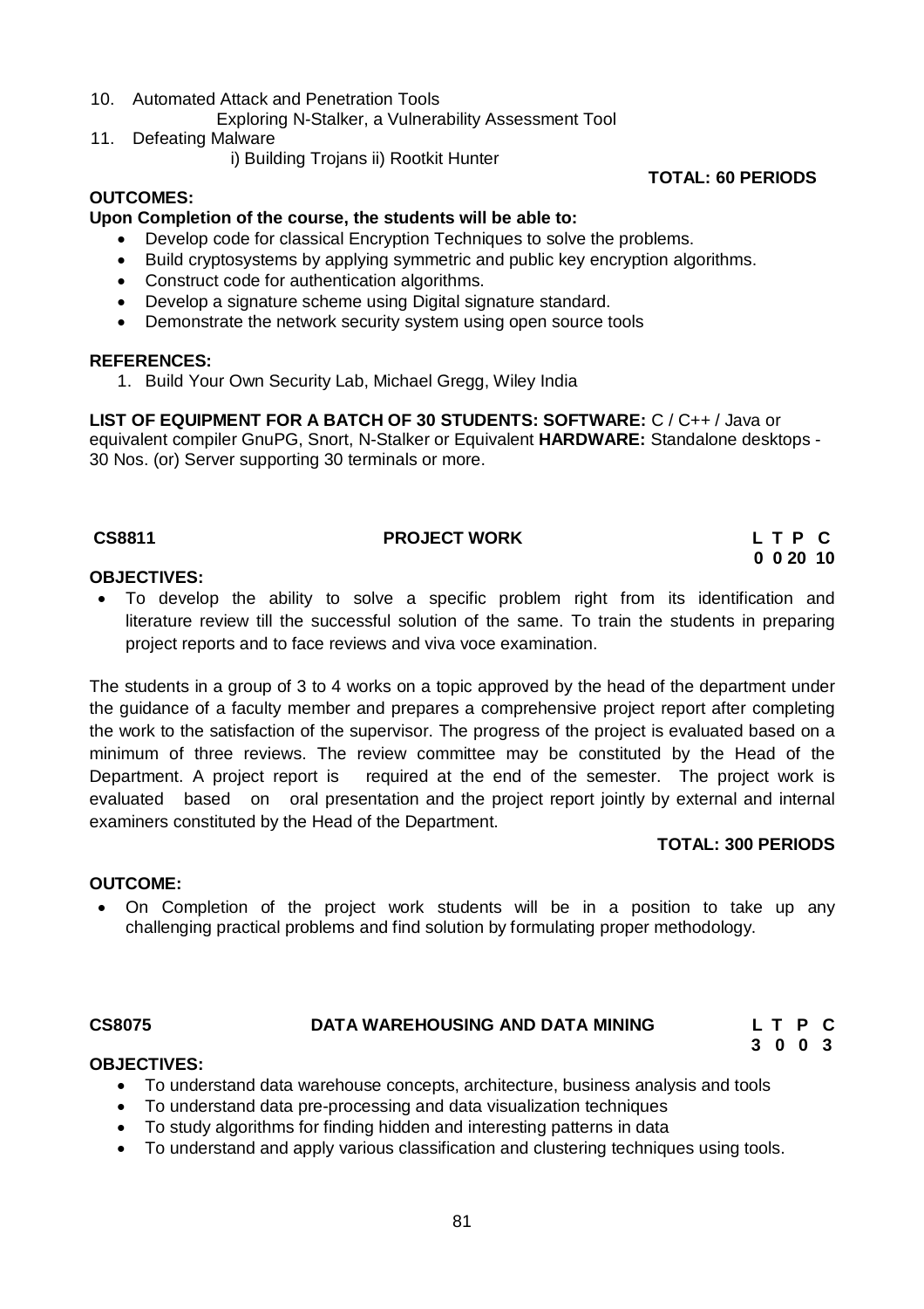10. Automated Attack and Penetration Tools
    Exploring N-Stalker, a Vulnerability Assessment Tool
11. Defeating Malware
    i) Building Trojans ii) Rootkit Hunter

**TOTAL: 60 PERIODS**

**OUTCOMES:**

**Upon Completion of the course, the students will be able to:**

- Develop code for classical Encryption Techniques to solve the problems.
- Build cryptosystems by applying symmetric and public key encryption algorithms.
- Construct code for authentication algorithms.
- Develop a signature scheme using Digital signature standard.
- Demonstrate the network security system using open source tools

**REFERENCES:**

1. Build Your Own Security Lab, Michael Gregg, Wiley India

**LIST OF EQUIPMENT FOR A BATCH OF 30 STUDENTS: SOFTWARE:** C / C++ / Java or equivalent compiler GnuPG, Snort, N-Stalker or Equivalent **HARDWARE:** Standalone desktops - 30 Nos. (or) Server supporting 30 terminals or more.

## CS8811 PROJECT WORK

| L | T | P | C |
|---|---|---|---|
| 0 | 0 | 20 | 10 |

**OBJECTIVES:**

- To develop the ability to solve a specific problem right from its identification and literature review till the successful solution of the same. To train the students in preparing project reports and to face reviews and viva voce examination.

The students in a group of 3 to 4 works on a topic approved by the head of the department under the guidance of a faculty member and prepares a comprehensive project report after completing the work to the satisfaction of the supervisor. The progress of the project is evaluated based on a minimum of three reviews. The review committee may be constituted by the Head of the Department. A project report is required at the end of the semester. The project work is evaluated based on oral presentation and the project report jointly by external and internal examiners constituted by the Head of the Department.

**TOTAL: 300 PERIODS**

**OUTCOME:**

- On Completion of the project work students will be in a position to take up any challenging practical problems and find solution by formulating proper methodology.

## CS8075 DATA WAREHOUSING AND DATA MINING

| L | T | P | C |
|---|---|---|---|
| 3 | 0 | 0 | 3 |

**OBJECTIVES:**

- To understand data warehouse concepts, architecture, business analysis and tools
- To understand data pre-processing and data visualization techniques
- To study algorithms for finding hidden and interesting patterns in data
- To understand and apply various classification and clustering techniques using tools.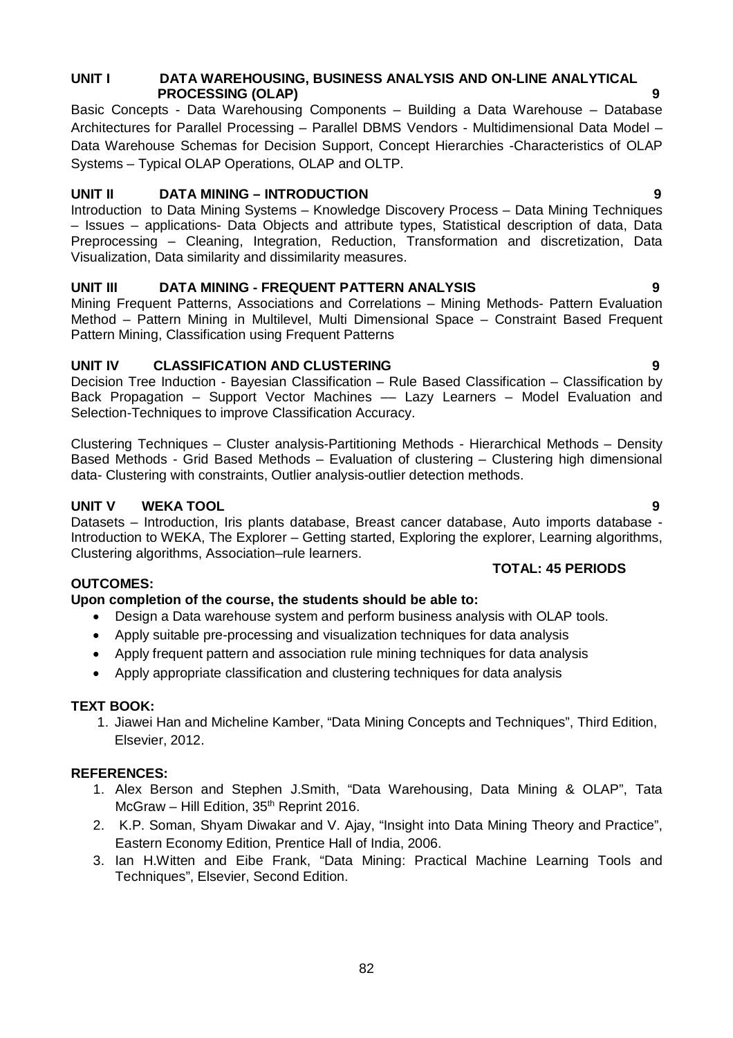**UNIT I DATA WAREHOUSING, BUSINESS ANALYSIS AND ON-LINE ANALYTICAL PROCESSING (OLAP) 9**

Basic Concepts - Data Warehousing Components – Building a Data Warehouse – Database Architectures for Parallel Processing – Parallel DBMS Vendors - Multidimensional Data Model – Data Warehouse Schemas for Decision Support, Concept Hierarchies -Characteristics of OLAP Systems – Typical OLAP Operations, OLAP and OLTP.

**UNIT II DATA MINING – INTRODUCTION 9**

Introduction to Data Mining Systems – Knowledge Discovery Process – Data Mining Techniques – Issues – applications- Data Objects and attribute types, Statistical description of data, Data Preprocessing – Cleaning, Integration, Reduction, Transformation and discretization, Data Visualization, Data similarity and dissimilarity measures.

**UNIT III DATA MINING - FREQUENT PATTERN ANALYSIS 9**

Mining Frequent Patterns, Associations and Correlations – Mining Methods- Pattern Evaluation Method – Pattern Mining in Multilevel, Multi Dimensional Space – Constraint Based Frequent Pattern Mining, Classification using Frequent Patterns

**UNIT IV CLASSIFICATION AND CLUSTERING 9**

Decision Tree Induction - Bayesian Classification – Rule Based Classification – Classification by Back Propagation – Support Vector Machines –– Lazy Learners – Model Evaluation and Selection-Techniques to improve Classification Accuracy.

Clustering Techniques – Cluster analysis-Partitioning Methods - Hierarchical Methods – Density Based Methods - Grid Based Methods – Evaluation of clustering – Clustering high dimensional data- Clustering with constraints, Outlier analysis-outlier detection methods.

**UNIT V WEKA TOOL 9**

Datasets – Introduction, Iris plants database, Breast cancer database, Auto imports database - Introduction to WEKA, The Explorer – Getting started, Exploring the explorer, Learning algorithms, Clustering algorithms, Association–rule learners.

**TOTAL: 45 PERIODS**

**OUTCOMES:**

**Upon completion of the course, the students should be able to:**

- Design a Data warehouse system and perform business analysis with OLAP tools.
- Apply suitable pre-processing and visualization techniques for data analysis
- Apply frequent pattern and association rule mining techniques for data analysis
- Apply appropriate classification and clustering techniques for data analysis

**TEXT BOOK:**

1. Jiawei Han and Micheline Kamber, "Data Mining Concepts and Techniques", Third Edition, Elsevier, 2012.

**REFERENCES:**

1. Alex Berson and Stephen J.Smith, "Data Warehousing, Data Mining & OLAP", Tata McGraw – Hill Edition, 35th Reprint 2016.
2. K.P. Soman, Shyam Diwakar and V. Ajay, "Insight into Data Mining Theory and Practice", Eastern Economy Edition, Prentice Hall of India, 2006.
3. Ian H.Witten and Eibe Frank, "Data Mining: Practical Machine Learning Tools and Techniques", Elsevier, Second Edition.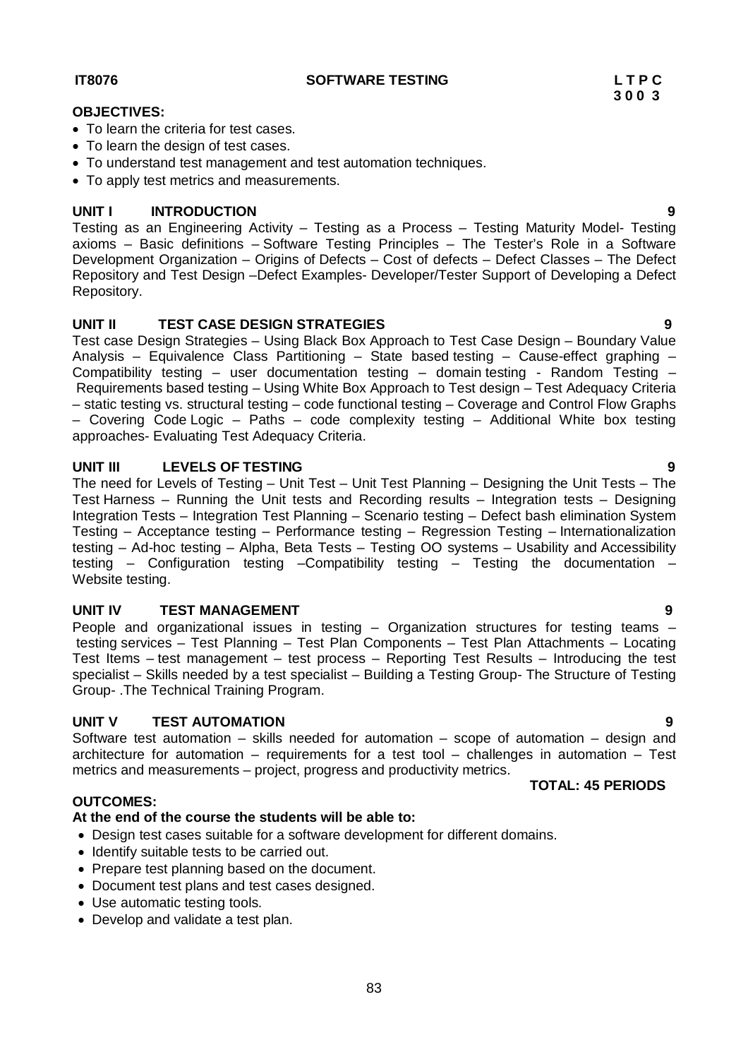**IT8076** **SOFTWARE TESTING** **L T P C**
**3 0 0 3**

**OBJECTIVES:**

- To learn the criteria for test cases.
- To learn the design of test cases.
- To understand test management and test automation techniques.
- To apply test metrics and measurements.

**UNIT I INTRODUCTION** **9**

Testing as an Engineering Activity – Testing as a Process – Testing Maturity Model- Testing axioms – Basic definitions – Software Testing Principles – The Tester's Role in a Software Development Organization – Origins of Defects – Cost of defects – Defect Classes – The Defect Repository and Test Design –Defect Examples- Developer/Tester Support of Developing a Defect Repository.

**UNIT II TEST CASE DESIGN STRATEGIES** **9**

Test case Design Strategies – Using Black Box Approach to Test Case Design – Boundary Value Analysis – Equivalence Class Partitioning – State based testing – Cause-effect graphing – Compatibility testing – user documentation testing – domain testing - Random Testing – Requirements based testing – Using White Box Approach to Test design – Test Adequacy Criteria – static testing vs. structural testing – code functional testing – Coverage and Control Flow Graphs – Covering Code Logic – Paths – code complexity testing – Additional White box testing approaches- Evaluating Test Adequacy Criteria.

**UNIT III LEVELS OF TESTING** **9**

The need for Levels of Testing – Unit Test – Unit Test Planning – Designing the Unit Tests – The Test Harness – Running the Unit tests and Recording results – Integration tests – Designing Integration Tests – Integration Test Planning – Scenario testing – Defect bash elimination System Testing – Acceptance testing – Performance testing – Regression Testing – Internationalization testing – Ad-hoc testing – Alpha, Beta Tests – Testing OO systems – Usability and Accessibility testing – Configuration testing –Compatibility testing – Testing the documentation – Website testing.

**UNIT IV TEST MANAGEMENT** **9**

People and organizational issues in testing – Organization structures for testing teams – testing services – Test Planning – Test Plan Components – Test Plan Attachments – Locating Test Items – test management – test process – Reporting Test Results – Introducing the test specialist – Skills needed by a test specialist – Building a Testing Group- The Structure of Testing Group- .The Technical Training Program.

**UNIT V TEST AUTOMATION** **9**

Software test automation – skills needed for automation – scope of automation – design and architecture for automation – requirements for a test tool – challenges in automation – Test metrics and measurements – project, progress and productivity metrics.

**TOTAL: 45 PERIODS**

**OUTCOMES:**

**At the end of the course the students will be able to:**

- Design test cases suitable for a software development for different domains.
- Identify suitable tests to be carried out.
- Prepare test planning based on the document.
- Document test plans and test cases designed.
- Use automatic testing tools.
- Develop and validate a test plan.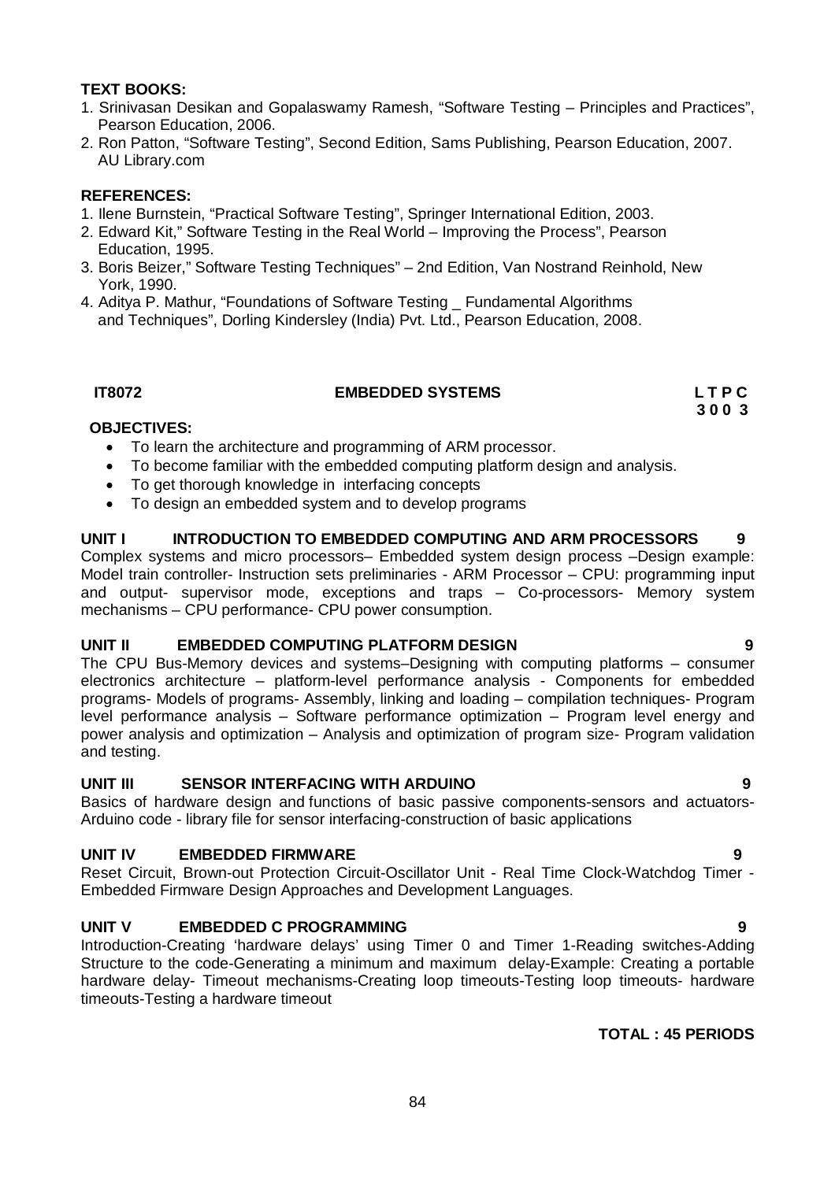**TEXT BOOKS:**

1. Srinivasan Desikan and Gopalaswamy Ramesh, “Software Testing – Principles and Practices”, Pearson Education, 2006.
2. Ron Patton, “Software Testing”, Second Edition, Sams Publishing, Pearson Education, 2007. AU Library.com

**REFERENCES:**

1. Ilene Burnstein, “Practical Software Testing”, Springer International Edition, 2003.
2. Edward Kit,” Software Testing in the Real World – Improving the Process”, Pearson Education, 1995.
3. Boris Beizer,” Software Testing Techniques” – 2nd Edition, Van Nostrand Reinhold, New York, 1990.
4. Aditya P. Mathur, “Foundations of Software Testing _ Fundamental Algorithms and Techniques”, Dorling Kindersley (India) Pvt. Ltd., Pearson Education, 2008.

**IT8072 EMBEDDED SYSTEMS**

**L T P C**
**3 0 0 3**

**OBJECTIVES:**

- To learn the architecture and programming of ARM processor.
- To become familiar with the embedded computing platform design and analysis.
- To get thorough knowledge in interfacing concepts
- To design an embedded system and to develop programs

**UNIT I INTRODUCTION TO EMBEDDED COMPUTING AND ARM PROCESSORS 9**

Complex systems and micro processors– Embedded system design process –Design example: Model train controller- Instruction sets preliminaries - ARM Processor – CPU: programming input and output- supervisor mode, exceptions and traps – Co-processors- Memory system mechanisms – CPU performance- CPU power consumption.

**UNIT II EMBEDDED COMPUTING PLATFORM DESIGN 9**

The CPU Bus-Memory devices and systems–Designing with computing platforms – consumer electronics architecture – platform-level performance analysis - Components for embedded programs- Models of programs- Assembly, linking and loading – compilation techniques- Program level performance analysis – Software performance optimization – Program level energy and power analysis and optimization – Analysis and optimization of program size- Program validation and testing.

**UNIT III SENSOR INTERFACING WITH ARDUINO 9**

Basics of hardware design and functions of basic passive components-sensors and actuators-Arduino code - library file for sensor interfacing-construction of basic applications

**UNIT IV EMBEDDED FIRMWARE 9**

Reset Circuit, Brown-out Protection Circuit-Oscillator Unit - Real Time Clock-Watchdog Timer - Embedded Firmware Design Approaches and Development Languages.

**UNIT V EMBEDDED C PROGRAMMING 9**

Introduction-Creating ‘hardware delays’ using Timer 0 and Timer 1-Reading switches-Adding Structure to the code-Generating a minimum and maximum delay-Example: Creating a portable hardware delay- Timeout mechanisms-Creating loop timeouts-Testing loop timeouts- hardware timeouts-Testing a hardware timeout

**TOTAL : 45 PERIODS**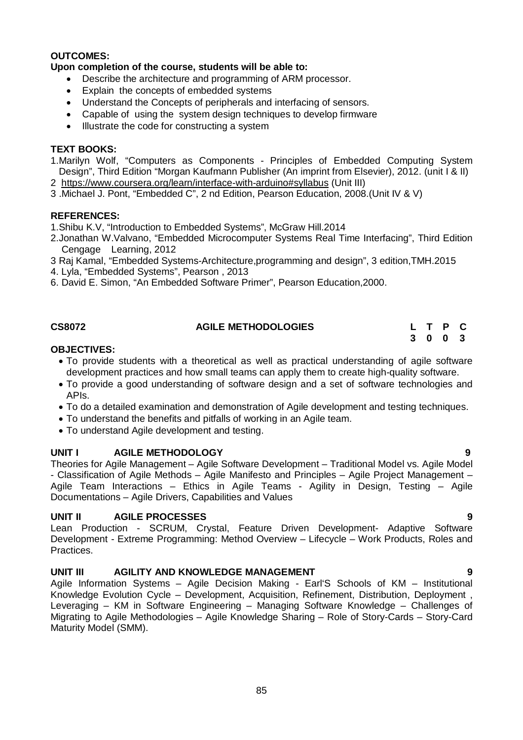**OUTCOMES:**

**Upon completion of the course, students will be able to:**

- Describe the architecture and programming of ARM processor.
- Explain the concepts of embedded systems
- Understand the Concepts of peripherals and interfacing of sensors.
- Capable of using the system design techniques to develop firmware
- Illustrate the code for constructing a system

**TEXT BOOKS:**

1.Marilyn Wolf, "Computers as Components - Principles of Embedded Computing System Design", Third Edition "Morgan Kaufmann Publisher (An imprint from Elsevier), 2012. (unit I & II)

2 https://www.coursera.org/learn/interface-with-arduino#syllabus (Unit III)

3 .Michael J. Pont, "Embedded C", 2 nd Edition, Pearson Education, 2008.(Unit IV & V)

**REFERENCES:**

1.Shibu K.V, "Introduction to Embedded Systems", McGraw Hill.2014

2.Jonathan W.Valvano, "Embedded Microcomputer Systems Real Time Interfacing", Third Edition Cengage Learning, 2012

3 Raj Kamal, "Embedded Systems-Architecture,programming and design", 3 edition,TMH.2015

4. Lyla, "Embedded Systems", Pearson , 2013

6. David E. Simon, "An Embedded Software Primer", Pearson Education,2000.

| **CS8072** | **AGILE METHODOLOGIES** | **L** | **T** | **P** | **C** |
|---|---|---|---|---|---|
| | | **3** | **0** | **0** | **3** |

**OBJECTIVES:**

- To provide students with a theoretical as well as practical understanding of agile software development practices and how small teams can apply them to create high-quality software.
- To provide a good understanding of software design and a set of software technologies and APIs.
- To do a detailed examination and demonstration of Agile development and testing techniques.
- To understand the benefits and pitfalls of working in an Agile team.
- To understand Agile development and testing.

**UNIT I AGILE METHODOLOGY** **9**

Theories for Agile Management – Agile Software Development – Traditional Model vs. Agile Model - Classification of Agile Methods – Agile Manifesto and Principles – Agile Project Management – Agile Team Interactions – Ethics in Agile Teams - Agility in Design, Testing – Agile Documentations – Agile Drivers, Capabilities and Values

**UNIT II AGILE PROCESSES** **9**

Lean Production - SCRUM, Crystal, Feature Driven Development- Adaptive Software Development - Extreme Programming: Method Overview – Lifecycle – Work Products, Roles and Practices.

**UNIT III AGILITY AND KNOWLEDGE MANAGEMENT** **9**

Agile Information Systems – Agile Decision Making - Earl'S Schools of KM – Institutional Knowledge Evolution Cycle – Development, Acquisition, Refinement, Distribution, Deployment , Leveraging – KM in Software Engineering – Managing Software Knowledge – Challenges of Migrating to Agile Methodologies – Agile Knowledge Sharing – Role of Story-Cards – Story-Card Maturity Model (SMM).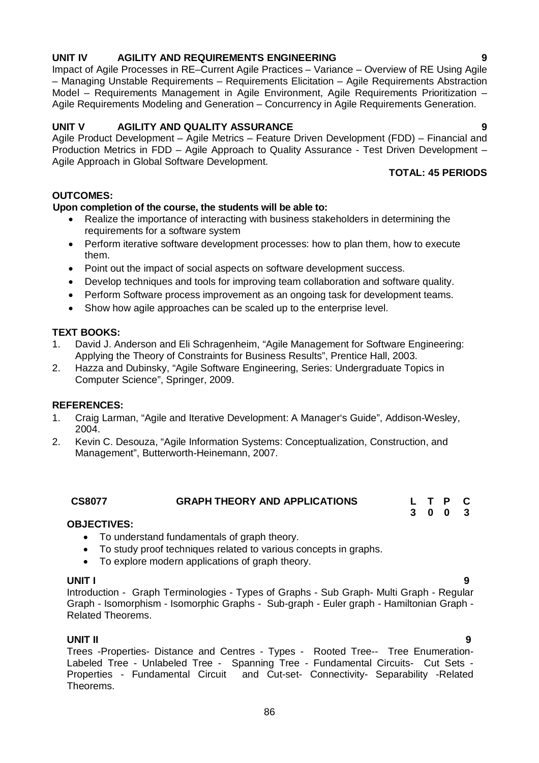### UNIT IV AGILITY AND REQUIREMENTS ENGINEERING 9

Impact of Agile Processes in RE–Current Agile Practices – Variance – Overview of RE Using Agile – Managing Unstable Requirements – Requirements Elicitation – Agile Requirements Abstraction Model – Requirements Management in Agile Environment, Agile Requirements Prioritization – Agile Requirements Modeling and Generation – Concurrency in Agile Requirements Generation.

### UNIT V AGILITY AND QUALITY ASSURANCE 9

Agile Product Development – Agile Metrics – Feature Driven Development (FDD) – Financial and Production Metrics in FDD – Agile Approach to Quality Assurance - Test Driven Development – Agile Approach in Global Software Development.

**TOTAL: 45 PERIODS**

**OUTCOMES:**

**Upon completion of the course, the students will be able to:**

- Realize the importance of interacting with business stakeholders in determining the requirements for a software system
- Perform iterative software development processes: how to plan them, how to execute them.
- Point out the impact of social aspects on software development success.
- Develop techniques and tools for improving team collaboration and software quality.
- Perform Software process improvement as an ongoing task for development teams.
- Show how agile approaches can be scaled up to the enterprise level.

**TEXT BOOKS:**

1. David J. Anderson and Eli Schragenheim, "Agile Management for Software Engineering: Applying the Theory of Constraints for Business Results", Prentice Hall, 2003.
2. Hazza and Dubinsky, "Agile Software Engineering, Series: Undergraduate Topics in Computer Science", Springer, 2009.

**REFERENCES:**

1. Craig Larman, "Agile and Iterative Development: A Manager's Guide", Addison-Wesley, 2004.
2. Kevin C. Desouza, "Agile Information Systems: Conceptualization, Construction, and Management", Butterworth-Heinemann, 2007.

## CS8077 GRAPH THEORY AND APPLICATIONS

| L | T | P | C |
|---|---|---|---|
| 3 | 0 | 0 | 3 |

**OBJECTIVES:**

- To understand fundamentals of graph theory.
- To study proof techniques related to various concepts in graphs.
- To explore modern applications of graph theory.

### UNIT I 9

Introduction - Graph Terminologies - Types of Graphs - Sub Graph- Multi Graph - Regular Graph - Isomorphism - Isomorphic Graphs - Sub-graph - Euler graph - Hamiltonian Graph - Related Theorems.

### UNIT II 9

Trees -Properties- Distance and Centres - Types - Rooted Tree-- Tree Enumeration- Labeled Tree - Unlabeled Tree - Spanning Tree - Fundamental Circuits- Cut Sets - Properties - Fundamental Circuit and Cut-set- Connectivity- Separability -Related Theorems.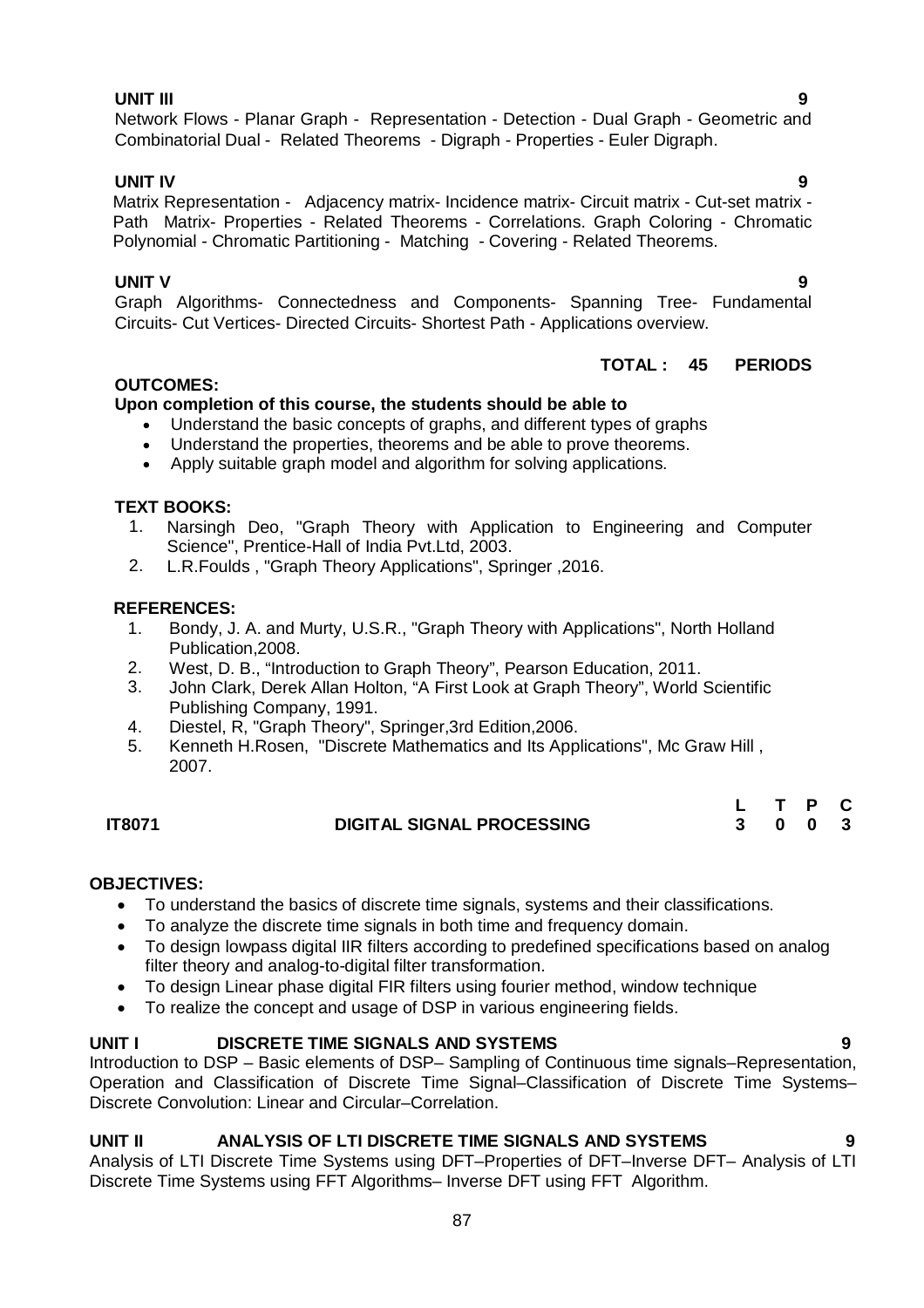**UNIT III** **9**

Network Flows - Planar Graph - Representation - Detection - Dual Graph - Geometric and Combinatorial Dual - Related Theorems - Digraph - Properties - Euler Digraph.

**UNIT IV** **9**

Matrix Representation - Adjacency matrix- Incidence matrix- Circuit matrix - Cut-set matrix - Path Matrix- Properties - Related Theorems - Correlations. Graph Coloring - Chromatic Polynomial - Chromatic Partitioning - Matching - Covering - Related Theorems.

**UNIT V** **9**

Graph Algorithms- Connectedness and Components- Spanning Tree- Fundamental Circuits- Cut Vertices- Directed Circuits- Shortest Path - Applications overview.

**TOTAL : 45 PERIODS**

**OUTCOMES:**

**Upon completion of this course, the students should be able to**

- Understand the basic concepts of graphs, and different types of graphs
- Understand the properties, theorems and be able to prove theorems.
- Apply suitable graph model and algorithm for solving applications.

**TEXT BOOKS:**

1. Narsingh Deo, "Graph Theory with Application to Engineering and Computer Science", Prentice-Hall of India Pvt.Ltd, 2003.
2. L.R.Foulds , "Graph Theory Applications", Springer ,2016.

**REFERENCES:**

1. Bondy, J. A. and Murty, U.S.R., "Graph Theory with Applications", North Holland Publication,2008.
2. West, D. B., "Introduction to Graph Theory", Pearson Education, 2011.
3. John Clark, Derek Allan Holton, "A First Look at Graph Theory", World Scientific Publishing Company, 1991.
4. Diestel, R, "Graph Theory", Springer,3rd Edition,2006.
5. Kenneth H.Rosen, "Discrete Mathematics and Its Applications", Mc Graw Hill , 2007.

| | | L | T | P | C |
|---|---|---|---|---|---|
| **IT8071** | **DIGITAL SIGNAL PROCESSING** | **3** | **0** | **0** | **3** |

**OBJECTIVES:**

- To understand the basics of discrete time signals, systems and their classifications.
- To analyze the discrete time signals in both time and frequency domain.
- To design lowpass digital IIR filters according to predefined specifications based on analog filter theory and analog-to-digital filter transformation.
- To design Linear phase digital FIR filters using fourier method, window technique
- To realize the concept and usage of DSP in various engineering fields.

**UNIT I DISCRETE TIME SIGNALS AND SYSTEMS** **9**

Introduction to DSP – Basic elements of DSP– Sampling of Continuous time signals–Representation, Operation and Classification of Discrete Time Signal–Classification of Discrete Time Systems–Discrete Convolution: Linear and Circular–Correlation.

**UNIT II ANALYSIS OF LTI DISCRETE TIME SIGNALS AND SYSTEMS** **9**

Analysis of LTI Discrete Time Systems using DFT–Properties of DFT–Inverse DFT– Analysis of LTI Discrete Time Systems using FFT Algorithms– Inverse DFT using FFT Algorithm.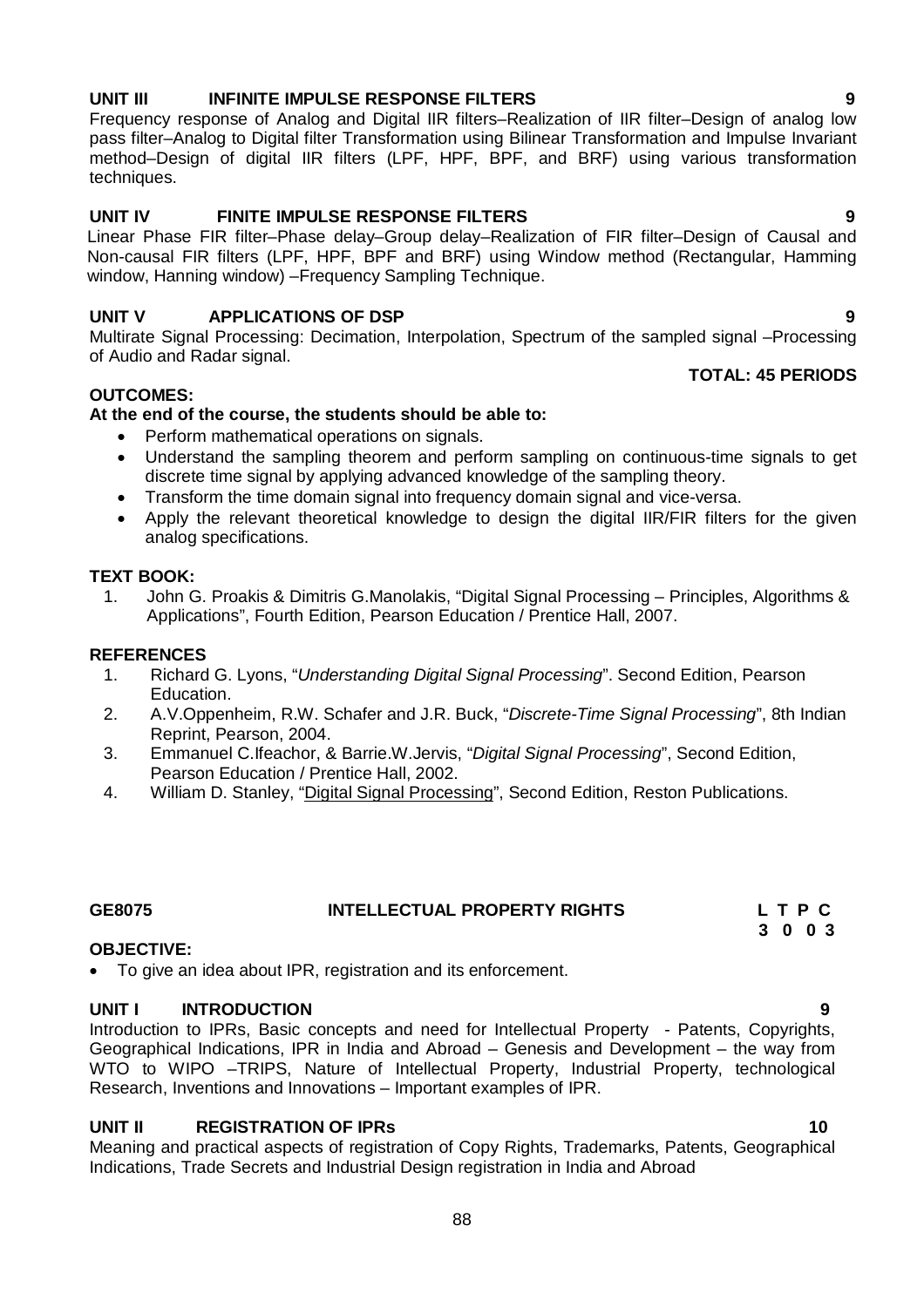**UNIT III INFINITE IMPULSE RESPONSE FILTERS 9**

Frequency response of Analog and Digital IIR filters–Realization of IIR filter–Design of analog low pass filter–Analog to Digital filter Transformation using Bilinear Transformation and Impulse Invariant method–Design of digital IIR filters (LPF, HPF, BPF, and BRF) using various transformation techniques.

**UNIT IV FINITE IMPULSE RESPONSE FILTERS 9**

Linear Phase FIR filter–Phase delay–Group delay–Realization of FIR filter–Design of Causal and Non-causal FIR filters (LPF, HPF, BPF and BRF) using Window method (Rectangular, Hamming window, Hanning window) –Frequency Sampling Technique.

**UNIT V APPLICATIONS OF DSP 9**

Multirate Signal Processing: Decimation, Interpolation, Spectrum of the sampled signal –Processing of Audio and Radar signal.

**TOTAL: 45 PERIODS**

**OUTCOMES:**

**At the end of the course, the students should be able to:**

- Perform mathematical operations on signals.
- Understand the sampling theorem and perform sampling on continuous-time signals to get discrete time signal by applying advanced knowledge of the sampling theory.
- Transform the time domain signal into frequency domain signal and vice-versa.
- Apply the relevant theoretical knowledge to design the digital IIR/FIR filters for the given analog specifications.

**TEXT BOOK:**

1. John G. Proakis & Dimitris G.Manolakis, "Digital Signal Processing – Principles, Algorithms & Applications", Fourth Edition, Pearson Education / Prentice Hall, 2007.

**REFERENCES**

1. Richard G. Lyons, "*Understanding Digital Signal Processing*". Second Edition, Pearson Education.
2. A.V.Oppenheim, R.W. Schafer and J.R. Buck, "*Discrete-Time Signal Processing*", 8th Indian Reprint, Pearson, 2004.
3. Emmanuel C.Ifeachor, & Barrie.W.Jervis, "*Digital Signal Processing*", Second Edition, Pearson Education / Prentice Hall, 2002.
4. William D. Stanley, "Digital Signal Processing", Second Edition, Reston Publications.

## GE8075 INTELLECTUAL PROPERTY RIGHTS

| L | T | P | C |
|---|---|---|---|
| 3 | 0 | 0 | 3 |

**OBJECTIVE:**

- To give an idea about IPR, registration and its enforcement.

**UNIT I INTRODUCTION 9**

Introduction to IPRs, Basic concepts and need for Intellectual Property - Patents, Copyrights, Geographical Indications, IPR in India and Abroad – Genesis and Development – the way from WTO to WIPO –TRIPS, Nature of Intellectual Property, Industrial Property, technological Research, Inventions and Innovations – Important examples of IPR.

**UNIT II REGISTRATION OF IPRs 10**

Meaning and practical aspects of registration of Copy Rights, Trademarks, Patents, Geographical Indications, Trade Secrets and Industrial Design registration in India and Abroad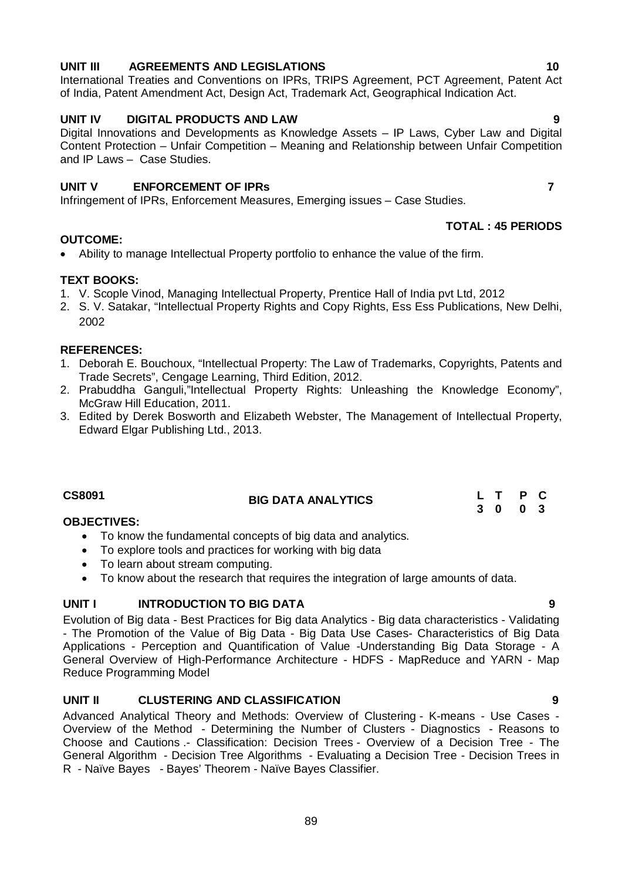**UNIT III AGREEMENTS AND LEGISLATIONS 10**

International Treaties and Conventions on IPRs, TRIPS Agreement, PCT Agreement, Patent Act of India, Patent Amendment Act, Design Act, Trademark Act, Geographical Indication Act.

**UNIT IV DIGITAL PRODUCTS AND LAW 9**

Digital Innovations and Developments as Knowledge Assets – IP Laws, Cyber Law and Digital Content Protection – Unfair Competition – Meaning and Relationship between Unfair Competition and IP Laws – Case Studies.

**UNIT V ENFORCEMENT OF IPRs 7**

Infringement of IPRs, Enforcement Measures, Emerging issues – Case Studies.

**TOTAL : 45 PERIODS**

**OUTCOME:**

- Ability to manage Intellectual Property portfolio to enhance the value of the firm.

**TEXT BOOKS:**

1. V. Scople Vinod, Managing Intellectual Property, Prentice Hall of India pvt Ltd, 2012
2. S. V. Satakar, "Intellectual Property Rights and Copy Rights, Ess Ess Publications, New Delhi, 2002

**REFERENCES:**

1. Deborah E. Bouchoux, "Intellectual Property: The Law of Trademarks, Copyrights, Patents and Trade Secrets", Cengage Learning, Third Edition, 2012.
2. Prabuddha Ganguli,"Intellectual Property Rights: Unleashing the Knowledge Economy", McGraw Hill Education, 2011.
3. Edited by Derek Bosworth and Elizabeth Webster, The Management of Intellectual Property, Edward Elgar Publishing Ltd., 2013.

| CS8091 | BIG DATA ANALYTICS | L | T | P | C |
|---|---|---|---|---|---|
| | | 3 | 0 | 0 | 3 |

**OBJECTIVES:**

- To know the fundamental concepts of big data and analytics.
- To explore tools and practices for working with big data
- To learn about stream computing.
- To know about the research that requires the integration of large amounts of data.

**UNIT I INTRODUCTION TO BIG DATA 9**

Evolution of Big data - Best Practices for Big data Analytics - Big data characteristics - Validating - The Promotion of the Value of Big Data - Big Data Use Cases- Characteristics of Big Data Applications - Perception and Quantification of Value -Understanding Big Data Storage - A General Overview of High-Performance Architecture - HDFS - MapReduce and YARN - Map Reduce Programming Model

**UNIT II CLUSTERING AND CLASSIFICATION 9**

Advanced Analytical Theory and Methods: Overview of Clustering - K-means - Use Cases - Overview of the Method - Determining the Number of Clusters - Diagnostics - Reasons to Choose and Cautions .- Classification: Decision Trees - Overview of a Decision Tree - The General Algorithm - Decision Tree Algorithms - Evaluating a Decision Tree - Decision Trees in R - Naïve Bayes - Bayes' Theorem - Naïve Bayes Classifier.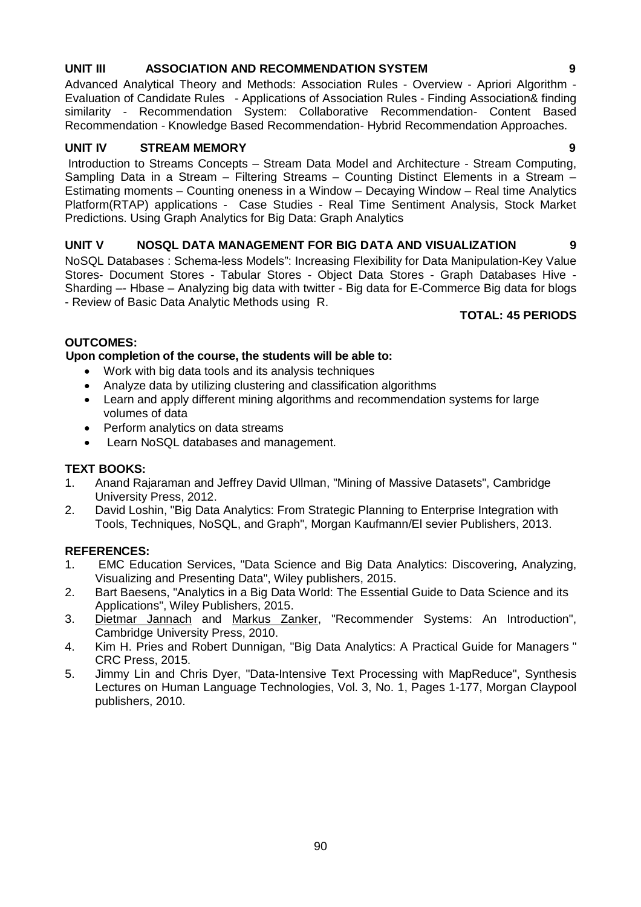**UNIT III ASSOCIATION AND RECOMMENDATION SYSTEM 9**

Advanced Analytical Theory and Methods: Association Rules - Overview - Apriori Algorithm - Evaluation of Candidate Rules - Applications of Association Rules - Finding Association& finding similarity - Recommendation System: Collaborative Recommendation- Content Based Recommendation - Knowledge Based Recommendation- Hybrid Recommendation Approaches.

**UNIT IV STREAM MEMORY 9**

Introduction to Streams Concepts – Stream Data Model and Architecture - Stream Computing, Sampling Data in a Stream – Filtering Streams – Counting Distinct Elements in a Stream – Estimating moments – Counting oneness in a Window – Decaying Window – Real time Analytics Platform(RTAP) applications - Case Studies - Real Time Sentiment Analysis, Stock Market Predictions. Using Graph Analytics for Big Data: Graph Analytics

**UNIT V NOSQL DATA MANAGEMENT FOR BIG DATA AND VISUALIZATION 9**

NoSQL Databases : Schema-less Models": Increasing Flexibility for Data Manipulation-Key Value Stores- Document Stores - Tabular Stores - Object Data Stores - Graph Databases Hive - Sharding –- Hbase – Analyzing big data with twitter - Big data for E-Commerce Big data for blogs - Review of Basic Data Analytic Methods using R.

**TOTAL: 45 PERIODS**

**OUTCOMES:**

**Upon completion of the course, the students will be able to:**

- Work with big data tools and its analysis techniques
- Analyze data by utilizing clustering and classification algorithms
- Learn and apply different mining algorithms and recommendation systems for large volumes of data
- Perform analytics on data streams
- Learn NoSQL databases and management.

**TEXT BOOKS:**

1. Anand Rajaraman and Jeffrey David Ullman, "Mining of Massive Datasets", Cambridge University Press, 2012.
2. David Loshin, "Big Data Analytics: From Strategic Planning to Enterprise Integration with Tools, Techniques, NoSQL, and Graph", Morgan Kaufmann/El sevier Publishers, 2013.

**REFERENCES:**

1. EMC Education Services, "Data Science and Big Data Analytics: Discovering, Analyzing, Visualizing and Presenting Data", Wiley publishers, 2015.
2. Bart Baesens, "Analytics in a Big Data World: The Essential Guide to Data Science and its Applications", Wiley Publishers, 2015.
3. Dietmar Jannach and Markus Zanker, "Recommender Systems: An Introduction", Cambridge University Press, 2010.
4. Kim H. Pries and Robert Dunnigan, "Big Data Analytics: A Practical Guide for Managers " CRC Press, 2015.
5. Jimmy Lin and Chris Dyer, "Data-Intensive Text Processing with MapReduce", Synthesis Lectures on Human Language Technologies, Vol. 3, No. 1, Pages 1-177, Morgan Claypool publishers, 2010.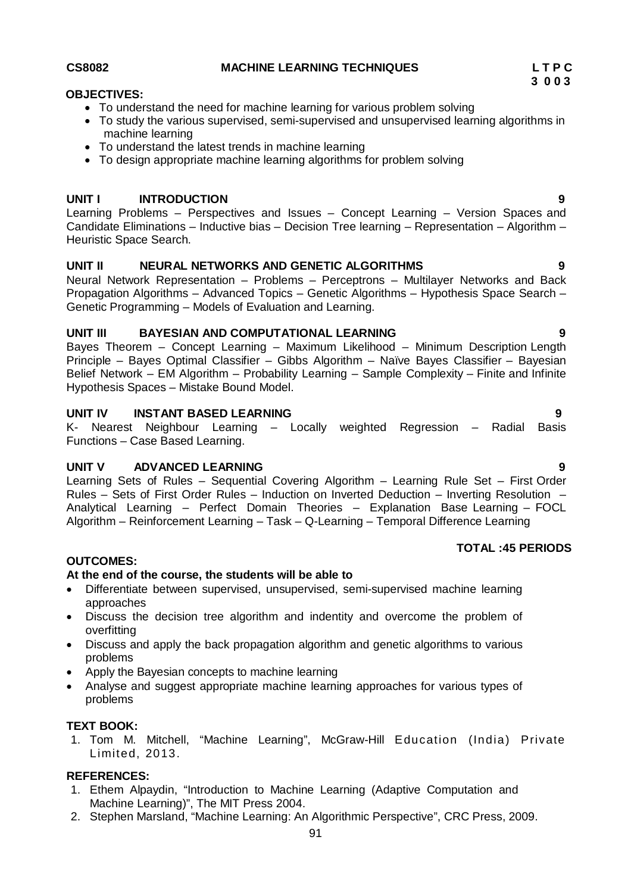**CS8082 MACHINE LEARNING TECHNIQUES**

**L T P C**
**3 0 0 3**

**OBJECTIVES:**

- To understand the need for machine learning for various problem solving
- To study the various supervised, semi-supervised and unsupervised learning algorithms in machine learning
- To understand the latest trends in machine learning
- To design appropriate machine learning algorithms for problem solving

**UNIT I INTRODUCTION 9**

Learning Problems – Perspectives and Issues – Concept Learning – Version Spaces and Candidate Eliminations – Inductive bias – Decision Tree learning – Representation – Algorithm – Heuristic Space Search.

**UNIT II NEURAL NETWORKS AND GENETIC ALGORITHMS 9**

Neural Network Representation – Problems – Perceptrons – Multilayer Networks and Back Propagation Algorithms – Advanced Topics – Genetic Algorithms – Hypothesis Space Search – Genetic Programming – Models of Evaluation and Learning.

**UNIT III BAYESIAN AND COMPUTATIONAL LEARNING 9**

Bayes Theorem – Concept Learning – Maximum Likelihood – Minimum Description Length Principle – Bayes Optimal Classifier – Gibbs Algorithm – Naïve Bayes Classifier – Bayesian Belief Network – EM Algorithm – Probability Learning – Sample Complexity – Finite and Infinite Hypothesis Spaces – Mistake Bound Model.

**UNIT IV INSTANT BASED LEARNING 9**

K- Nearest Neighbour Learning – Locally weighted Regression – Radial Basis Functions – Case Based Learning.

**UNIT V ADVANCED LEARNING 9**

Learning Sets of Rules – Sequential Covering Algorithm – Learning Rule Set – First Order Rules – Sets of First Order Rules – Induction on Inverted Deduction – Inverting Resolution – Analytical Learning – Perfect Domain Theories – Explanation Base Learning – FOCL Algorithm – Reinforcement Learning – Task – Q-Learning – Temporal Difference Learning

**TOTAL :45 PERIODS**

**OUTCOMES:**

**At the end of the course, the students will be able to**

- Differentiate between supervised, unsupervised, semi-supervised machine learning approaches
- Discuss the decision tree algorithm and indentity and overcome the problem of overfitting
- Discuss and apply the back propagation algorithm and genetic algorithms to various problems
- Apply the Bayesian concepts to machine learning
- Analyse and suggest appropriate machine learning approaches for various types of problems

**TEXT BOOK:**

1. Tom M. Mitchell, "Machine Learning", McGraw-Hill Education (India) Private Limited, 2013.

**REFERENCES:**

1. Ethem Alpaydin, "Introduction to Machine Learning (Adaptive Computation and Machine Learning)", The MIT Press 2004.
2. Stephen Marsland, "Machine Learning: An Algorithmic Perspective", CRC Press, 2009.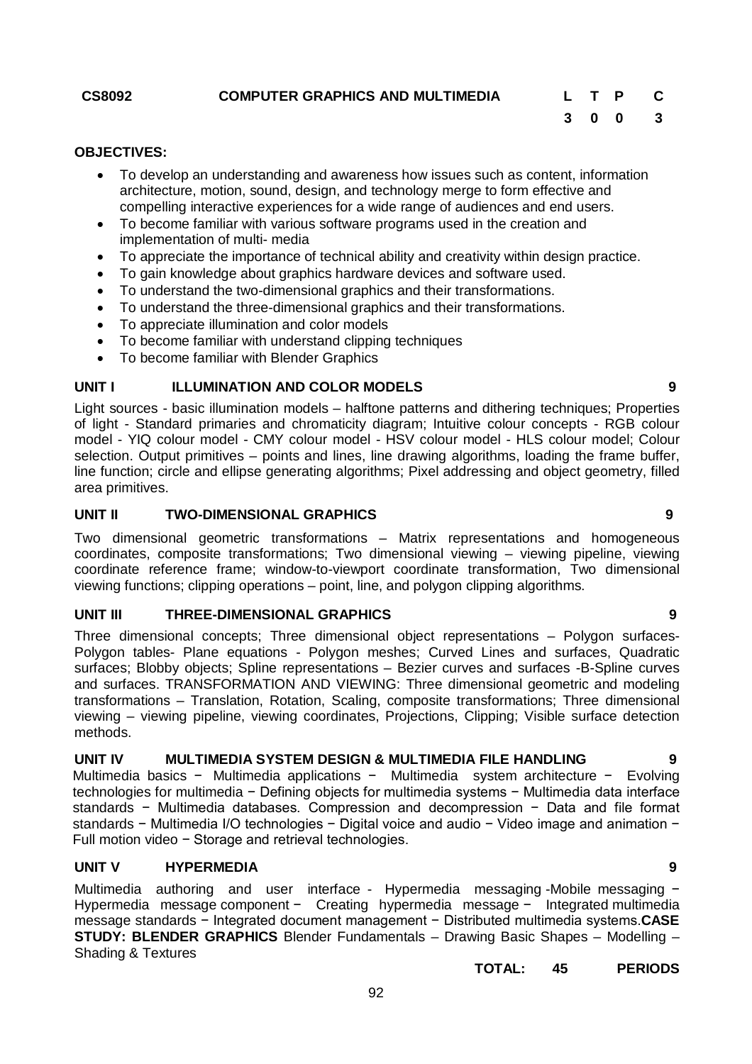**CS8092 COMPUTER GRAPHICS AND MULTIMEDIA**

| L | T | P | C |
|---|---|---|---|
| 3 | 0 | 0 | 3 |

**OBJECTIVES:**

- To develop an understanding and awareness how issues such as content, information architecture, motion, sound, design, and technology merge to form effective and compelling interactive experiences for a wide range of audiences and end users.
- To become familiar with various software programs used in the creation and implementation of multi- media
- To appreciate the importance of technical ability and creativity within design practice.
- To gain knowledge about graphics hardware devices and software used.
- To understand the two-dimensional graphics and their transformations.
- To understand the three-dimensional graphics and their transformations.
- To appreciate illumination and color models
- To become familiar with understand clipping techniques
- To become familiar with Blender Graphics

**UNIT I ILLUMINATION AND COLOR MODELS 9**

Light sources - basic illumination models – halftone patterns and dithering techniques; Properties of light - Standard primaries and chromaticity diagram; Intuitive colour concepts - RGB colour model - YIQ colour model - CMY colour model - HSV colour model - HLS colour model; Colour selection. Output primitives – points and lines, line drawing algorithms, loading the frame buffer, line function; circle and ellipse generating algorithms; Pixel addressing and object geometry, filled area primitives.

**UNIT II TWO-DIMENSIONAL GRAPHICS 9**

Two dimensional geometric transformations – Matrix representations and homogeneous coordinates, composite transformations; Two dimensional viewing – viewing pipeline, viewing coordinate reference frame; window-to-viewport coordinate transformation, Two dimensional viewing functions; clipping operations – point, line, and polygon clipping algorithms.

**UNIT III THREE-DIMENSIONAL GRAPHICS 9**

Three dimensional concepts; Three dimensional object representations – Polygon surfaces- Polygon tables- Plane equations - Polygon meshes; Curved Lines and surfaces, Quadratic surfaces; Blobby objects; Spline representations – Bezier curves and surfaces -B-Spline curves and surfaces. TRANSFORMATION AND VIEWING: Three dimensional geometric and modeling transformations – Translation, Rotation, Scaling, composite transformations; Three dimensional viewing – viewing pipeline, viewing coordinates, Projections, Clipping; Visible surface detection methods.

**UNIT IV MULTIMEDIA SYSTEM DESIGN & MULTIMEDIA FILE HANDLING 9**

Multimedia basics − Multimedia applications − Multimedia system architecture − Evolving technologies for multimedia − Defining objects for multimedia systems − Multimedia data interface standards − Multimedia databases. Compression and decompression − Data and file format standards − Multimedia I/O technologies − Digital voice and audio − Video image and animation − Full motion video − Storage and retrieval technologies.

**UNIT V HYPERMEDIA 9**

Multimedia authoring and user interface - Hypermedia messaging -Mobile messaging − Hypermedia message component − Creating hypermedia message − Integrated multimedia message standards − Integrated document management − Distributed multimedia systems.**CASE STUDY: BLENDER GRAPHICS** Blender Fundamentals – Drawing Basic Shapes – Modelling – Shading & Textures

**TOTAL: 45 PERIODS**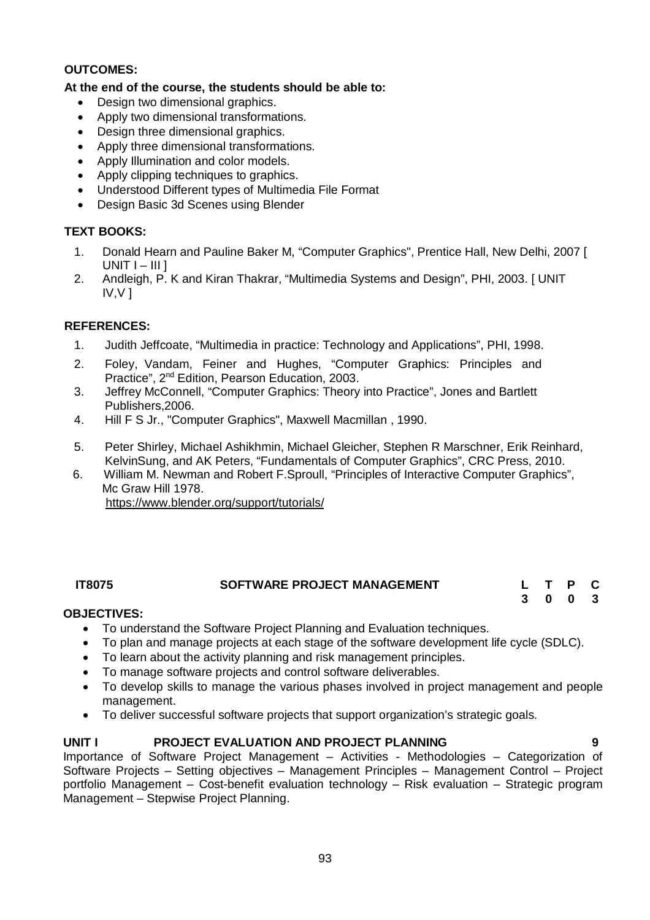**OUTCOMES:**

**At the end of the course, the students should be able to:**

- Design two dimensional graphics.
- Apply two dimensional transformations.
- Design three dimensional graphics.
- Apply three dimensional transformations.
- Apply Illumination and color models.
- Apply clipping techniques to graphics.
- Understood Different types of Multimedia File Format
- Design Basic 3d Scenes using Blender

**TEXT BOOKS:**

1. Donald Hearn and Pauline Baker M, "Computer Graphics", Prentice Hall, New Delhi, 2007 [ UNIT I – III ]
2. Andleigh, P. K and Kiran Thakrar, "Multimedia Systems and Design", PHI, 2003. [ UNIT IV,V ]

**REFERENCES:**

1. Judith Jeffcoate, "Multimedia in practice: Technology and Applications", PHI, 1998.
2. Foley, Vandam, Feiner and Hughes, "Computer Graphics: Principles and Practice", 2nd Edition, Pearson Education, 2003.
3. Jeffrey McConnell, "Computer Graphics: Theory into Practice", Jones and Bartlett Publishers,2006.
4. Hill F S Jr., "Computer Graphics", Maxwell Macmillan , 1990.
5. Peter Shirley, Michael Ashikhmin, Michael Gleicher, Stephen R Marschner, Erik Reinhard, KelvinSung, and AK Peters, "Fundamentals of Computer Graphics", CRC Press, 2010.
6. William M. Newman and Robert F.Sproull, "Principles of Interactive Computer Graphics", Mc Graw Hill 1978.
   https://www.blender.org/support/tutorials/

| **IT8075** | **SOFTWARE PROJECT MANAGEMENT** | **L** | **T** | **P** | **C** |
|---|---|---|---|---|---|
| | | **3** | **0** | **0** | **3** |

**OBJECTIVES:**

- To understand the Software Project Planning and Evaluation techniques.
- To plan and manage projects at each stage of the software development life cycle (SDLC).
- To learn about the activity planning and risk management principles.
- To manage software projects and control software deliverables.
- To develop skills to manage the various phases involved in project management and people management.
- To deliver successful software projects that support organization's strategic goals.

**UNIT I PROJECT EVALUATION AND PROJECT PLANNING 9**

Importance of Software Project Management – Activities - Methodologies – Categorization of Software Projects – Setting objectives – Management Principles – Management Control – Project portfolio Management – Cost-benefit evaluation technology – Risk evaluation – Strategic program Management – Stepwise Project Planning.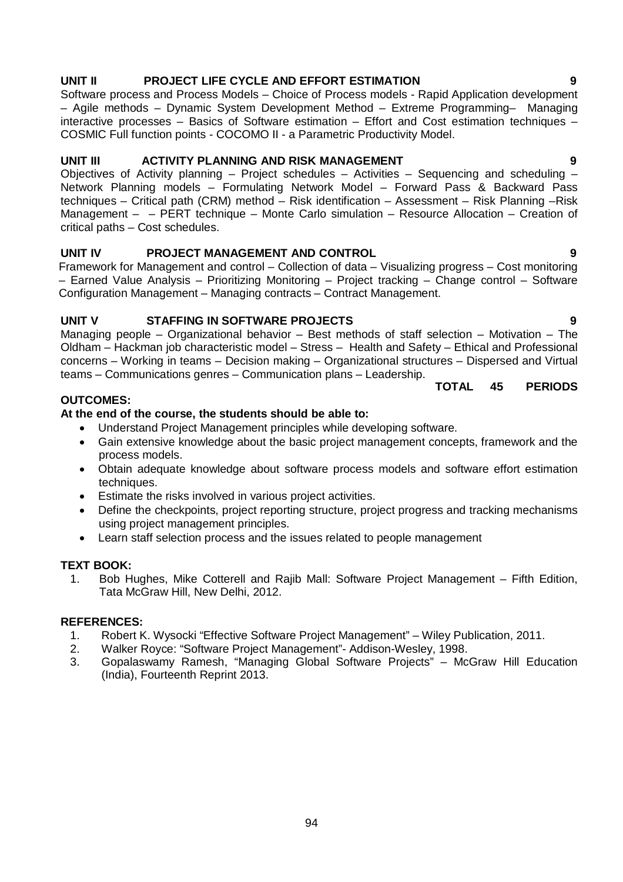**UNIT II PROJECT LIFE CYCLE AND EFFORT ESTIMATION 9**

Software process and Process Models – Choice of Process models - Rapid Application development – Agile methods – Dynamic System Development Method – Extreme Programming– Managing interactive processes – Basics of Software estimation – Effort and Cost estimation techniques – COSMIC Full function points - COCOMO II - a Parametric Productivity Model.

**UNIT III ACTIVITY PLANNING AND RISK MANAGEMENT 9**

Objectives of Activity planning – Project schedules – Activities – Sequencing and scheduling – Network Planning models – Formulating Network Model – Forward Pass & Backward Pass techniques – Critical path (CRM) method – Risk identification – Assessment – Risk Planning –Risk Management – – PERT technique – Monte Carlo simulation – Resource Allocation – Creation of critical paths – Cost schedules.

**UNIT IV PROJECT MANAGEMENT AND CONTROL 9**

Framework for Management and control – Collection of data – Visualizing progress – Cost monitoring – Earned Value Analysis – Prioritizing Monitoring – Project tracking – Change control – Software Configuration Management – Managing contracts – Contract Management.

**UNIT V STAFFING IN SOFTWARE PROJECTS 9**

Managing people – Organizational behavior – Best methods of staff selection – Motivation – The Oldham – Hackman job characteristic model – Stress – Health and Safety – Ethical and Professional concerns – Working in teams – Decision making – Organizational structures – Dispersed and Virtual teams – Communications genres – Communication plans – Leadership.

**TOTAL 45 PERIODS**

**OUTCOMES:**

**At the end of the course, the students should be able to:**

- Understand Project Management principles while developing software.
- Gain extensive knowledge about the basic project management concepts, framework and the process models.
- Obtain adequate knowledge about software process models and software effort estimation techniques.
- Estimate the risks involved in various project activities.
- Define the checkpoints, project reporting structure, project progress and tracking mechanisms using project management principles.
- Learn staff selection process and the issues related to people management

**TEXT BOOK:**

1. Bob Hughes, Mike Cotterell and Rajib Mall: Software Project Management – Fifth Edition, Tata McGraw Hill, New Delhi, 2012.

**REFERENCES:**

1. Robert K. Wysocki "Effective Software Project Management" – Wiley Publication, 2011.
2. Walker Royce: "Software Project Management"- Addison-Wesley, 1998.
3. Gopalaswamy Ramesh, "Managing Global Software Projects" – McGraw Hill Education (India), Fourteenth Reprint 2013.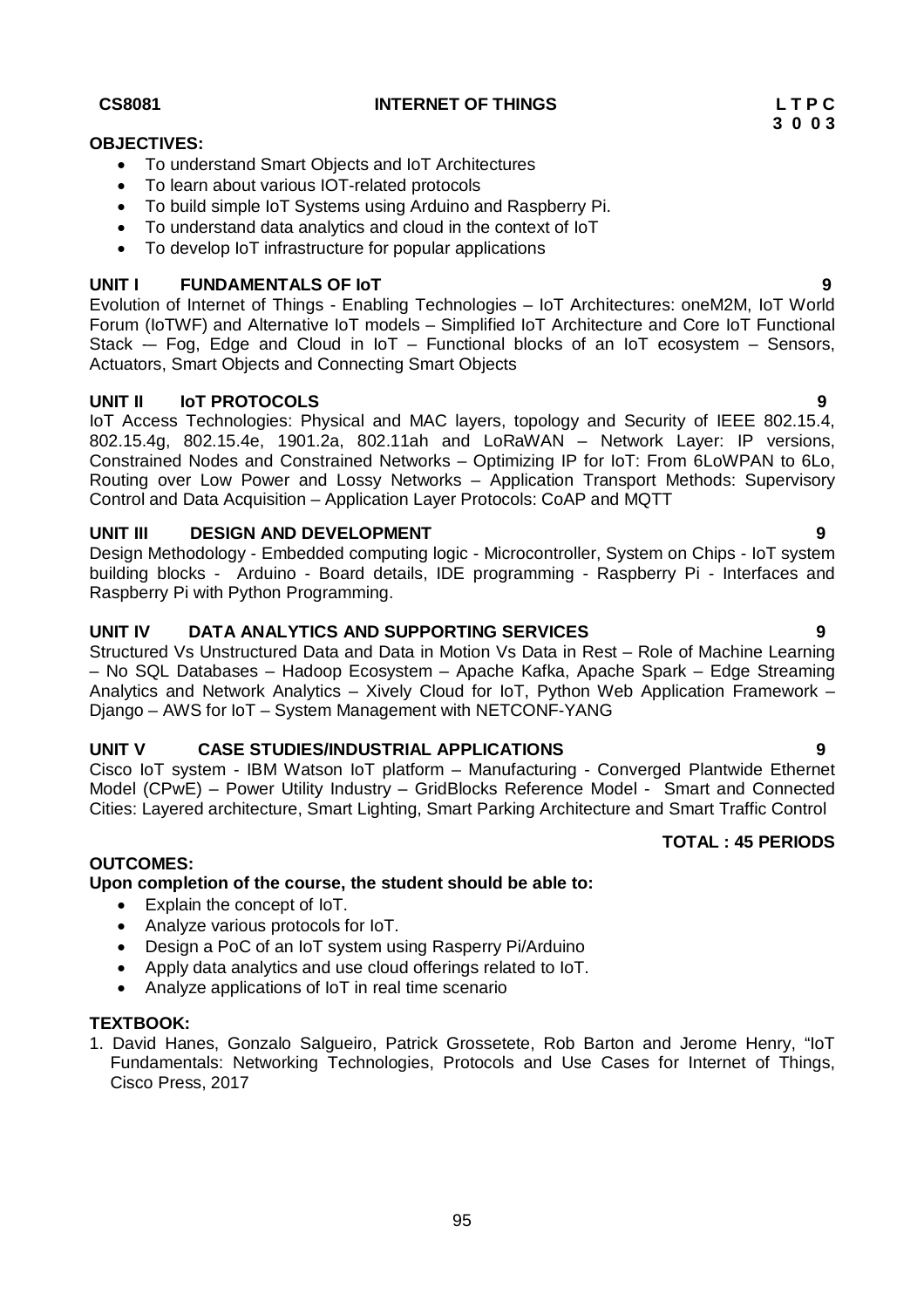**CS8081 INTERNET OF THINGS**

**L T P C**
**3 0 0 3**

**OBJECTIVES:**

- To understand Smart Objects and IoT Architectures
- To learn about various IOT-related protocols
- To build simple IoT Systems using Arduino and Raspberry Pi.
- To understand data analytics and cloud in the context of IoT
- To develop IoT infrastructure for popular applications

**UNIT I FUNDAMENTALS OF IoT 9**

Evolution of Internet of Things - Enabling Technologies – IoT Architectures: oneM2M, IoT World Forum (IoTWF) and Alternative IoT models – Simplified IoT Architecture and Core IoT Functional Stack -– Fog, Edge and Cloud in IoT – Functional blocks of an IoT ecosystem – Sensors, Actuators, Smart Objects and Connecting Smart Objects

**UNIT II IoT PROTOCOLS 9**

IoT Access Technologies: Physical and MAC layers, topology and Security of IEEE 802.15.4, 802.15.4g, 802.15.4e, 1901.2a, 802.11ah and LoRaWAN – Network Layer: IP versions, Constrained Nodes and Constrained Networks – Optimizing IP for IoT: From 6LoWPAN to 6Lo, Routing over Low Power and Lossy Networks – Application Transport Methods: Supervisory Control and Data Acquisition – Application Layer Protocols: CoAP and MQTT

**UNIT III DESIGN AND DEVELOPMENT 9**

Design Methodology - Embedded computing logic - Microcontroller, System on Chips - IoT system building blocks - Arduino - Board details, IDE programming - Raspberry Pi - Interfaces and Raspberry Pi with Python Programming.

**UNIT IV DATA ANALYTICS AND SUPPORTING SERVICES 9**

Structured Vs Unstructured Data and Data in Motion Vs Data in Rest – Role of Machine Learning – No SQL Databases – Hadoop Ecosystem – Apache Kafka, Apache Spark – Edge Streaming Analytics and Network Analytics – Xively Cloud for IoT, Python Web Application Framework – Django – AWS for IoT – System Management with NETCONF-YANG

**UNIT V CASE STUDIES/INDUSTRIAL APPLICATIONS 9**

Cisco IoT system - IBM Watson IoT platform – Manufacturing - Converged Plantwide Ethernet Model (CPwE) – Power Utility Industry – GridBlocks Reference Model - Smart and Connected Cities: Layered architecture, Smart Lighting, Smart Parking Architecture and Smart Traffic Control

**TOTAL : 45 PERIODS**

**OUTCOMES:**

**Upon completion of the course, the student should be able to:**

- Explain the concept of IoT.
- Analyze various protocols for IoT.
- Design a PoC of an IoT system using Rasperry Pi/Arduino
- Apply data analytics and use cloud offerings related to IoT.
- Analyze applications of IoT in real time scenario

**TEXTBOOK:**

1. David Hanes, Gonzalo Salgueiro, Patrick Grossetete, Rob Barton and Jerome Henry, "IoT Fundamentals: Networking Technologies, Protocols and Use Cases for Internet of Things, Cisco Press, 2017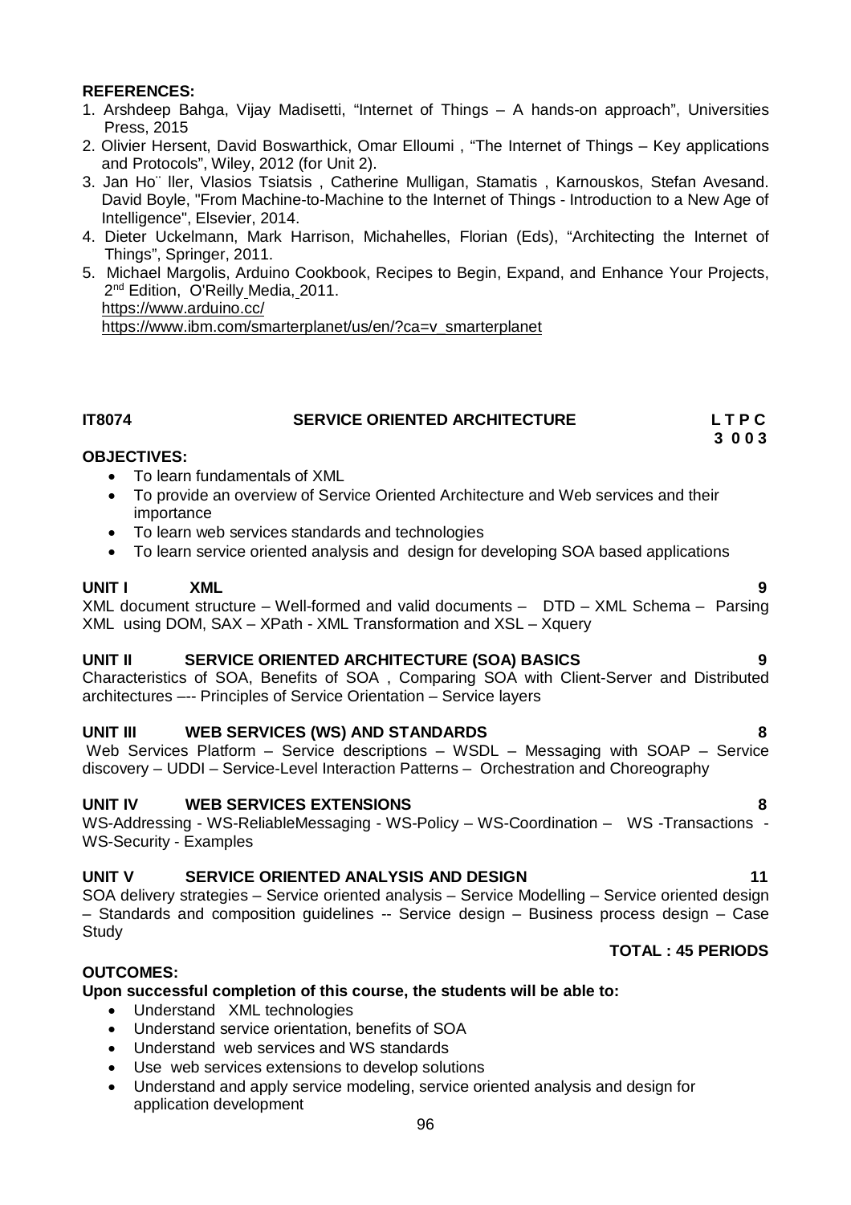**REFERENCES:**

1. Arshdeep Bahga, Vijay Madisetti, "Internet of Things – A hands-on approach", Universities Press, 2015
2. Olivier Hersent, David Boswarthick, Omar Elloumi , "The Internet of Things – Key applications and Protocols", Wiley, 2012 (for Unit 2).
3. Jan Ho¨ ller, Vlasios Tsiatsis , Catherine Mulligan, Stamatis , Karnouskos, Stefan Avesand. David Boyle, "From Machine-to-Machine to the Internet of Things - Introduction to a New Age of Intelligence", Elsevier, 2014.
4. Dieter Uckelmann, Mark Harrison, Michahelles, Florian (Eds), "Architecting the Internet of Things", Springer, 2011.
5. Michael Margolis, Arduino Cookbook, Recipes to Begin, Expand, and Enhance Your Projects, 2nd Edition, O'Reilly Media, 2011.
   https://www.arduino.cc/
   https://www.ibm.com/smarterplanet/us/en/?ca=v_smarterplanet

## IT8074 SERVICE ORIENTED ARCHITECTURE

**L T P C**
**3 0 0 3**

**OBJECTIVES:**

- To learn fundamentals of XML
- To provide an overview of Service Oriented Architecture and Web services and their importance
- To learn web services standards and technologies
- To learn service oriented analysis and design for developing SOA based applications

**UNIT I XML** **9**

XML document structure – Well-formed and valid documents – DTD – XML Schema – Parsing XML using DOM, SAX – XPath - XML Transformation and XSL – Xquery

**UNIT II SERVICE ORIENTED ARCHITECTURE (SOA) BASICS** **9**

Characteristics of SOA, Benefits of SOA , Comparing SOA with Client-Server and Distributed architectures –-- Principles of Service Orientation – Service layers

**UNIT III WEB SERVICES (WS) AND STANDARDS** **8**

Web Services Platform – Service descriptions – WSDL – Messaging with SOAP – Service discovery – UDDI – Service-Level Interaction Patterns – Orchestration and Choreography

**UNIT IV WEB SERVICES EXTENSIONS** **8**

WS-Addressing - WS-ReliableMessaging - WS-Policy – WS-Coordination – WS -Transactions - WS-Security - Examples

**UNIT V SERVICE ORIENTED ANALYSIS AND DESIGN** **11**

SOA delivery strategies – Service oriented analysis – Service Modelling – Service oriented design – Standards and composition guidelines -- Service design – Business process design – Case Study

**TOTAL : 45 PERIODS**

**OUTCOMES:**

**Upon successful completion of this course, the students will be able to:**

- Understand XML technologies
- Understand service orientation, benefits of SOA
- Understand web services and WS standards
- Use web services extensions to develop solutions
- Understand and apply service modeling, service oriented analysis and design for application development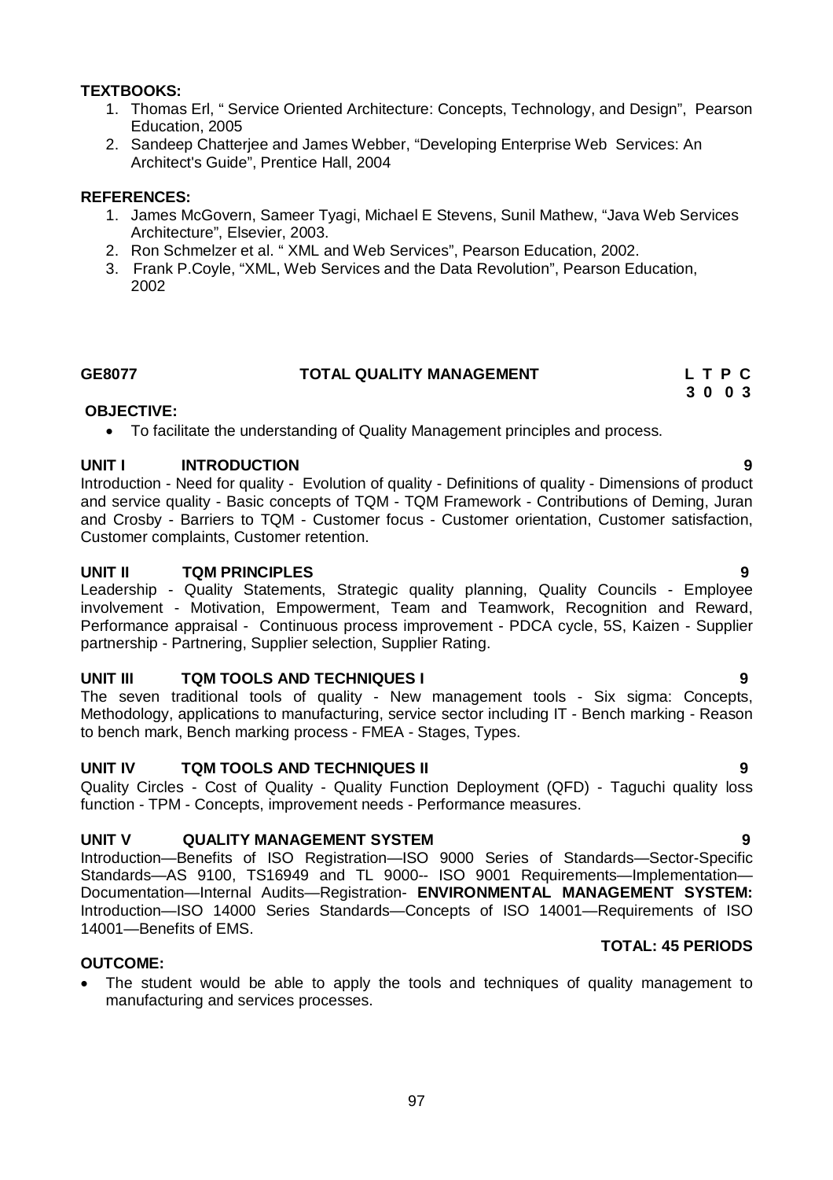**TEXTBOOKS:**

1. Thomas Erl, " Service Oriented Architecture: Concepts, Technology, and Design", Pearson Education, 2005
2. Sandeep Chatterjee and James Webber, "Developing Enterprise Web Services: An Architect's Guide", Prentice Hall, 2004

**REFERENCES:**

1. James McGovern, Sameer Tyagi, Michael E Stevens, Sunil Mathew, "Java Web Services Architecture", Elsevier, 2003.
2. Ron Schmelzer et al. " XML and Web Services", Pearson Education, 2002.
3. Frank P.Coyle, "XML, Web Services and the Data Revolution", Pearson Education, 2002

## GE8077 TOTAL QUALITY MANAGEMENT

| L | T | P | C |
|---|---|---|---|
| 3 | 0 | 0 | 3 |

**OBJECTIVE:**

- To facilitate the understanding of Quality Management principles and process.

**UNIT I INTRODUCTION 9**

Introduction - Need for quality - Evolution of quality - Definitions of quality - Dimensions of product and service quality - Basic concepts of TQM - TQM Framework - Contributions of Deming, Juran and Crosby - Barriers to TQM - Customer focus - Customer orientation, Customer satisfaction, Customer complaints, Customer retention.

**UNIT II TQM PRINCIPLES 9**

Leadership - Quality Statements, Strategic quality planning, Quality Councils - Employee involvement - Motivation, Empowerment, Team and Teamwork, Recognition and Reward, Performance appraisal - Continuous process improvement - PDCA cycle, 5S, Kaizen - Supplier partnership - Partnering, Supplier selection, Supplier Rating.

**UNIT III TQM TOOLS AND TECHNIQUES I 9**

The seven traditional tools of quality - New management tools - Six sigma: Concepts, Methodology, applications to manufacturing, service sector including IT - Bench marking - Reason to bench mark, Bench marking process - FMEA - Stages, Types.

**UNIT IV TQM TOOLS AND TECHNIQUES II 9**

Quality Circles - Cost of Quality - Quality Function Deployment (QFD) - Taguchi quality loss function - TPM - Concepts, improvement needs - Performance measures.

**UNIT V QUALITY MANAGEMENT SYSTEM 9**

Introduction—Benefits of ISO Registration—ISO 9000 Series of Standards—Sector-Specific Standards—AS 9100, TS16949 and TL 9000-- ISO 9001 Requirements—Implementation—Documentation—Internal Audits—Registration- **ENVIRONMENTAL MANAGEMENT SYSTEM:** Introduction—ISO 14000 Series Standards—Concepts of ISO 14001—Requirements of ISO 14001—Benefits of EMS.

**TOTAL: 45 PERIODS**

**OUTCOME:**

- The student would be able to apply the tools and techniques of quality management to manufacturing and services processes.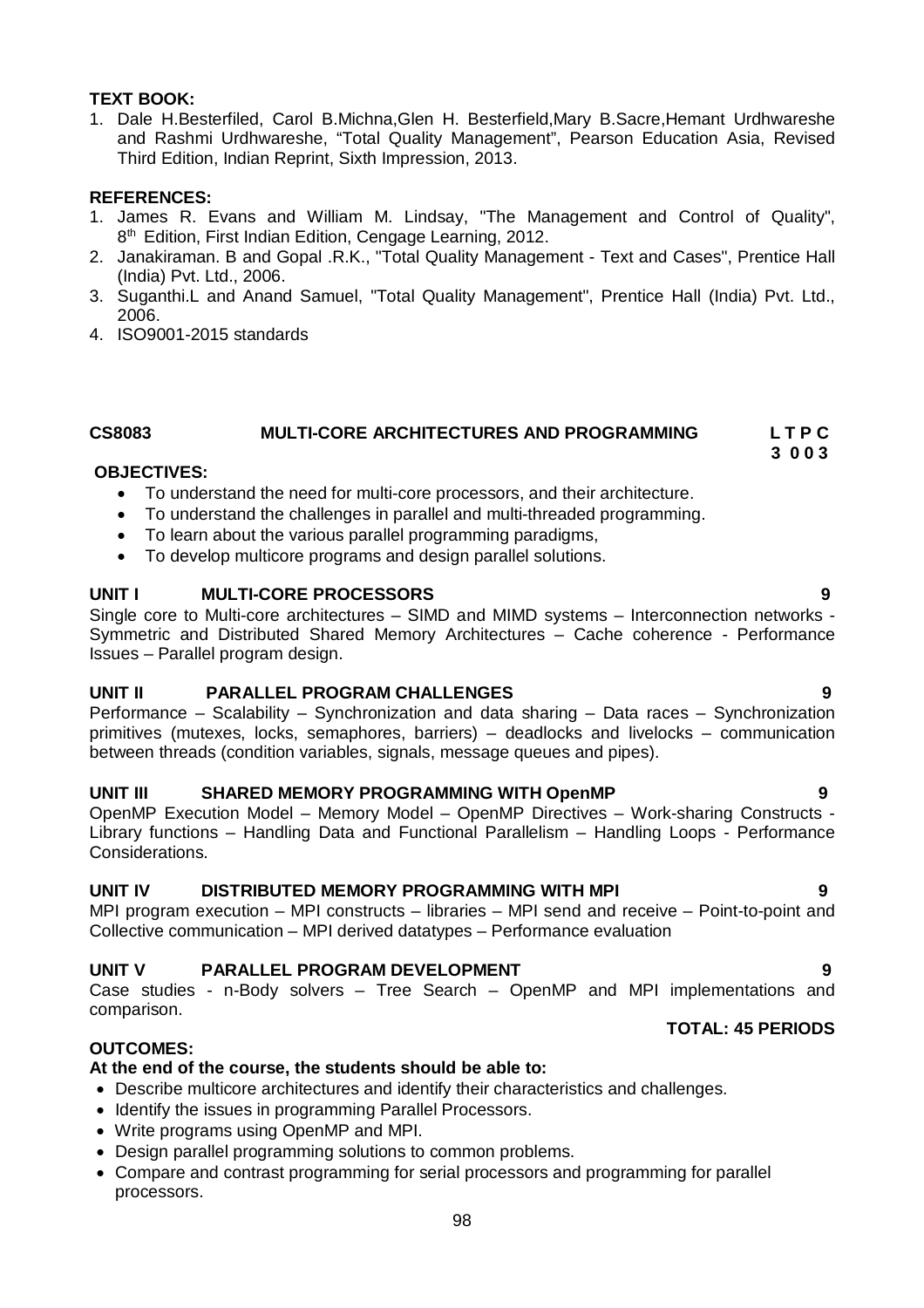**TEXT BOOK:**

1. Dale H.Besterfiled, Carol B.Michna,Glen H. Besterfield,Mary B.Sacre,Hemant Urdhwareshe and Rashmi Urdhwareshe, "Total Quality Management", Pearson Education Asia, Revised Third Edition, Indian Reprint, Sixth Impression, 2013.

**REFERENCES:**

1. James R. Evans and William M. Lindsay, "The Management and Control of Quality", 8th Edition, First Indian Edition, Cengage Learning, 2012.
2. Janakiraman. B and Gopal .R.K., "Total Quality Management - Text and Cases", Prentice Hall (India) Pvt. Ltd., 2006.
3. Suganthi.L and Anand Samuel, "Total Quality Management", Prentice Hall (India) Pvt. Ltd., 2006.
4. ISO9001-2015 standards

## CS8083 MULTI-CORE ARCHITECTURES AND PROGRAMMING

**L T P C**
**3 0 0 3**

**OBJECTIVES:**

- To understand the need for multi-core processors, and their architecture.
- To understand the challenges in parallel and multi-threaded programming.
- To learn about the various parallel programming paradigms,
- To develop multicore programs and design parallel solutions.

### UNIT I MULTI-CORE PROCESSORS — 9

Single core to Multi-core architectures – SIMD and MIMD systems – Interconnection networks - Symmetric and Distributed Shared Memory Architectures – Cache coherence - Performance Issues – Parallel program design.

### UNIT II PARALLEL PROGRAM CHALLENGES — 9

Performance – Scalability – Synchronization and data sharing – Data races – Synchronization primitives (mutexes, locks, semaphores, barriers) – deadlocks and livelocks – communication between threads (condition variables, signals, message queues and pipes).

### UNIT III SHARED MEMORY PROGRAMMING WITH OpenMP — 9

OpenMP Execution Model – Memory Model – OpenMP Directives – Work-sharing Constructs - Library functions – Handling Data and Functional Parallelism – Handling Loops - Performance Considerations.

### UNIT IV DISTRIBUTED MEMORY PROGRAMMING WITH MPI — 9

MPI program execution – MPI constructs – libraries – MPI send and receive – Point-to-point and Collective communication – MPI derived datatypes – Performance evaluation

### UNIT V PARALLEL PROGRAM DEVELOPMENT — 9

Case studies - n-Body solvers – Tree Search – OpenMP and MPI implementations and comparison.

**TOTAL: 45 PERIODS**

**OUTCOMES:**

**At the end of the course, the students should be able to:**

- Describe multicore architectures and identify their characteristics and challenges.
- Identify the issues in programming Parallel Processors.
- Write programs using OpenMP and MPI.
- Design parallel programming solutions to common problems.
- Compare and contrast programming for serial processors and programming for parallel processors.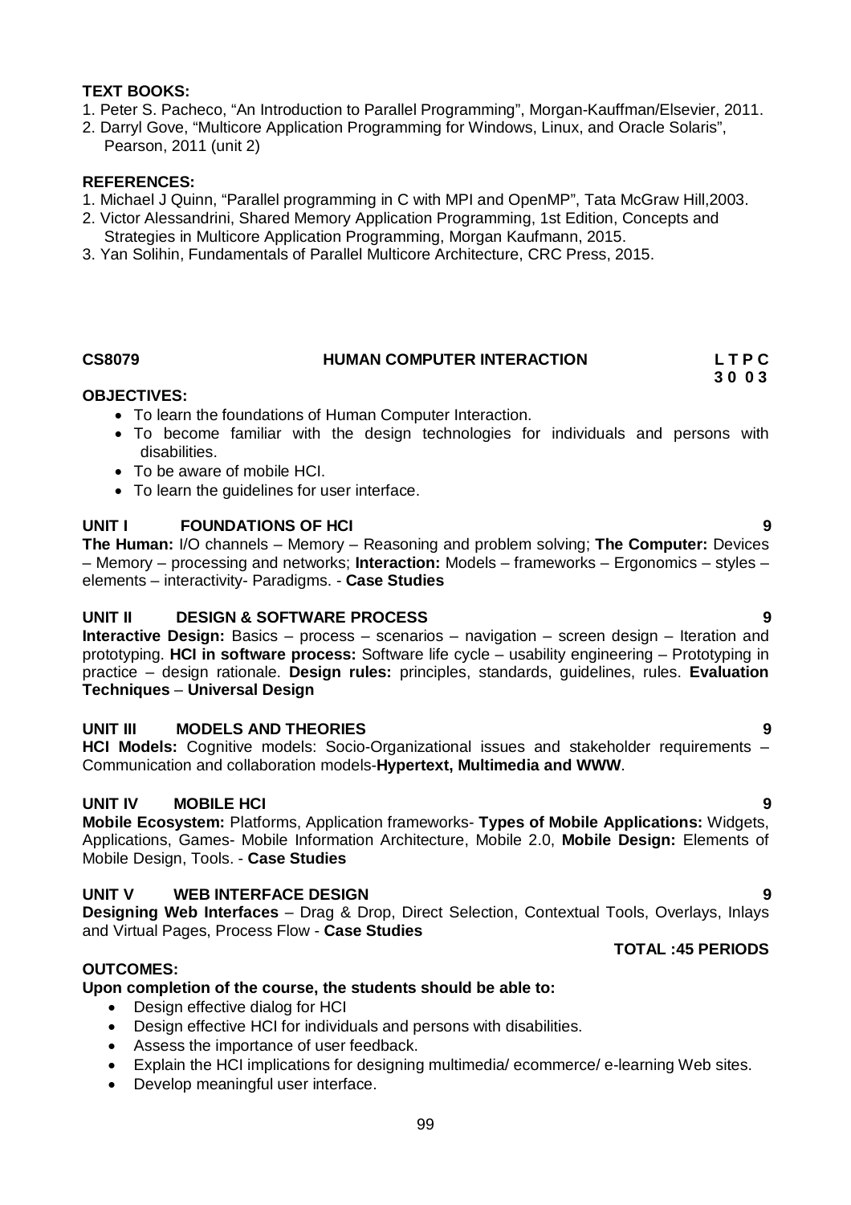**TEXT BOOKS:**

1. Peter S. Pacheco, "An Introduction to Parallel Programming", Morgan-Kauffman/Elsevier, 2011.
2. Darryl Gove, "Multicore Application Programming for Windows, Linux, and Oracle Solaris", Pearson, 2011 (unit 2)

**REFERENCES:**

1. Michael J Quinn, "Parallel programming in C with MPI and OpenMP", Tata McGraw Hill,2003.
2. Victor Alessandrini, Shared Memory Application Programming, 1st Edition, Concepts and Strategies in Multicore Application Programming, Morgan Kaufmann, 2015.
3. Yan Solihin, Fundamentals of Parallel Multicore Architecture, CRC Press, 2015.

## CS8079 HUMAN COMPUTER INTERACTION

**L T P C**
**3 0 0 3**

**OBJECTIVES:**

- To learn the foundations of Human Computer Interaction.
- To become familiar with the design technologies for individuals and persons with disabilities.
- To be aware of mobile HCI.
- To learn the guidelines for user interface.

**UNIT I FOUNDATIONS OF HCI** **9**

**The Human:** I/O channels – Memory – Reasoning and problem solving; **The Computer:** Devices – Memory – processing and networks; **Interaction:** Models – frameworks – Ergonomics – styles – elements – interactivity- Paradigms. - **Case Studies**

**UNIT II DESIGN & SOFTWARE PROCESS** **9**

**Interactive Design:** Basics – process – scenarios – navigation – screen design – Iteration and prototyping. **HCI in software process:** Software life cycle – usability engineering – Prototyping in practice – design rationale. **Design rules:** principles, standards, guidelines, rules. **Evaluation Techniques** – **Universal Design**

**UNIT III MODELS AND THEORIES** **9**

**HCI Models:** Cognitive models: Socio-Organizational issues and stakeholder requirements – Communication and collaboration models-**Hypertext, Multimedia and WWW**.

**UNIT IV MOBILE HCI** **9**

**Mobile Ecosystem:** Platforms, Application frameworks- **Types of Mobile Applications:** Widgets, Applications, Games- Mobile Information Architecture, Mobile 2.0, **Mobile Design:** Elements of Mobile Design, Tools. - **Case Studies**

**UNIT V WEB INTERFACE DESIGN** **9**

**Designing Web Interfaces** – Drag & Drop, Direct Selection, Contextual Tools, Overlays, Inlays and Virtual Pages, Process Flow - **Case Studies**

**TOTAL :45 PERIODS**

**OUTCOMES:**

**Upon completion of the course, the students should be able to:**

- Design effective dialog for HCI
- Design effective HCI for individuals and persons with disabilities.
- Assess the importance of user feedback.
- Explain the HCI implications for designing multimedia/ ecommerce/ e-learning Web sites.
- Develop meaningful user interface.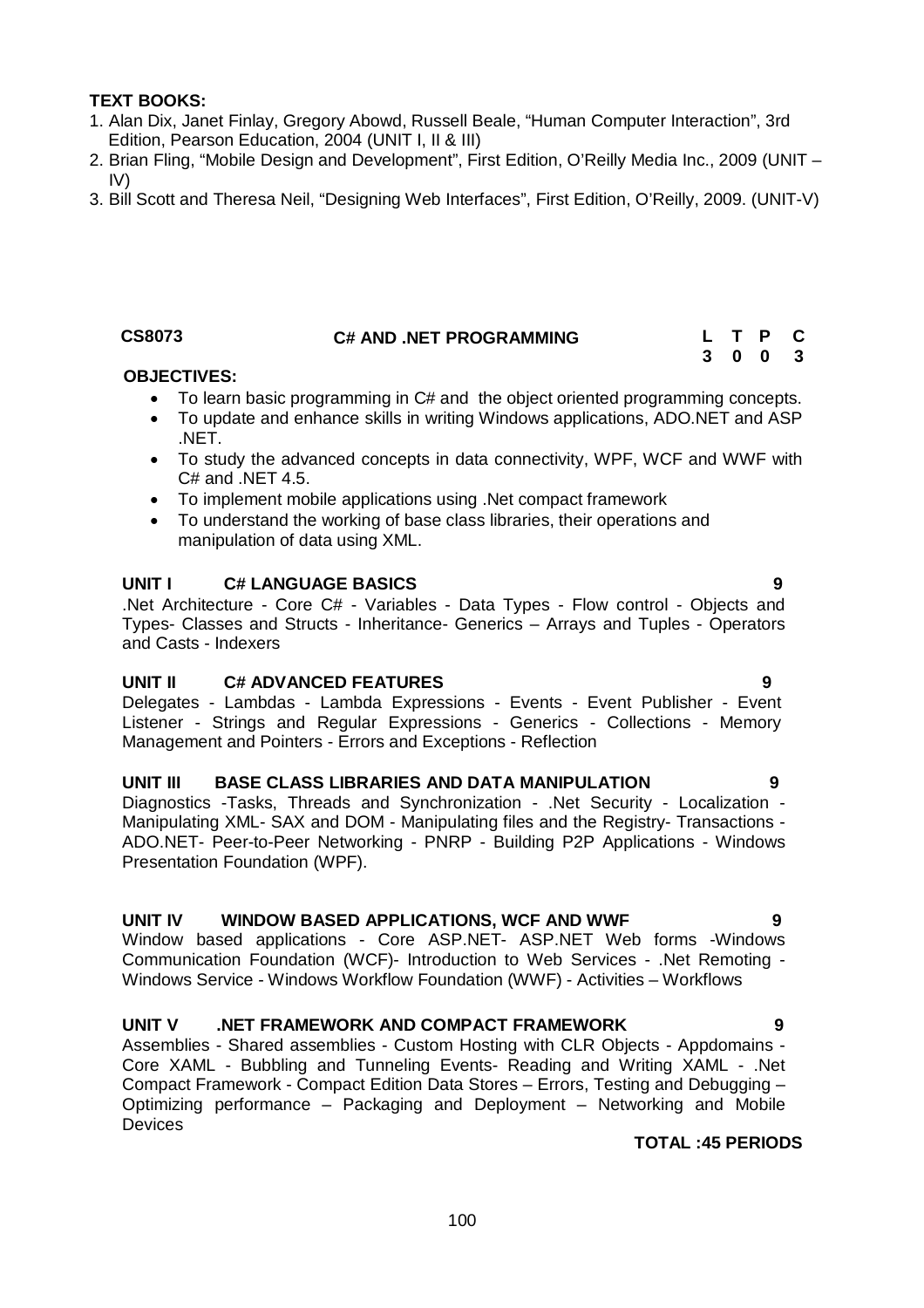**TEXT BOOKS:**

1. Alan Dix, Janet Finlay, Gregory Abowd, Russell Beale, "Human Computer Interaction", 3rd Edition, Pearson Education, 2004 (UNIT I, II & III)
2. Brian Fling, "Mobile Design and Development", First Edition, O'Reilly Media Inc., 2009 (UNIT – IV)
3. Bill Scott and Theresa Neil, "Designing Web Interfaces", First Edition, O'Reilly, 2009. (UNIT-V)

| CS8073 | C# AND .NET PROGRAMMING | L | T | P | C |
|---|---|---|---|---|---|
| | | 3 | 0 | 0 | 3 |

**OBJECTIVES:**

- To learn basic programming in C# and the object oriented programming concepts.
- To update and enhance skills in writing Windows applications, ADO.NET and ASP .NET.
- To study the advanced concepts in data connectivity, WPF, WCF and WWF with C# and .NET 4.5.
- To implement mobile applications using .Net compact framework
- To understand the working of base class libraries, their operations and manipulation of data using XML.

**UNIT I C# LANGUAGE BASICS** **9**

.Net Architecture - Core C# - Variables - Data Types - Flow control - Objects and Types- Classes and Structs - Inheritance- Generics – Arrays and Tuples - Operators and Casts - Indexers

**UNIT II C# ADVANCED FEATURES** **9**

Delegates - Lambdas - Lambda Expressions - Events - Event Publisher - Event Listener - Strings and Regular Expressions - Generics - Collections - Memory Management and Pointers - Errors and Exceptions - Reflection

**UNIT III BASE CLASS LIBRARIES AND DATA MANIPULATION** **9**

Diagnostics -Tasks, Threads and Synchronization - .Net Security - Localization - Manipulating XML- SAX and DOM - Manipulating files and the Registry- Transactions - ADO.NET- Peer-to-Peer Networking - PNRP - Building P2P Applications - Windows Presentation Foundation (WPF).

**UNIT IV WINDOW BASED APPLICATIONS, WCF AND WWF** **9**

Window based applications - Core ASP.NET- ASP.NET Web forms -Windows Communication Foundation (WCF)- Introduction to Web Services - .Net Remoting - Windows Service - Windows Workflow Foundation (WWF) - Activities – Workflows

**UNIT V .NET FRAMEWORK AND COMPACT FRAMEWORK** **9**

Assemblies - Shared assemblies - Custom Hosting with CLR Objects - Appdomains - Core XAML - Bubbling and Tunneling Events- Reading and Writing XAML - .Net Compact Framework - Compact Edition Data Stores – Errors, Testing and Debugging – Optimizing performance – Packaging and Deployment – Networking and Mobile Devices

**TOTAL :45 PERIODS**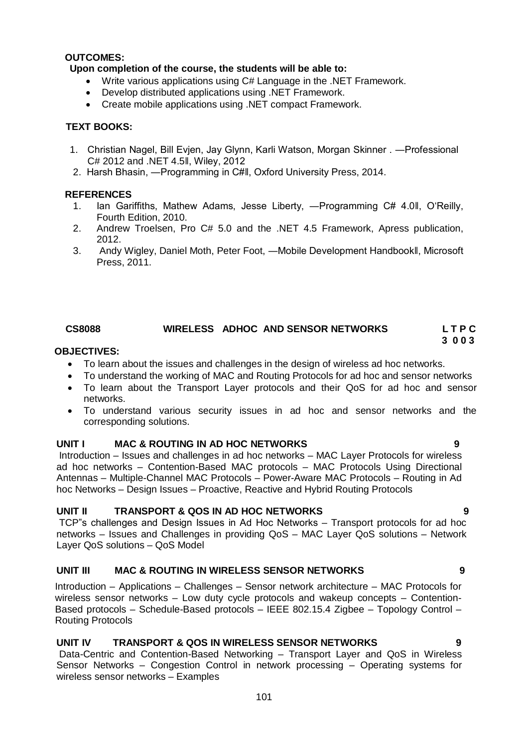**OUTCOMES:**

**Upon completion of the course, the students will be able to:**

- Write various applications using C# Language in the .NET Framework.
- Develop distributed applications using .NET Framework.
- Create mobile applications using .NET compact Framework.

**TEXT BOOKS:**

1. Christian Nagel, Bill Evjen, Jay Glynn, Karli Watson, Morgan Skinner . ―Professional C# 2012 and .NET 4.5‖, Wiley, 2012
2. Harsh Bhasin, ―Programming in C#‖, Oxford University Press, 2014.

**REFERENCES**

1. Ian Gariffiths, Mathew Adams, Jesse Liberty, ―Programming C# 4.0‖, O'Reilly, Fourth Edition, 2010.
2. Andrew Troelsen, Pro C# 5.0 and the .NET 4.5 Framework, Apress publication, 2012.
3. Andy Wigley, Daniel Moth, Peter Foot, ―Mobile Development Handbook‖, Microsoft Press, 2011.

## CS8088 WIRELESS ADHOC AND SENSOR NETWORKS

**L T P C**
**3 0 0 3**

**OBJECTIVES:**

- To learn about the issues and challenges in the design of wireless ad hoc networks.
- To understand the working of MAC and Routing Protocols for ad hoc and sensor networks
- To learn about the Transport Layer protocols and their QoS for ad hoc and sensor networks.
- To understand various security issues in ad hoc and sensor networks and the corresponding solutions.

**UNIT I MAC & ROUTING IN AD HOC NETWORKS 9**

Introduction – Issues and challenges in ad hoc networks – MAC Layer Protocols for wireless ad hoc networks – Contention-Based MAC protocols – MAC Protocols Using Directional Antennas – Multiple-Channel MAC Protocols – Power-Aware MAC Protocols – Routing in Ad hoc Networks – Design Issues – Proactive, Reactive and Hybrid Routing Protocols

**UNIT II TRANSPORT & QOS IN AD HOC NETWORKS 9**

TCP"s challenges and Design Issues in Ad Hoc Networks – Transport protocols for ad hoc networks – Issues and Challenges in providing QoS – MAC Layer QoS solutions – Network Layer QoS solutions – QoS Model

**UNIT III MAC & ROUTING IN WIRELESS SENSOR NETWORKS 9**

Introduction – Applications – Challenges – Sensor network architecture – MAC Protocols for wireless sensor networks – Low duty cycle protocols and wakeup concepts – Contention-Based protocols – Schedule-Based protocols – IEEE 802.15.4 Zigbee – Topology Control – Routing Protocols

**UNIT IV TRANSPORT & QOS IN WIRELESS SENSOR NETWORKS 9**

Data-Centric and Contention-Based Networking – Transport Layer and QoS in Wireless Sensor Networks – Congestion Control in network processing – Operating systems for wireless sensor networks – Examples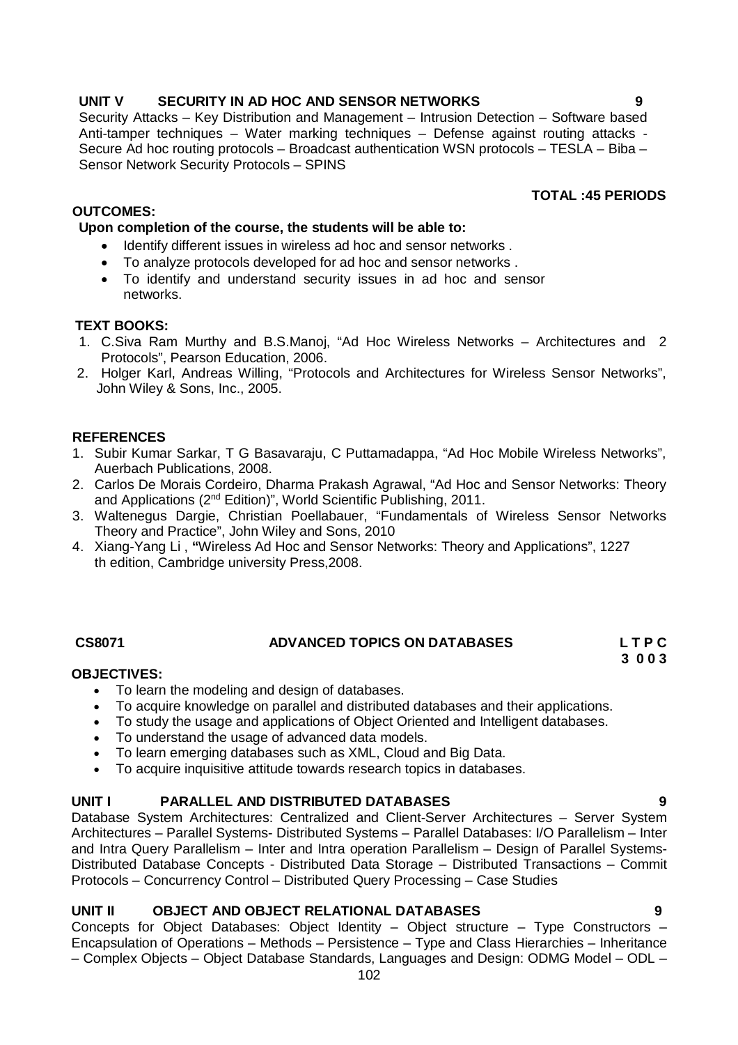**UNIT V SECURITY IN AD HOC AND SENSOR NETWORKS 9**

Security Attacks – Key Distribution and Management – Intrusion Detection – Software based Anti-tamper techniques – Water marking techniques – Defense against routing attacks - Secure Ad hoc routing protocols – Broadcast authentication WSN protocols – TESLA – Biba – Sensor Network Security Protocols – SPINS

**TOTAL :45 PERIODS**

**OUTCOMES:**

**Upon completion of the course, the students will be able to:**

- Identify different issues in wireless ad hoc and sensor networks .
- To analyze protocols developed for ad hoc and sensor networks .
- To identify and understand security issues in ad hoc and sensor networks.

**TEXT BOOKS:**

1. C.Siva Ram Murthy and B.S.Manoj, "Ad Hoc Wireless Networks – Architectures and 2 Protocols", Pearson Education, 2006.
2. Holger Karl, Andreas Willing, "Protocols and Architectures for Wireless Sensor Networks", John Wiley & Sons, Inc., 2005.

**REFERENCES**

1. Subir Kumar Sarkar, T G Basavaraju, C Puttamadappa, "Ad Hoc Mobile Wireless Networks", Auerbach Publications, 2008.
2. Carlos De Morais Cordeiro, Dharma Prakash Agrawal, "Ad Hoc and Sensor Networks: Theory and Applications (2nd Edition)", World Scientific Publishing, 2011.
3. Waltenegus Dargie, Christian Poellabauer, "Fundamentals of Wireless Sensor Networks Theory and Practice", John Wiley and Sons, 2010
4. Xiang-Yang Li , "Wireless Ad Hoc and Sensor Networks: Theory and Applications", 1227 th edition, Cambridge university Press,2008.

## CS8071 ADVANCED TOPICS ON DATABASES

**L T P C**
**3 0 0 3**

**OBJECTIVES:**

- To learn the modeling and design of databases.
- To acquire knowledge on parallel and distributed databases and their applications.
- To study the usage and applications of Object Oriented and Intelligent databases.
- To understand the usage of advanced data models.
- To learn emerging databases such as XML, Cloud and Big Data.
- To acquire inquisitive attitude towards research topics in databases.

**UNIT I PARALLEL AND DISTRIBUTED DATABASES 9**

Database System Architectures: Centralized and Client-Server Architectures – Server System Architectures – Parallel Systems- Distributed Systems – Parallel Databases: I/O Parallelism – Inter and Intra Query Parallelism – Inter and Intra operation Parallelism – Design of Parallel Systems- Distributed Database Concepts - Distributed Data Storage – Distributed Transactions – Commit Protocols – Concurrency Control – Distributed Query Processing – Case Studies

**UNIT II OBJECT AND OBJECT RELATIONAL DATABASES 9**

Concepts for Object Databases: Object Identity – Object structure – Type Constructors – Encapsulation of Operations – Methods – Persistence – Type and Class Hierarchies – Inheritance – Complex Objects – Object Database Standards, Languages and Design: ODMG Model – ODL –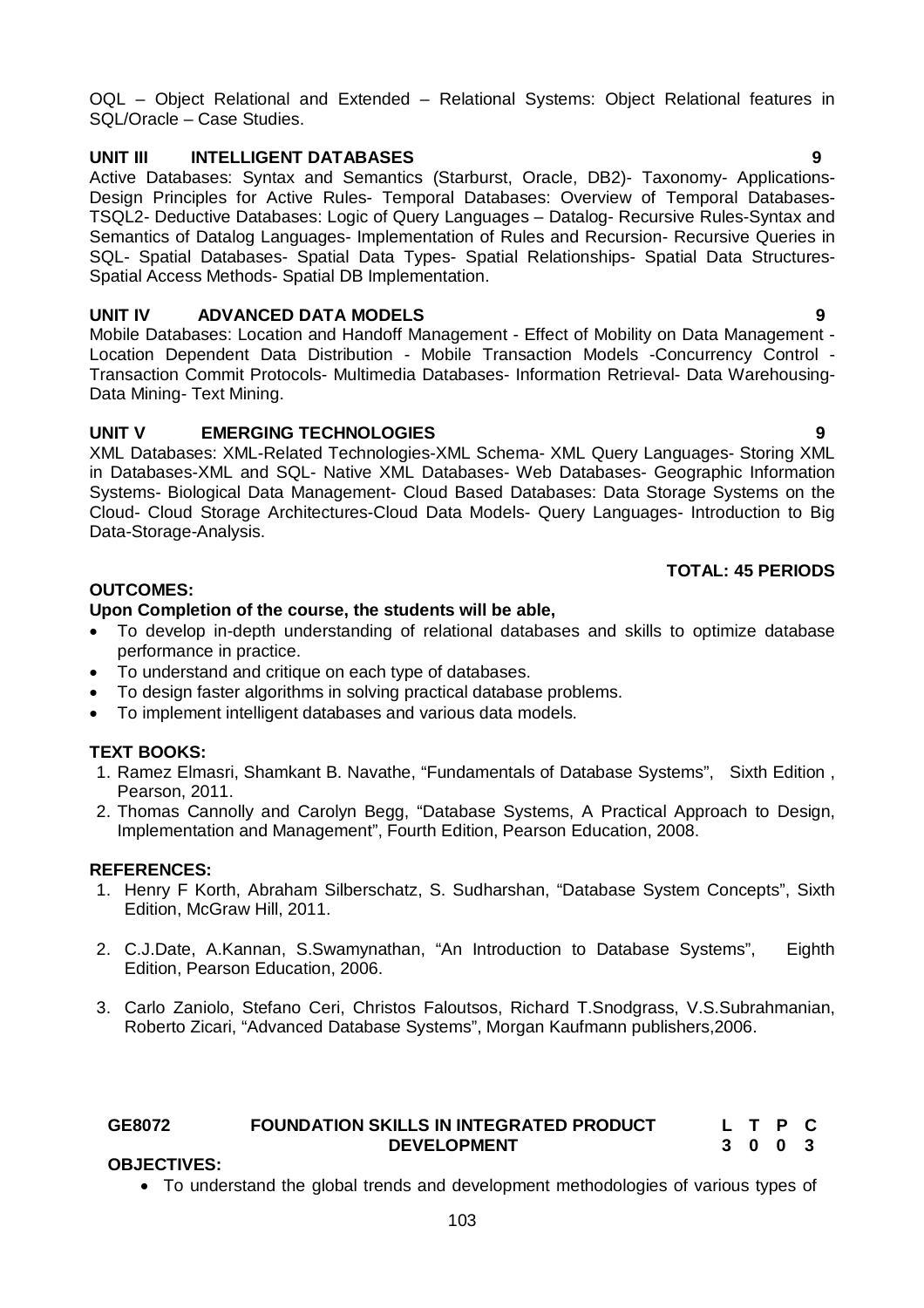OQL – Object Relational and Extended – Relational Systems: Object Relational features in SQL/Oracle – Case Studies.

**UNIT III INTELLIGENT DATABASES 9**

Active Databases: Syntax and Semantics (Starburst, Oracle, DB2)- Taxonomy- Applications- Design Principles for Active Rules- Temporal Databases: Overview of Temporal Databases- TSQL2- Deductive Databases: Logic of Query Languages – Datalog- Recursive Rules-Syntax and Semantics of Datalog Languages- Implementation of Rules and Recursion- Recursive Queries in SQL- Spatial Databases- Spatial Data Types- Spatial Relationships- Spatial Data Structures- Spatial Access Methods- Spatial DB Implementation.

**UNIT IV ADVANCED DATA MODELS 9**

Mobile Databases: Location and Handoff Management - Effect of Mobility on Data Management - Location Dependent Data Distribution - Mobile Transaction Models -Concurrency Control - Transaction Commit Protocols- Multimedia Databases- Information Retrieval- Data Warehousing- Data Mining- Text Mining.

**UNIT V EMERGING TECHNOLOGIES 9**

XML Databases: XML-Related Technologies-XML Schema- XML Query Languages- Storing XML in Databases-XML and SQL- Native XML Databases- Web Databases- Geographic Information Systems- Biological Data Management- Cloud Based Databases: Data Storage Systems on the Cloud- Cloud Storage Architectures-Cloud Data Models- Query Languages- Introduction to Big Data-Storage-Analysis.

**TOTAL: 45 PERIODS**

**OUTCOMES:**

**Upon Completion of the course, the students will be able,**

- To develop in-depth understanding of relational databases and skills to optimize database performance in practice.
- To understand and critique on each type of databases.
- To design faster algorithms in solving practical database problems.
- To implement intelligent databases and various data models.

**TEXT BOOKS:**

1. Ramez Elmasri, Shamkant B. Navathe, "Fundamentals of Database Systems", Sixth Edition , Pearson, 2011.
2. Thomas Cannolly and Carolyn Begg, "Database Systems, A Practical Approach to Design, Implementation and Management", Fourth Edition, Pearson Education, 2008.

**REFERENCES:**

1. Henry F Korth, Abraham Silberschatz, S. Sudharshan, "Database System Concepts", Sixth Edition, McGraw Hill, 2011.
2. C.J.Date, A.Kannan, S.Swamynathan, "An Introduction to Database Systems", Eighth Edition, Pearson Education, 2006.
3. Carlo Zaniolo, Stefano Ceri, Christos Faloutsos, Richard T.Snodgrass, V.S.Subrahmanian, Roberto Zicari, "Advanced Database Systems", Morgan Kaufmann publishers,2006.

| GE8072 | FOUNDATION SKILLS IN INTEGRATED PRODUCT DEVELOPMENT | L | T | P | C |
|---|---|---|---|---|---|
| | | 3 | 0 | 0 | 3 |

**OBJECTIVES:**

- To understand the global trends and development methodologies of various types of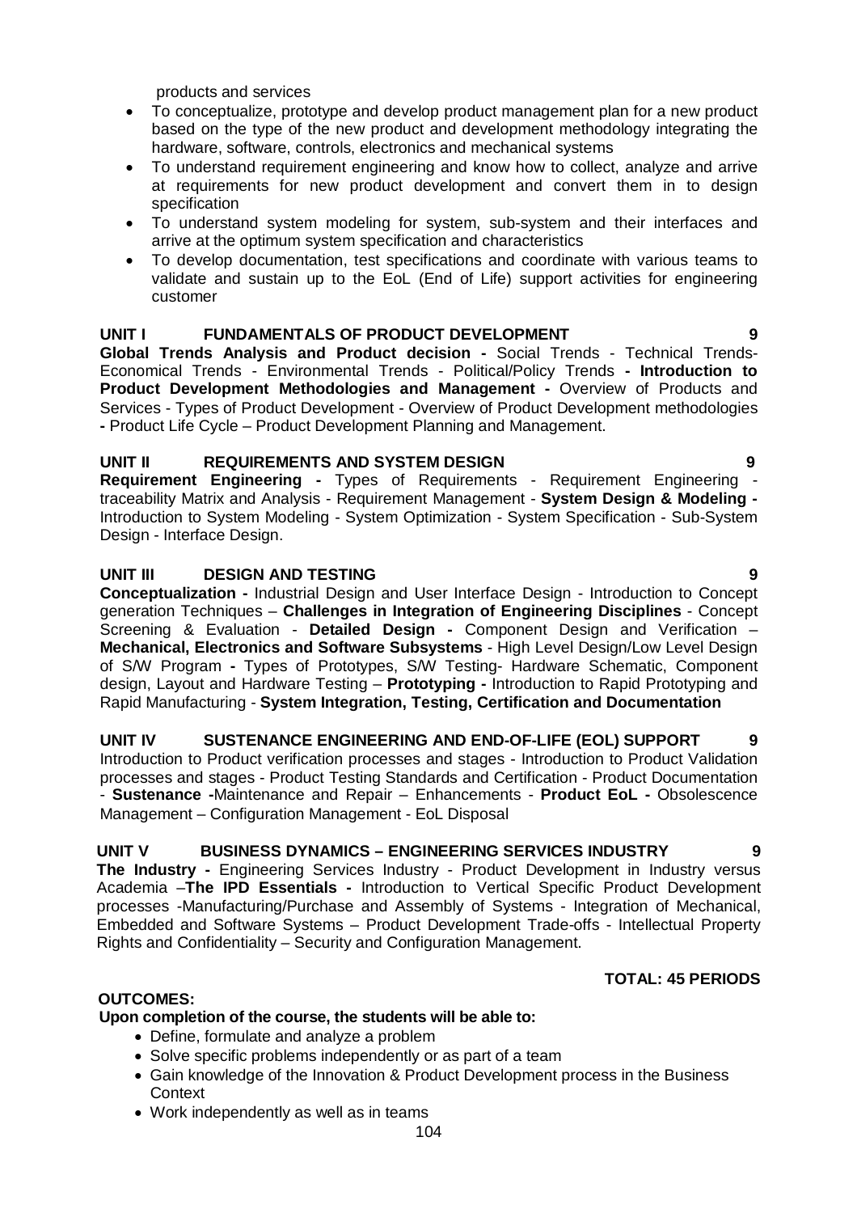products and services

- To conceptualize, prototype and develop product management plan for a new product based on the type of the new product and development methodology integrating the hardware, software, controls, electronics and mechanical systems
- To understand requirement engineering and know how to collect, analyze and arrive at requirements for new product development and convert them in to design specification
- To understand system modeling for system, sub-system and their interfaces and arrive at the optimum system specification and characteristics
- To develop documentation, test specifications and coordinate with various teams to validate and sustain up to the EoL (End of Life) support activities for engineering customer

**UNIT I FUNDAMENTALS OF PRODUCT DEVELOPMENT 9**

**Global Trends Analysis and Product decision -** Social Trends - Technical Trends- Economical Trends - Environmental Trends - Political/Policy Trends **- Introduction to Product Development Methodologies and Management -** Overview of Products and Services - Types of Product Development - Overview of Product Development methodologies **-** Product Life Cycle – Product Development Planning and Management.

**UNIT II REQUIREMENTS AND SYSTEM DESIGN 9**

**Requirement Engineering -** Types of Requirements - Requirement Engineering - traceability Matrix and Analysis - Requirement Management - **System Design & Modeling -** Introduction to System Modeling - System Optimization - System Specification - Sub-System Design - Interface Design.

**UNIT III DESIGN AND TESTING 9**

**Conceptualization -** Industrial Design and User Interface Design - Introduction to Concept generation Techniques – **Challenges in Integration of Engineering Disciplines** - Concept Screening & Evaluation - **Detailed Design -** Component Design and Verification – **Mechanical, Electronics and Software Subsystems** - High Level Design/Low Level Design of S/W Program **-** Types of Prototypes, S/W Testing- Hardware Schematic, Component design, Layout and Hardware Testing – **Prototyping -** Introduction to Rapid Prototyping and Rapid Manufacturing - **System Integration, Testing, Certification and Documentation**

**UNIT IV SUSTENANCE ENGINEERING AND END-OF-LIFE (EOL) SUPPORT 9**

Introduction to Product verification processes and stages - Introduction to Product Validation processes and stages - Product Testing Standards and Certification - Product Documentation - **Sustenance -**Maintenance and Repair – Enhancements - **Product EoL -** Obsolescence Management – Configuration Management - EoL Disposal

**UNIT V BUSINESS DYNAMICS – ENGINEERING SERVICES INDUSTRY 9**

**The Industry -** Engineering Services Industry - Product Development in Industry versus Academia –**The IPD Essentials -** Introduction to Vertical Specific Product Development processes -Manufacturing/Purchase and Assembly of Systems - Integration of Mechanical, Embedded and Software Systems – Product Development Trade-offs - Intellectual Property Rights and Confidentiality – Security and Configuration Management.

**TOTAL: 45 PERIODS**

**OUTCOMES:**

**Upon completion of the course, the students will be able to:**

- Define, formulate and analyze a problem
- Solve specific problems independently or as part of a team
- Gain knowledge of the Innovation & Product Development process in the Business Context
- Work independently as well as in teams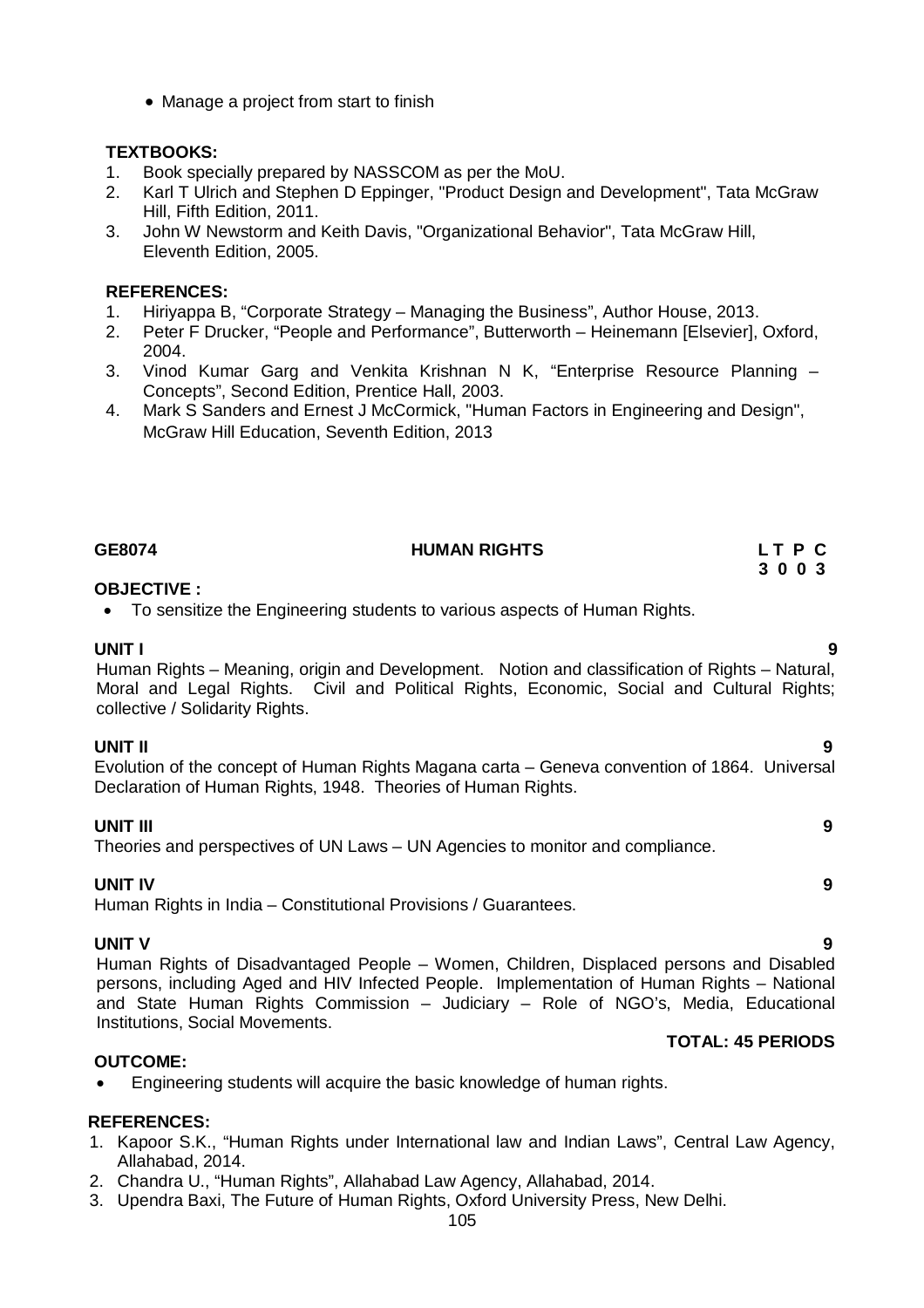- Manage a project from start to finish

**TEXTBOOKS:**

1. Book specially prepared by NASSCOM as per the MoU.
2. Karl T Ulrich and Stephen D Eppinger, "Product Design and Development", Tata McGraw Hill, Fifth Edition, 2011.
3. John W Newstorm and Keith Davis, "Organizational Behavior", Tata McGraw Hill, Eleventh Edition, 2005.

**REFERENCES:**

1. Hiriyappa B, "Corporate Strategy – Managing the Business", Author House, 2013.
2. Peter F Drucker, "People and Performance", Butterworth – Heinemann [Elsevier], Oxford, 2004.
3. Vinod Kumar Garg and Venkita Krishnan N K, "Enterprise Resource Planning – Concepts", Second Edition, Prentice Hall, 2003.
4. Mark S Sanders and Ernest J McCormick, "Human Factors in Engineering and Design", McGraw Hill Education, Seventh Edition, 2013

**GE8074 HUMAN RIGHTS L T P C**
**3 0 0 3**

**OBJECTIVE :**

- To sensitize the Engineering students to various aspects of Human Rights.

**UNIT I 9**

Human Rights – Meaning, origin and Development. Notion and classification of Rights – Natural, Moral and Legal Rights. Civil and Political Rights, Economic, Social and Cultural Rights; collective / Solidarity Rights.

**UNIT II 9**

Evolution of the concept of Human Rights Magana carta – Geneva convention of 1864. Universal Declaration of Human Rights, 1948. Theories of Human Rights.

**UNIT III 9**

Theories and perspectives of UN Laws – UN Agencies to monitor and compliance.

**UNIT IV 9**

Human Rights in India – Constitutional Provisions / Guarantees.

**UNIT V 9**

Human Rights of Disadvantaged People – Women, Children, Displaced persons and Disabled persons, including Aged and HIV Infected People. Implementation of Human Rights – National and State Human Rights Commission – Judiciary – Role of NGO's, Media, Educational Institutions, Social Movements.

**TOTAL: 45 PERIODS**

**OUTCOME:**

- Engineering students will acquire the basic knowledge of human rights.

**REFERENCES:**

1. Kapoor S.K., "Human Rights under International law and Indian Laws", Central Law Agency, Allahabad, 2014.
2. Chandra U., "Human Rights", Allahabad Law Agency, Allahabad, 2014.
3. Upendra Baxi, The Future of Human Rights, Oxford University Press, New Delhi.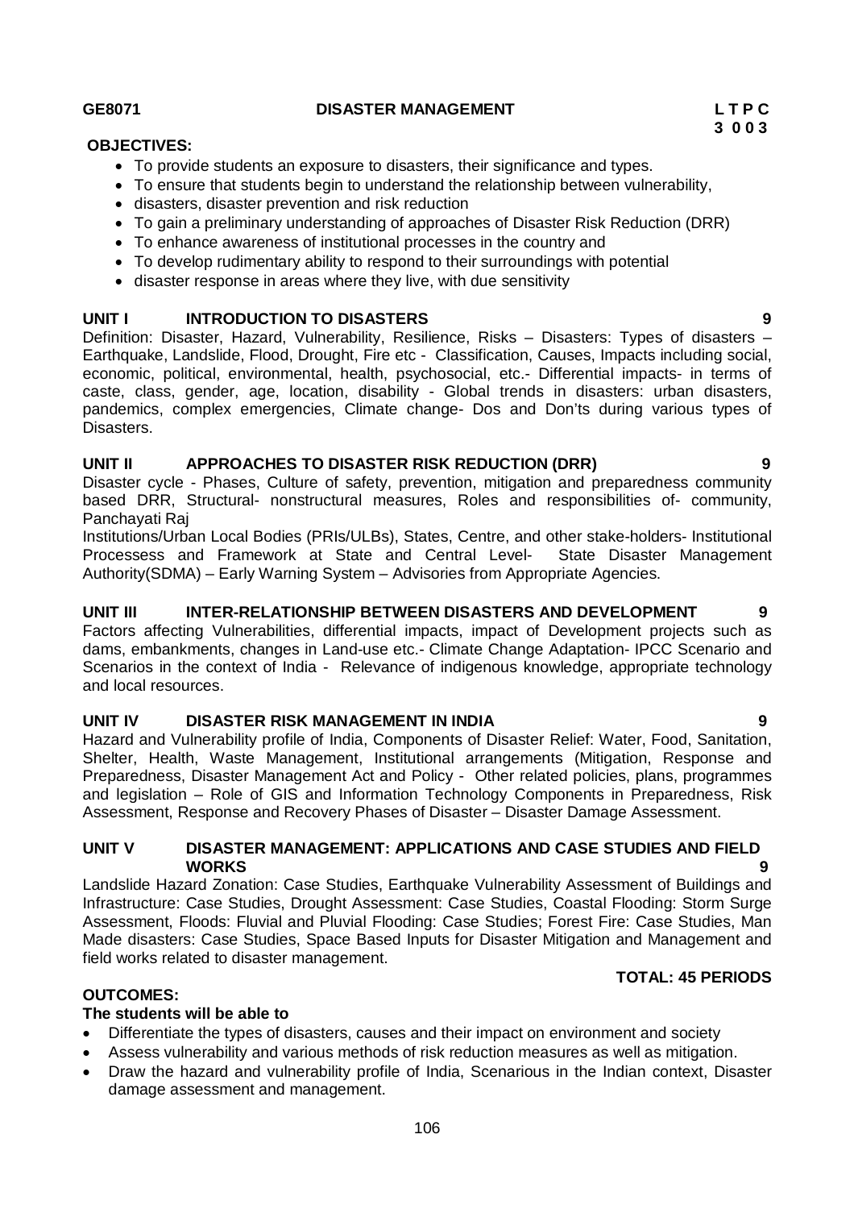**GE8071 DISASTER MANAGEMENT L T P C**
**3 0 0 3**

**OBJECTIVES:**

- To provide students an exposure to disasters, their significance and types.
- To ensure that students begin to understand the relationship between vulnerability,
- disasters, disaster prevention and risk reduction
- To gain a preliminary understanding of approaches of Disaster Risk Reduction (DRR)
- To enhance awareness of institutional processes in the country and
- To develop rudimentary ability to respond to their surroundings with potential
- disaster response in areas where they live, with due sensitivity

**UNIT I INTRODUCTION TO DISASTERS 9**

Definition: Disaster, Hazard, Vulnerability, Resilience, Risks – Disasters: Types of disasters – Earthquake, Landslide, Flood, Drought, Fire etc - Classification, Causes, Impacts including social, economic, political, environmental, health, psychosocial, etc.- Differential impacts- in terms of caste, class, gender, age, location, disability - Global trends in disasters: urban disasters, pandemics, complex emergencies, Climate change- Dos and Don'ts during various types of Disasters.

**UNIT II APPROACHES TO DISASTER RISK REDUCTION (DRR) 9**

Disaster cycle - Phases, Culture of safety, prevention, mitigation and preparedness community based DRR, Structural- nonstructural measures, Roles and responsibilities of- community, Panchayati Raj

Institutions/Urban Local Bodies (PRIs/ULBs), States, Centre, and other stake-holders- Institutional Processess and Framework at State and Central Level- State Disaster Management Authority(SDMA) – Early Warning System – Advisories from Appropriate Agencies.

**UNIT III INTER-RELATIONSHIP BETWEEN DISASTERS AND DEVELOPMENT 9**

Factors affecting Vulnerabilities, differential impacts, impact of Development projects such as dams, embankments, changes in Land-use etc.- Climate Change Adaptation- IPCC Scenario and Scenarios in the context of India - Relevance of indigenous knowledge, appropriate technology and local resources.

**UNIT IV DISASTER RISK MANAGEMENT IN INDIA 9**

Hazard and Vulnerability profile of India, Components of Disaster Relief: Water, Food, Sanitation, Shelter, Health, Waste Management, Institutional arrangements (Mitigation, Response and Preparedness, Disaster Management Act and Policy - Other related policies, plans, programmes and legislation – Role of GIS and Information Technology Components in Preparedness, Risk Assessment, Response and Recovery Phases of Disaster – Disaster Damage Assessment.

**UNIT V DISASTER MANAGEMENT: APPLICATIONS AND CASE STUDIES AND FIELD WORKS 9**

Landslide Hazard Zonation: Case Studies, Earthquake Vulnerability Assessment of Buildings and Infrastructure: Case Studies, Drought Assessment: Case Studies, Coastal Flooding: Storm Surge Assessment, Floods: Fluvial and Pluvial Flooding: Case Studies; Forest Fire: Case Studies, Man Made disasters: Case Studies, Space Based Inputs for Disaster Mitigation and Management and field works related to disaster management.

**TOTAL: 45 PERIODS**

**OUTCOMES:**

**The students will be able to**

- Differentiate the types of disasters, causes and their impact on environment and society
- Assess vulnerability and various methods of risk reduction measures as well as mitigation.
- Draw the hazard and vulnerability profile of India, Scenarious in the Indian context, Disaster damage assessment and management.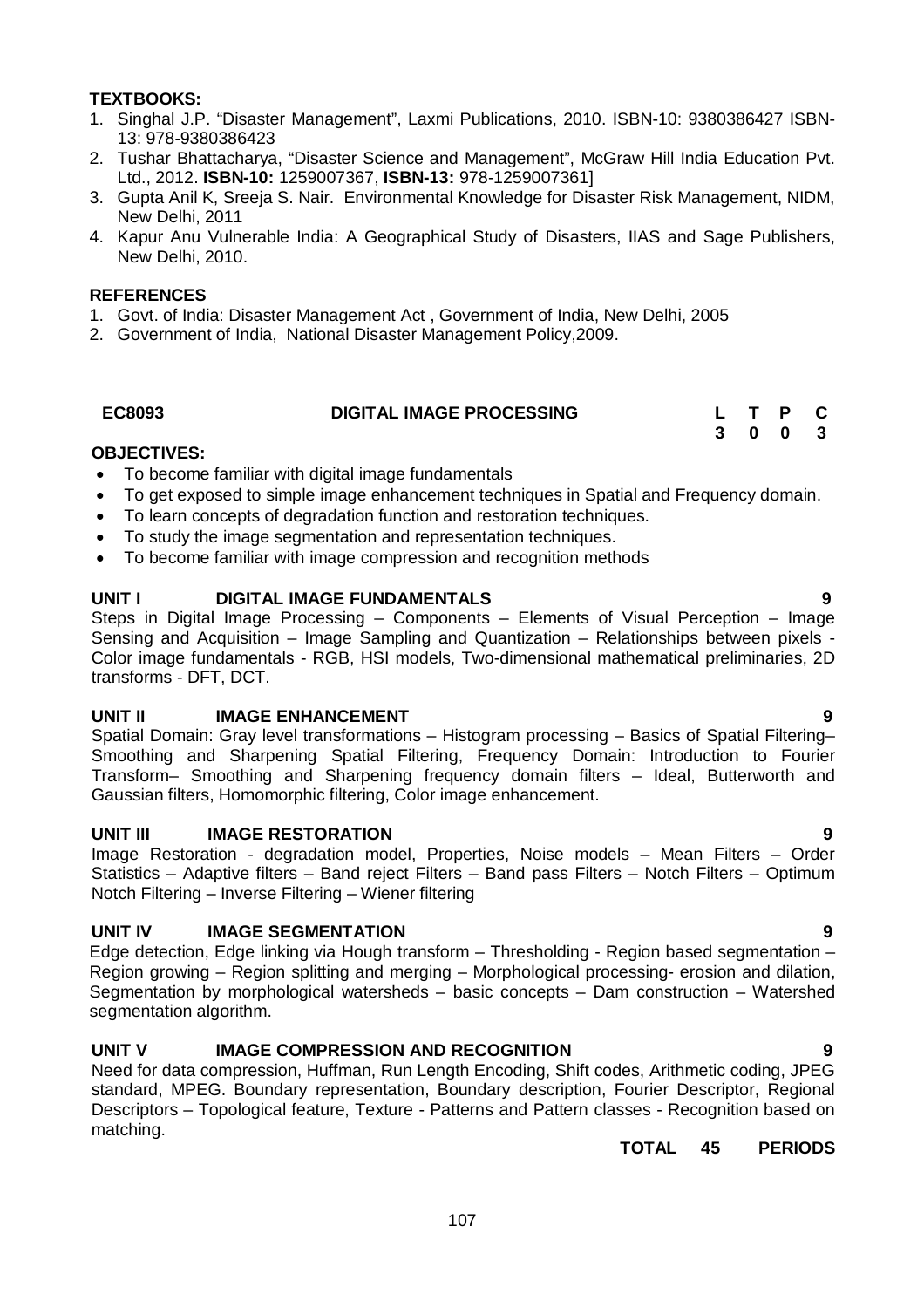**TEXTBOOKS:**

1. Singhal J.P. "Disaster Management", Laxmi Publications, 2010. ISBN-10: 9380386427 ISBN-13: 978-9380386423
2. Tushar Bhattacharya, "Disaster Science and Management", McGraw Hill India Education Pvt. Ltd., 2012. **ISBN-10:** 1259007367, **ISBN-13:** 978-1259007361]
3. Gupta Anil K, Sreeja S. Nair. Environmental Knowledge for Disaster Risk Management, NIDM, New Delhi, 2011
4. Kapur Anu Vulnerable India: A Geographical Study of Disasters, IIAS and Sage Publishers, New Delhi, 2010.

**REFERENCES**

1. Govt. of India: Disaster Management Act , Government of India, New Delhi, 2005
2. Government of India, National Disaster Management Policy,2009.

| **EC8093** | **DIGITAL IMAGE PROCESSING** | **L** | **T** | **P** | **C** |
|---|---|---|---|---|---|
| | | **3** | **0** | **0** | **3** |

**OBJECTIVES:**

- To become familiar with digital image fundamentals
- To get exposed to simple image enhancement techniques in Spatial and Frequency domain.
- To learn concepts of degradation function and restoration techniques.
- To study the image segmentation and representation techniques.
- To become familiar with image compression and recognition methods

**UNIT I DIGITAL IMAGE FUNDAMENTALS 9**

Steps in Digital Image Processing – Components – Elements of Visual Perception – Image Sensing and Acquisition – Image Sampling and Quantization – Relationships between pixels - Color image fundamentals - RGB, HSI models, Two-dimensional mathematical preliminaries, 2D transforms - DFT, DCT.

**UNIT II IMAGE ENHANCEMENT 9**

Spatial Domain: Gray level transformations – Histogram processing – Basics of Spatial Filtering– Smoothing and Sharpening Spatial Filtering, Frequency Domain: Introduction to Fourier Transform– Smoothing and Sharpening frequency domain filters – Ideal, Butterworth and Gaussian filters, Homomorphic filtering, Color image enhancement.

**UNIT III IMAGE RESTORATION 9**

Image Restoration - degradation model, Properties, Noise models – Mean Filters – Order Statistics – Adaptive filters – Band reject Filters – Band pass Filters – Notch Filters – Optimum Notch Filtering – Inverse Filtering – Wiener filtering

**UNIT IV IMAGE SEGMENTATION 9**

Edge detection, Edge linking via Hough transform – Thresholding - Region based segmentation – Region growing – Region splitting and merging – Morphological processing- erosion and dilation, Segmentation by morphological watersheds – basic concepts – Dam construction – Watershed segmentation algorithm.

**UNIT V IMAGE COMPRESSION AND RECOGNITION 9**

Need for data compression, Huffman, Run Length Encoding, Shift codes, Arithmetic coding, JPEG standard, MPEG. Boundary representation, Boundary description, Fourier Descriptor, Regional Descriptors – Topological feature, Texture - Patterns and Pattern classes - Recognition based on matching.

**TOTAL 45 PERIODS**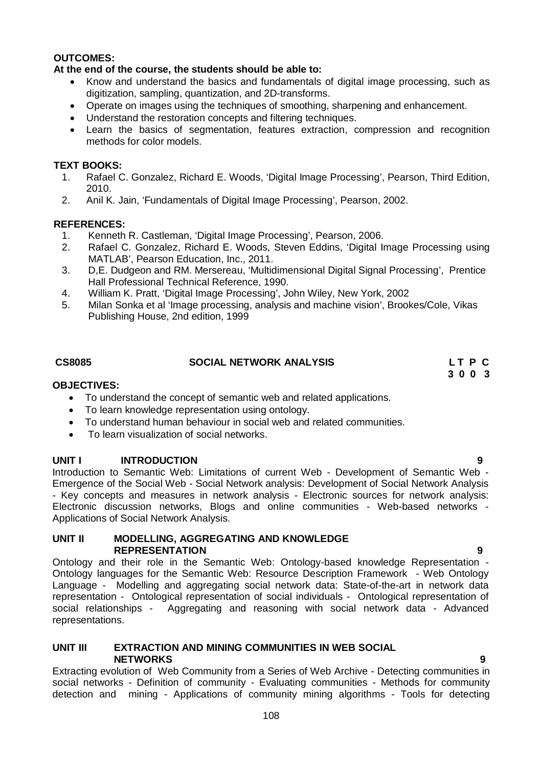**OUTCOMES:**

**At the end of the course, the students should be able to:**

- Know and understand the basics and fundamentals of digital image processing, such as digitization, sampling, quantization, and 2D-transforms.
- Operate on images using the techniques of smoothing, sharpening and enhancement.
- Understand the restoration concepts and filtering techniques.
- Learn the basics of segmentation, features extraction, compression and recognition methods for color models.

**TEXT BOOKS:**

1. Rafael C. Gonzalez, Richard E. Woods, 'Digital Image Processing', Pearson, Third Edition, 2010.
2. Anil K. Jain, 'Fundamentals of Digital Image Processing', Pearson, 2002.

**REFERENCES:**

1. Kenneth R. Castleman, 'Digital Image Processing', Pearson, 2006.
2. Rafael C. Gonzalez, Richard E. Woods, Steven Eddins, 'Digital Image Processing using MATLAB', Pearson Education, Inc., 2011.
3. D,E. Dudgeon and RM. Mersereau, 'Multidimensional Digital Signal Processing', Prentice Hall Professional Technical Reference, 1990.
4. William K. Pratt, 'Digital Image Processing', John Wiley, New York, 2002
5. Milan Sonka et al 'Image processing, analysis and machine vision', Brookes/Cole, Vikas Publishing House, 2nd edition, 1999

| **CS8085** | **SOCIAL NETWORK ANALYSIS** | **L T P C** |
|---|---|---|
| | | **3 0 0 3** |

**OBJECTIVES:**

- To understand the concept of semantic web and related applications.
- To learn knowledge representation using ontology.
- To understand human behaviour in social web and related communities.
- To learn visualization of social networks.

**UNIT I INTRODUCTION 9**

Introduction to Semantic Web: Limitations of current Web - Development of Semantic Web - Emergence of the Social Web - Social Network analysis: Development of Social Network Analysis - Key concepts and measures in network analysis - Electronic sources for network analysis: Electronic discussion networks, Blogs and online communities - Web-based networks - Applications of Social Network Analysis.

**UNIT II MODELLING, AGGREGATING AND KNOWLEDGE REPRESENTATION 9**

Ontology and their role in the Semantic Web: Ontology-based knowledge Representation - Ontology languages for the Semantic Web: Resource Description Framework - Web Ontology Language - Modelling and aggregating social network data: State-of-the-art in network data representation - Ontological representation of social individuals - Ontological representation of social relationships - Aggregating and reasoning with social network data - Advanced representations.

**UNIT III EXTRACTION AND MINING COMMUNITIES IN WEB SOCIAL NETWORKS 9**

Extracting evolution of Web Community from a Series of Web Archive - Detecting communities in social networks - Definition of community - Evaluating communities - Methods for community detection and mining - Applications of community mining algorithms - Tools for detecting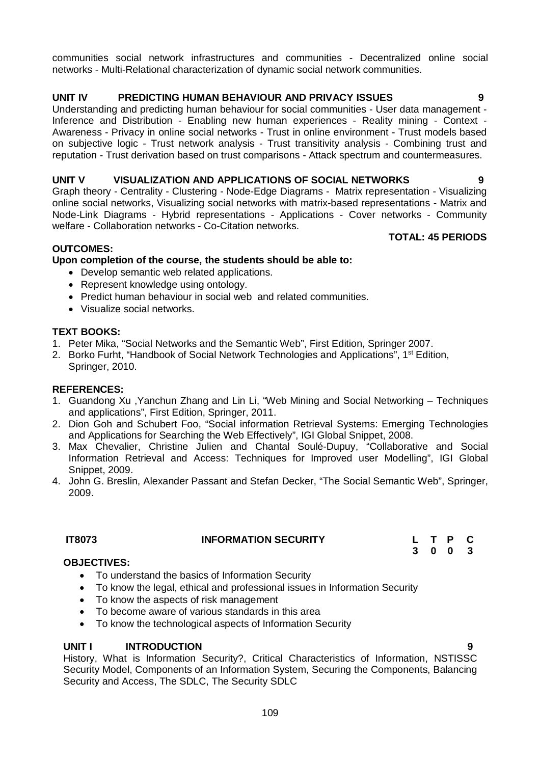communities social network infrastructures and communities - Decentralized online social networks - Multi-Relational characterization of dynamic social network communities.

**UNIT IV PREDICTING HUMAN BEHAVIOUR AND PRIVACY ISSUES 9**

Understanding and predicting human behaviour for social communities - User data management - Inference and Distribution - Enabling new human experiences - Reality mining - Context - Awareness - Privacy in online social networks - Trust in online environment - Trust models based on subjective logic - Trust network analysis - Trust transitivity analysis - Combining trust and reputation - Trust derivation based on trust comparisons - Attack spectrum and countermeasures.

**UNIT V VISUALIZATION AND APPLICATIONS OF SOCIAL NETWORKS 9**

Graph theory - Centrality - Clustering - Node-Edge Diagrams - Matrix representation - Visualizing online social networks, Visualizing social networks with matrix-based representations - Matrix and Node-Link Diagrams - Hybrid representations - Applications - Cover networks - Community welfare - Collaboration networks - Co-Citation networks.

**TOTAL: 45 PERIODS**

**OUTCOMES:**

**Upon completion of the course, the students should be able to:**

- Develop semantic web related applications.
- Represent knowledge using ontology.
- Predict human behaviour in social web and related communities.
- Visualize social networks.

**TEXT BOOKS:**

1. Peter Mika, "Social Networks and the Semantic Web", First Edition, Springer 2007.
2. Borko Furht, "Handbook of Social Network Technologies and Applications", 1st Edition, Springer, 2010.

**REFERENCES:**

1. Guandong Xu ,Yanchun Zhang and Lin Li, "Web Mining and Social Networking – Techniques and applications", First Edition, Springer, 2011.
2. Dion Goh and Schubert Foo, "Social information Retrieval Systems: Emerging Technologies and Applications for Searching the Web Effectively", IGI Global Snippet, 2008.
3. Max Chevalier, Christine Julien and Chantal Soulé-Dupuy, "Collaborative and Social Information Retrieval and Access: Techniques for Improved user Modelling", IGI Global Snippet, 2009.
4. John G. Breslin, Alexander Passant and Stefan Decker, "The Social Semantic Web", Springer, 2009.

| **IT8073** | **INFORMATION SECURITY** | **L** | **T** | **P** | **C** |
|---|---|---|---|---|---|
| | | **3** | **0** | **0** | **3** |

**OBJECTIVES:**

- To understand the basics of Information Security
- To know the legal, ethical and professional issues in Information Security
- To know the aspects of risk management
- To become aware of various standards in this area
- To know the technological aspects of Information Security

**UNIT I INTRODUCTION 9**

History, What is Information Security?, Critical Characteristics of Information, NSTISSC Security Model, Components of an Information System, Securing the Components, Balancing Security and Access, The SDLC, The Security SDLC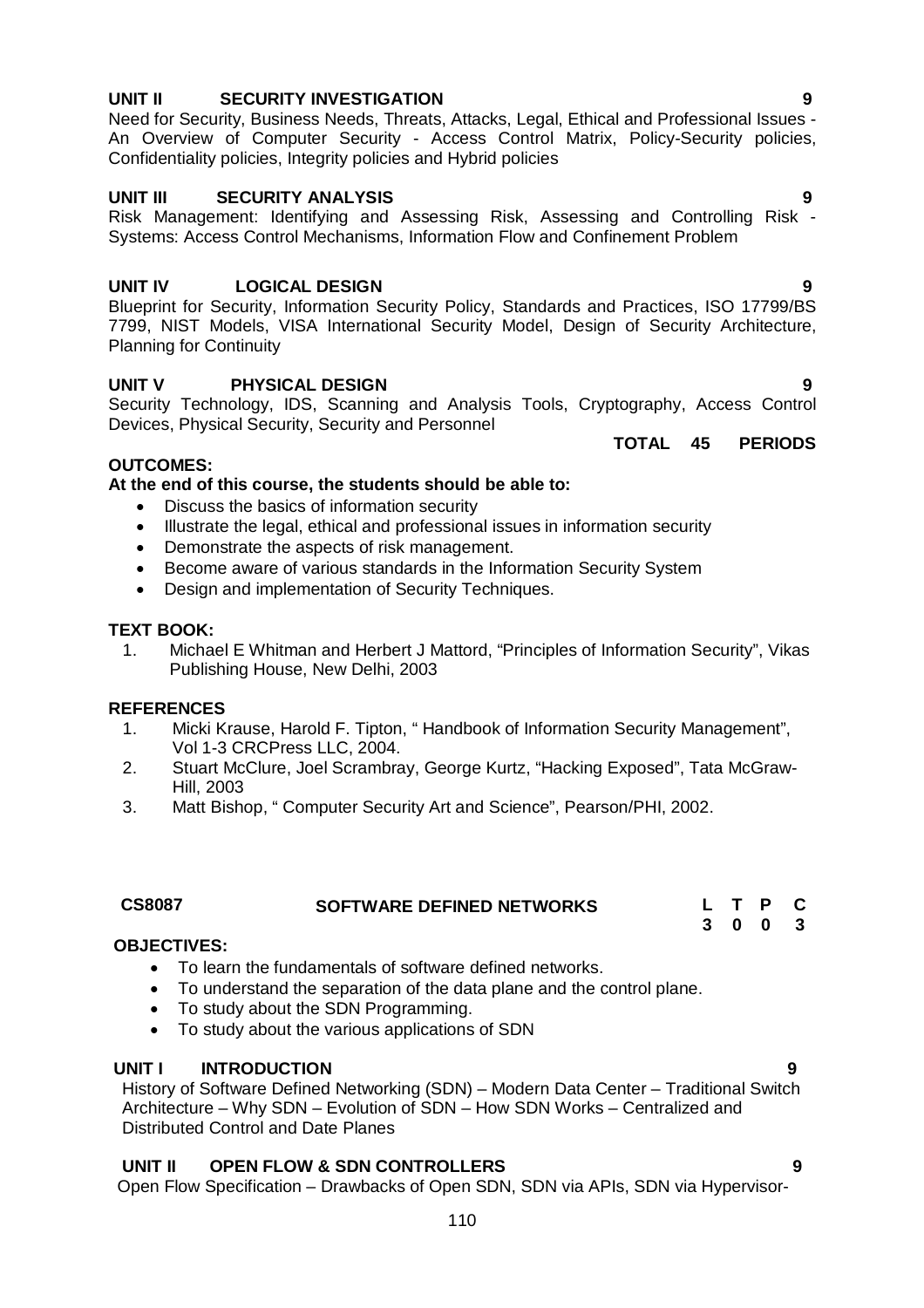**UNIT II SECURITY INVESTIGATION** **9**

Need for Security, Business Needs, Threats, Attacks, Legal, Ethical and Professional Issues - An Overview of Computer Security - Access Control Matrix, Policy-Security policies, Confidentiality policies, Integrity policies and Hybrid policies

**UNIT III SECURITY ANALYSIS** **9**

Risk Management: Identifying and Assessing Risk, Assessing and Controlling Risk - Systems: Access Control Mechanisms, Information Flow and Confinement Problem

**UNIT IV LOGICAL DESIGN** **9**

Blueprint for Security, Information Security Policy, Standards and Practices, ISO 17799/BS 7799, NIST Models, VISA International Security Model, Design of Security Architecture, Planning for Continuity

**UNIT V PHYSICAL DESIGN** **9**

Security Technology, IDS, Scanning and Analysis Tools, Cryptography, Access Control Devices, Physical Security, Security and Personnel

**TOTAL 45 PERIODS**

**OUTCOMES:**

**At the end of this course, the students should be able to:**

- Discuss the basics of information security
- Illustrate the legal, ethical and professional issues in information security
- Demonstrate the aspects of risk management.
- Become aware of various standards in the Information Security System
- Design and implementation of Security Techniques.

**TEXT BOOK:**

1. Michael E Whitman and Herbert J Mattord, "Principles of Information Security", Vikas Publishing House, New Delhi, 2003

**REFERENCES**

1. Micki Krause, Harold F. Tipton, " Handbook of Information Security Management", Vol 1-3 CRCPress LLC, 2004.
2. Stuart McClure, Joel Scrambray, George Kurtz, "Hacking Exposed", Tata McGraw-Hill, 2003
3. Matt Bishop, " Computer Security Art and Science", Pearson/PHI, 2002.

| **CS8087** | **SOFTWARE DEFINED NETWORKS** | **L** | **T** | **P** | **C** |
|---|---|---|---|---|---|
| | | **3** | **0** | **0** | **3** |

**OBJECTIVES:**

- To learn the fundamentals of software defined networks.
- To understand the separation of the data plane and the control plane.
- To study about the SDN Programming.
- To study about the various applications of SDN

**UNIT I INTRODUCTION** **9**

History of Software Defined Networking (SDN) – Modern Data Center – Traditional Switch Architecture – Why SDN – Evolution of SDN – How SDN Works – Centralized and Distributed Control and Date Planes

**UNIT II OPEN FLOW & SDN CONTROLLERS** **9**

Open Flow Specification – Drawbacks of Open SDN, SDN via APIs, SDN via Hypervisor-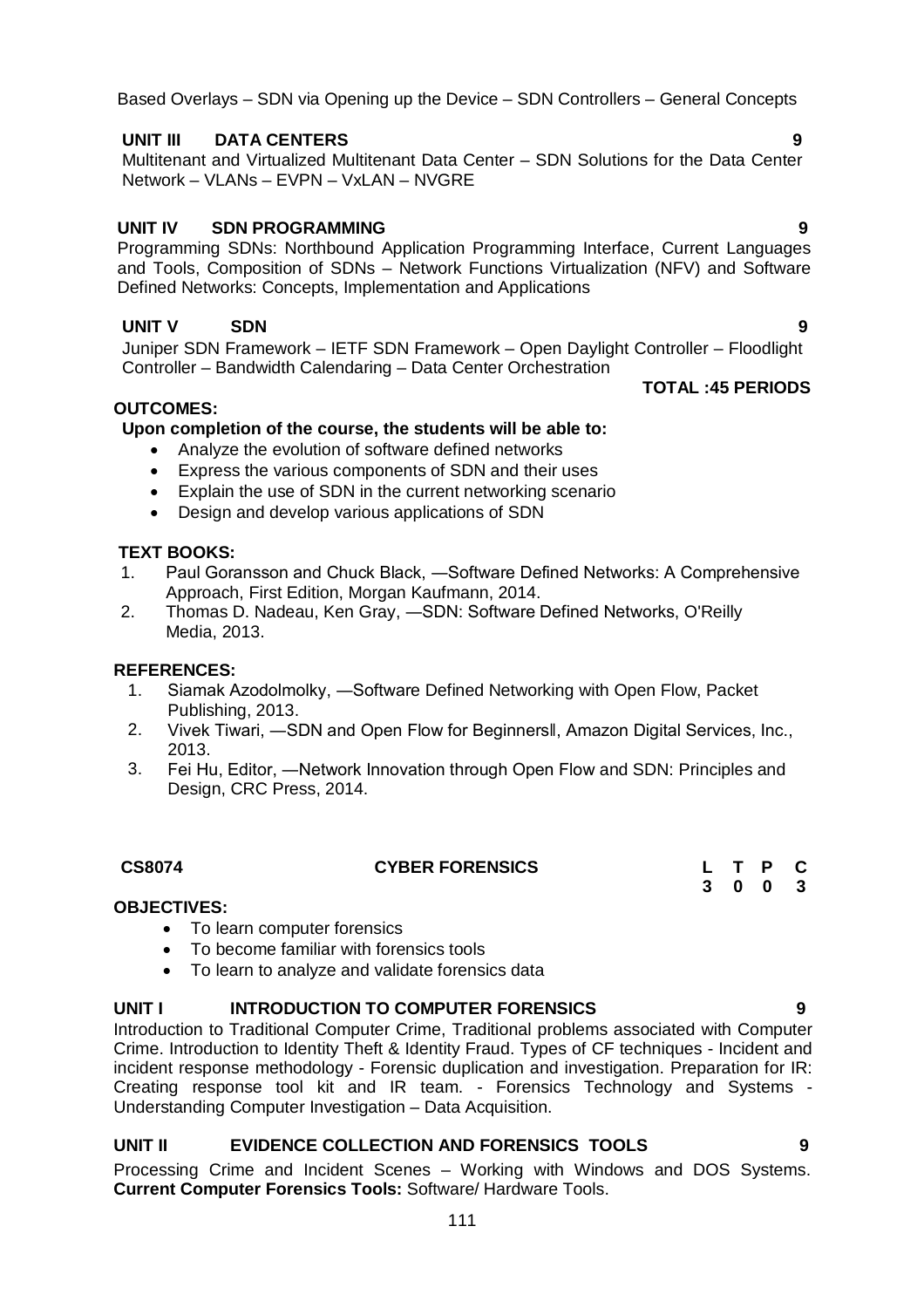Based Overlays – SDN via Opening up the Device – SDN Controllers – General Concepts

**UNIT III DATA CENTERS** **9**

Multitenant and Virtualized Multitenant Data Center – SDN Solutions for the Data Center Network – VLANs – EVPN – VxLAN – NVGRE

**UNIT IV SDN PROGRAMMING** **9**

Programming SDNs: Northbound Application Programming Interface, Current Languages and Tools, Composition of SDNs – Network Functions Virtualization (NFV) and Software Defined Networks: Concepts, Implementation and Applications

**UNIT V SDN** **9**

Juniper SDN Framework – IETF SDN Framework – Open Daylight Controller – Floodlight Controller – Bandwidth Calendaring – Data Center Orchestration

**TOTAL :45 PERIODS**

**OUTCOMES:**

**Upon completion of the course, the students will be able to:**

- Analyze the evolution of software defined networks
- Express the various components of SDN and their uses
- Explain the use of SDN in the current networking scenario
- Design and develop various applications of SDN

**TEXT BOOKS:**

1. Paul Goransson and Chuck Black, ―Software Defined Networks: A Comprehensive Approach, First Edition, Morgan Kaufmann, 2014.
2. Thomas D. Nadeau, Ken Gray, ―SDN: Software Defined Networks, O'Reilly Media, 2013.

**REFERENCES:**

1. Siamak Azodolmolky, ―Software Defined Networking with Open Flow, Packet Publishing, 2013.
2. Vivek Tiwari, ―SDN and Open Flow for Beginners‖, Amazon Digital Services, Inc., 2013.
3. Fei Hu, Editor, ―Network Innovation through Open Flow and SDN: Principles and Design, CRC Press, 2014.

| **CS8074** | **CYBER FORENSICS** | **L** | **T** | **P** | **C** |
|---|---|---|---|---|---|
| | | **3** | **0** | **0** | **3** |

**OBJECTIVES:**

- To learn computer forensics
- To become familiar with forensics tools
- To learn to analyze and validate forensics data

**UNIT I INTRODUCTION TO COMPUTER FORENSICS** **9**

Introduction to Traditional Computer Crime, Traditional problems associated with Computer Crime. Introduction to Identity Theft & Identity Fraud. Types of CF techniques - Incident and incident response methodology - Forensic duplication and investigation. Preparation for IR: Creating response tool kit and IR team. - Forensics Technology and Systems - Understanding Computer Investigation – Data Acquisition.

**UNIT II EVIDENCE COLLECTION AND FORENSICS TOOLS** **9**

Processing Crime and Incident Scenes – Working with Windows and DOS Systems. **Current Computer Forensics Tools:** Software/ Hardware Tools.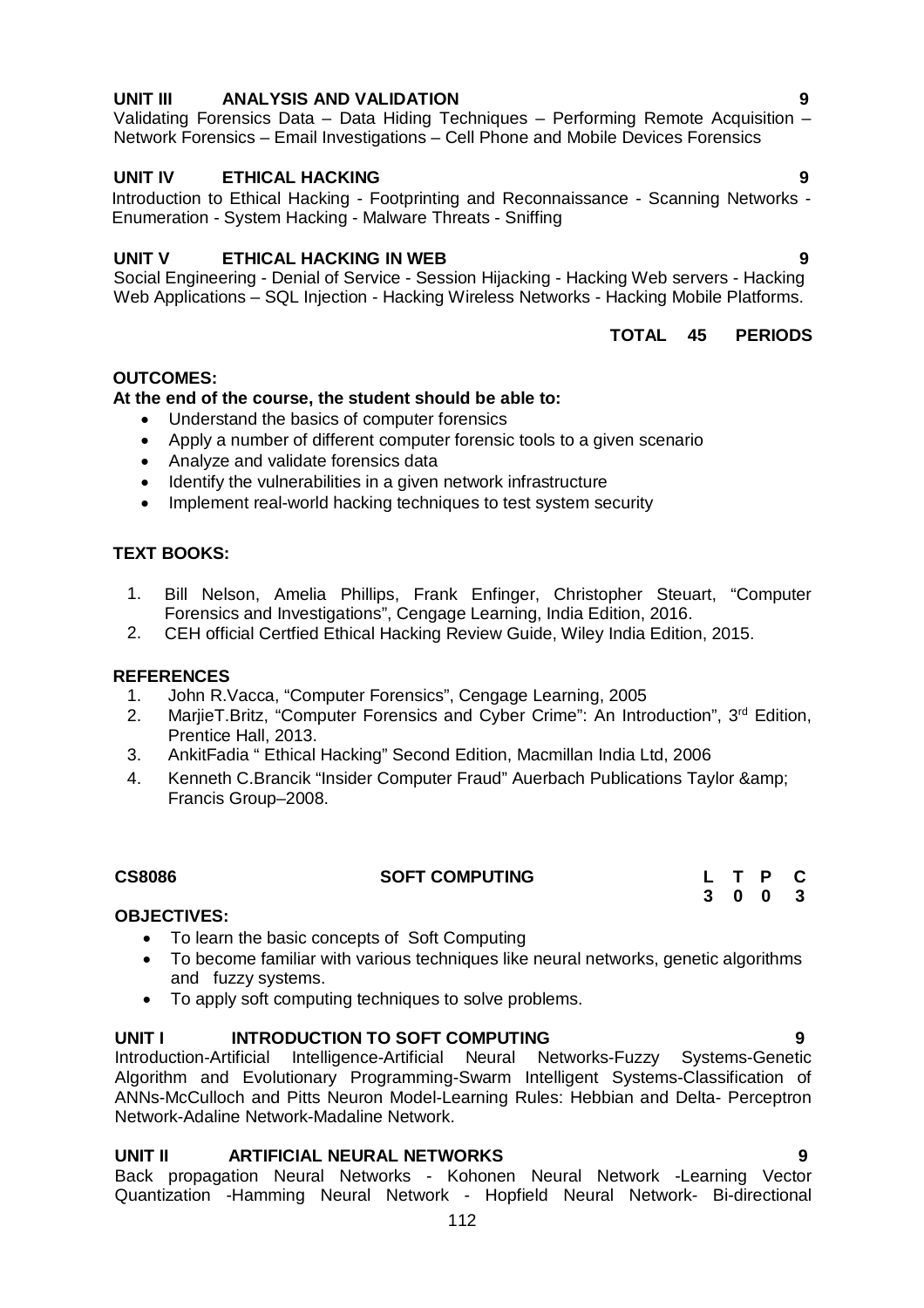**UNIT III ANALYSIS AND VALIDATION 9**

Validating Forensics Data – Data Hiding Techniques – Performing Remote Acquisition – Network Forensics – Email Investigations – Cell Phone and Mobile Devices Forensics

**UNIT IV ETHICAL HACKING 9**

Introduction to Ethical Hacking - Footprinting and Reconnaissance - Scanning Networks - Enumeration - System Hacking - Malware Threats - Sniffing

**UNIT V ETHICAL HACKING IN WEB 9**

Social Engineering - Denial of Service - Session Hijacking - Hacking Web servers - Hacking Web Applications – SQL Injection - Hacking Wireless Networks - Hacking Mobile Platforms.

**TOTAL 45 PERIODS**

**OUTCOMES:**

**At the end of the course, the student should be able to:**

- Understand the basics of computer forensics
- Apply a number of different computer forensic tools to a given scenario
- Analyze and validate forensics data
- Identify the vulnerabilities in a given network infrastructure
- Implement real-world hacking techniques to test system security

**TEXT BOOKS:**

1. Bill Nelson, Amelia Phillips, Frank Enfinger, Christopher Steuart, "Computer Forensics and Investigations", Cengage Learning, India Edition, 2016.
2. CEH official Certfied Ethical Hacking Review Guide, Wiley India Edition, 2015.

**REFERENCES**

1. John R.Vacca, "Computer Forensics", Cengage Learning, 2005
2. MarjieT.Britz, "Computer Forensics and Cyber Crime": An Introduction", 3rd Edition, Prentice Hall, 2013.
3. AnkitFadia " Ethical Hacking" Second Edition, Macmillan India Ltd, 2006
4. Kenneth C.Brancik "Insider Computer Fraud" Auerbach Publications Taylor &amp; Francis Group–2008.

| **CS8086** | **SOFT COMPUTING** | **L** | **T** | **P** | **C** |
|---|---|---|---|---|---|
| | | **3** | **0** | **0** | **3** |

**OBJECTIVES:**

- To learn the basic concepts of Soft Computing
- To become familiar with various techniques like neural networks, genetic algorithms and fuzzy systems.
- To apply soft computing techniques to solve problems.

**UNIT I INTRODUCTION TO SOFT COMPUTING 9**

Introduction-Artificial Intelligence-Artificial Neural Networks-Fuzzy Systems-Genetic Algorithm and Evolutionary Programming-Swarm Intelligent Systems-Classification of ANNs-McCulloch and Pitts Neuron Model-Learning Rules: Hebbian and Delta- Perceptron Network-Adaline Network-Madaline Network.

**UNIT II ARTIFICIAL NEURAL NETWORKS 9**

Back propagation Neural Networks - Kohonen Neural Network -Learning Vector Quantization -Hamming Neural Network - Hopfield Neural Network- Bi-directional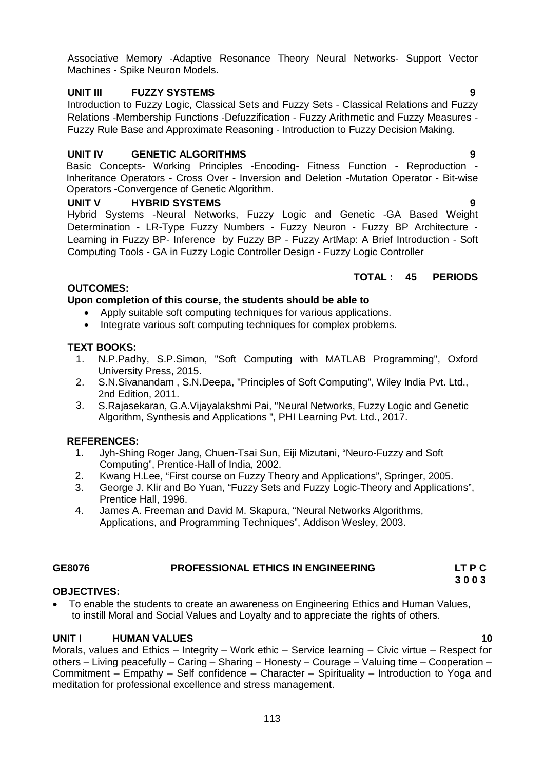Associative Memory -Adaptive Resonance Theory Neural Networks- Support Vector Machines - Spike Neuron Models.

**UNIT III FUZZY SYSTEMS 9**

Introduction to Fuzzy Logic, Classical Sets and Fuzzy Sets - Classical Relations and Fuzzy Relations -Membership Functions -Defuzzification - Fuzzy Arithmetic and Fuzzy Measures - Fuzzy Rule Base and Approximate Reasoning - Introduction to Fuzzy Decision Making.

**UNIT IV GENETIC ALGORITHMS 9**

Basic Concepts- Working Principles -Encoding- Fitness Function - Reproduction - Inheritance Operators - Cross Over - Inversion and Deletion -Mutation Operator - Bit-wise Operators -Convergence of Genetic Algorithm.

**UNIT V HYBRID SYSTEMS 9**

Hybrid Systems -Neural Networks, Fuzzy Logic and Genetic -GA Based Weight Determination - LR-Type Fuzzy Numbers - Fuzzy Neuron - Fuzzy BP Architecture - Learning in Fuzzy BP- Inference by Fuzzy BP - Fuzzy ArtMap: A Brief Introduction - Soft Computing Tools - GA in Fuzzy Logic Controller Design - Fuzzy Logic Controller

**TOTAL : 45 PERIODS**

**OUTCOMES:**

**Upon completion of this course, the students should be able to**

- Apply suitable soft computing techniques for various applications.
- Integrate various soft computing techniques for complex problems.

**TEXT BOOKS:**

1. N.P.Padhy, S.P.Simon, "Soft Computing with MATLAB Programming", Oxford University Press, 2015.
2. S.N.Sivanandam , S.N.Deepa, "Principles of Soft Computing", Wiley India Pvt. Ltd., 2nd Edition, 2011.
3. S.Rajasekaran, G.A.Vijayalakshmi Pai, "Neural Networks, Fuzzy Logic and Genetic Algorithm, Synthesis and Applications ", PHI Learning Pvt. Ltd., 2017.

**REFERENCES:**

1. Jyh-Shing Roger Jang, Chuen-Tsai Sun, Eiji Mizutani, "Neuro-Fuzzy and Soft Computing", Prentice-Hall of India, 2002.
2. Kwang H.Lee, "First course on Fuzzy Theory and Applications", Springer, 2005.
3. George J. Klir and Bo Yuan, "Fuzzy Sets and Fuzzy Logic-Theory and Applications", Prentice Hall, 1996.
4. James A. Freeman and David M. Skapura, "Neural Networks Algorithms, Applications, and Programming Techniques", Addison Wesley, 2003.

**GE8076 PROFESSIONAL ETHICS IN ENGINEERING LT P C**
**3 0 0 3**

**OBJECTIVES:**

- To enable the students to create an awareness on Engineering Ethics and Human Values, to instill Moral and Social Values and Loyalty and to appreciate the rights of others.

**UNIT I HUMAN VALUES 10**

Morals, values and Ethics – Integrity – Work ethic – Service learning – Civic virtue – Respect for others – Living peacefully – Caring – Sharing – Honesty – Courage – Valuing time – Cooperation – Commitment – Empathy – Self confidence – Character – Spirituality – Introduction to Yoga and meditation for professional excellence and stress management.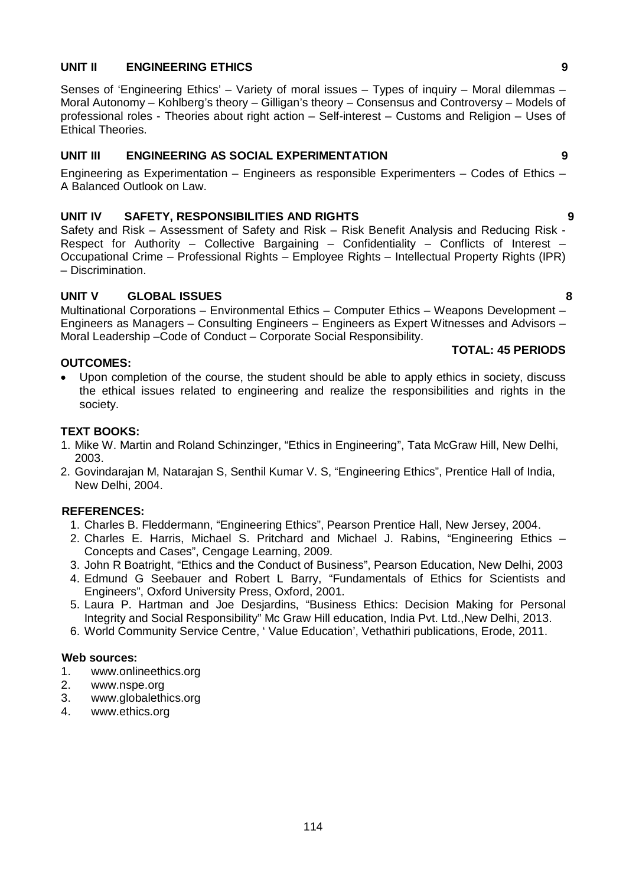### UNIT II ENGINEERING ETHICS 9

Senses of 'Engineering Ethics' – Variety of moral issues – Types of inquiry – Moral dilemmas – Moral Autonomy – Kohlberg's theory – Gilligan's theory – Consensus and Controversy – Models of professional roles - Theories about right action – Self-interest – Customs and Religion – Uses of Ethical Theories.

### UNIT III ENGINEERING AS SOCIAL EXPERIMENTATION 9

Engineering as Experimentation – Engineers as responsible Experimenters – Codes of Ethics – A Balanced Outlook on Law.

### UNIT IV SAFETY, RESPONSIBILITIES AND RIGHTS 9

Safety and Risk – Assessment of Safety and Risk – Risk Benefit Analysis and Reducing Risk - Respect for Authority – Collective Bargaining – Confidentiality – Conflicts of Interest – Occupational Crime – Professional Rights – Employee Rights – Intellectual Property Rights (IPR) – Discrimination.

### UNIT V GLOBAL ISSUES 8

Multinational Corporations – Environmental Ethics – Computer Ethics – Weapons Development – Engineers as Managers – Consulting Engineers – Engineers as Expert Witnesses and Advisors – Moral Leadership –Code of Conduct – Corporate Social Responsibility.

**TOTAL: 45 PERIODS**

**OUTCOMES:**

- Upon completion of the course, the student should be able to apply ethics in society, discuss the ethical issues related to engineering and realize the responsibilities and rights in the society.

**TEXT BOOKS:**

1. Mike W. Martin and Roland Schinzinger, "Ethics in Engineering", Tata McGraw Hill, New Delhi, 2003.
2. Govindarajan M, Natarajan S, Senthil Kumar V. S, "Engineering Ethics", Prentice Hall of India, New Delhi, 2004.

**REFERENCES:**

1. Charles B. Fleddermann, "Engineering Ethics", Pearson Prentice Hall, New Jersey, 2004.
2. Charles E. Harris, Michael S. Pritchard and Michael J. Rabins, "Engineering Ethics – Concepts and Cases", Cengage Learning, 2009.
3. John R Boatright, "Ethics and the Conduct of Business", Pearson Education, New Delhi, 2003
4. Edmund G Seebauer and Robert L Barry, "Fundamentals of Ethics for Scientists and Engineers", Oxford University Press, Oxford, 2001.
5. Laura P. Hartman and Joe Desjardins, "Business Ethics: Decision Making for Personal Integrity and Social Responsibility" Mc Graw Hill education, India Pvt. Ltd.,New Delhi, 2013.
6. World Community Service Centre, ' Value Education', Vethathiri publications, Erode, 2011.

**Web sources:**

1. www.onlineethics.org
2. www.nspe.org
3. www.globalethics.org
4. www.ethics.org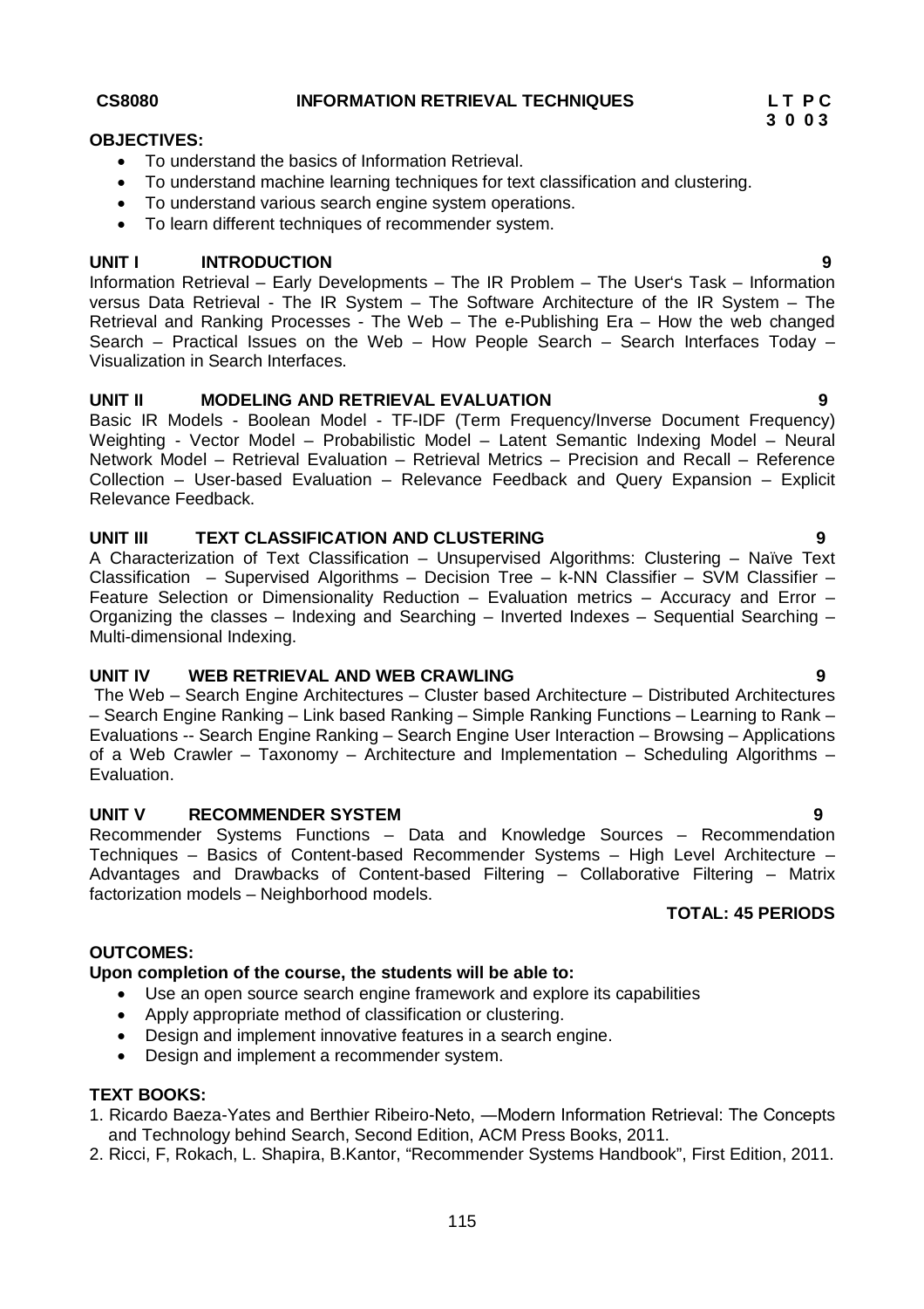**CS8080 INFORMATION RETRIEVAL TECHNIQUES** **L T P C**
**3 0 0 3**

**OBJECTIVES:**

- To understand the basics of Information Retrieval.
- To understand machine learning techniques for text classification and clustering.
- To understand various search engine system operations.
- To learn different techniques of recommender system.

**UNIT I INTRODUCTION 9**

Information Retrieval – Early Developments – The IR Problem – The User's Task – Information versus Data Retrieval - The IR System – The Software Architecture of the IR System – The Retrieval and Ranking Processes - The Web – The e-Publishing Era – How the web changed Search – Practical Issues on the Web – How People Search – Search Interfaces Today – Visualization in Search Interfaces.

**UNIT II MODELING AND RETRIEVAL EVALUATION 9**

Basic IR Models - Boolean Model - TF-IDF (Term Frequency/Inverse Document Frequency) Weighting - Vector Model – Probabilistic Model – Latent Semantic Indexing Model – Neural Network Model – Retrieval Evaluation – Retrieval Metrics – Precision and Recall – Reference Collection – User-based Evaluation – Relevance Feedback and Query Expansion – Explicit Relevance Feedback.

**UNIT III TEXT CLASSIFICATION AND CLUSTERING 9**

A Characterization of Text Classification – Unsupervised Algorithms: Clustering – Naïve Text Classification – Supervised Algorithms – Decision Tree – k-NN Classifier – SVM Classifier – Feature Selection or Dimensionality Reduction – Evaluation metrics – Accuracy and Error – Organizing the classes – Indexing and Searching – Inverted Indexes – Sequential Searching – Multi-dimensional Indexing.

**UNIT IV WEB RETRIEVAL AND WEB CRAWLING 9**

The Web – Search Engine Architectures – Cluster based Architecture – Distributed Architectures – Search Engine Ranking – Link based Ranking – Simple Ranking Functions – Learning to Rank – Evaluations -- Search Engine Ranking – Search Engine User Interaction – Browsing – Applications of a Web Crawler – Taxonomy – Architecture and Implementation – Scheduling Algorithms – Evaluation.

**UNIT V RECOMMENDER SYSTEM 9**

Recommender Systems Functions – Data and Knowledge Sources – Recommendation Techniques – Basics of Content-based Recommender Systems – High Level Architecture – Advantages and Drawbacks of Content-based Filtering – Collaborative Filtering – Matrix factorization models – Neighborhood models.

**TOTAL: 45 PERIODS**

**OUTCOMES:**

**Upon completion of the course, the students will be able to:**

- Use an open source search engine framework and explore its capabilities
- Apply appropriate method of classification or clustering.
- Design and implement innovative features in a search engine.
- Design and implement a recommender system.

**TEXT BOOKS:**

1. Ricardo Baeza-Yates and Berthier Ribeiro-Neto, —Modern Information Retrieval: The Concepts and Technology behind Search, Second Edition, ACM Press Books, 2011.
2. Ricci, F, Rokach, L. Shapira, B.Kantor, "Recommender Systems Handbook", First Edition, 2011.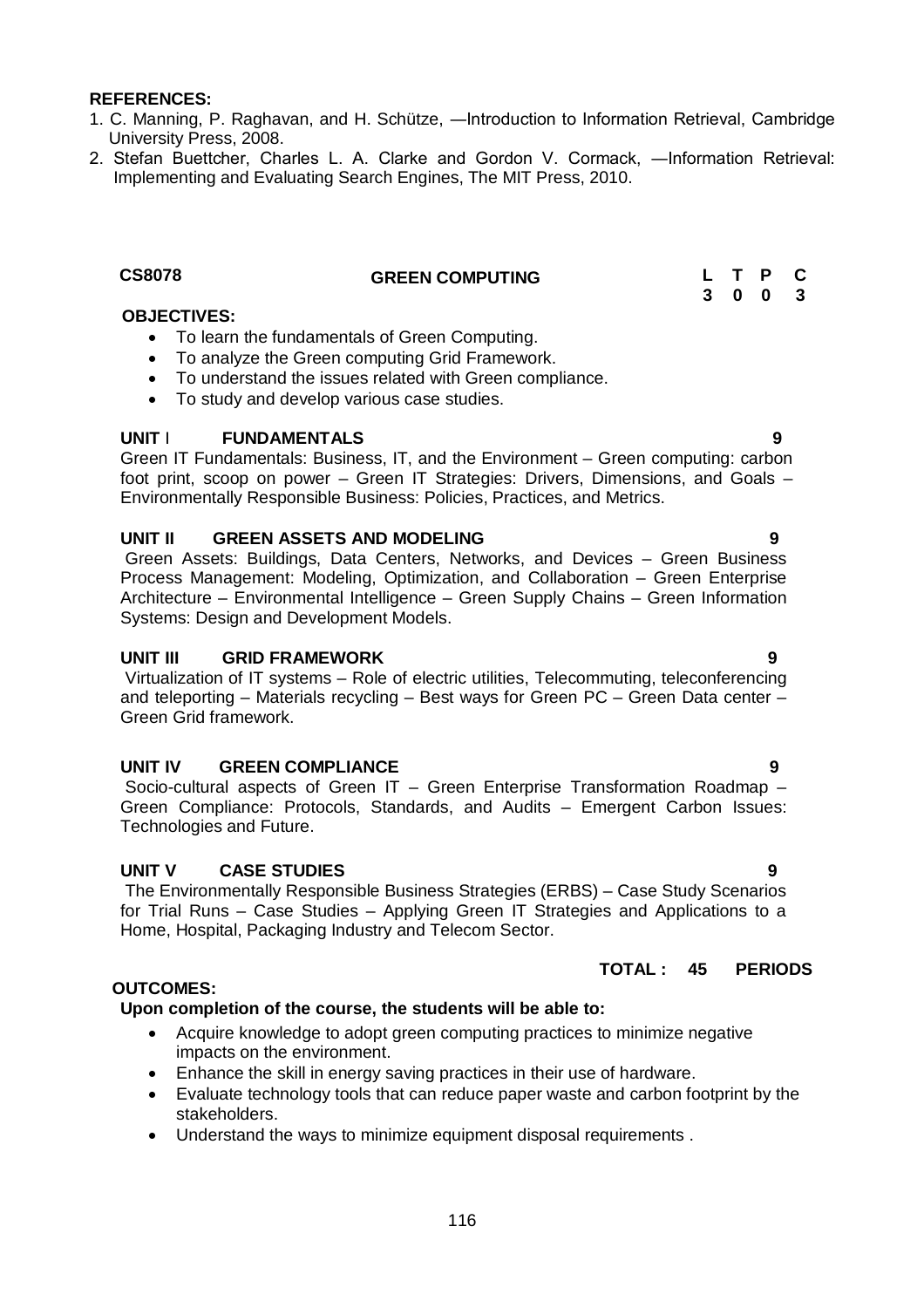**REFERENCES:**

1. C. Manning, P. Raghavan, and H. Schütze, ―Introduction to Information Retrieval, Cambridge University Press, 2008.
2. Stefan Buettcher, Charles L. A. Clarke and Gordon V. Cormack, ―Information Retrieval: Implementing and Evaluating Search Engines, The MIT Press, 2010.

## CS8078 GREEN COMPUTING

| L | T | P | C |
|---|---|---|---|
| 3 | 0 | 0 | 3 |

**OBJECTIVES:**

- To learn the fundamentals of Green Computing.
- To analyze the Green computing Grid Framework.
- To understand the issues related with Green compliance.
- To study and develop various case studies.

### UNIT I FUNDAMENTALS 9

Green IT Fundamentals: Business, IT, and the Environment – Green computing: carbon foot print, scoop on power – Green IT Strategies: Drivers, Dimensions, and Goals – Environmentally Responsible Business: Policies, Practices, and Metrics.

### UNIT II GREEN ASSETS AND MODELING 9

Green Assets: Buildings, Data Centers, Networks, and Devices – Green Business Process Management: Modeling, Optimization, and Collaboration – Green Enterprise Architecture – Environmental Intelligence – Green Supply Chains – Green Information Systems: Design and Development Models.

### UNIT III GRID FRAMEWORK 9

Virtualization of IT systems – Role of electric utilities, Telecommuting, teleconferencing and teleporting – Materials recycling – Best ways for Green PC – Green Data center – Green Grid framework.

### UNIT IV GREEN COMPLIANCE 9

Socio-cultural aspects of Green IT – Green Enterprise Transformation Roadmap – Green Compliance: Protocols, Standards, and Audits – Emergent Carbon Issues: Technologies and Future.

### UNIT V CASE STUDIES 9

The Environmentally Responsible Business Strategies (ERBS) – Case Study Scenarios for Trial Runs – Case Studies – Applying Green IT Strategies and Applications to a Home, Hospital, Packaging Industry and Telecom Sector.

**TOTAL : 45 PERIODS**

**OUTCOMES:**

**Upon completion of the course, the students will be able to:**

- Acquire knowledge to adopt green computing practices to minimize negative impacts on the environment.
- Enhance the skill in energy saving practices in their use of hardware.
- Evaluate technology tools that can reduce paper waste and carbon footprint by the stakeholders.
- Understand the ways to minimize equipment disposal requirements .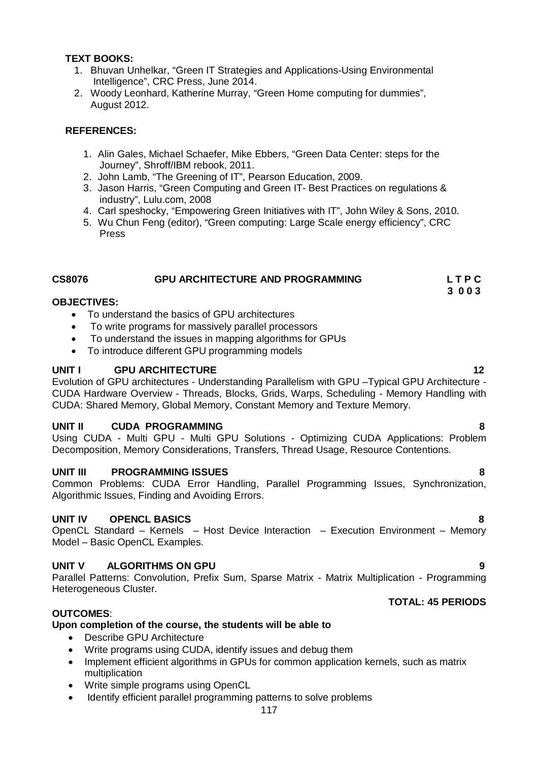**TEXT BOOKS:**

1. Bhuvan Unhelkar, "Green IT Strategies and Applications-Using Environmental Intelligence", CRC Press, June 2014.
2. Woody Leonhard, Katherine Murray, "Green Home computing for dummies", August 2012.

**REFERENCES:**

1. Alin Gales, Michael Schaefer, Mike Ebbers, "Green Data Center: steps for the Journey", Shroff/IBM rebook, 2011.
2. John Lamb, "The Greening of IT", Pearson Education, 2009.
3. Jason Harris, "Green Computing and Green IT- Best Practices on regulations & industry", Lulu.com, 2008
4. Carl speshocky, "Empowering Green Initiatives with IT", John Wiley & Sons, 2010.
5. Wu Chun Feng (editor), "Green computing: Large Scale energy efficiency", CRC Press

## CS8076 GPU ARCHITECTURE AND PROGRAMMING

**L T P C**
**3 0 0 3**

**OBJECTIVES:**

- To understand the basics of GPU architectures
- To write programs for massively parallel processors
- To understand the issues in mapping algorithms for GPUs
- To introduce different GPU programming models

**UNIT I GPU ARCHITECTURE 12**

Evolution of GPU architectures - Understanding Parallelism with GPU –Typical GPU Architecture - CUDA Hardware Overview - Threads, Blocks, Grids, Warps, Scheduling - Memory Handling with CUDA: Shared Memory, Global Memory, Constant Memory and Texture Memory.

**UNIT II CUDA PROGRAMMING 8**

Using CUDA - Multi GPU - Multi GPU Solutions - Optimizing CUDA Applications: Problem Decomposition, Memory Considerations, Transfers, Thread Usage, Resource Contentions.

**UNIT III PROGRAMMING ISSUES 8**

Common Problems: CUDA Error Handling, Parallel Programming Issues, Synchronization, Algorithmic Issues, Finding and Avoiding Errors.

**UNIT IV OPENCL BASICS 8**

OpenCL Standard – Kernels – Host Device Interaction – Execution Environment – Memory Model – Basic OpenCL Examples.

**UNIT V ALGORITHMS ON GPU 9**

Parallel Patterns: Convolution, Prefix Sum, Sparse Matrix - Matrix Multiplication - Programming Heterogeneous Cluster.

**TOTAL: 45 PERIODS**

**OUTCOMES**:

**Upon completion of the course, the students will be able to**

- Describe GPU Architecture
- Write programs using CUDA, identify issues and debug them
- Implement efficient algorithms in GPUs for common application kernels, such as matrix multiplication
- Write simple programs using OpenCL
- Identify efficient parallel programming patterns to solve problems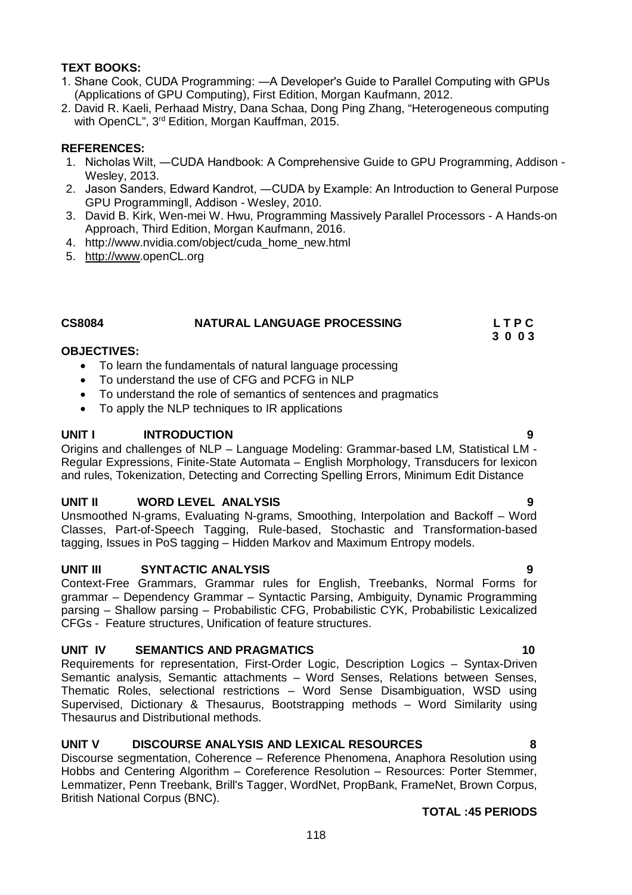**TEXT BOOKS:**

1. Shane Cook, CUDA Programming: ―A Developer's Guide to Parallel Computing with GPUs (Applications of GPU Computing), First Edition, Morgan Kaufmann, 2012.
2. David R. Kaeli, Perhaad Mistry, Dana Schaa, Dong Ping Zhang, "Heterogeneous computing with OpenCL", 3rd Edition, Morgan Kauffman, 2015.

**REFERENCES:**

1. Nicholas Wilt, ―CUDA Handbook: A Comprehensive Guide to GPU Programming, Addison - Wesley, 2013.
2. Jason Sanders, Edward Kandrot, ―CUDA by Example: An Introduction to General Purpose GPU Programming‖, Addison - Wesley, 2010.
3. David B. Kirk, Wen-mei W. Hwu, Programming Massively Parallel Processors - A Hands-on Approach, Third Edition, Morgan Kaufmann, 2016.
4. http://www.nvidia.com/object/cuda_home_new.html
5. http://www.openCL.org

## CS8084 NATURAL LANGUAGE PROCESSING

**L T P C**
**3 0 0 3**

**OBJECTIVES:**

- To learn the fundamentals of natural language processing
- To understand the use of CFG and PCFG in NLP
- To understand the role of semantics of sentences and pragmatics
- To apply the NLP techniques to IR applications

### UNIT I INTRODUCTION 9

Origins and challenges of NLP – Language Modeling: Grammar-based LM, Statistical LM - Regular Expressions, Finite-State Automata – English Morphology, Transducers for lexicon and rules, Tokenization, Detecting and Correcting Spelling Errors, Minimum Edit Distance

### UNIT II WORD LEVEL ANALYSIS 9

Unsmoothed N-grams, Evaluating N-grams, Smoothing, Interpolation and Backoff – Word Classes, Part-of-Speech Tagging, Rule-based, Stochastic and Transformation-based tagging, Issues in PoS tagging – Hidden Markov and Maximum Entropy models.

### UNIT III SYNTACTIC ANALYSIS 9

Context-Free Grammars, Grammar rules for English, Treebanks, Normal Forms for grammar – Dependency Grammar – Syntactic Parsing, Ambiguity, Dynamic Programming parsing – Shallow parsing – Probabilistic CFG, Probabilistic CYK, Probabilistic Lexicalized CFGs - Feature structures, Unification of feature structures.

### UNIT IV SEMANTICS AND PRAGMATICS 10

Requirements for representation, First-Order Logic, Description Logics – Syntax-Driven Semantic analysis, Semantic attachments – Word Senses, Relations between Senses, Thematic Roles, selectional restrictions – Word Sense Disambiguation, WSD using Supervised, Dictionary & Thesaurus, Bootstrapping methods – Word Similarity using Thesaurus and Distributional methods.

### UNIT V DISCOURSE ANALYSIS AND LEXICAL RESOURCES 8

Discourse segmentation, Coherence – Reference Phenomena, Anaphora Resolution using Hobbs and Centering Algorithm – Coreference Resolution – Resources: Porter Stemmer, Lemmatizer, Penn Treebank, Brill's Tagger, WordNet, PropBank, FrameNet, Brown Corpus, British National Corpus (BNC).

**TOTAL :45 PERIODS**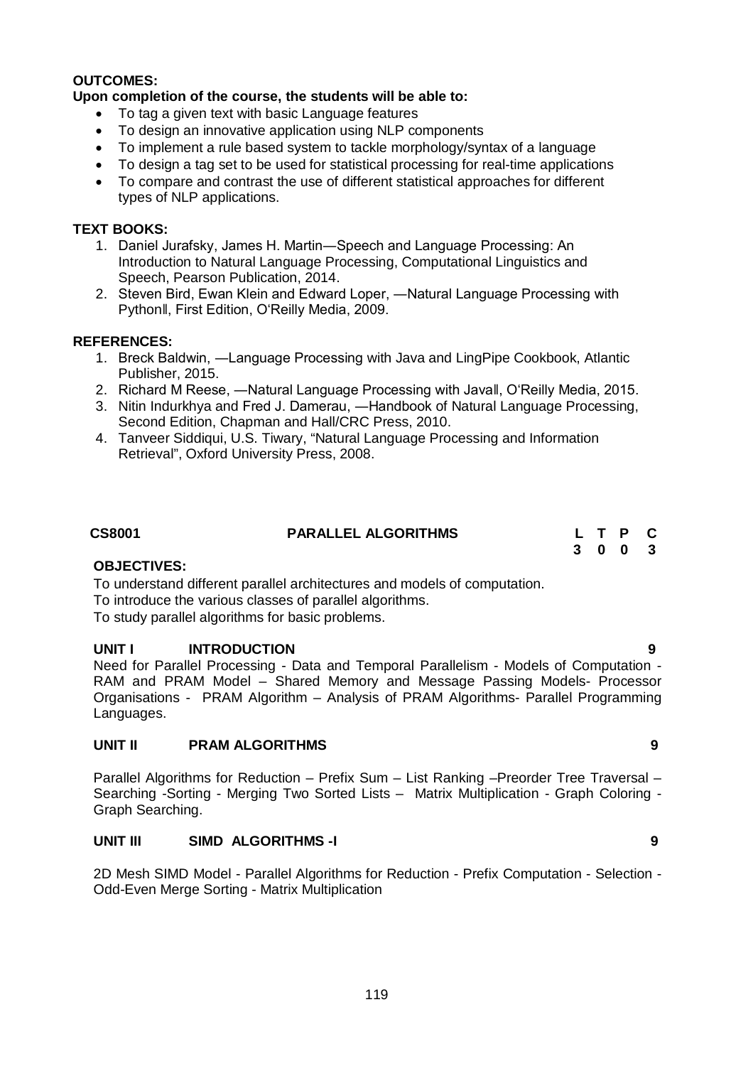**OUTCOMES:**

**Upon completion of the course, the students will be able to:**

- To tag a given text with basic Language features
- To design an innovative application using NLP components
- To implement a rule based system to tackle morphology/syntax of a language
- To design a tag set to be used for statistical processing for real-time applications
- To compare and contrast the use of different statistical approaches for different types of NLP applications.

**TEXT BOOKS:**

1. Daniel Jurafsky, James H. Martin—Speech and Language Processing: An Introduction to Natural Language Processing, Computational Linguistics and Speech, Pearson Publication, 2014.
2. Steven Bird, Ewan Klein and Edward Loper, —Natural Language Processing with Python‖, First Edition, O‗Reilly Media, 2009.

**REFERENCES:**

1. Breck Baldwin, —Language Processing with Java and LingPipe Cookbook, Atlantic Publisher, 2015.
2. Richard M Reese, —Natural Language Processing with Java‖, O‗Reilly Media, 2015.
3. Nitin Indurkhya and Fred J. Damerau, —Handbook of Natural Language Processing, Second Edition, Chapman and Hall/CRC Press, 2010.
4. Tanveer Siddiqui, U.S. Tiwary, "Natural Language Processing and Information Retrieval", Oxford University Press, 2008.

| **CS8001** | **PARALLEL ALGORITHMS** | **L** | **T** | **P** | **C** |
|---|---|---|---|---|---|
| | | **3** | **0** | **0** | **3** |

**OBJECTIVES:**

To understand different parallel architectures and models of computation.
To introduce the various classes of parallel algorithms.
To study parallel algorithms for basic problems.

**UNIT I INTRODUCTION 9**

Need for Parallel Processing - Data and Temporal Parallelism - Models of Computation - RAM and PRAM Model – Shared Memory and Message Passing Models- Processor Organisations - PRAM Algorithm – Analysis of PRAM Algorithms- Parallel Programming Languages.

**UNIT II PRAM ALGORITHMS 9**

Parallel Algorithms for Reduction – Prefix Sum – List Ranking –Preorder Tree Traversal – Searching -Sorting - Merging Two Sorted Lists – Matrix Multiplication - Graph Coloring - Graph Searching.

**UNIT III SIMD ALGORITHMS -I 9**

2D Mesh SIMD Model - Parallel Algorithms for Reduction - Prefix Computation - Selection - Odd-Even Merge Sorting - Matrix Multiplication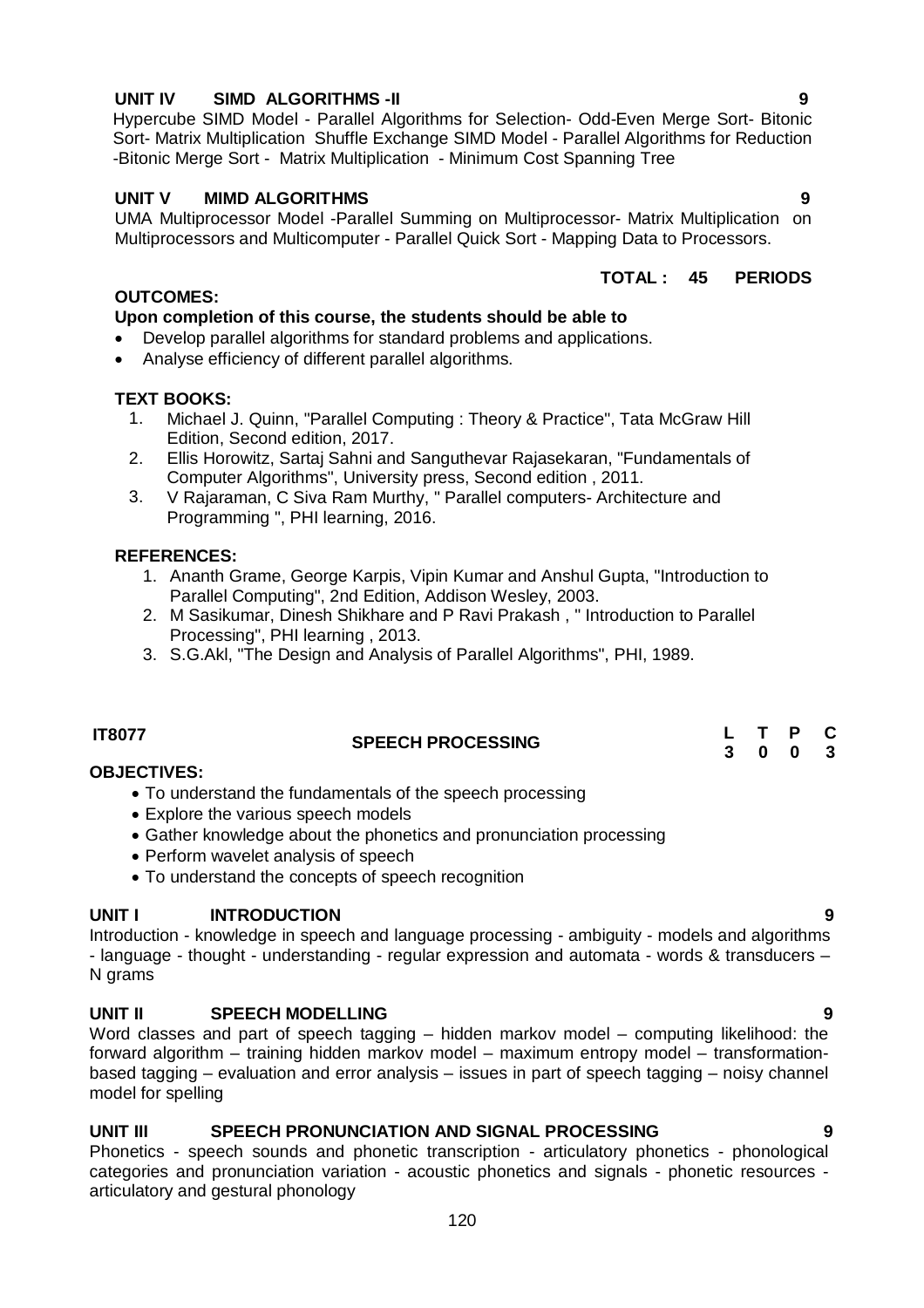**UNIT IV SIMD ALGORITHMS -II 9**

Hypercube SIMD Model - Parallel Algorithms for Selection- Odd-Even Merge Sort- Bitonic Sort- Matrix Multiplication Shuffle Exchange SIMD Model - Parallel Algorithms for Reduction -Bitonic Merge Sort - Matrix Multiplication - Minimum Cost Spanning Tree

**UNIT V MIMD ALGORITHMS 9**

UMA Multiprocessor Model -Parallel Summing on Multiprocessor- Matrix Multiplication on Multiprocessors and Multicomputer - Parallel Quick Sort - Mapping Data to Processors.

**TOTAL : 45 PERIODS**

**OUTCOMES:**

**Upon completion of this course, the students should be able to**

- Develop parallel algorithms for standard problems and applications.
- Analyse efficiency of different parallel algorithms.

**TEXT BOOKS:**

1. Michael J. Quinn, "Parallel Computing : Theory & Practice", Tata McGraw Hill Edition, Second edition, 2017.
2. Ellis Horowitz, Sartaj Sahni and Sanguthevar Rajasekaran, "Fundamentals of Computer Algorithms", University press, Second edition , 2011.
3. V Rajaraman, C Siva Ram Murthy, " Parallel computers- Architecture and Programming ", PHI learning, 2016.

**REFERENCES:**

1. Ananth Grame, George Karpis, Vipin Kumar and Anshul Gupta, "Introduction to Parallel Computing", 2nd Edition, Addison Wesley, 2003.
2. M Sasikumar, Dinesh Shikhare and P Ravi Prakash , " Introduction to Parallel Processing", PHI learning , 2013.
3. S.G.Akl, "The Design and Analysis of Parallel Algorithms", PHI, 1989.

| **IT8077** | **SPEECH PROCESSING** | **L** | **T** | **P** | **C** |
|---|---|---|---|---|---|
| | | **3** | **0** | **0** | **3** |

**OBJECTIVES:**

- To understand the fundamentals of the speech processing
- Explore the various speech models
- Gather knowledge about the phonetics and pronunciation processing
- Perform wavelet analysis of speech
- To understand the concepts of speech recognition

**UNIT I INTRODUCTION 9**

Introduction - knowledge in speech and language processing - ambiguity - models and algorithms - language - thought - understanding - regular expression and automata - words & transducers – N grams

**UNIT II SPEECH MODELLING 9**

Word classes and part of speech tagging – hidden markov model – computing likelihood: the forward algorithm – training hidden markov model – maximum entropy model – transformation-based tagging – evaluation and error analysis – issues in part of speech tagging – noisy channel model for spelling

**UNIT III SPEECH PRONUNCIATION AND SIGNAL PROCESSING 9**

Phonetics - speech sounds and phonetic transcription - articulatory phonetics - phonological categories and pronunciation variation - acoustic phonetics and signals - phonetic resources - articulatory and gestural phonology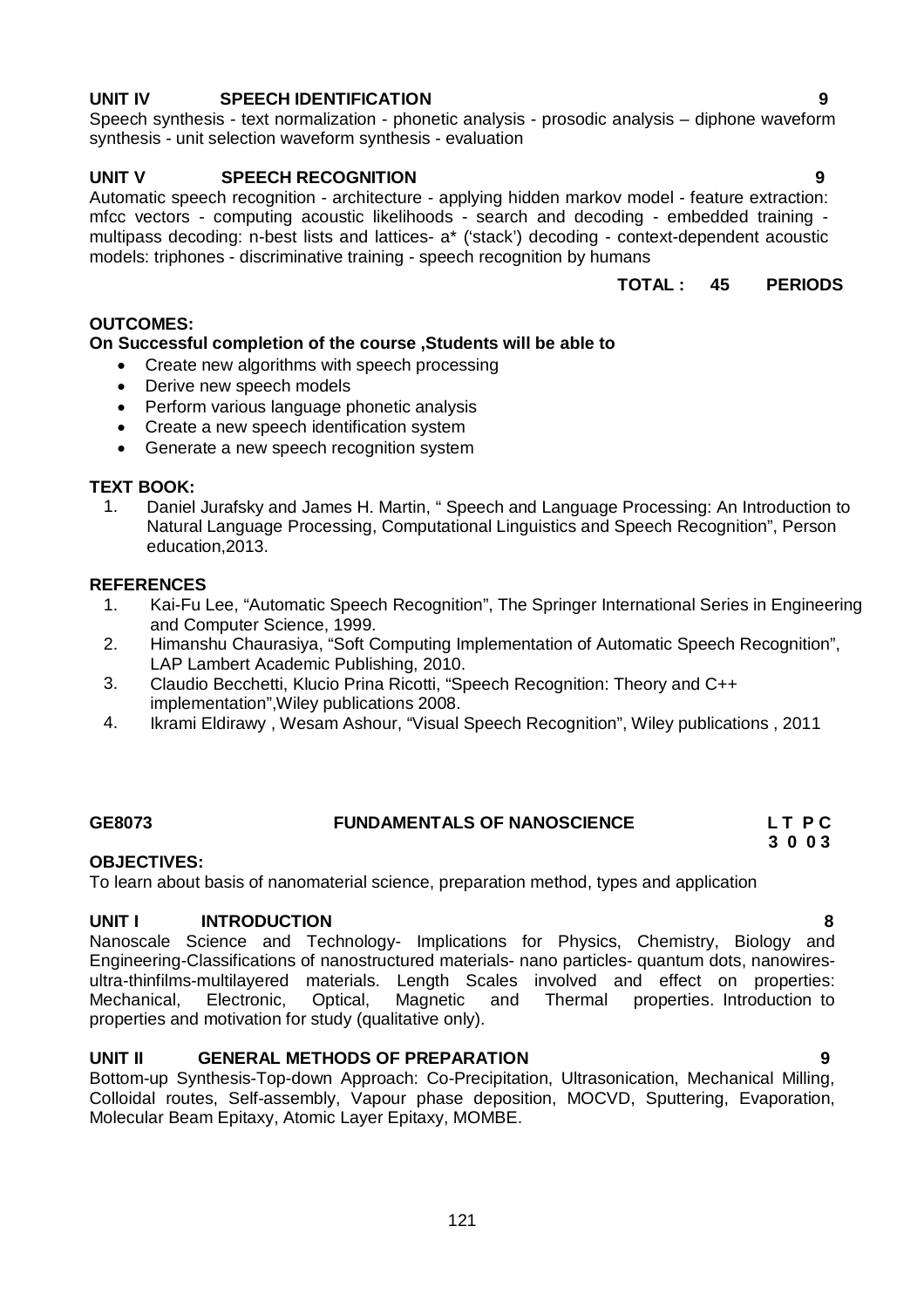**UNIT IV SPEECH IDENTIFICATION 9**

Speech synthesis - text normalization - phonetic analysis - prosodic analysis – diphone waveform synthesis - unit selection waveform synthesis - evaluation

**UNIT V SPEECH RECOGNITION 9**

Automatic speech recognition - architecture - applying hidden markov model - feature extraction: mfcc vectors - computing acoustic likelihoods - search and decoding - embedded training - multipass decoding: n-best lists and lattices- a* ('stack') decoding - context-dependent acoustic models: triphones - discriminative training - speech recognition by humans

**TOTAL : 45 PERIODS**

**OUTCOMES:**

**On Successful completion of the course ,Students will be able to**

- Create new algorithms with speech processing
- Derive new speech models
- Perform various language phonetic analysis
- Create a new speech identification system
- Generate a new speech recognition system

**TEXT BOOK:**

1. Daniel Jurafsky and James H. Martin, " Speech and Language Processing: An Introduction to Natural Language Processing, Computational Linguistics and Speech Recognition", Person education,2013.

**REFERENCES**

1. Kai-Fu Lee, "Automatic Speech Recognition", The Springer International Series in Engineering and Computer Science, 1999.
2. Himanshu Chaurasiya, "Soft Computing Implementation of Automatic Speech Recognition", LAP Lambert Academic Publishing, 2010.
3. Claudio Becchetti, Klucio Prina Ricotti, "Speech Recognition: Theory and C++ implementation",Wiley publications 2008.
4. Ikrami Eldirawy , Wesam Ashour, "Visual Speech Recognition", Wiley publications , 2011

## GE8073 FUNDAMENTALS OF NANOSCIENCE

**L T P C**
**3 0 0 3**

**OBJECTIVES:**

To learn about basis of nanomaterial science, preparation method, types and application

**UNIT I INTRODUCTION 8**

Nanoscale Science and Technology- Implications for Physics, Chemistry, Biology and Engineering-Classifications of nanostructured materials- nano particles- quantum dots, nanowires-ultra-thinfilms-multilayered materials. Length Scales involved and effect on properties: Mechanical, Electronic, Optical, Magnetic and Thermal properties. Introduction to properties and motivation for study (qualitative only).

**UNIT II GENERAL METHODS OF PREPARATION 9**

Bottom-up Synthesis-Top-down Approach: Co-Precipitation, Ultrasonication, Mechanical Milling, Colloidal routes, Self-assembly, Vapour phase deposition, MOCVD, Sputtering, Evaporation, Molecular Beam Epitaxy, Atomic Layer Epitaxy, MOMBE.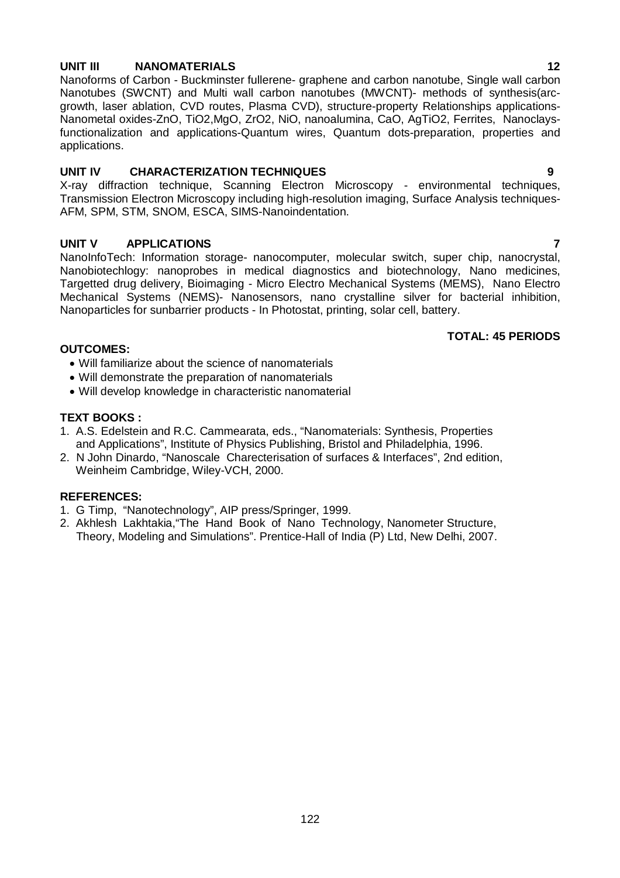**UNIT III NANOMATERIALS 12**

Nanoforms of Carbon - Buckminster fullerene- graphene and carbon nanotube, Single wall carbon Nanotubes (SWCNT) and Multi wall carbon nanotubes (MWCNT)- methods of synthesis(arc-growth, laser ablation, CVD routes, Plasma CVD), structure-property Relationships applications- Nanometal oxides-ZnO, $TiO_2$,MgO, $ZrO_2$, NiO, nanoalumina, CaO, $AgTiO_2$, Ferrites, Nanoclays-functionalization and applications-Quantum wires, Quantum dots-preparation, properties and applications.

**UNIT IV CHARACTERIZATION TECHNIQUES 9**

X-ray diffraction technique, Scanning Electron Microscopy - environmental techniques, Transmission Electron Microscopy including high-resolution imaging, Surface Analysis techniques- AFM, SPM, STM, SNOM, ESCA, SIMS-Nanoindentation.

**UNIT V APPLICATIONS 7**

NanoInfoTech: Information storage- nanocomputer, molecular switch, super chip, nanocrystal, Nanobiotechlogy: nanoprobes in medical diagnostics and biotechnology, Nano medicines, Targetted drug delivery, Bioimaging - Micro Electro Mechanical Systems (MEMS), Nano Electro Mechanical Systems (NEMS)- Nanosensors, nano crystalline silver for bacterial inhibition, Nanoparticles for sunbarrier products - In Photostat, printing, solar cell, battery.

**TOTAL: 45 PERIODS**

**OUTCOMES:**

- Will familiarize about the science of nanomaterials
- Will demonstrate the preparation of nanomaterials
- Will develop knowledge in characteristic nanomaterial

**TEXT BOOKS :**

1. A.S. Edelstein and R.C. Cammearata, eds., "Nanomaterials: Synthesis, Properties and Applications", Institute of Physics Publishing, Bristol and Philadelphia, 1996.
2. N John Dinardo, "Nanoscale Charecterisation of surfaces & Interfaces", 2nd edition, Weinheim Cambridge, Wiley-VCH, 2000.

**REFERENCES:**

1. G Timp, "Nanotechnology", AIP press/Springer, 1999.
2. Akhlesh Lakhtakia,"The Hand Book of Nano Technology, Nanometer Structure, Theory, Modeling and Simulations". Prentice-Hall of India (P) Ltd, New Delhi, 2007.